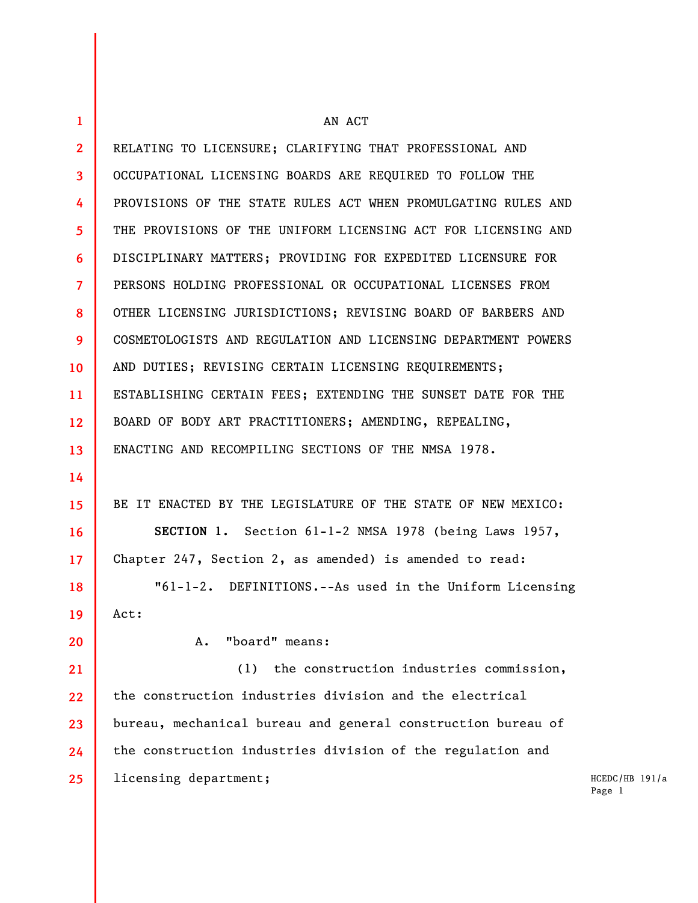AN ACT

RELATING TO LICENSURE; CLARIFYING THAT PROFESSIONAL AND OCCUPATIONAL LICENSING BOARDS ARE REQUIRED TO FOLLOW THE PROVISIONS OF THE STATE RULES ACT WHEN PROMULGATING RULES AND THE PROVISIONS OF THE UNIFORM LICENSING ACT FOR LICENSING AND DISCIPLINARY MATTERS; PROVIDING FOR EXPEDITED LICENSURE FOR PERSONS HOLDING PROFESSIONAL OR OCCUPATIONAL LICENSES FROM OTHER LICENSING JURISDICTIONS; REVISING BOARD OF BARBERS AND COSMETOLOGISTS AND REGULATION AND LICENSING DEPARTMENT POWERS AND DUTIES; REVISING CERTAIN LICENSING REQUIREMENTS; ESTABLISHING CERTAIN FEES; EXTENDING THE SUNSET DATE FOR THE BOARD OF BODY ART PRACTITIONERS; AMENDING, REPEALING, ENACTING AND RECOMPILING SECTIONS OF THE NMSA 1978.

BE IT ENACTED BY THE LEGISLATURE OF THE STATE OF NEW MEXICO:

**SECTION 1.** Section 61-1-2 NMSA 1978 (being Laws 1957, Chapter 247, Section 2, as amended) is amended to read:

"61-1-2. DEFINITIONS.--As used in the Uniform Licensing Act:

A. "board" means:

(1) the construction industries commission, the construction industries division and the electrical bureau, mechanical bureau and general construction bureau of the construction industries division of the regulation and licensing department;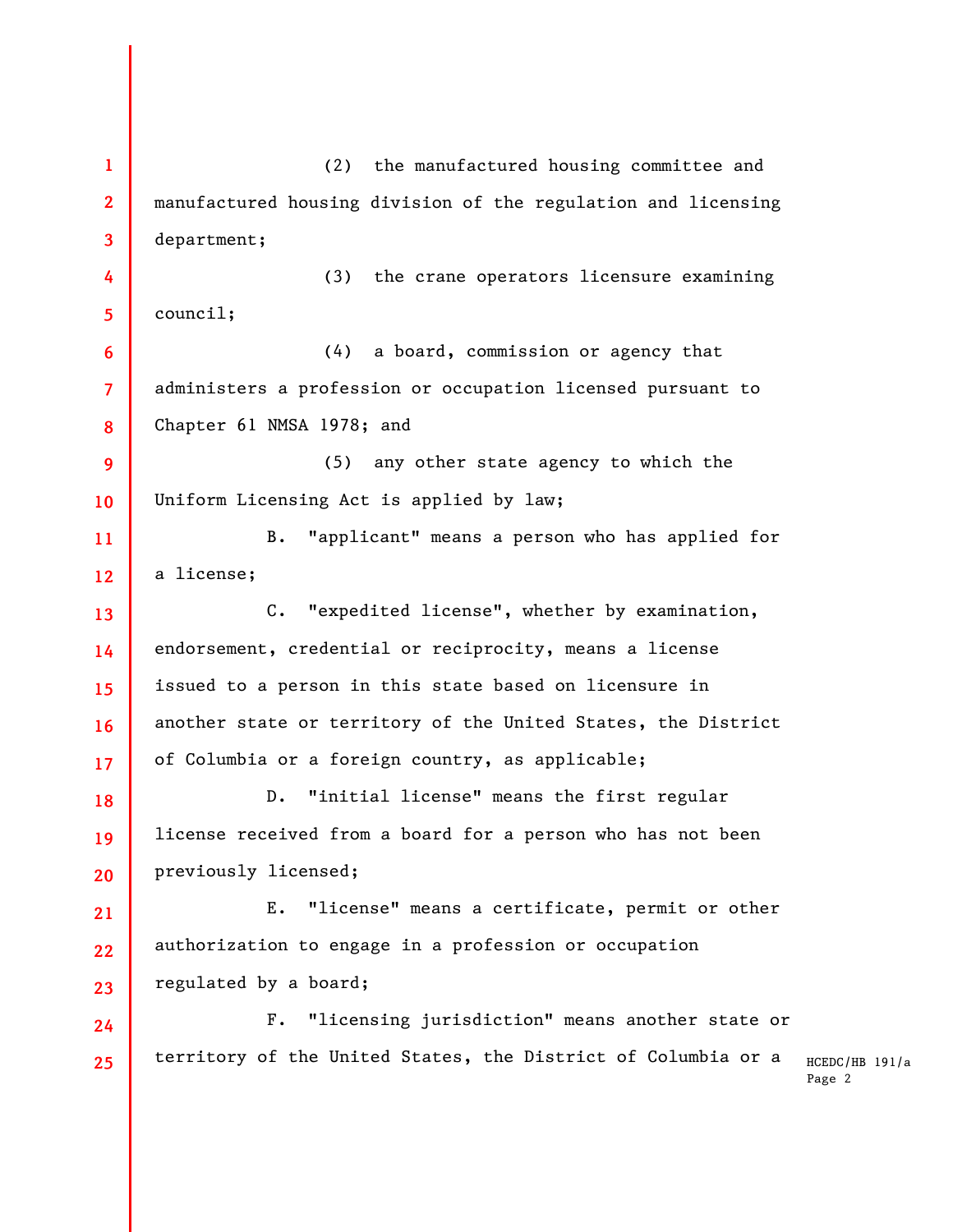(2) the manufactured housing committee and manufactured housing division of the regulation and licensing department;

(3) the crane operators licensure examining council;

(4) a board, commission or agency that administers a profession or occupation licensed pursuant to Chapter 61 NMSA 1978; and

(5) any other state agency to which the Uniform Licensing Act is applied by law;

B. "applicant" means a person who has applied for a license;

C. "expedited license", whether by examination, endorsement, credential or reciprocity, means a license issued to a person in this state based on licensure in another state or territory of the United States, the District of Columbia or a foreign country, as applicable;

D. "initial license" means the first regular license received from a board for a person who has not been previously licensed;

E. "license" means a certificate, permit or other authorization to engage in a profession or occupation regulated by a board;

F. "licensing jurisdiction" means another state or territory of the United States, the District of Columbia or a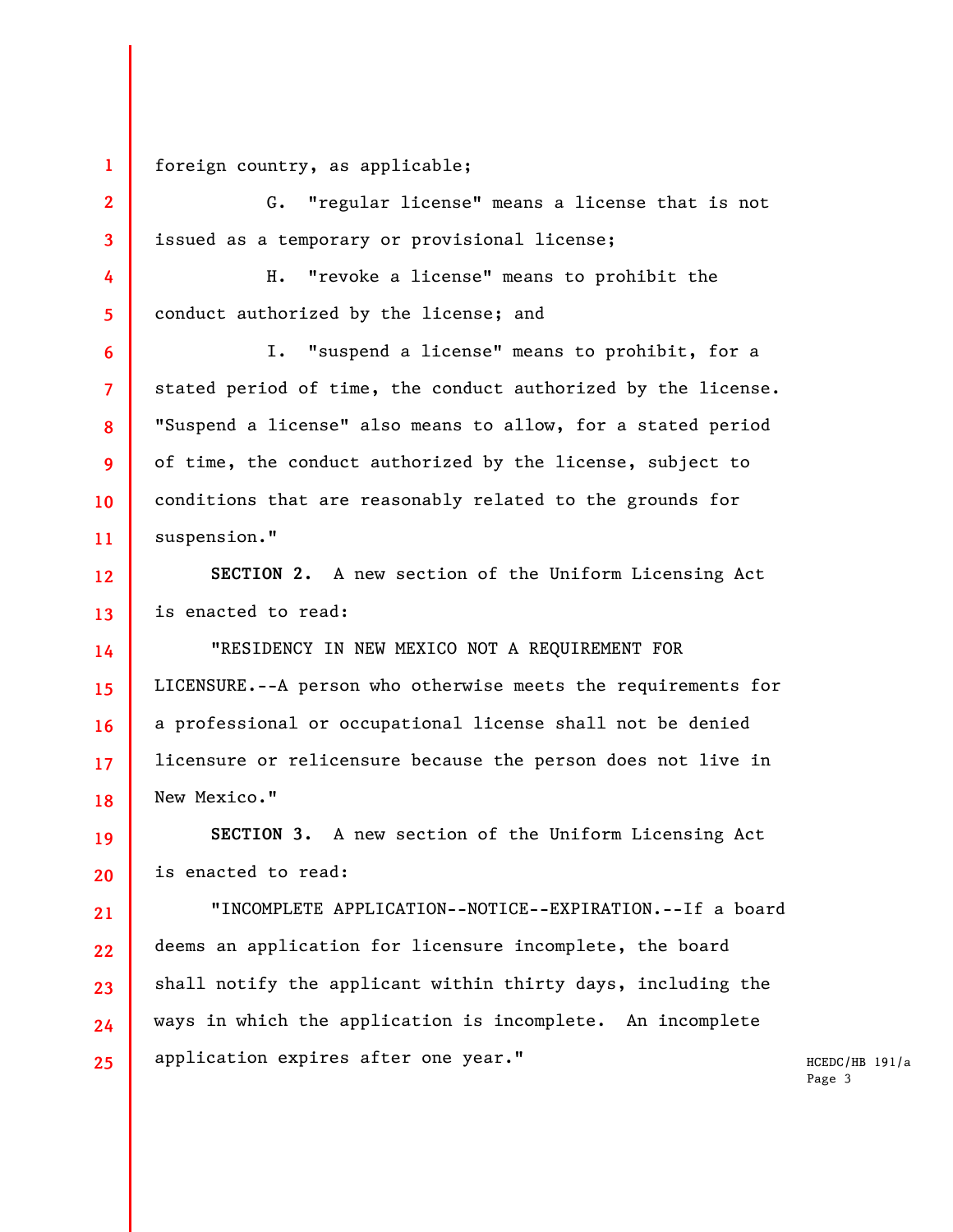foreign country, as applicable;

G. "regular license" means a license that is not issued as a temporary or provisional license;

H. "revoke a license" means to prohibit the conduct authorized by the license; and

I. "suspend a license" means to prohibit, for a stated period of time, the conduct authorized by the license. "Suspend a license" also means to allow, for a stated period of time, the conduct authorized by the license, subject to conditions that are reasonably related to the grounds for suspension."

**SECTION 2.** A new section of the Uniform Licensing Act is enacted to read:

"RESIDENCY IN NEW MEXICO NOT A REQUIREMENT FOR LICENSURE.--A person who otherwise meets the requirements for a professional or occupational license shall not be denied licensure or relicensure because the person does not live in New Mexico."

**SECTION 3.** A new section of the Uniform Licensing Act is enacted to read:

"INCOMPLETE APPLICATION--NOTICE--EXPIRATION.--If a board deems an application for licensure incomplete, the board shall notify the applicant within thirty days, including the ways in which the application is incomplete. An incomplete application expires after one year."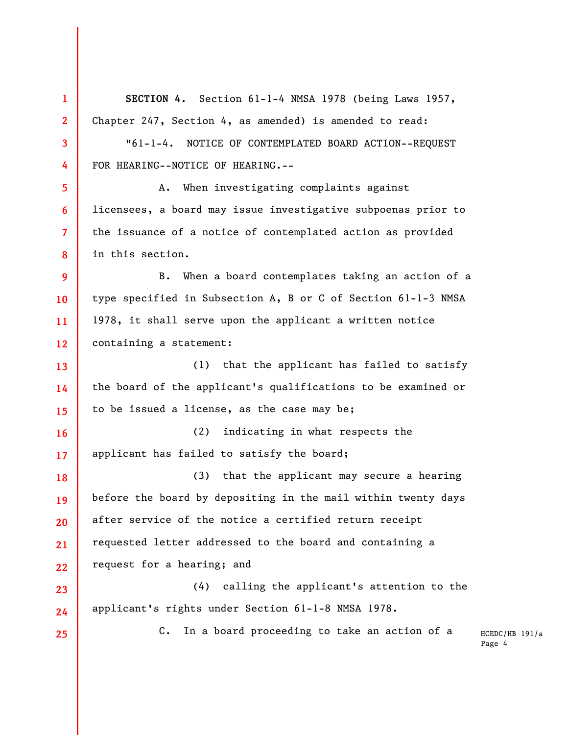**SECTION 4.** Section 61-1-4 NMSA 1978 (being Laws 1957, Chapter 247, Section 4, as amended) is amended to read:

"61-1-4. NOTICE OF CONTEMPLATED BOARD ACTION--REQUEST FOR HEARING--NOTICE OF HEARING.--

A. When investigating complaints against licensees, a board may issue investigative subpoenas prior to the issuance of a notice of contemplated action as provided in this section.

B. When a board contemplates taking an action of a type specified in Subsection A, B or C of Section 61-1-3 NMSA 1978, it shall serve upon the applicant a written notice containing a statement:

(1) that the applicant has failed to satisfy the board of the applicant's qualifications to be examined or to be issued a license, as the case may be;

(2) indicating in what respects the applicant has failed to satisfy the board;

(3) that the applicant may secure a hearing before the board by depositing in the mail within twenty days after service of the notice a certified return receipt requested letter addressed to the board and containing a request for a hearing; and

(4) calling the applicant's attention to the applicant's rights under Section 61-1-8 NMSA 1978.

C. In a board proceeding to take an action of a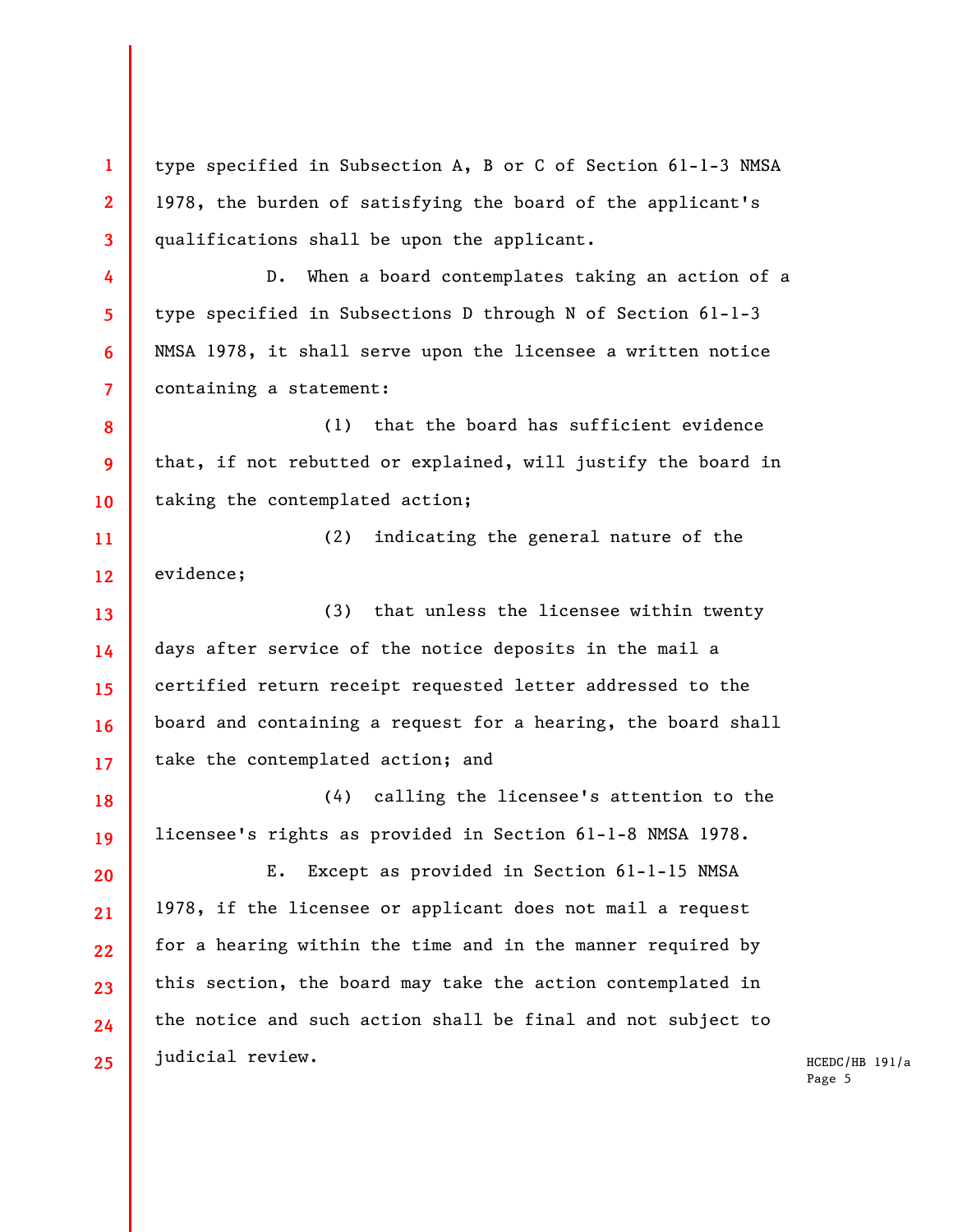type specified in Subsection A, B or C of Section 61-1-3 NMSA 1978, the burden of satisfying the board of the applicant's qualifications shall be upon the applicant.

D. When a board contemplates taking an action of a type specified in Subsections D through N of Section 61-1-3 NMSA 1978, it shall serve upon the licensee a written notice containing a statement:

(1) that the board has sufficient evidence that, if not rebutted or explained, will justify the board in taking the contemplated action;

(2) indicating the general nature of the evidence;

(3) that unless the licensee within twenty days after service of the notice deposits in the mail a certified return receipt requested letter addressed to the board and containing a request for a hearing, the board shall take the contemplated action; and

(4) calling the licensee's attention to the licensee's rights as provided in Section 61-1-8 NMSA 1978.

E. Except as provided in Section 61-1-15 NMSA 1978, if the licensee or applicant does not mail a request for a hearing within the time and in the manner required by this section, the board may take the action contemplated in the notice and such action shall be final and not subject to judicial review.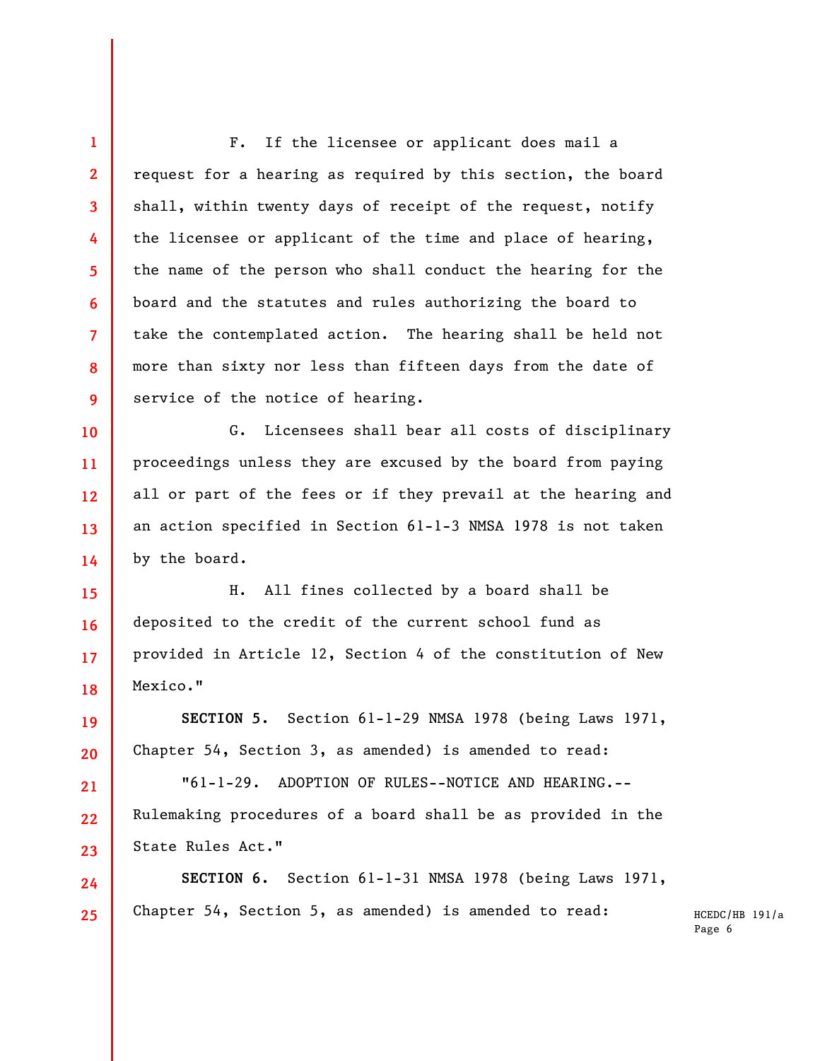F. If the licensee or applicant does mail a request for a hearing as required by this section, the board shall, within twenty days of receipt of the request, notify the licensee or applicant of the time and place of hearing, the name of the person who shall conduct the hearing for the board and the statutes and rules authorizing the board to take the contemplated action. The hearing shall be held not more than sixty nor less than fifteen days from the date of service of the notice of hearing.

G. Licensees shall bear all costs of disciplinary proceedings unless they are excused by the board from paying all or part of the fees or if they prevail at the hearing and an action specified in Section 61-1-3 NMSA 1978 is not taken by the board.

H. All fines collected by a board shall be deposited to the credit of the current school fund as provided in Article 12, Section 4 of the constitution of New Mexico."

**SECTION 5.** Section 61-1-29 NMSA 1978 (being Laws 1971, Chapter 54, Section 3, as amended) is amended to read:

"61-1-29. ADOPTION OF RULES--NOTICE AND HEARING.--Rulemaking procedures of a board shall be as provided in the State Rules Act."

**SECTION 6.** Section 61-1-31 NMSA 1978 (being Laws 1971, Chapter 54, Section 5, as amended) is amended to read: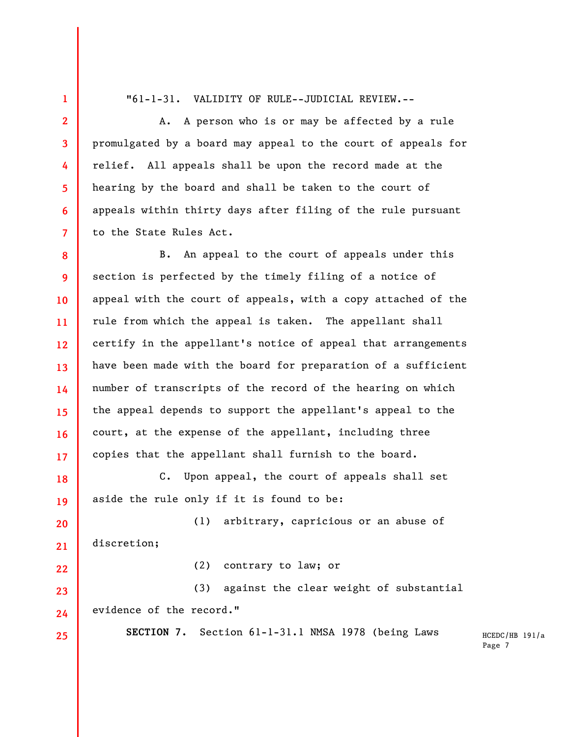"61-1-31. VALIDITY OF RULE--JUDICIAL REVIEW.--

A. A person who is or may be affected by a rule promulgated by a board may appeal to the court of appeals for relief. All appeals shall be upon the record made at the hearing by the board and shall be taken to the court of appeals within thirty days after filing of the rule pursuant to the State Rules Act.

B. An appeal to the court of appeals under this section is perfected by the timely filing of a notice of appeal with the court of appeals, with a copy attached of the rule from which the appeal is taken. The appellant shall certify in the appellant's notice of appeal that arrangements have been made with the board for preparation of a sufficient number of transcripts of the record of the hearing on which the appeal depends to support the appellant's appeal to the court, at the expense of the appellant, including three copies that the appellant shall furnish to the board.

C. Upon appeal, the court of appeals shall set aside the rule only if it is found to be:

(1) arbitrary, capricious or an abuse of discretion;

(2) contrary to law; or

(3) against the clear weight of substantial evidence of the record."

**SECTION 7.** Section 61-1-31.1 NMSA 1978 (being Laws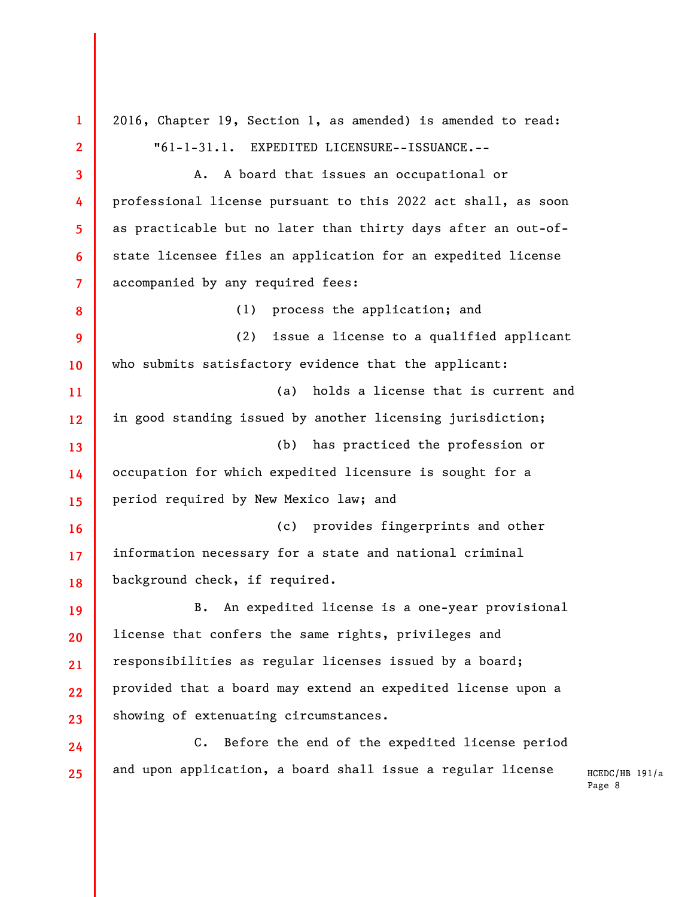2016, Chapter 19, Section 1, as amended) is amended to read:

"61-1-31.1. EXPEDITED LICENSURE--ISSUANCE.--

A. A board that issues an occupational or professional license pursuant to this 2022 act shall, as soon as practicable but no later than thirty days after an out-of-state licensee files an application for an expedited license accompanied by any required fees:

(1) process the application; and

(2) issue a license to a qualified applicant who submits satisfactory evidence that the applicant:

(a) holds a license that is current and in good standing issued by another licensing jurisdiction;

(b) has practiced the profession or occupation for which expedited licensure is sought for a period required by New Mexico law; and

(c) provides fingerprints and other information necessary for a state and national criminal background check, if required.

B. An expedited license is a one-year provisional license that confers the same rights, privileges and responsibilities as regular licenses issued by a board; provided that a board may extend an expedited license upon a showing of extenuating circumstances.

C. Before the end of the expedited license period and upon application, a board shall issue a regular license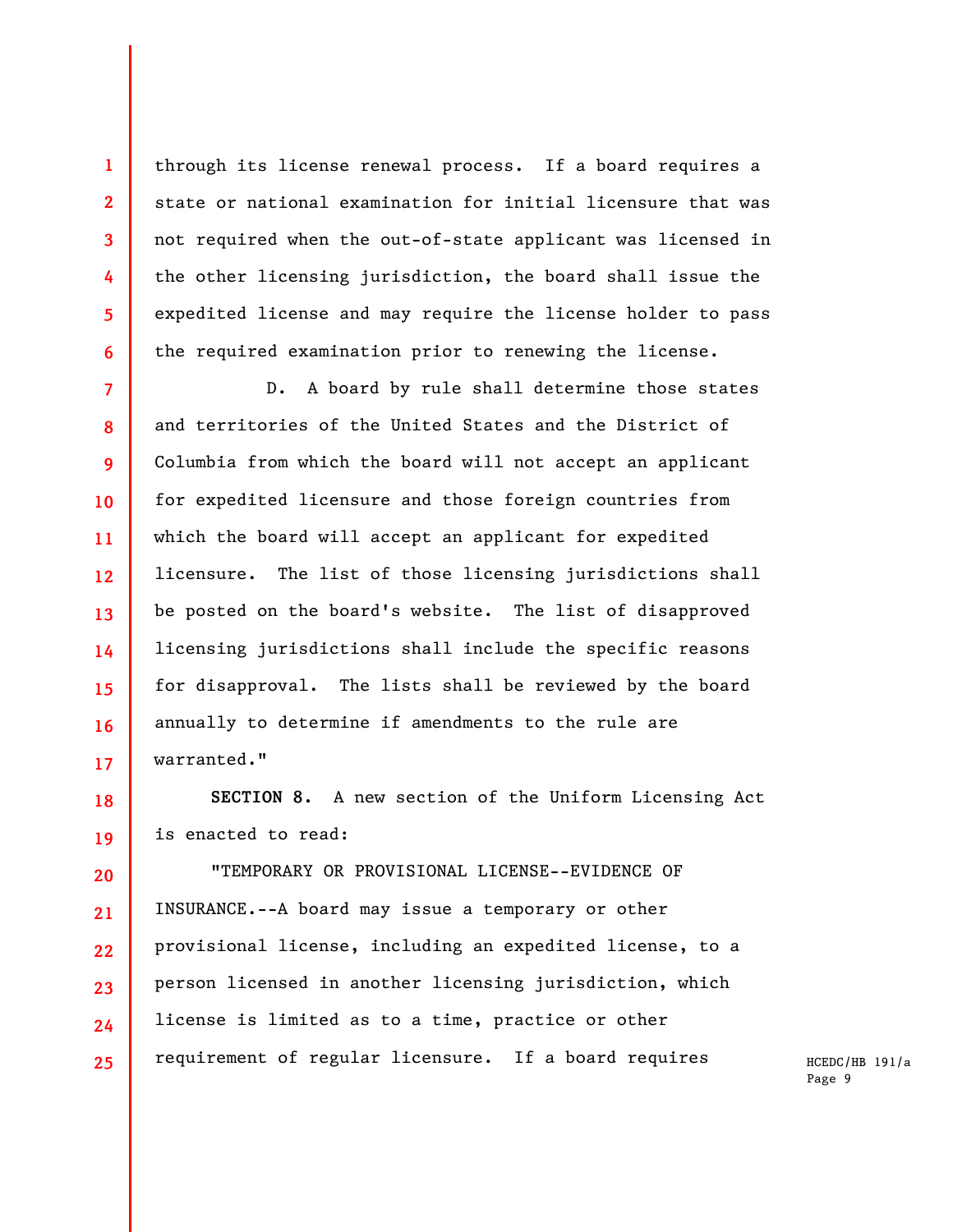through its license renewal process. If a board requires a state or national examination for initial licensure that was not required when the out-of-state applicant was licensed in the other licensing jurisdiction, the board shall issue the expedited license and may require the license holder to pass the required examination prior to renewing the license.

D. A board by rule shall determine those states and territories of the United States and the District of Columbia from which the board will not accept an applicant for expedited licensure and those foreign countries from which the board will accept an applicant for expedited licensure. The list of those licensing jurisdictions shall be posted on the board's website. The list of disapproved licensing jurisdictions shall include the specific reasons for disapproval. The lists shall be reviewed by the board annually to determine if amendments to the rule are warranted."

**SECTION 8.** A new section of the Uniform Licensing Act is enacted to read:

"TEMPORARY OR PROVISIONAL LICENSE--EVIDENCE OF INSURANCE.--A board may issue a temporary or other provisional license, including an expedited license, to a person licensed in another licensing jurisdiction, which license is limited as to a time, practice or other requirement of regular licensure. If a board requires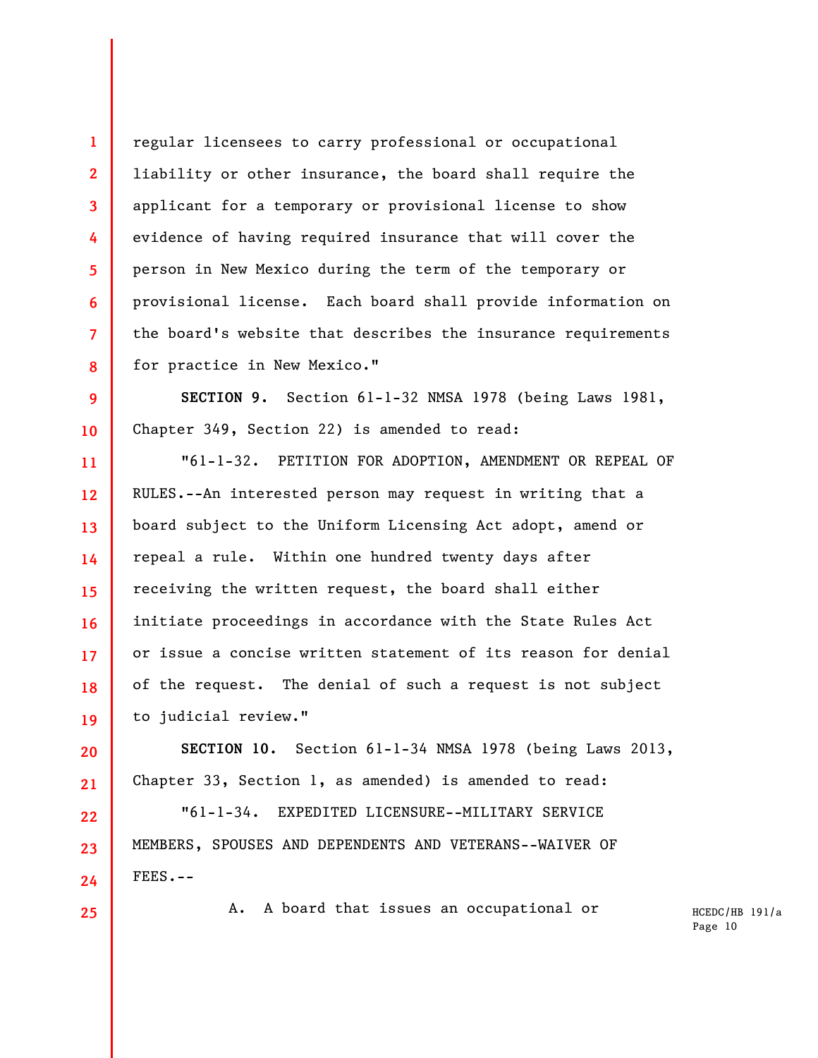regular licensees to carry professional or occupational liability or other insurance, the board shall require the applicant for a temporary or provisional license to show evidence of having required insurance that will cover the person in New Mexico during the term of the temporary or provisional license. Each board shall provide information on the board's website that describes the insurance requirements for practice in New Mexico."

**SECTION 9.** Section 61-1-32 NMSA 1978 (being Laws 1981, Chapter 349, Section 22) is amended to read:

"61-1-32. PETITION FOR ADOPTION, AMENDMENT OR REPEAL OF RULES.--An interested person may request in writing that a board subject to the Uniform Licensing Act adopt, amend or repeal a rule. Within one hundred twenty days after receiving the written request, the board shall either initiate proceedings in accordance with the State Rules Act or issue a concise written statement of its reason for denial of the request. The denial of such a request is not subject to judicial review."

**SECTION 10.** Section 61-1-34 NMSA 1978 (being Laws 2013, Chapter 33, Section 1, as amended) is amended to read:

"61-1-34. EXPEDITED LICENSURE--MILITARY SERVICE MEMBERS, SPOUSES AND DEPENDENTS AND VETERANS--WAIVER OF FEES.--

A. A board that issues an occupational or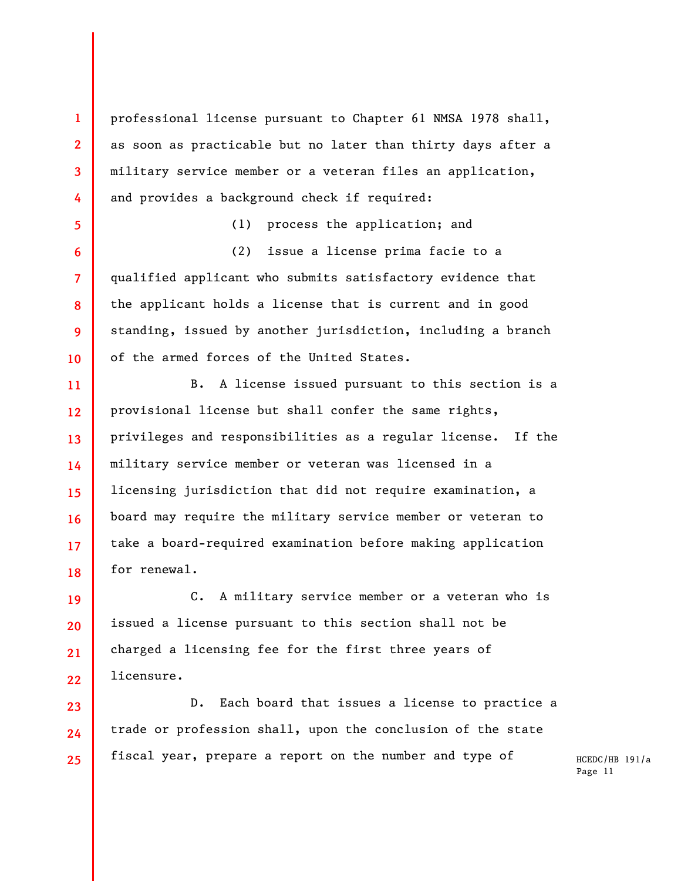professional license pursuant to Chapter 61 NMSA 1978 shall, as soon as practicable but no later than thirty days after a military service member or a veteran files an application, and provides a background check if required:

(1) process the application; and

(2) issue a license prima facie to a qualified applicant who submits satisfactory evidence that the applicant holds a license that is current and in good standing, issued by another jurisdiction, including a branch of the armed forces of the United States.

B. A license issued pursuant to this section is a provisional license but shall confer the same rights, privileges and responsibilities as a regular license. If the military service member or veteran was licensed in a licensing jurisdiction that did not require examination, a board may require the military service member or veteran to take a board-required examination before making application for renewal.

C. A military service member or a veteran who is issued a license pursuant to this section shall not be charged a licensing fee for the first three years of licensure.

D. Each board that issues a license to practice a trade or profession shall, upon the conclusion of the state fiscal year, prepare a report on the number and type of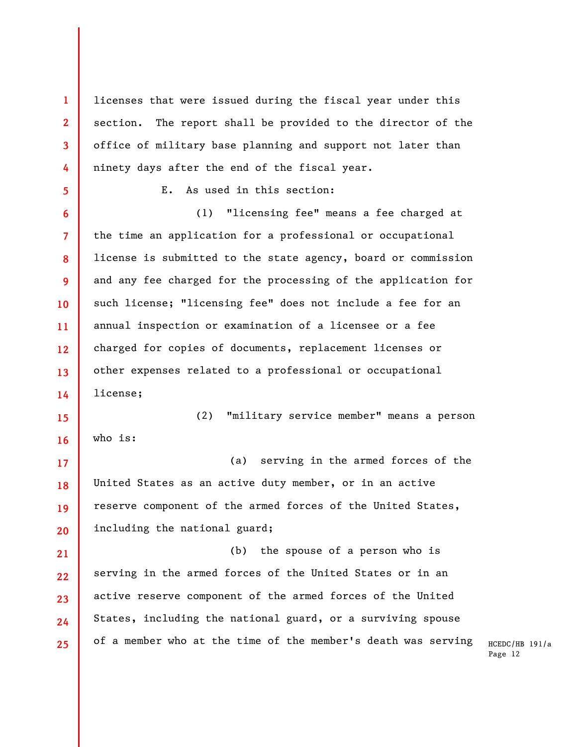licenses that were issued during the fiscal year under this section. The report shall be provided to the director of the office of military base planning and support not later than ninety days after the end of the fiscal year.

E. As used in this section:

(1) "licensing fee" means a fee charged at the time an application for a professional or occupational license is submitted to the state agency, board or commission and any fee charged for the processing of the application for such license; "licensing fee" does not include a fee for an annual inspection or examination of a licensee or a fee charged for copies of documents, replacement licenses or other expenses related to a professional or occupational license;

(2) "military service member" means a person who is:

(a) serving in the armed forces of the United States as an active duty member, or in an active reserve component of the armed forces of the United States, including the national guard;

(b) the spouse of a person who is serving in the armed forces of the United States or in an active reserve component of the armed forces of the United States, including the national guard, or a surviving spouse of a member who at the time of the member's death was serving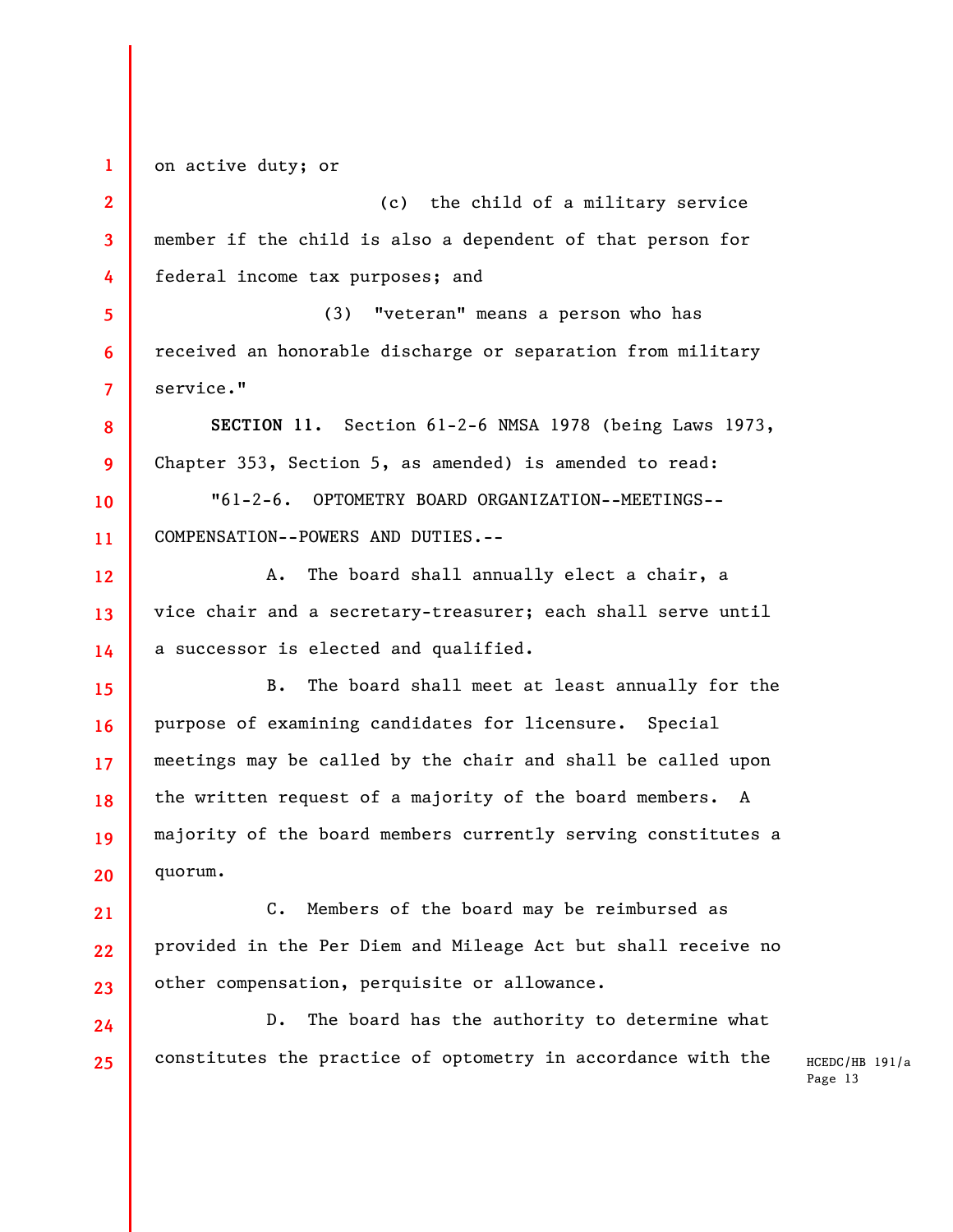on active duty; or

(c) the child of a military service member if the child is also a dependent of that person for federal income tax purposes; and

(3) "veteran" means a person who has received an honorable discharge or separation from military service."

**SECTION 11.** Section 61-2-6 NMSA 1978 (being Laws 1973, Chapter 353, Section 5, as amended) is amended to read:

"61-2-6. OPTOMETRY BOARD ORGANIZATION--MEETINGS--COMPENSATION--POWERS AND DUTIES.--

A. The board shall annually elect a chair, a vice chair and a secretary-treasurer; each shall serve until a successor is elected and qualified.

B. The board shall meet at least annually for the purpose of examining candidates for licensure. Special meetings may be called by the chair and shall be called upon the written request of a majority of the board members. A majority of the board members currently serving constitutes a quorum.

C. Members of the board may be reimbursed as provided in the Per Diem and Mileage Act but shall receive no other compensation, perquisite or allowance.

D. The board has the authority to determine what constitutes the practice of optometry in accordance with the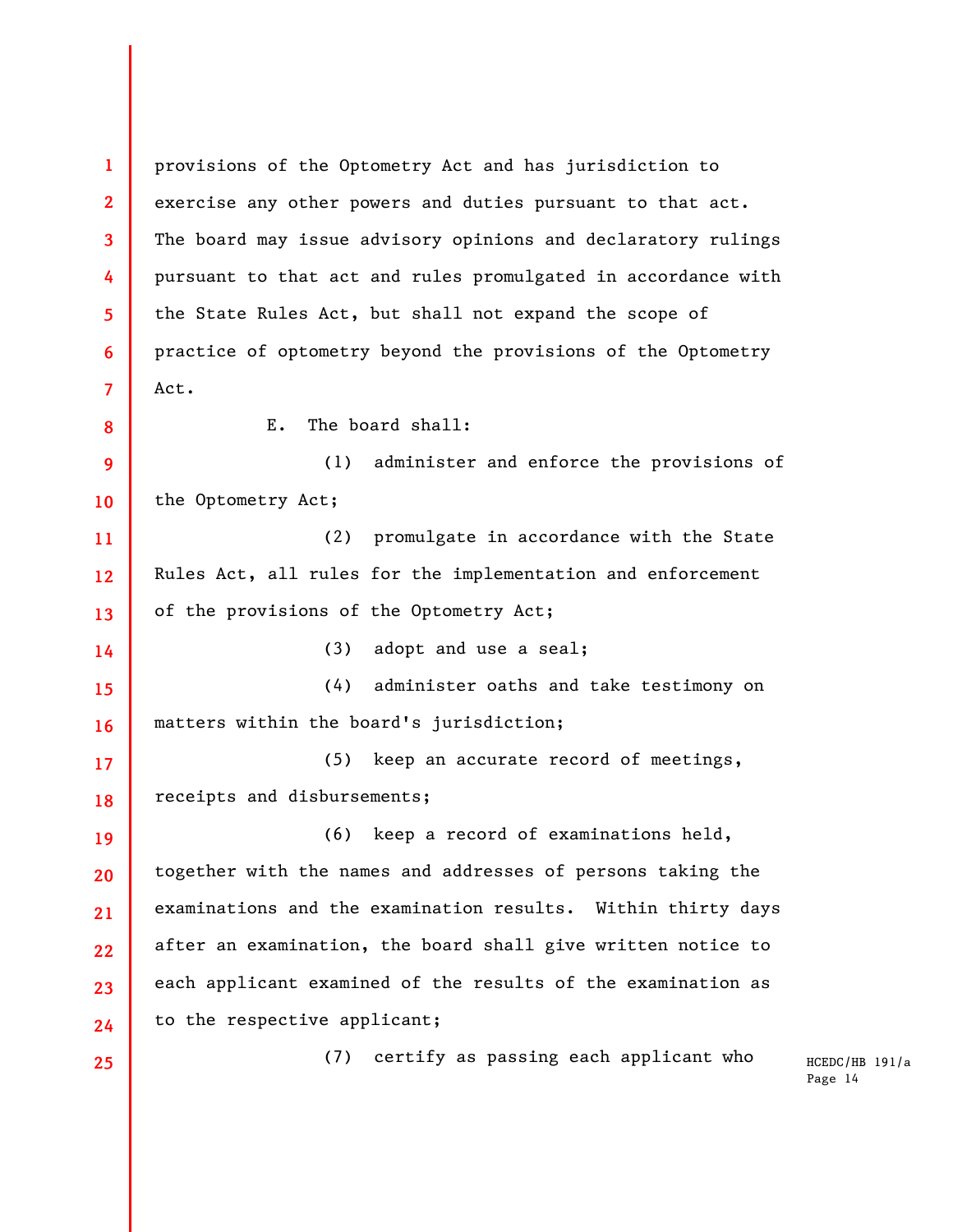provisions of the Optometry Act and has jurisdiction to exercise any other powers and duties pursuant to that act. The board may issue advisory opinions and declaratory rulings pursuant to that act and rules promulgated in accordance with the State Rules Act, but shall not expand the scope of practice of optometry beyond the provisions of the Optometry Act.

E. The board shall:

(1) administer and enforce the provisions of the Optometry Act;

(2) promulgate in accordance with the State Rules Act, all rules for the implementation and enforcement of the provisions of the Optometry Act;

(3) adopt and use a seal;

(4) administer oaths and take testimony on matters within the board's jurisdiction;

(5) keep an accurate record of meetings, receipts and disbursements;

(6) keep a record of examinations held, together with the names and addresses of persons taking the examinations and the examination results. Within thirty days after an examination, the board shall give written notice to each applicant examined of the results of the examination as to the respective applicant;

(7) certify as passing each applicant who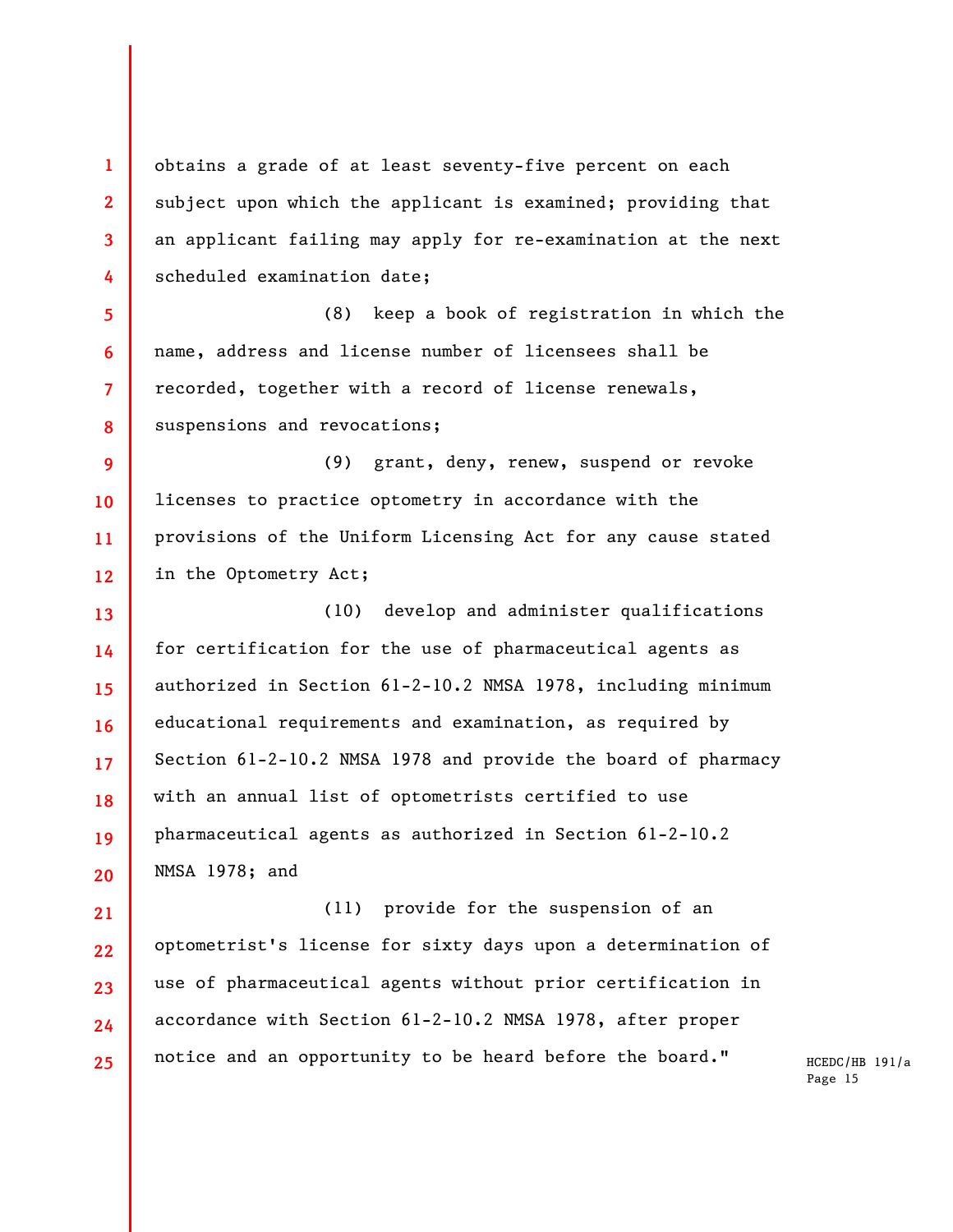obtains a grade of at least seventy-five percent on each subject upon which the applicant is examined; providing that an applicant failing may apply for re-examination at the next scheduled examination date;

(8) keep a book of registration in which the name, address and license number of licensees shall be recorded, together with a record of license renewals, suspensions and revocations;

(9) grant, deny, renew, suspend or revoke licenses to practice optometry in accordance with the provisions of the Uniform Licensing Act for any cause stated in the Optometry Act;

(10) develop and administer qualifications for certification for the use of pharmaceutical agents as authorized in Section 61-2-10.2 NMSA 1978, including minimum educational requirements and examination, as required by Section 61-2-10.2 NMSA 1978 and provide the board of pharmacy with an annual list of optometrists certified to use pharmaceutical agents as authorized in Section 61-2-10.2 NMSA 1978; and

(11) provide for the suspension of an optometrist's license for sixty days upon a determination of use of pharmaceutical agents without prior certification in accordance with Section 61-2-10.2 NMSA 1978, after proper notice and an opportunity to be heard before the board."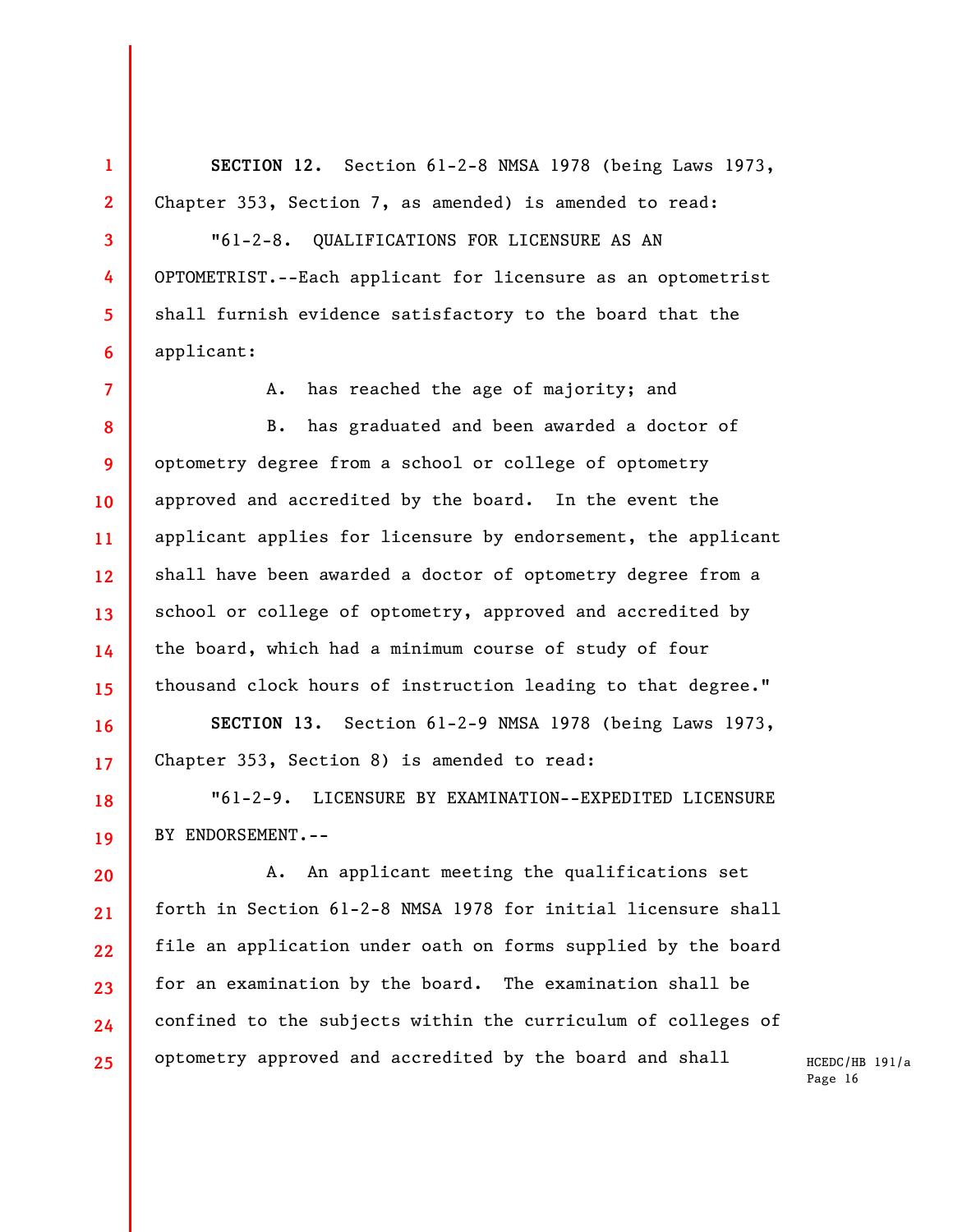**SECTION 12.** Section 61-2-8 NMSA 1978 (being Laws 1973, Chapter 353, Section 7, as amended) is amended to read:

"61-2-8. QUALIFICATIONS FOR LICENSURE AS AN OPTOMETRIST.--Each applicant for licensure as an optometrist shall furnish evidence satisfactory to the board that the applicant:

A. has reached the age of majority; and

B. has graduated and been awarded a doctor of optometry degree from a school or college of optometry approved and accredited by the board. In the event the applicant applies for licensure by endorsement, the applicant shall have been awarded a doctor of optometry degree from a school or college of optometry, approved and accredited by the board, which had a minimum course of study of four thousand clock hours of instruction leading to that degree."

**SECTION 13.** Section 61-2-9 NMSA 1978 (being Laws 1973, Chapter 353, Section 8) is amended to read:

"61-2-9. LICENSURE BY EXAMINATION--EXPEDITED LICENSURE BY ENDORSEMENT.--

A. An applicant meeting the qualifications set forth in Section 61-2-8 NMSA 1978 for initial licensure shall file an application under oath on forms supplied by the board for an examination by the board. The examination shall be confined to the subjects within the curriculum of colleges of optometry approved and accredited by the board and shall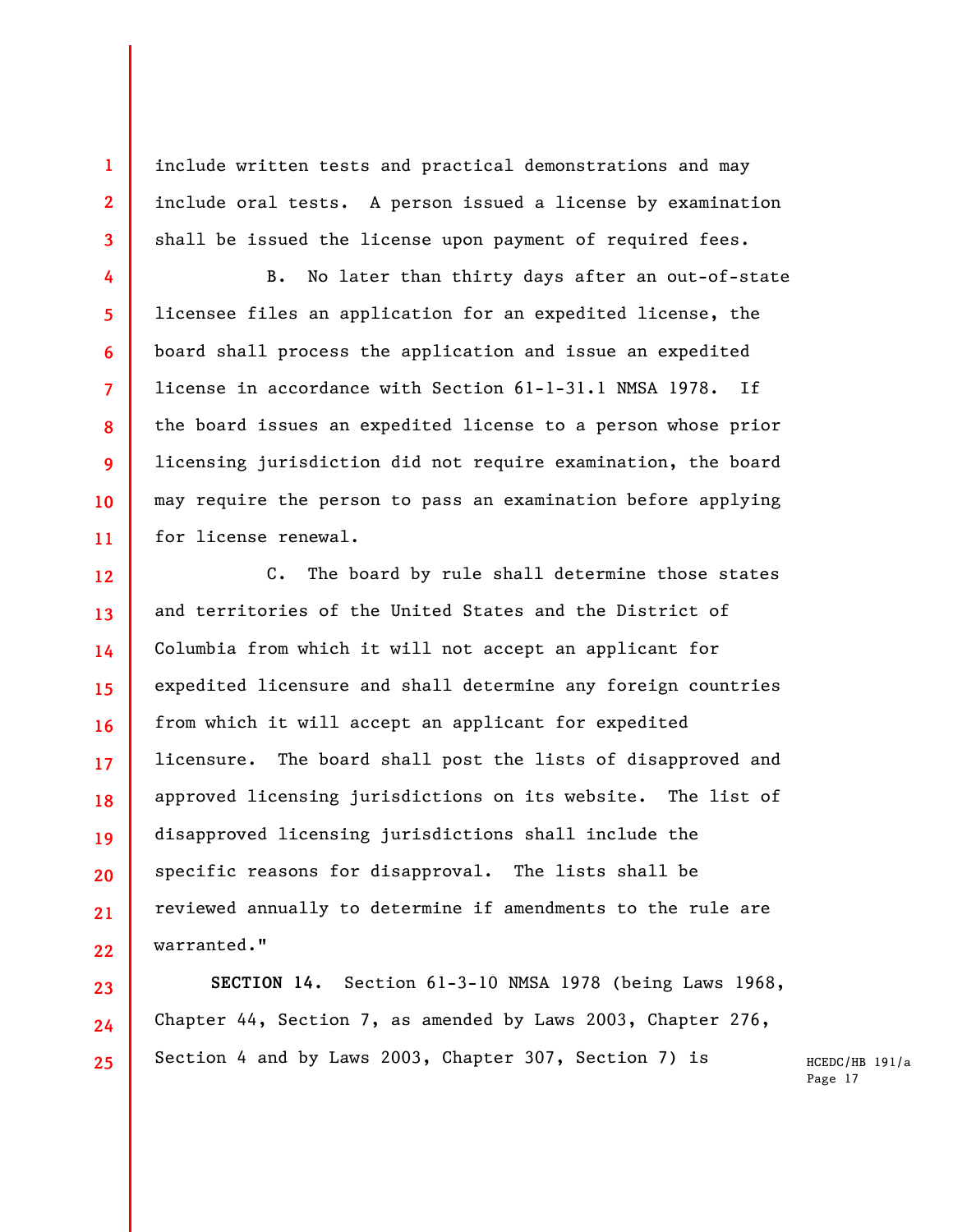include written tests and practical demonstrations and may include oral tests. A person issued a license by examination shall be issued the license upon payment of required fees.

B. No later than thirty days after an out-of-state licensee files an application for an expedited license, the board shall process the application and issue an expedited license in accordance with Section 61-1-31.1 NMSA 1978. If the board issues an expedited license to a person whose prior licensing jurisdiction did not require examination, the board may require the person to pass an examination before applying for license renewal.

C. The board by rule shall determine those states and territories of the United States and the District of Columbia from which it will not accept an applicant for expedited licensure and shall determine any foreign countries from which it will accept an applicant for expedited licensure. The board shall post the lists of disapproved and approved licensing jurisdictions on its website. The list of disapproved licensing jurisdictions shall include the specific reasons for disapproval. The lists shall be reviewed annually to determine if amendments to the rule are warranted."

**SECTION 14.** Section 61-3-10 NMSA 1978 (being Laws 1968, Chapter 44, Section 7, as amended by Laws 2003, Chapter 276, Section 4 and by Laws 2003, Chapter 307, Section 7) is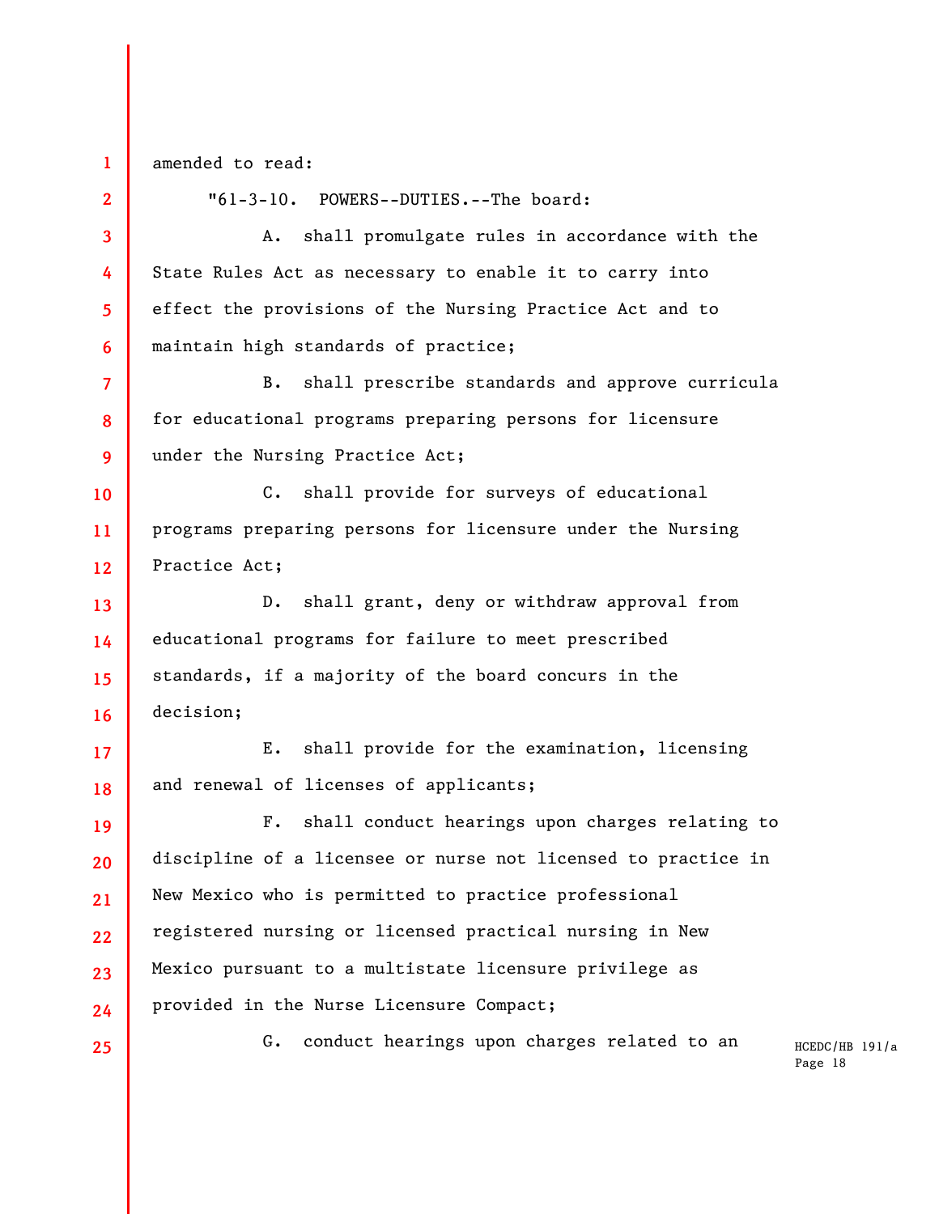amended to read:

"61-3-10. POWERS--DUTIES.--The board:

A. shall promulgate rules in accordance with the State Rules Act as necessary to enable it to carry into effect the provisions of the Nursing Practice Act and to maintain high standards of practice;

B. shall prescribe standards and approve curricula for educational programs preparing persons for licensure under the Nursing Practice Act;

C. shall provide for surveys of educational programs preparing persons for licensure under the Nursing Practice Act;

D. shall grant, deny or withdraw approval from educational programs for failure to meet prescribed standards, if a majority of the board concurs in the decision;

E. shall provide for the examination, licensing and renewal of licenses of applicants;

F. shall conduct hearings upon charges relating to discipline of a licensee or nurse not licensed to practice in New Mexico who is permitted to practice professional registered nursing or licensed practical nursing in New Mexico pursuant to a multistate licensure privilege as provided in the Nurse Licensure Compact;

G. conduct hearings upon charges related to an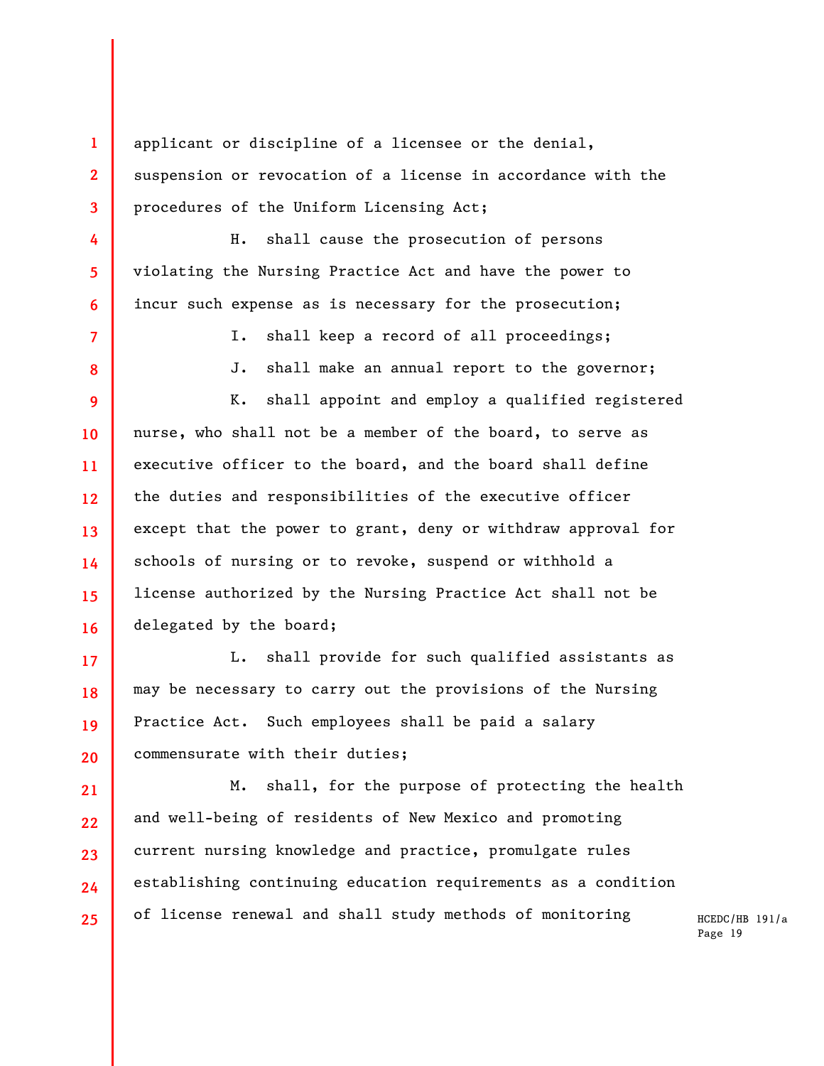applicant or discipline of a licensee or the denial, suspension or revocation of a license in accordance with the procedures of the Uniform Licensing Act;

H. shall cause the prosecution of persons violating the Nursing Practice Act and have the power to incur such expense as is necessary for the prosecution;

I. shall keep a record of all proceedings;

J. shall make an annual report to the governor;

K. shall appoint and employ a qualified registered nurse, who shall not be a member of the board, to serve as executive officer to the board, and the board shall define the duties and responsibilities of the executive officer except that the power to grant, deny or withdraw approval for schools of nursing or to revoke, suspend or withhold a license authorized by the Nursing Practice Act shall not be delegated by the board;

L. shall provide for such qualified assistants as may be necessary to carry out the provisions of the Nursing Practice Act. Such employees shall be paid a salary commensurate with their duties;

M. shall, for the purpose of protecting the health and well-being of residents of New Mexico and promoting current nursing knowledge and practice, promulgate rules establishing continuing education requirements as a condition of license renewal and shall study methods of monitoring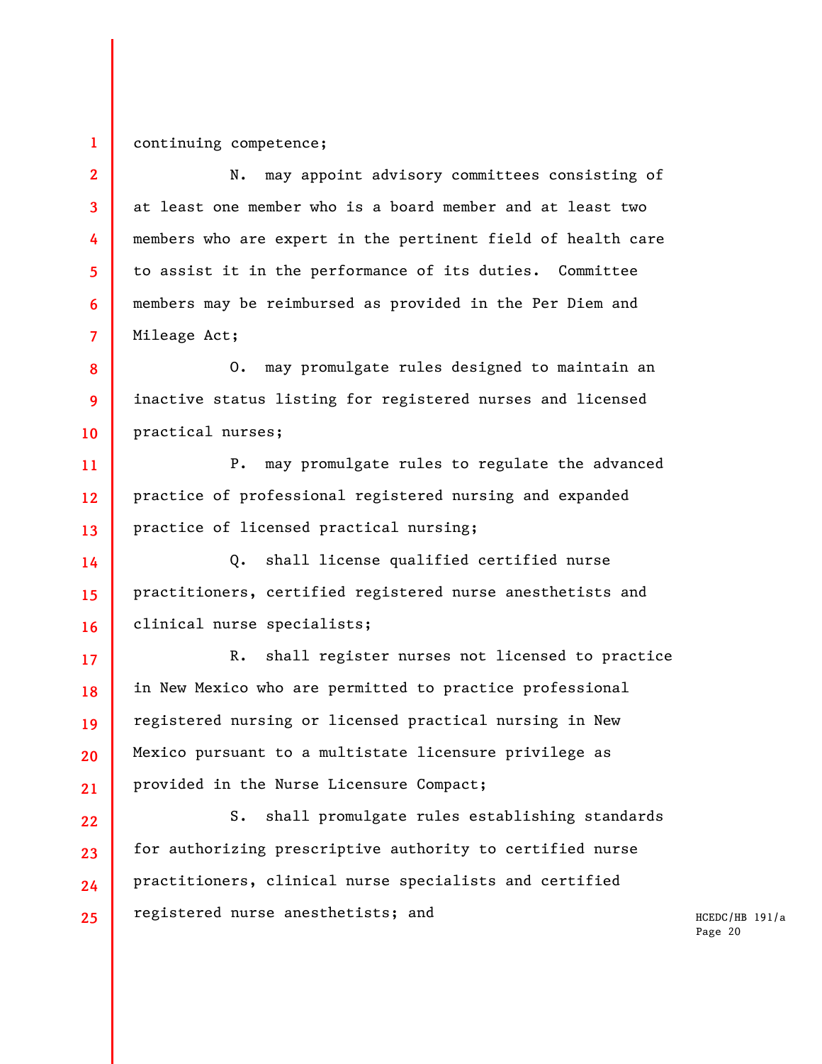continuing competence;

N. may appoint advisory committees consisting of at least one member who is a board member and at least two members who are expert in the pertinent field of health care to assist it in the performance of its duties. Committee members may be reimbursed as provided in the Per Diem and Mileage Act;

O. may promulgate rules designed to maintain an inactive status listing for registered nurses and licensed practical nurses;

P. may promulgate rules to regulate the advanced practice of professional registered nursing and expanded practice of licensed practical nursing;

Q. shall license qualified certified nurse practitioners, certified registered nurse anesthetists and clinical nurse specialists;

R. shall register nurses not licensed to practice in New Mexico who are permitted to practice professional registered nursing or licensed practical nursing in New Mexico pursuant to a multistate licensure privilege as provided in the Nurse Licensure Compact;

S. shall promulgate rules establishing standards for authorizing prescriptive authority to certified nurse practitioners, clinical nurse specialists and certified registered nurse anesthetists; and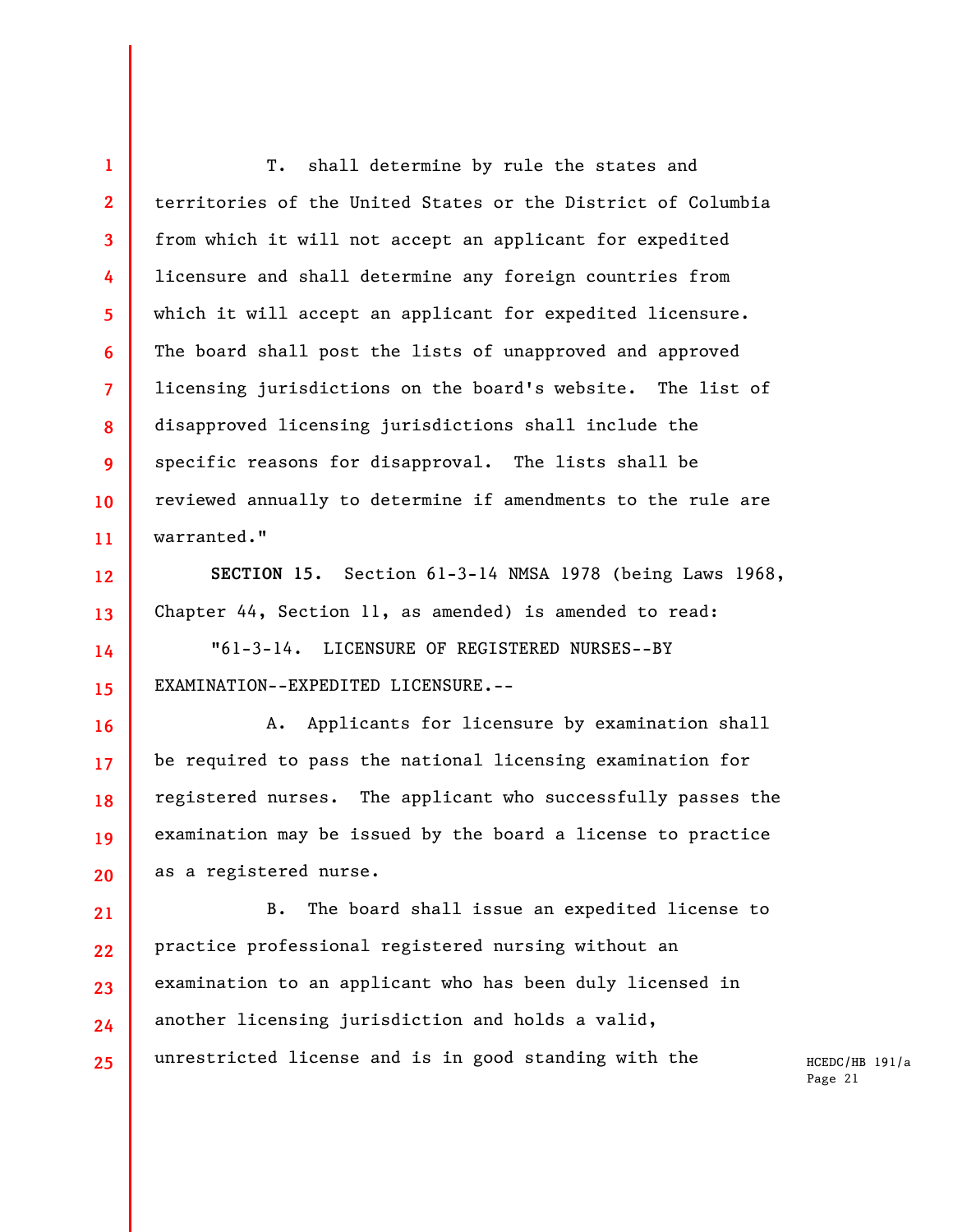T. shall determine by rule the states and territories of the United States or the District of Columbia from which it will not accept an applicant for expedited licensure and shall determine any foreign countries from which it will accept an applicant for expedited licensure. The board shall post the lists of unapproved and approved licensing jurisdictions on the board's website. The list of disapproved licensing jurisdictions shall include the specific reasons for disapproval. The lists shall be reviewed annually to determine if amendments to the rule are warranted."

**SECTION 15.** Section 61-3-14 NMSA 1978 (being Laws 1968, Chapter 44, Section 11, as amended) is amended to read:

"61-3-14. LICENSURE OF REGISTERED NURSES--BY EXAMINATION--EXPEDITED LICENSURE.--

A. Applicants for licensure by examination shall be required to pass the national licensing examination for registered nurses. The applicant who successfully passes the examination may be issued by the board a license to practice as a registered nurse.

B. The board shall issue an expedited license to practice professional registered nursing without an examination to an applicant who has been duly licensed in another licensing jurisdiction and holds a valid, unrestricted license and is in good standing with the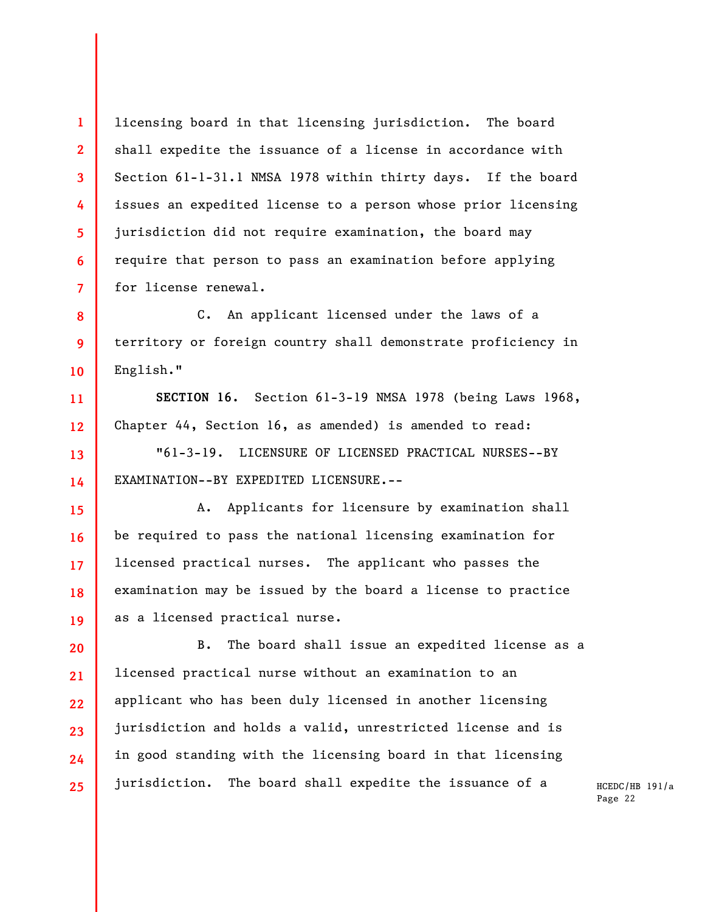licensing board in that licensing jurisdiction. The board shall expedite the issuance of a license in accordance with Section 61-1-31.1 NMSA 1978 within thirty days. If the board issues an expedited license to a person whose prior licensing jurisdiction did not require examination, the board may require that person to pass an examination before applying for license renewal.

C. An applicant licensed under the laws of a territory or foreign country shall demonstrate proficiency in English."

**SECTION 16.** Section 61-3-19 NMSA 1978 (being Laws 1968, Chapter 44, Section 16, as amended) is amended to read:

"61-3-19. LICENSURE OF LICENSED PRACTICAL NURSES--BY EXAMINATION--BY EXPEDITED LICENSURE.--

A. Applicants for licensure by examination shall be required to pass the national licensing examination for licensed practical nurses. The applicant who passes the examination may be issued by the board a license to practice as a licensed practical nurse.

B. The board shall issue an expedited license as a licensed practical nurse without an examination to an applicant who has been duly licensed in another licensing jurisdiction and holds a valid, unrestricted license and is in good standing with the licensing board in that licensing jurisdiction. The board shall expedite the issuance of a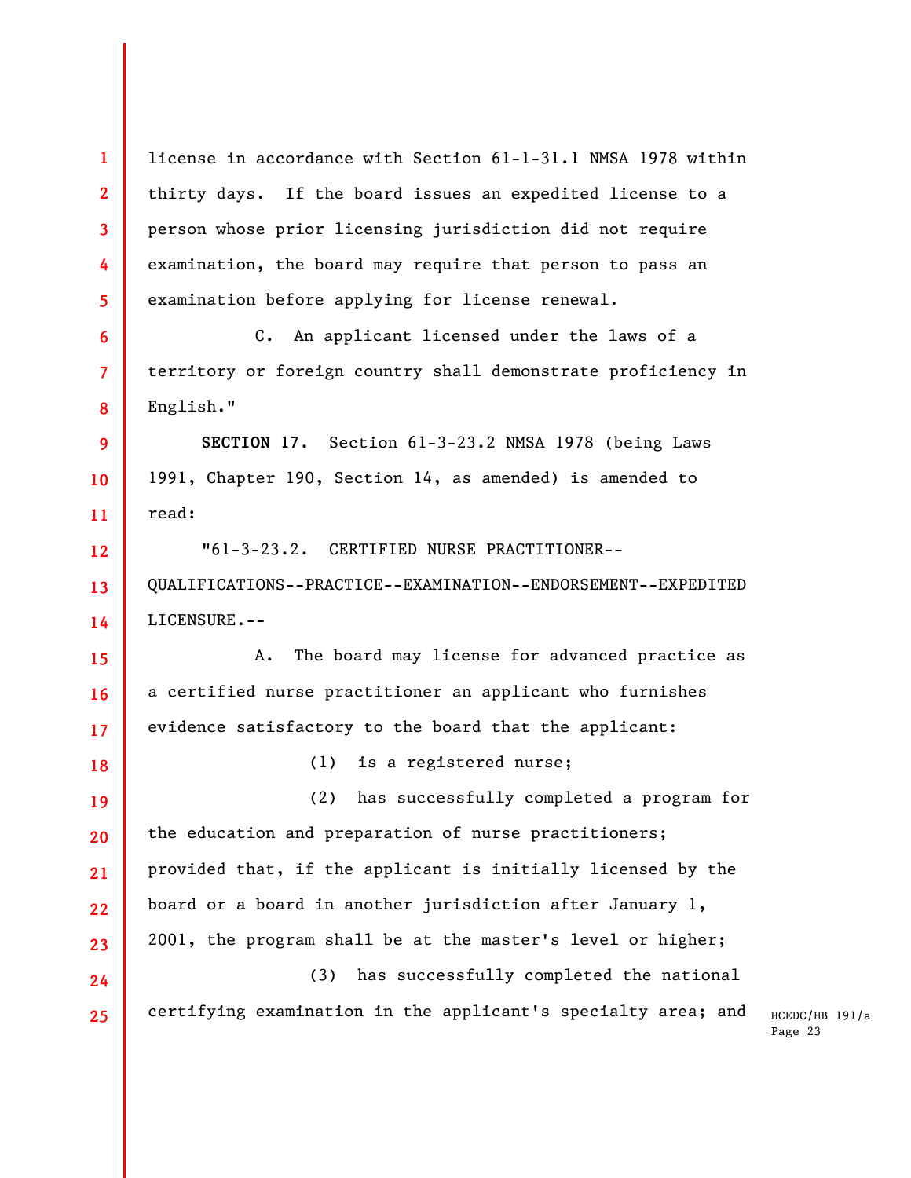license in accordance with Section 61-1-31.1 NMSA 1978 within thirty days. If the board issues an expedited license to a person whose prior licensing jurisdiction did not require examination, the board may require that person to pass an examination before applying for license renewal.

C. An applicant licensed under the laws of a territory or foreign country shall demonstrate proficiency in English."

**SECTION 17.** Section 61-3-23.2 NMSA 1978 (being Laws 1991, Chapter 190, Section 14, as amended) is amended to read:

"61-3-23.2. CERTIFIED NURSE PRACTITIONER--QUALIFICATIONS--PRACTICE--EXAMINATION--ENDORSEMENT--EXPEDITED LICENSURE.--

A. The board may license for advanced practice as a certified nurse practitioner an applicant who furnishes evidence satisfactory to the board that the applicant:

(1) is a registered nurse;

(2) has successfully completed a program for the education and preparation of nurse practitioners; provided that, if the applicant is initially licensed by the board or a board in another jurisdiction after January 1, 2001, the program shall be at the master's level or higher;

(3) has successfully completed the national certifying examination in the applicant's specialty area; and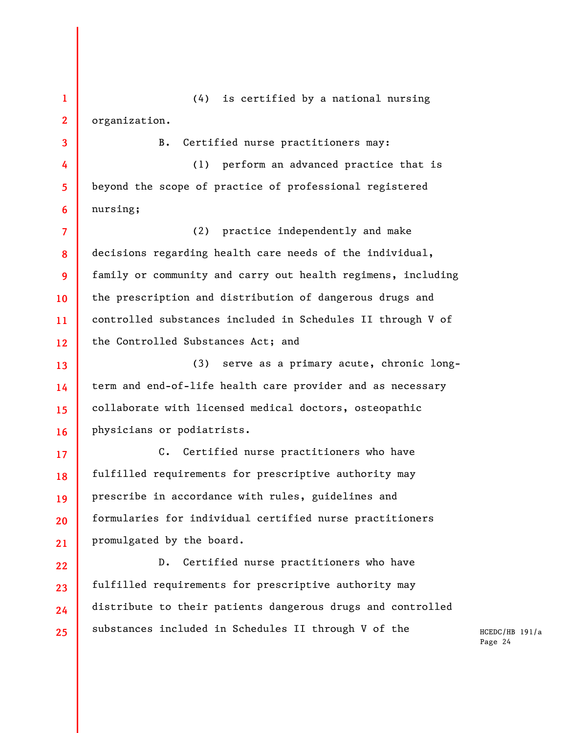(4) is certified by a national nursing organization.

B. Certified nurse practitioners may:

(1) perform an advanced practice that is beyond the scope of practice of professional registered nursing;

(2) practice independently and make decisions regarding health care needs of the individual, family or community and carry out health regimens, including the prescription and distribution of dangerous drugs and controlled substances included in Schedules II through V of the Controlled Substances Act; and

(3) serve as a primary acute, chronic long-term and end-of-life health care provider and as necessary collaborate with licensed medical doctors, osteopathic physicians or podiatrists.

C. Certified nurse practitioners who have fulfilled requirements for prescriptive authority may prescribe in accordance with rules, guidelines and formularies for individual certified nurse practitioners promulgated by the board.

D. Certified nurse practitioners who have fulfilled requirements for prescriptive authority may distribute to their patients dangerous drugs and controlled substances included in Schedules II through V of the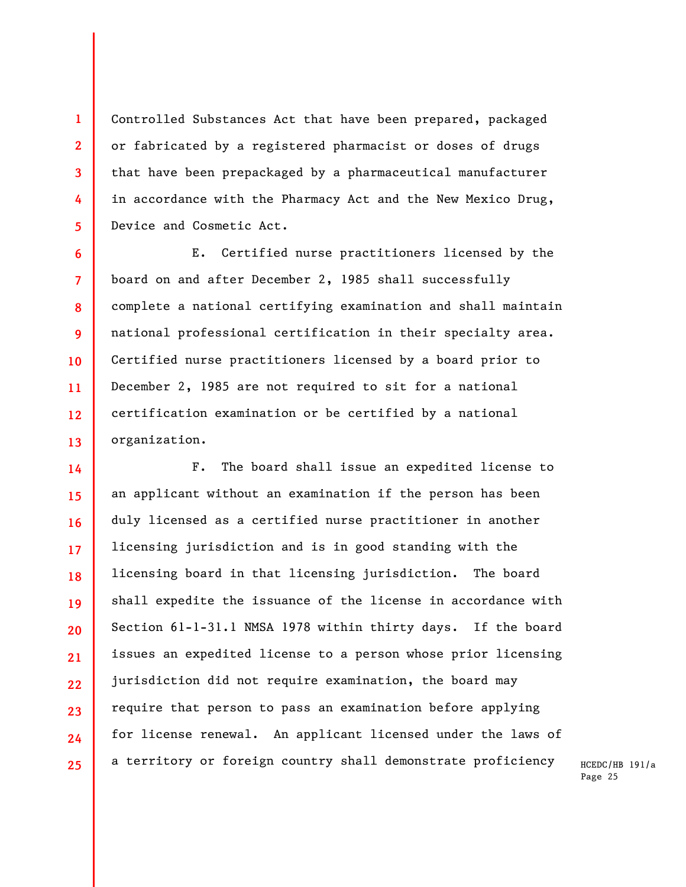Controlled Substances Act that have been prepared, packaged or fabricated by a registered pharmacist or doses of drugs that have been prepackaged by a pharmaceutical manufacturer in accordance with the Pharmacy Act and the New Mexico Drug, Device and Cosmetic Act.

E. Certified nurse practitioners licensed by the board on and after December 2, 1985 shall successfully complete a national certifying examination and shall maintain national professional certification in their specialty area. Certified nurse practitioners licensed by a board prior to December 2, 1985 are not required to sit for a national certification examination or be certified by a national organization.

F. The board shall issue an expedited license to an applicant without an examination if the person has been duly licensed as a certified nurse practitioner in another licensing jurisdiction and is in good standing with the licensing board in that licensing jurisdiction. The board shall expedite the issuance of the license in accordance with Section 61-1-31.1 NMSA 1978 within thirty days. If the board issues an expedited license to a person whose prior licensing jurisdiction did not require examination, the board may require that person to pass an examination before applying for license renewal. An applicant licensed under the laws of a territory or foreign country shall demonstrate proficiency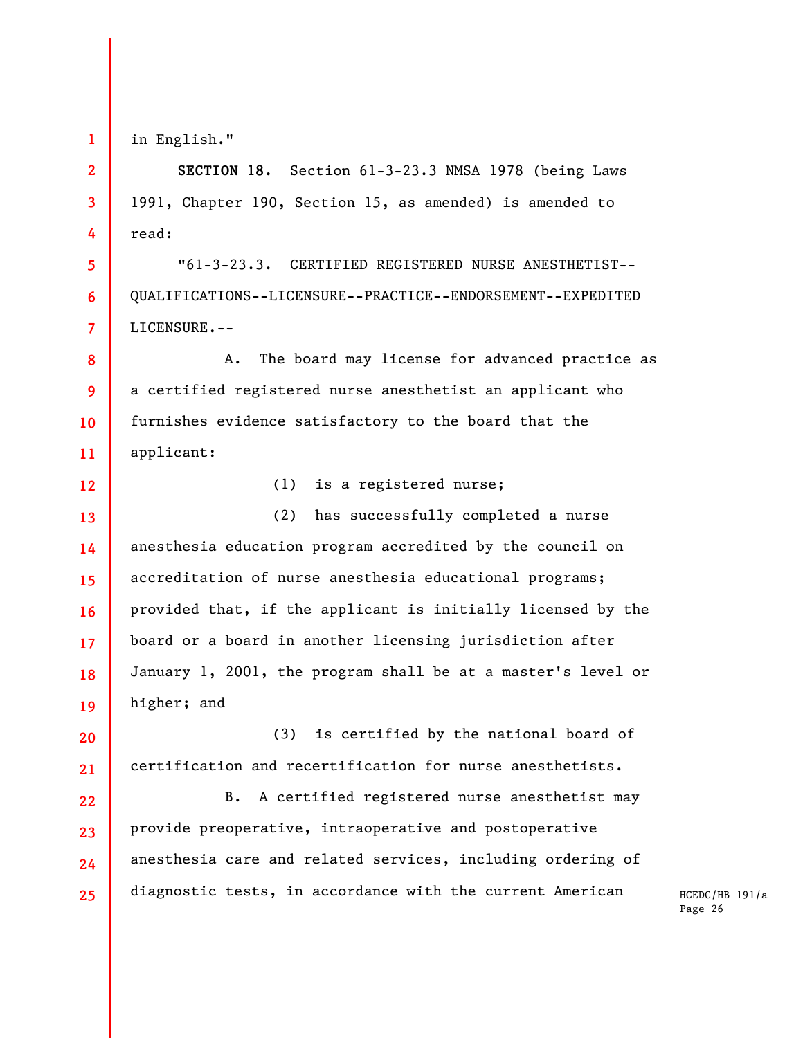in English."

**SECTION 18.** Section 61-3-23.3 NMSA 1978 (being Laws 1991, Chapter 190, Section 15, as amended) is amended to read:

"61-3-23.3. CERTIFIED REGISTERED NURSE ANESTHETIST--QUALIFICATIONS--LICENSURE--PRACTICE--ENDORSEMENT--EXPEDITED LICENSURE.--

A. The board may license for advanced practice as a certified registered nurse anesthetist an applicant who furnishes evidence satisfactory to the board that the applicant:

(1) is a registered nurse;

(2) has successfully completed a nurse anesthesia education program accredited by the council on accreditation of nurse anesthesia educational programs; provided that, if the applicant is initially licensed by the board or a board in another licensing jurisdiction after January 1, 2001, the program shall be at a master's level or higher; and

(3) is certified by the national board of certification and recertification for nurse anesthetists.

B. A certified registered nurse anesthetist may provide preoperative, intraoperative and postoperative anesthesia care and related services, including ordering of diagnostic tests, in accordance with the current American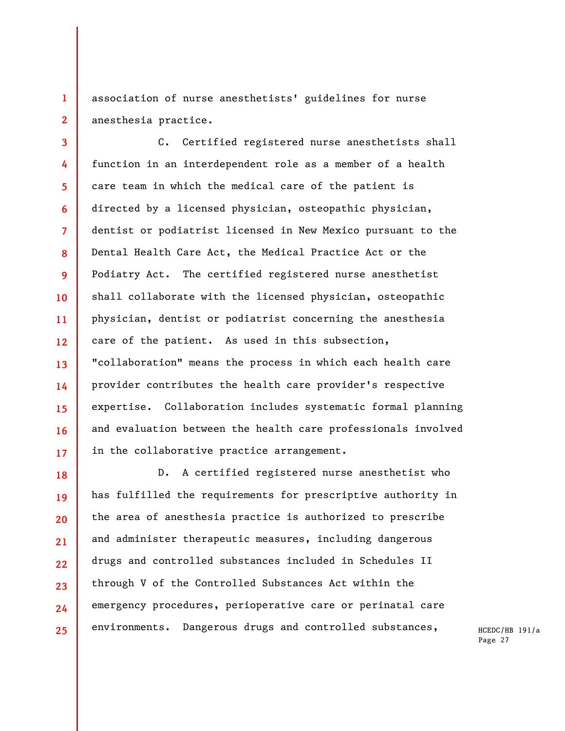association of nurse anesthetists' guidelines for nurse anesthesia practice.

C. Certified registered nurse anesthetists shall function in an interdependent role as a member of a health care team in which the medical care of the patient is directed by a licensed physician, osteopathic physician, dentist or podiatrist licensed in New Mexico pursuant to the Dental Health Care Act, the Medical Practice Act or the Podiatry Act. The certified registered nurse anesthetist shall collaborate with the licensed physician, osteopathic physician, dentist or podiatrist concerning the anesthesia care of the patient. As used in this subsection, "collaboration" means the process in which each health care provider contributes the health care provider's respective expertise. Collaboration includes systematic formal planning and evaluation between the health care professionals involved in the collaborative practice arrangement.

D. A certified registered nurse anesthetist who has fulfilled the requirements for prescriptive authority in the area of anesthesia practice is authorized to prescribe and administer therapeutic measures, including dangerous drugs and controlled substances included in Schedules II through V of the Controlled Substances Act within the emergency procedures, perioperative care or perinatal care environments. Dangerous drugs and controlled substances,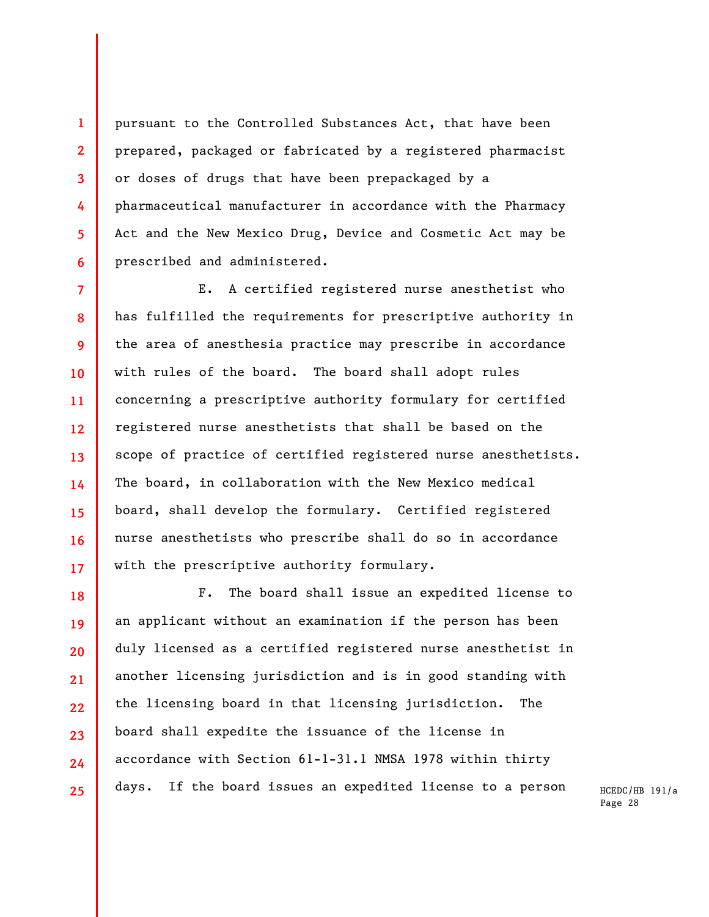pursuant to the Controlled Substances Act, that have been prepared, packaged or fabricated by a registered pharmacist or doses of drugs that have been prepackaged by a pharmaceutical manufacturer in accordance with the Pharmacy Act and the New Mexico Drug, Device and Cosmetic Act may be prescribed and administered.

E. A certified registered nurse anesthetist who has fulfilled the requirements for prescriptive authority in the area of anesthesia practice may prescribe in accordance with rules of the board. The board shall adopt rules concerning a prescriptive authority formulary for certified registered nurse anesthetists that shall be based on the scope of practice of certified registered nurse anesthetists. The board, in collaboration with the New Mexico medical board, shall develop the formulary. Certified registered nurse anesthetists who prescribe shall do so in accordance with the prescriptive authority formulary.

F. The board shall issue an expedited license to an applicant without an examination if the person has been duly licensed as a certified registered nurse anesthetist in another licensing jurisdiction and is in good standing with the licensing board in that licensing jurisdiction. The board shall expedite the issuance of the license in accordance with Section 61-1-31.1 NMSA 1978 within thirty days. If the board issues an expedited license to a person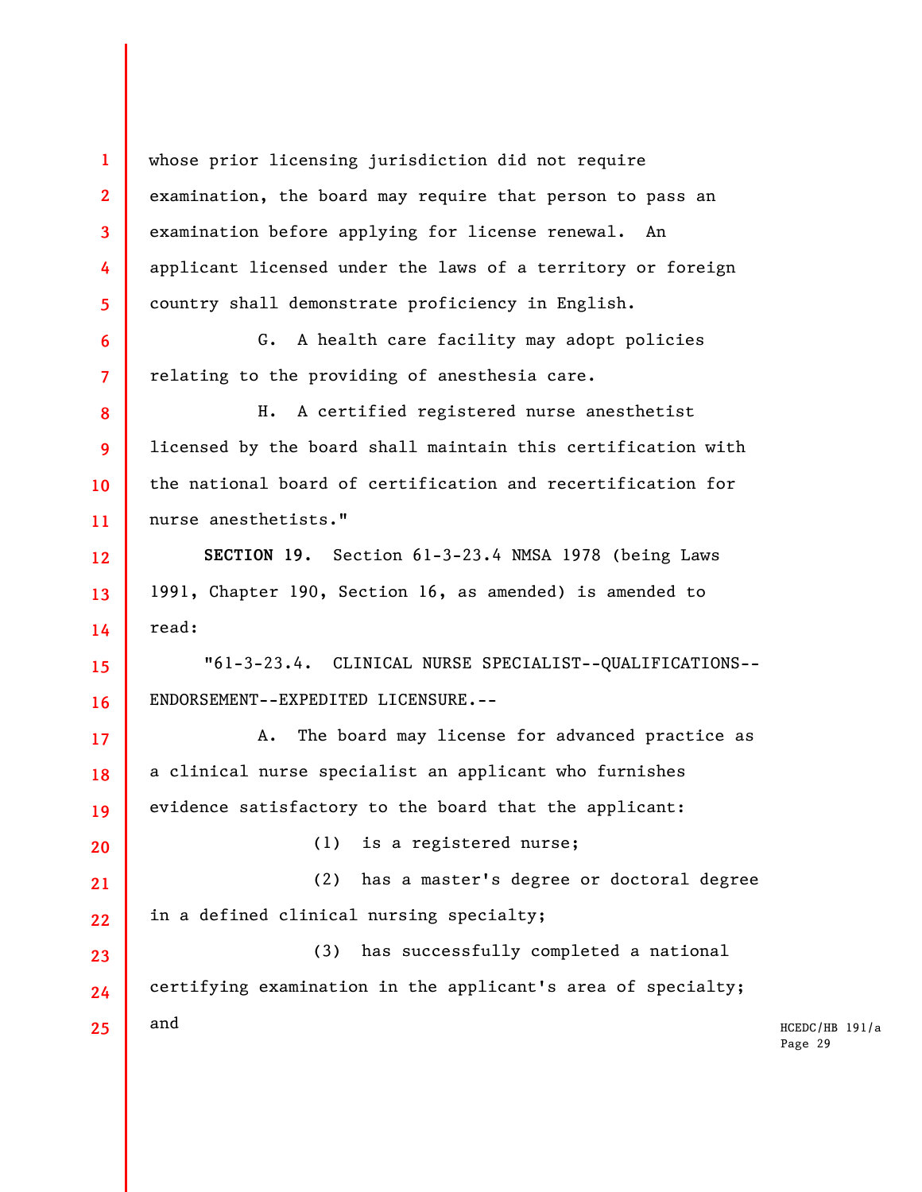whose prior licensing jurisdiction did not require examination, the board may require that person to pass an examination before applying for license renewal. An applicant licensed under the laws of a territory or foreign country shall demonstrate proficiency in English.

G. A health care facility may adopt policies relating to the providing of anesthesia care.

H. A certified registered nurse anesthetist licensed by the board shall maintain this certification with the national board of certification and recertification for nurse anesthetists."

**SECTION 19.** Section 61-3-23.4 NMSA 1978 (being Laws 1991, Chapter 190, Section 16, as amended) is amended to read:

"61-3-23.4. CLINICAL NURSE SPECIALIST--QUALIFICATIONS--ENDORSEMENT--EXPEDITED LICENSURE.--

A. The board may license for advanced practice as a clinical nurse specialist an applicant who furnishes evidence satisfactory to the board that the applicant:

(1) is a registered nurse;

(2) has a master's degree or doctoral degree in a defined clinical nursing specialty;

(3) has successfully completed a national certifying examination in the applicant's area of specialty; and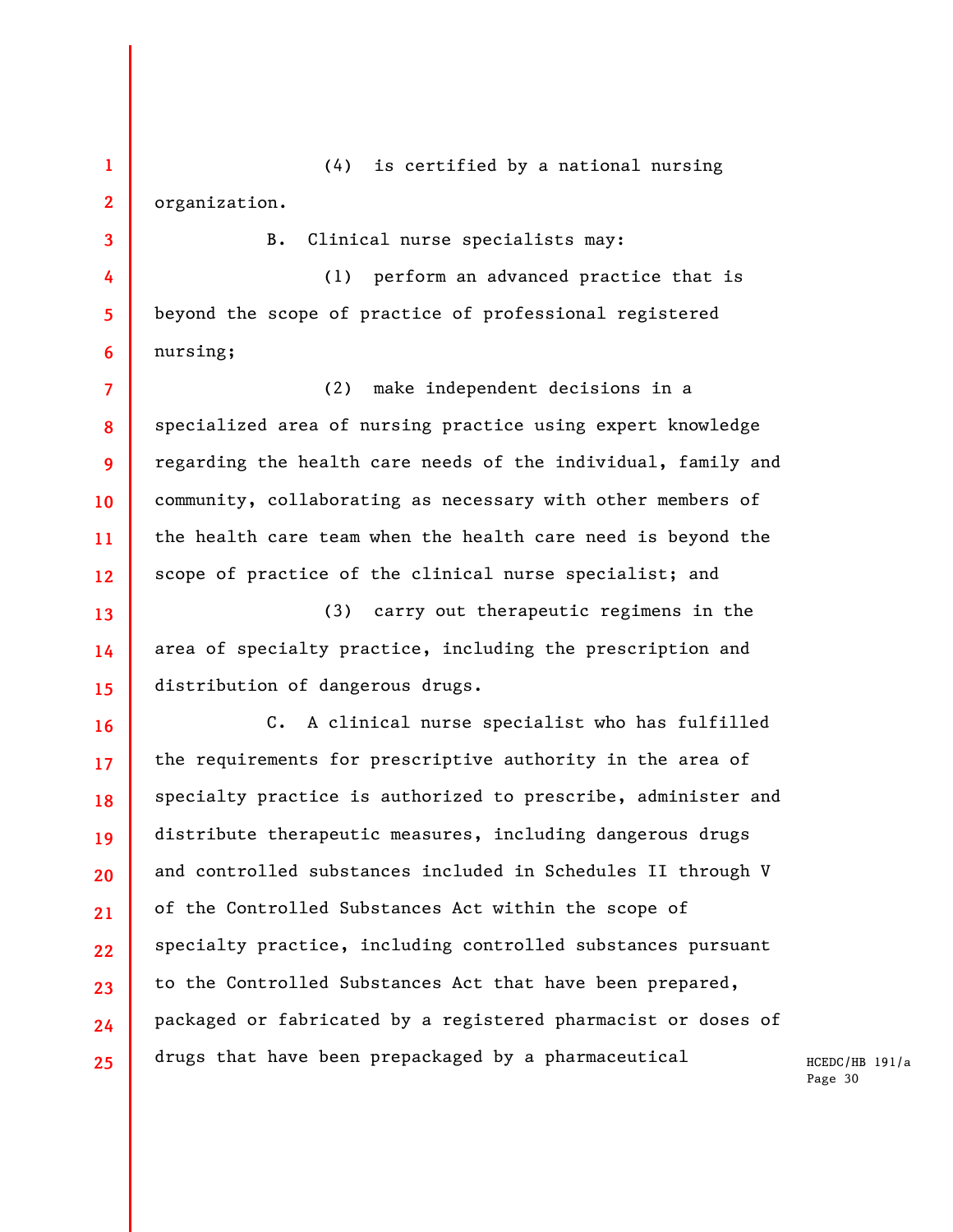(4) is certified by a national nursing organization.

B. Clinical nurse specialists may:

(1) perform an advanced practice that is beyond the scope of practice of professional registered nursing;

(2) make independent decisions in a specialized area of nursing practice using expert knowledge regarding the health care needs of the individual, family and community, collaborating as necessary with other members of the health care team when the health care need is beyond the scope of practice of the clinical nurse specialist; and

(3) carry out therapeutic regimens in the area of specialty practice, including the prescription and distribution of dangerous drugs.

C. A clinical nurse specialist who has fulfilled the requirements for prescriptive authority in the area of specialty practice is authorized to prescribe, administer and distribute therapeutic measures, including dangerous drugs and controlled substances included in Schedules II through V of the Controlled Substances Act within the scope of specialty practice, including controlled substances pursuant to the Controlled Substances Act that have been prepared, packaged or fabricated by a registered pharmacist or doses of drugs that have been prepackaged by a pharmaceutical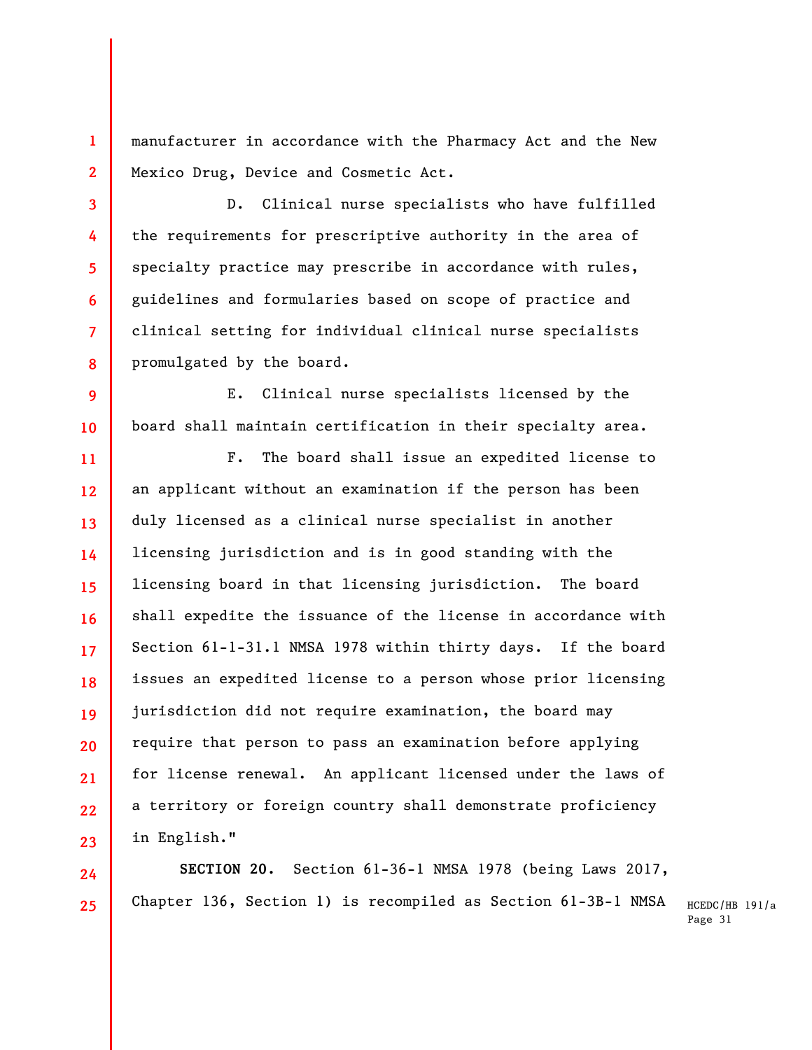manufacturer in accordance with the Pharmacy Act and the New Mexico Drug, Device and Cosmetic Act.

D. Clinical nurse specialists who have fulfilled the requirements for prescriptive authority in the area of specialty practice may prescribe in accordance with rules, guidelines and formularies based on scope of practice and clinical setting for individual clinical nurse specialists promulgated by the board.

E. Clinical nurse specialists licensed by the board shall maintain certification in their specialty area.

F. The board shall issue an expedited license to an applicant without an examination if the person has been duly licensed as a clinical nurse specialist in another licensing jurisdiction and is in good standing with the licensing board in that licensing jurisdiction. The board shall expedite the issuance of the license in accordance with Section 61-1-31.1 NMSA 1978 within thirty days. If the board issues an expedited license to a person whose prior licensing jurisdiction did not require examination, the board may require that person to pass an examination before applying for license renewal. An applicant licensed under the laws of a territory or foreign country shall demonstrate proficiency in English."

**SECTION 20.** Section 61-36-1 NMSA 1978 (being Laws 2017, Chapter 136, Section 1) is recompiled as Section 61-3B-1 NMSA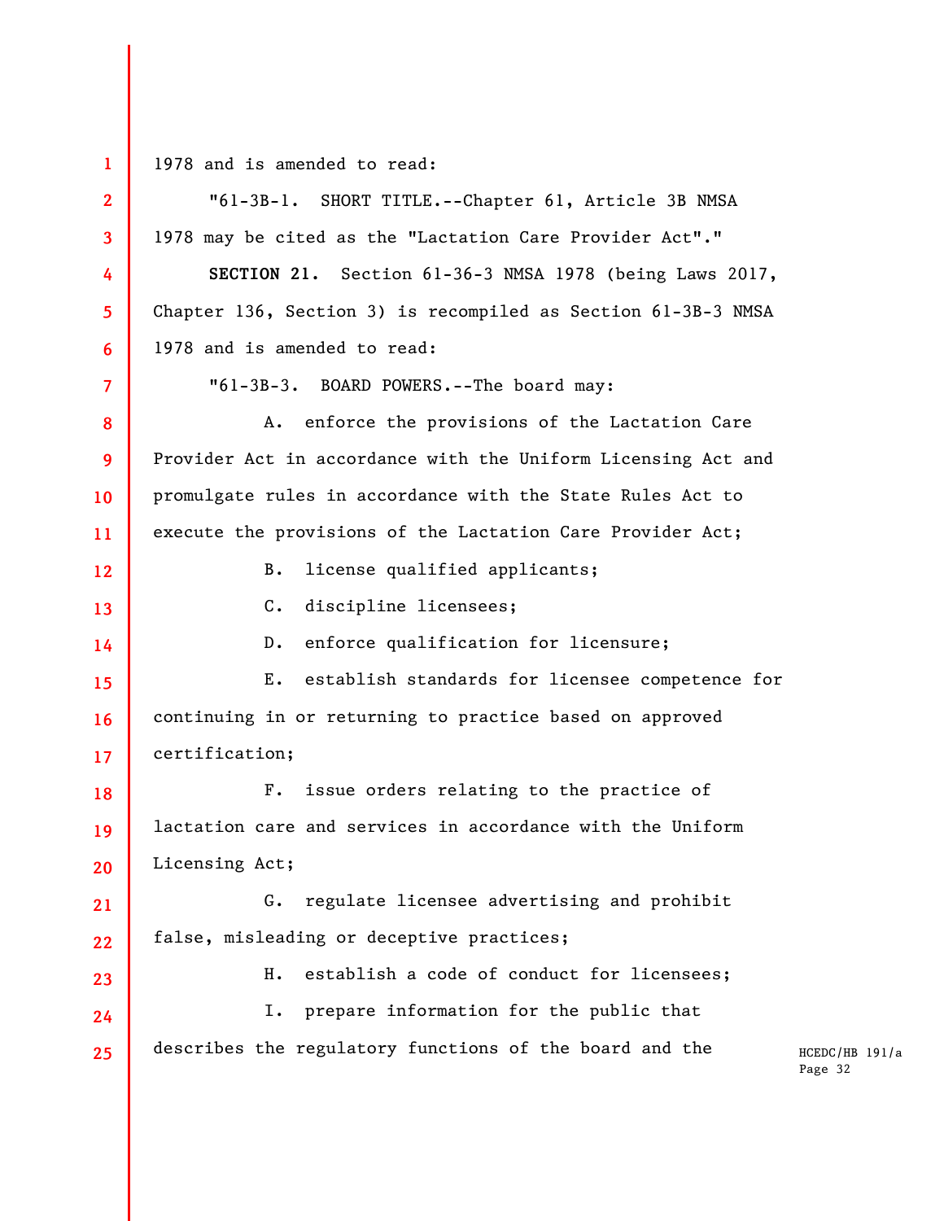1978 and is amended to read:

"61-3B-1. SHORT TITLE.--Chapter 61, Article 3B NMSA 1978 may be cited as the "Lactation Care Provider Act"."

**SECTION 21.** Section 61-36-3 NMSA 1978 (being Laws 2017, Chapter 136, Section 3) is recompiled as Section 61-3B-3 NMSA 1978 and is amended to read:

"61-3B-3. BOARD POWERS.--The board may:

A. enforce the provisions of the Lactation Care Provider Act in accordance with the Uniform Licensing Act and promulgate rules in accordance with the State Rules Act to execute the provisions of the Lactation Care Provider Act;

B. license qualified applicants;

C. discipline licensees;

D. enforce qualification for licensure;

E. establish standards for licensee competence for continuing in or returning to practice based on approved certification;

F. issue orders relating to the practice of lactation care and services in accordance with the Uniform Licensing Act;

G. regulate licensee advertising and prohibit false, misleading or deceptive practices;

H. establish a code of conduct for licensees;

I. prepare information for the public that describes the regulatory functions of the board and the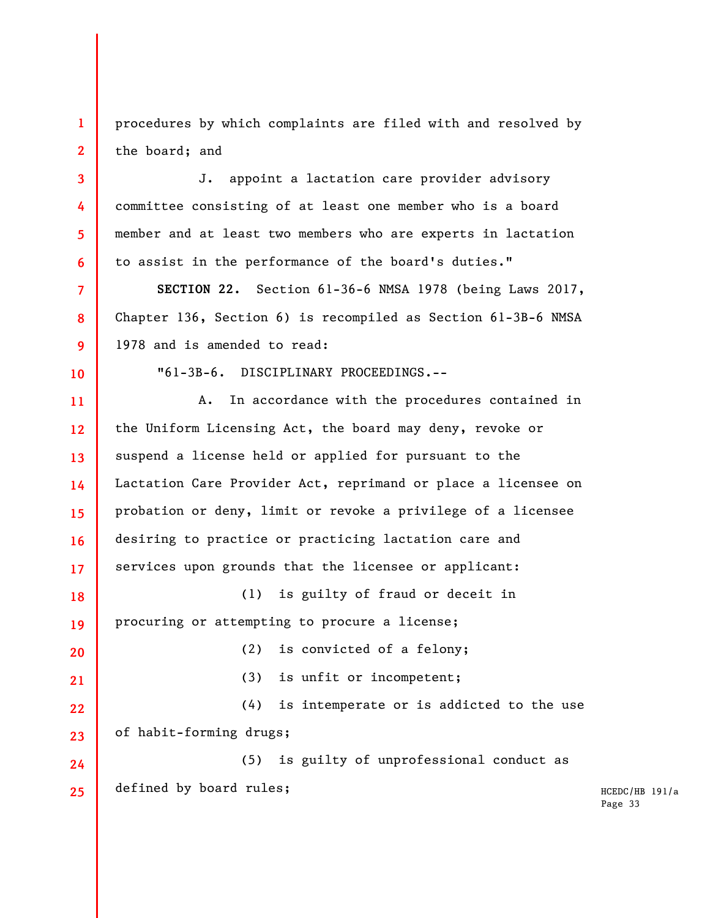procedures by which complaints are filed with and resolved by the board; and

J. appoint a lactation care provider advisory committee consisting of at least one member who is a board member and at least two members who are experts in lactation to assist in the performance of the board's duties."

**SECTION 22.** Section 61-36-6 NMSA 1978 (being Laws 2017, Chapter 136, Section 6) is recompiled as Section 61-3B-6 NMSA 1978 and is amended to read:

"61-3B-6. DISCIPLINARY PROCEEDINGS.--

A. In accordance with the procedures contained in the Uniform Licensing Act, the board may deny, revoke or suspend a license held or applied for pursuant to the Lactation Care Provider Act, reprimand or place a licensee on probation or deny, limit or revoke a privilege of a licensee desiring to practice or practicing lactation care and services upon grounds that the licensee or applicant:

(1) is guilty of fraud or deceit in procuring or attempting to procure a license;

(2) is convicted of a felony;

(3) is unfit or incompetent;

(4) is intemperate or is addicted to the use of habit-forming drugs;

(5) is guilty of unprofessional conduct as defined by board rules;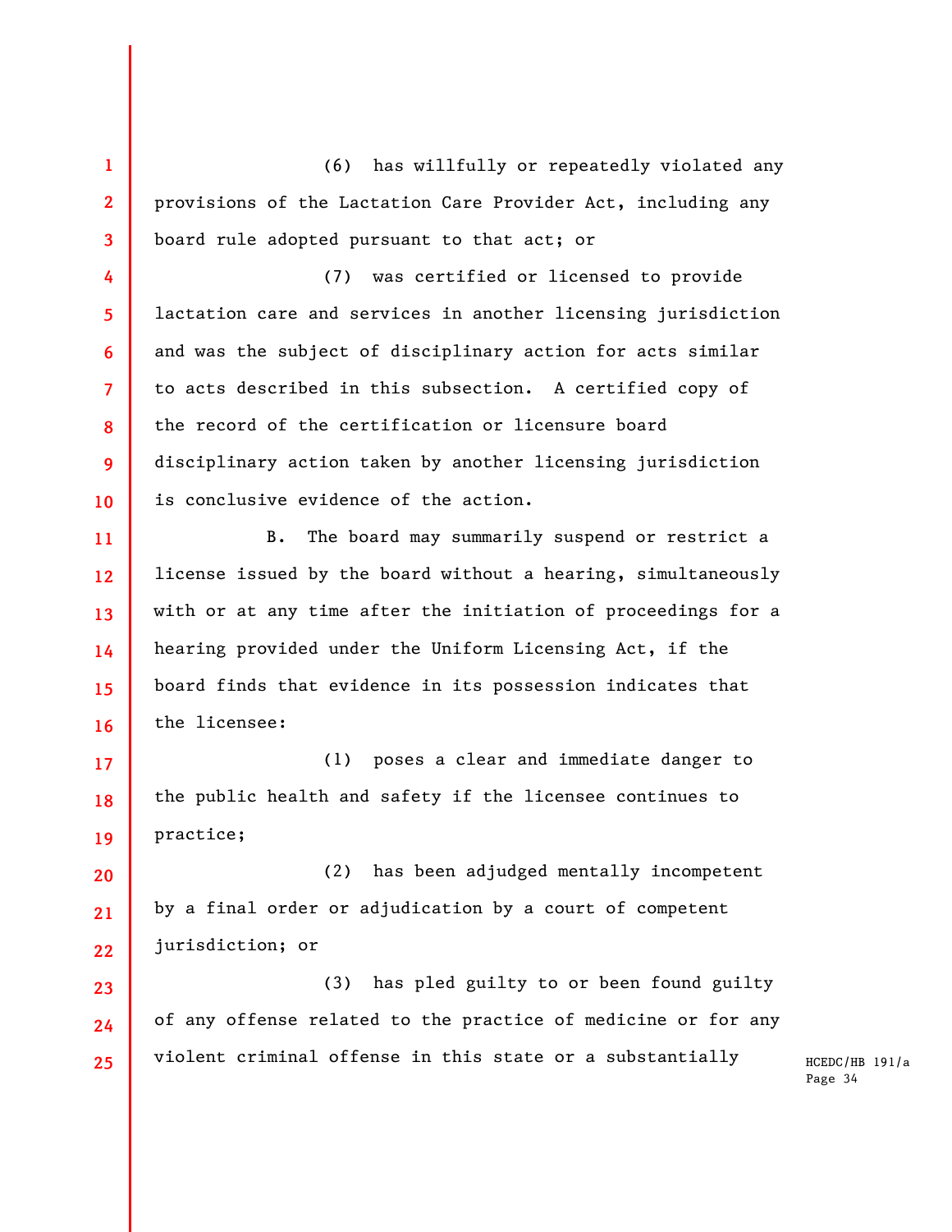(6) has willfully or repeatedly violated any provisions of the Lactation Care Provider Act, including any board rule adopted pursuant to that act; or

(7) was certified or licensed to provide lactation care and services in another licensing jurisdiction and was the subject of disciplinary action for acts similar to acts described in this subsection. A certified copy of the record of the certification or licensure board disciplinary action taken by another licensing jurisdiction is conclusive evidence of the action.

B. The board may summarily suspend or restrict a license issued by the board without a hearing, simultaneously with or at any time after the initiation of proceedings for a hearing provided under the Uniform Licensing Act, if the board finds that evidence in its possession indicates that the licensee:

(1) poses a clear and immediate danger to the public health and safety if the licensee continues to practice;

(2) has been adjudged mentally incompetent by a final order or adjudication by a court of competent jurisdiction; or

(3) has pled guilty to or been found guilty of any offense related to the practice of medicine or for any violent criminal offense in this state or a substantially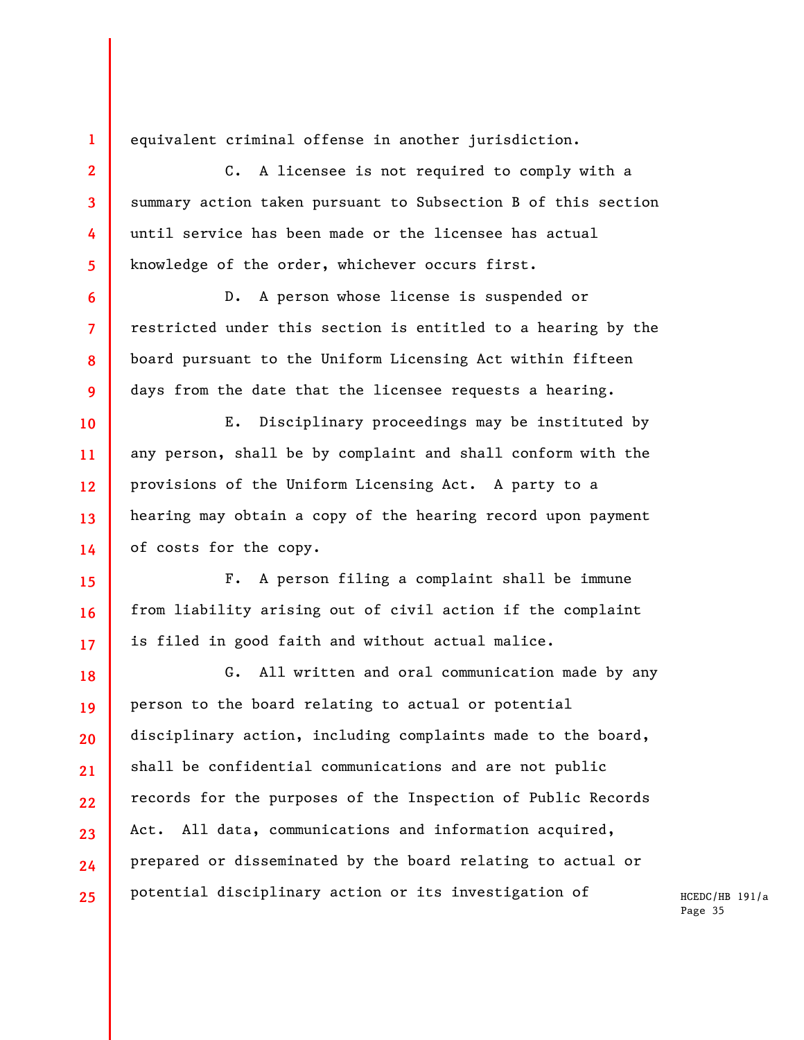equivalent criminal offense in another jurisdiction.

C. A licensee is not required to comply with a summary action taken pursuant to Subsection B of this section until service has been made or the licensee has actual knowledge of the order, whichever occurs first.

D. A person whose license is suspended or restricted under this section is entitled to a hearing by the board pursuant to the Uniform Licensing Act within fifteen days from the date that the licensee requests a hearing.

E. Disciplinary proceedings may be instituted by any person, shall be by complaint and shall conform with the provisions of the Uniform Licensing Act. A party to a hearing may obtain a copy of the hearing record upon payment of costs for the copy.

F. A person filing a complaint shall be immune from liability arising out of civil action if the complaint is filed in good faith and without actual malice.

G. All written and oral communication made by any person to the board relating to actual or potential disciplinary action, including complaints made to the board, shall be confidential communications and are not public records for the purposes of the Inspection of Public Records Act. All data, communications and information acquired, prepared or disseminated by the board relating to actual or potential disciplinary action or its investigation of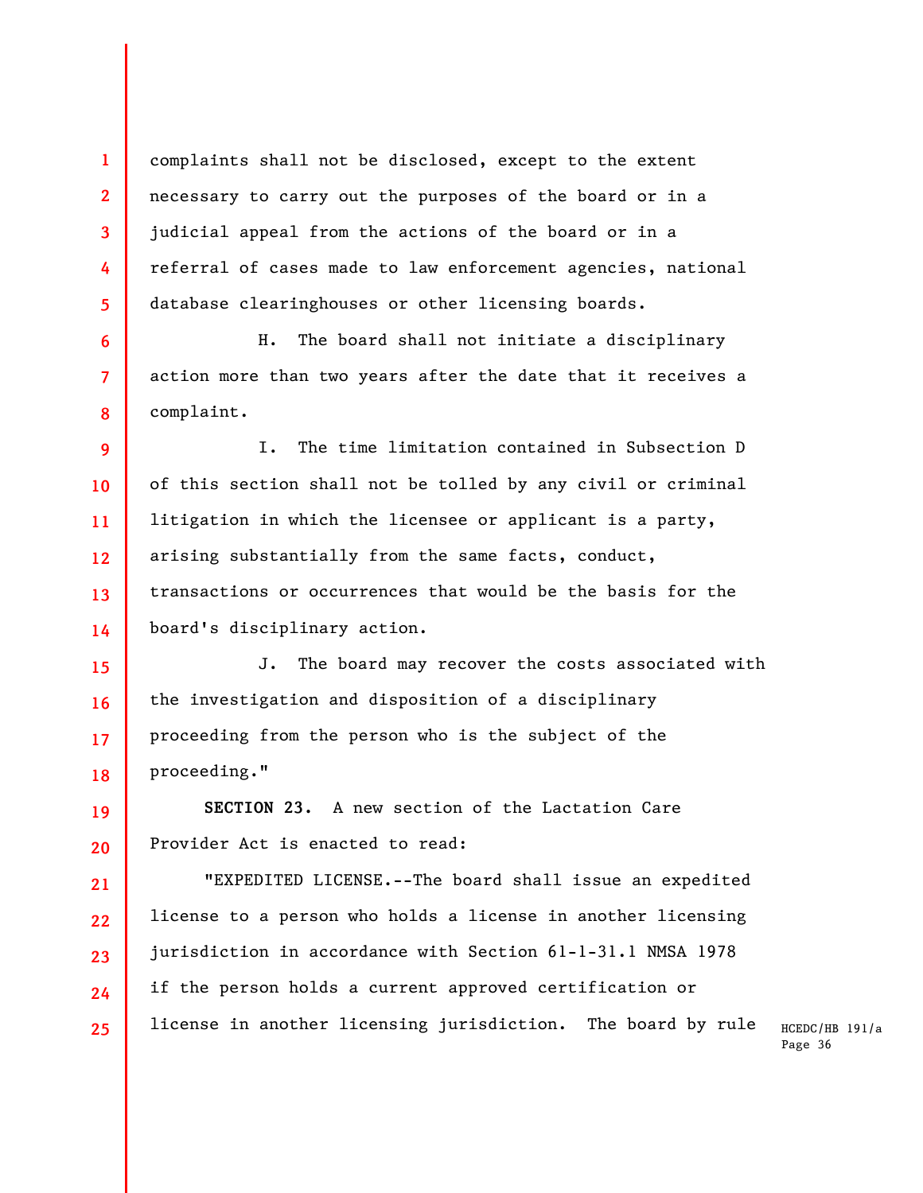complaints shall not be disclosed, except to the extent necessary to carry out the purposes of the board or in a judicial appeal from the actions of the board or in a referral of cases made to law enforcement agencies, national database clearinghouses or other licensing boards.

H. The board shall not initiate a disciplinary action more than two years after the date that it receives a complaint.

I. The time limitation contained in Subsection D of this section shall not be tolled by any civil or criminal litigation in which the licensee or applicant is a party, arising substantially from the same facts, conduct, transactions or occurrences that would be the basis for the board's disciplinary action.

J. The board may recover the costs associated with the investigation and disposition of a disciplinary proceeding from the person who is the subject of the proceeding."

**SECTION 23.** A new section of the Lactation Care Provider Act is enacted to read:

"EXPEDITED LICENSE.--The board shall issue an expedited license to a person who holds a license in another licensing jurisdiction in accordance with Section 61-1-31.1 NMSA 1978 if the person holds a current approved certification or license in another licensing jurisdiction. The board by rule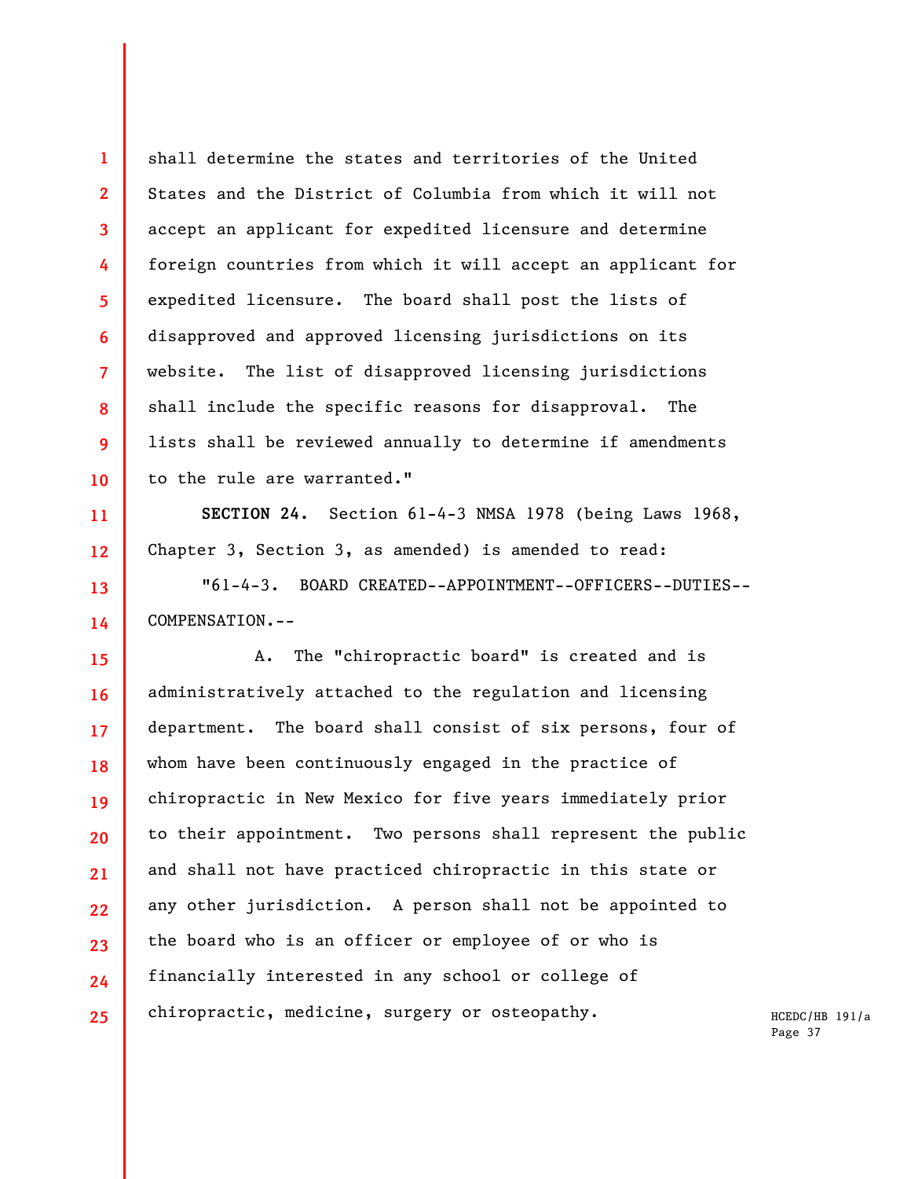shall determine the states and territories of the United States and the District of Columbia from which it will not accept an applicant for expedited licensure and determine foreign countries from which it will accept an applicant for expedited licensure. The board shall post the lists of disapproved and approved licensing jurisdictions on its website. The list of disapproved licensing jurisdictions shall include the specific reasons for disapproval. The lists shall be reviewed annually to determine if amendments to the rule are warranted."

**SECTION 24.** Section 61-4-3 NMSA 1978 (being Laws 1968, Chapter 3, Section 3, as amended) is amended to read:

"61-4-3. BOARD CREATED--APPOINTMENT--OFFICERS--DUTIES--COMPENSATION.--

A. The "chiropractic board" is created and is administratively attached to the regulation and licensing department. The board shall consist of six persons, four of whom have been continuously engaged in the practice of chiropractic in New Mexico for five years immediately prior to their appointment. Two persons shall represent the public and shall not have practiced chiropractic in this state or any other jurisdiction. A person shall not be appointed to the board who is an officer or employee of or who is financially interested in any school or college of chiropractic, medicine, surgery or osteopathy.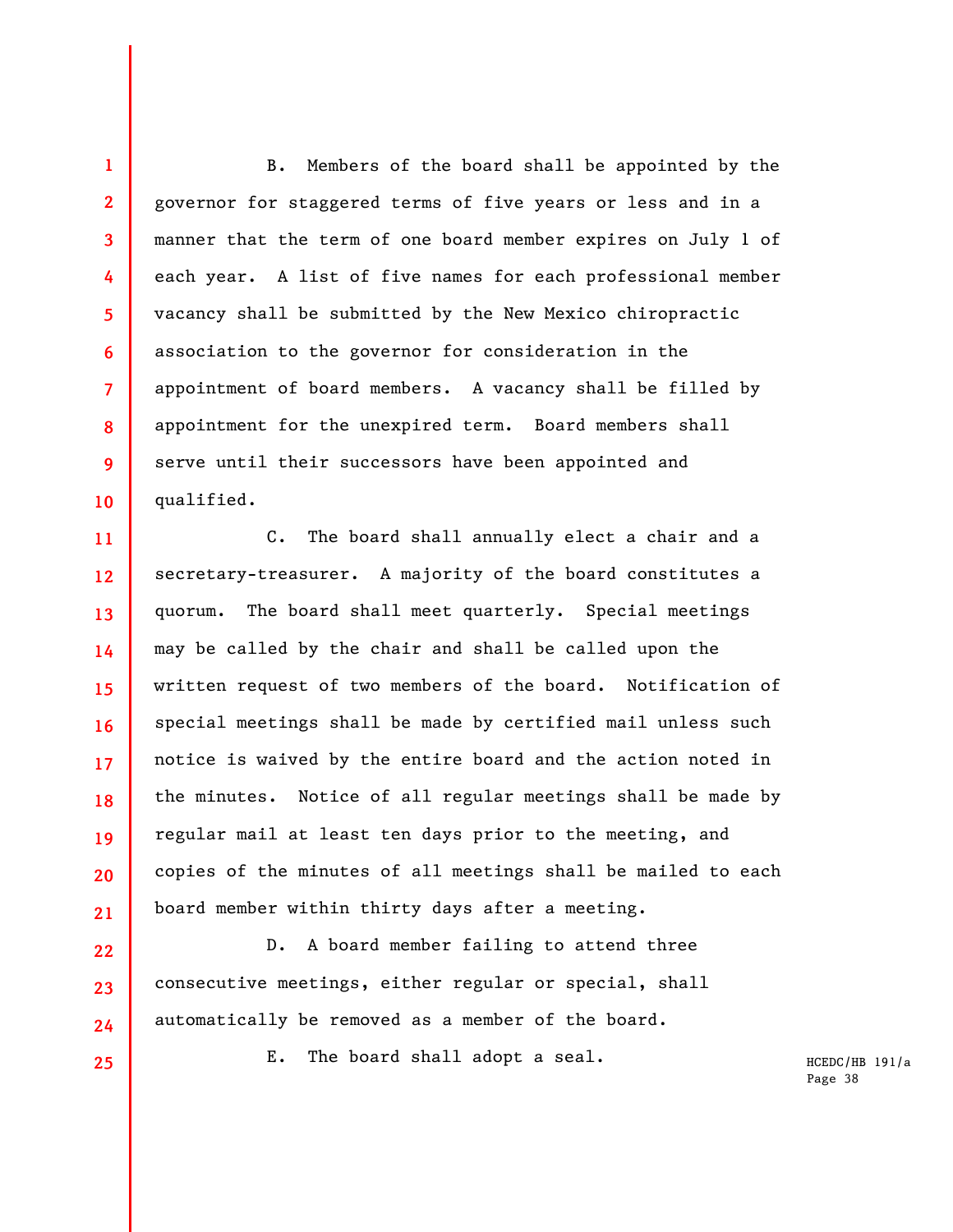B. Members of the board shall be appointed by the governor for staggered terms of five years or less and in a manner that the term of one board member expires on July 1 of each year. A list of five names for each professional member vacancy shall be submitted by the New Mexico chiropractic association to the governor for consideration in the appointment of board members. A vacancy shall be filled by appointment for the unexpired term. Board members shall serve until their successors have been appointed and qualified.

C. The board shall annually elect a chair and a secretary-treasurer. A majority of the board constitutes a quorum. The board shall meet quarterly. Special meetings may be called by the chair and shall be called upon the written request of two members of the board. Notification of special meetings shall be made by certified mail unless such notice is waived by the entire board and the action noted in the minutes. Notice of all regular meetings shall be made by regular mail at least ten days prior to the meeting, and copies of the minutes of all meetings shall be mailed to each board member within thirty days after a meeting.

D. A board member failing to attend three consecutive meetings, either regular or special, shall automatically be removed as a member of the board.

E. The board shall adopt a seal.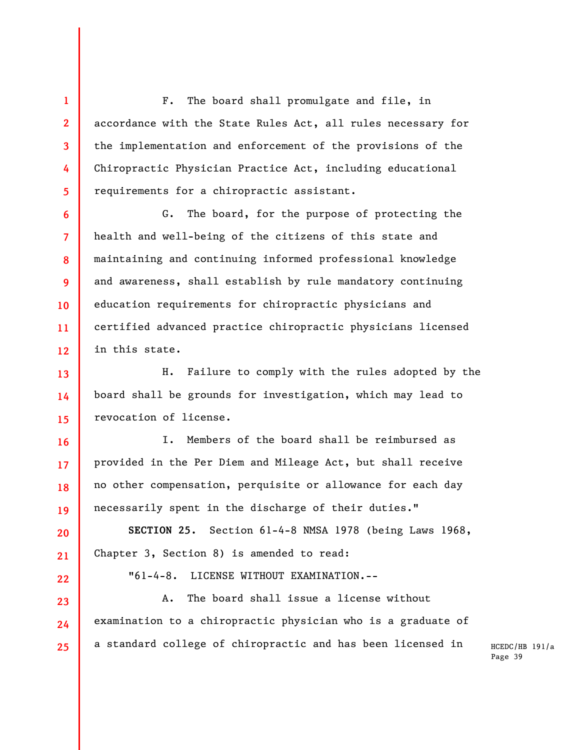F. The board shall promulgate and file, in accordance with the State Rules Act, all rules necessary for the implementation and enforcement of the provisions of the Chiropractic Physician Practice Act, including educational requirements for a chiropractic assistant.

G. The board, for the purpose of protecting the health and well-being of the citizens of this state and maintaining and continuing informed professional knowledge and awareness, shall establish by rule mandatory continuing education requirements for chiropractic physicians and certified advanced practice chiropractic physicians licensed in this state.

H. Failure to comply with the rules adopted by the board shall be grounds for investigation, which may lead to revocation of license.

I. Members of the board shall be reimbursed as provided in the Per Diem and Mileage Act, but shall receive no other compensation, perquisite or allowance for each day necessarily spent in the discharge of their duties."

**SECTION 25.** Section 61-4-8 NMSA 1978 (being Laws 1968, Chapter 3, Section 8) is amended to read:

"61-4-8. LICENSE WITHOUT EXAMINATION.--

A. The board shall issue a license without examination to a chiropractic physician who is a graduate of a standard college of chiropractic and has been licensed in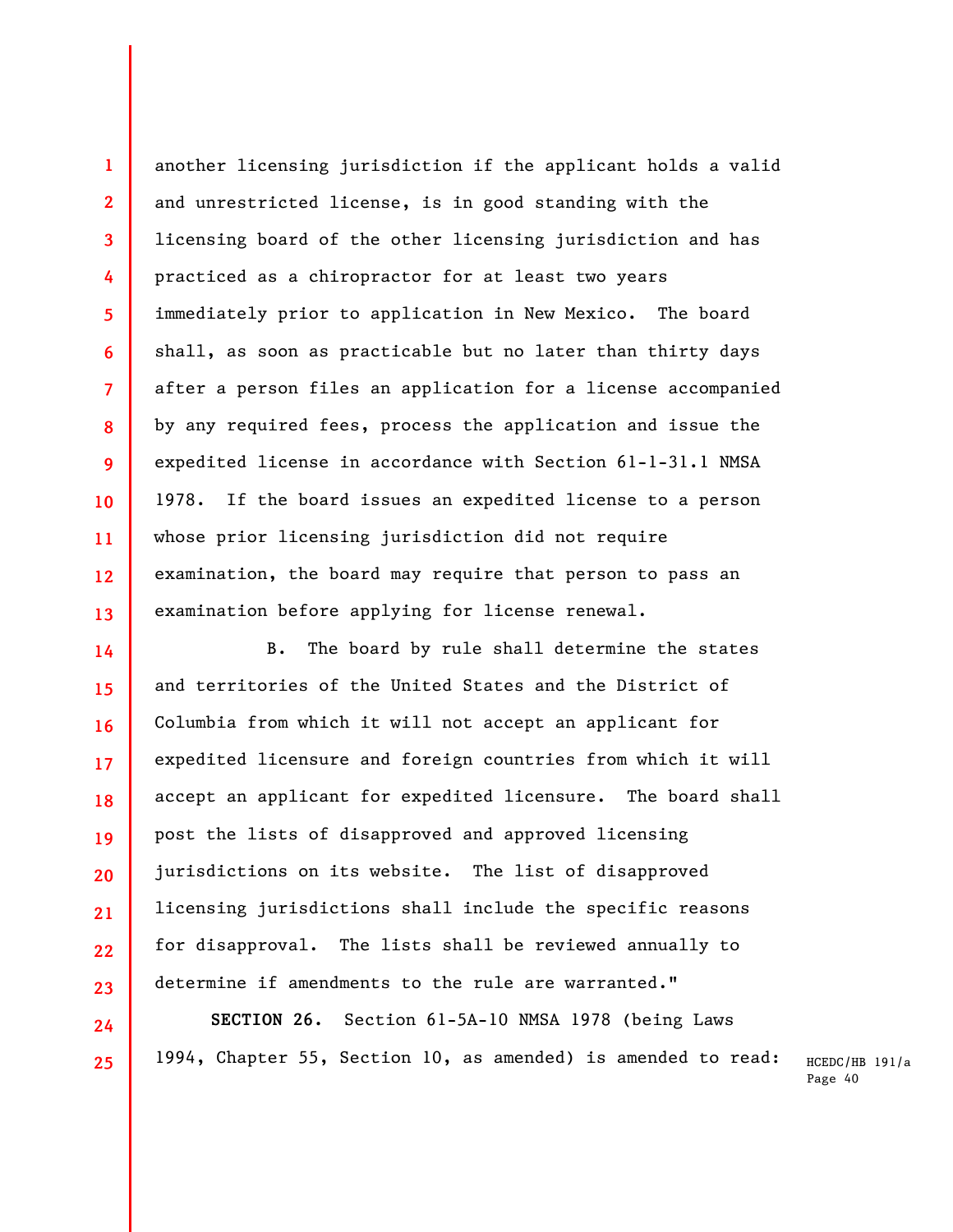another licensing jurisdiction if the applicant holds a valid and unrestricted license, is in good standing with the licensing board of the other licensing jurisdiction and has practiced as a chiropractor for at least two years immediately prior to application in New Mexico. The board shall, as soon as practicable but no later than thirty days after a person files an application for a license accompanied by any required fees, process the application and issue the expedited license in accordance with Section 61-1-31.1 NMSA 1978. If the board issues an expedited license to a person whose prior licensing jurisdiction did not require examination, the board may require that person to pass an examination before applying for license renewal.

B. The board by rule shall determine the states and territories of the United States and the District of Columbia from which it will not accept an applicant for expedited licensure and foreign countries from which it will accept an applicant for expedited licensure. The board shall post the lists of disapproved and approved licensing jurisdictions on its website. The list of disapproved licensing jurisdictions shall include the specific reasons for disapproval. The lists shall be reviewed annually to determine if amendments to the rule are warranted."

**SECTION 26.** Section 61-5A-10 NMSA 1978 (being Laws 1994, Chapter 55, Section 10, as amended) is amended to read: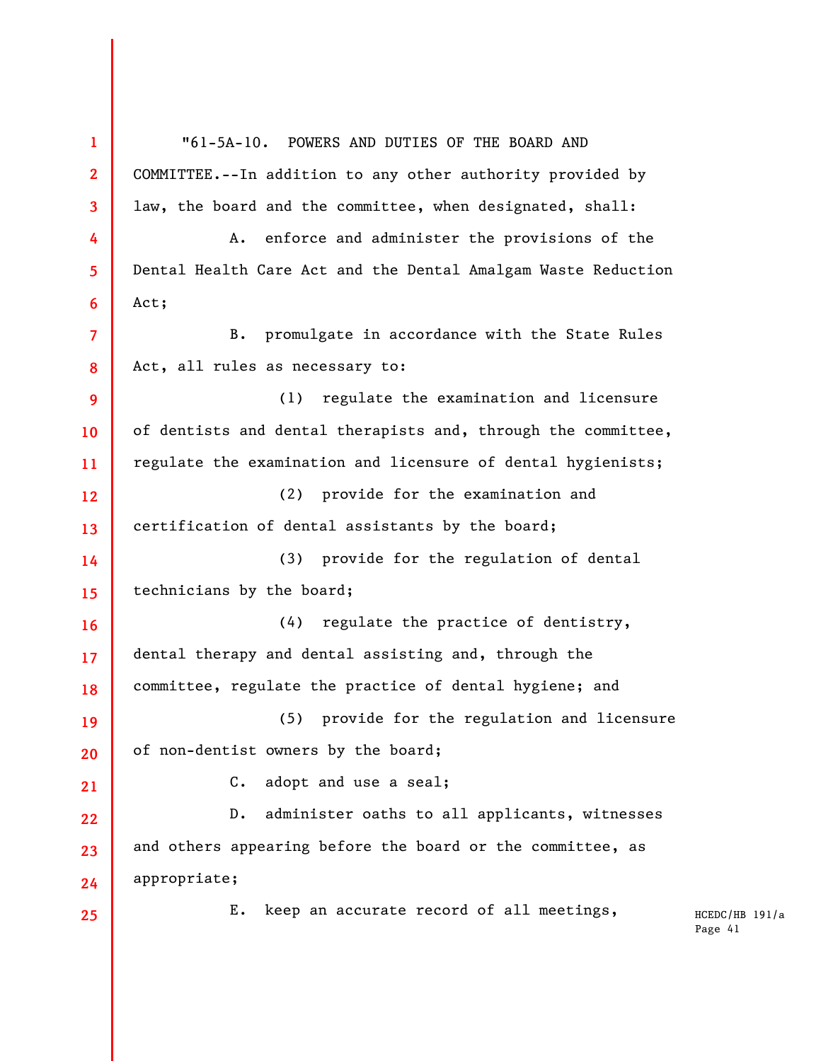"61-5A-10. POWERS AND DUTIES OF THE BOARD AND COMMITTEE.--In addition to any other authority provided by law, the board and the committee, when designated, shall:

A. enforce and administer the provisions of the Dental Health Care Act and the Dental Amalgam Waste Reduction Act;

B. promulgate in accordance with the State Rules Act, all rules as necessary to:

(1) regulate the examination and licensure of dentists and dental therapists and, through the committee, regulate the examination and licensure of dental hygienists;

(2) provide for the examination and certification of dental assistants by the board;

(3) provide for the regulation of dental technicians by the board;

(4) regulate the practice of dentistry, dental therapy and dental assisting and, through the committee, regulate the practice of dental hygiene; and

(5) provide for the regulation and licensure of non-dentist owners by the board;

C. adopt and use a seal;

D. administer oaths to all applicants, witnesses and others appearing before the board or the committee, as appropriate;

E. keep an accurate record of all meetings,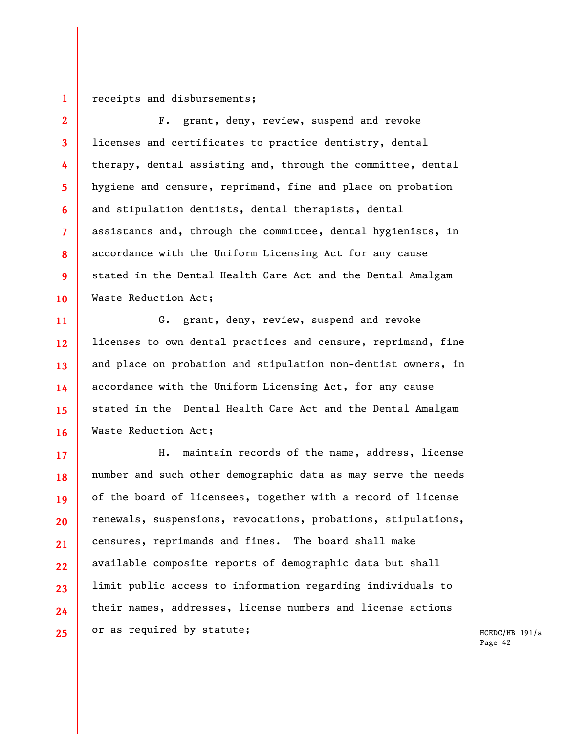receipts and disbursements;

F. grant, deny, review, suspend and revoke licenses and certificates to practice dentistry, dental therapy, dental assisting and, through the committee, dental hygiene and censure, reprimand, fine and place on probation and stipulation dentists, dental therapists, dental assistants and, through the committee, dental hygienists, in accordance with the Uniform Licensing Act for any cause stated in the Dental Health Care Act and the Dental Amalgam Waste Reduction Act;

G. grant, deny, review, suspend and revoke licenses to own dental practices and censure, reprimand, fine and place on probation and stipulation non-dentist owners, in accordance with the Uniform Licensing Act, for any cause stated in the Dental Health Care Act and the Dental Amalgam Waste Reduction Act;

H. maintain records of the name, address, license number and such other demographic data as may serve the needs of the board of licensees, together with a record of license renewals, suspensions, revocations, probations, stipulations, censures, reprimands and fines. The board shall make available composite reports of demographic data but shall limit public access to information regarding individuals to their names, addresses, license numbers and license actions or as required by statute;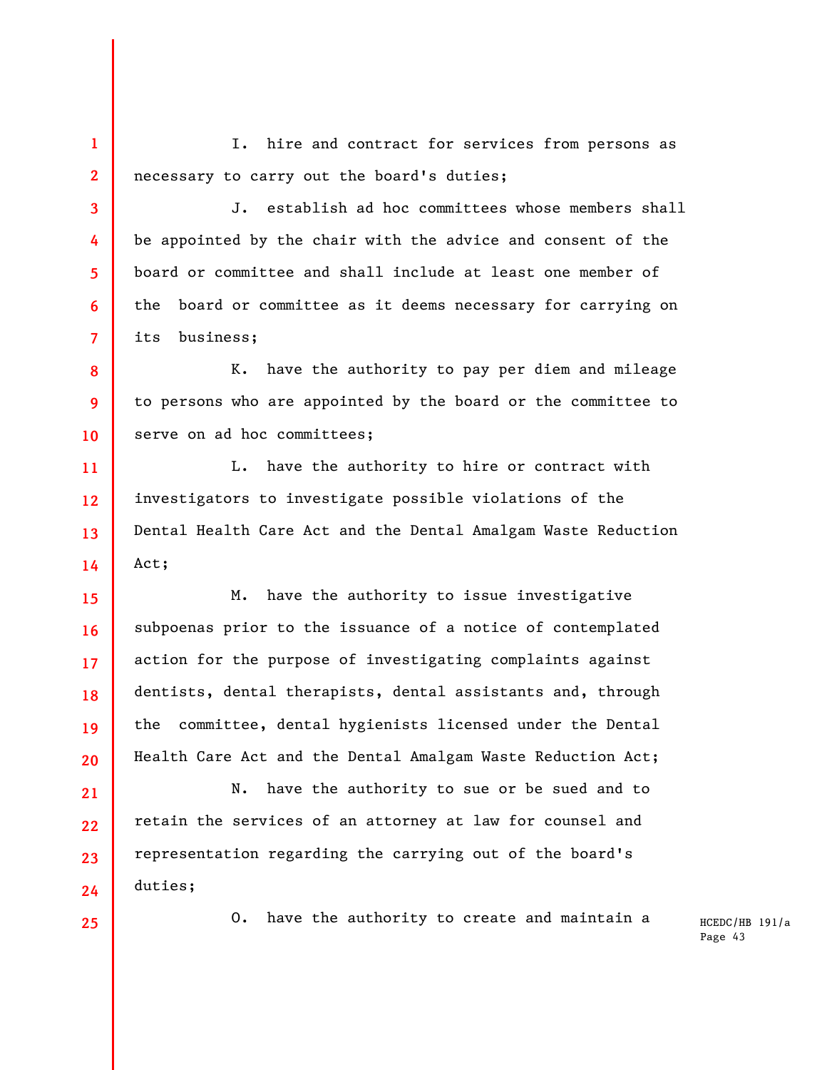I. hire and contract for services from persons as necessary to carry out the board's duties;

J. establish ad hoc committees whose members shall be appointed by the chair with the advice and consent of the board or committee and shall include at least one member of the board or committee as it deems necessary for carrying on its business;

K. have the authority to pay per diem and mileage to persons who are appointed by the board or the committee to serve on ad hoc committees;

L. have the authority to hire or contract with investigators to investigate possible violations of the Dental Health Care Act and the Dental Amalgam Waste Reduction Act;

M. have the authority to issue investigative subpoenas prior to the issuance of a notice of contemplated action for the purpose of investigating complaints against dentists, dental therapists, dental assistants and, through the committee, dental hygienists licensed under the Dental Health Care Act and the Dental Amalgam Waste Reduction Act;

N. have the authority to sue or be sued and to retain the services of an attorney at law for counsel and representation regarding the carrying out of the board's duties;

O. have the authority to create and maintain a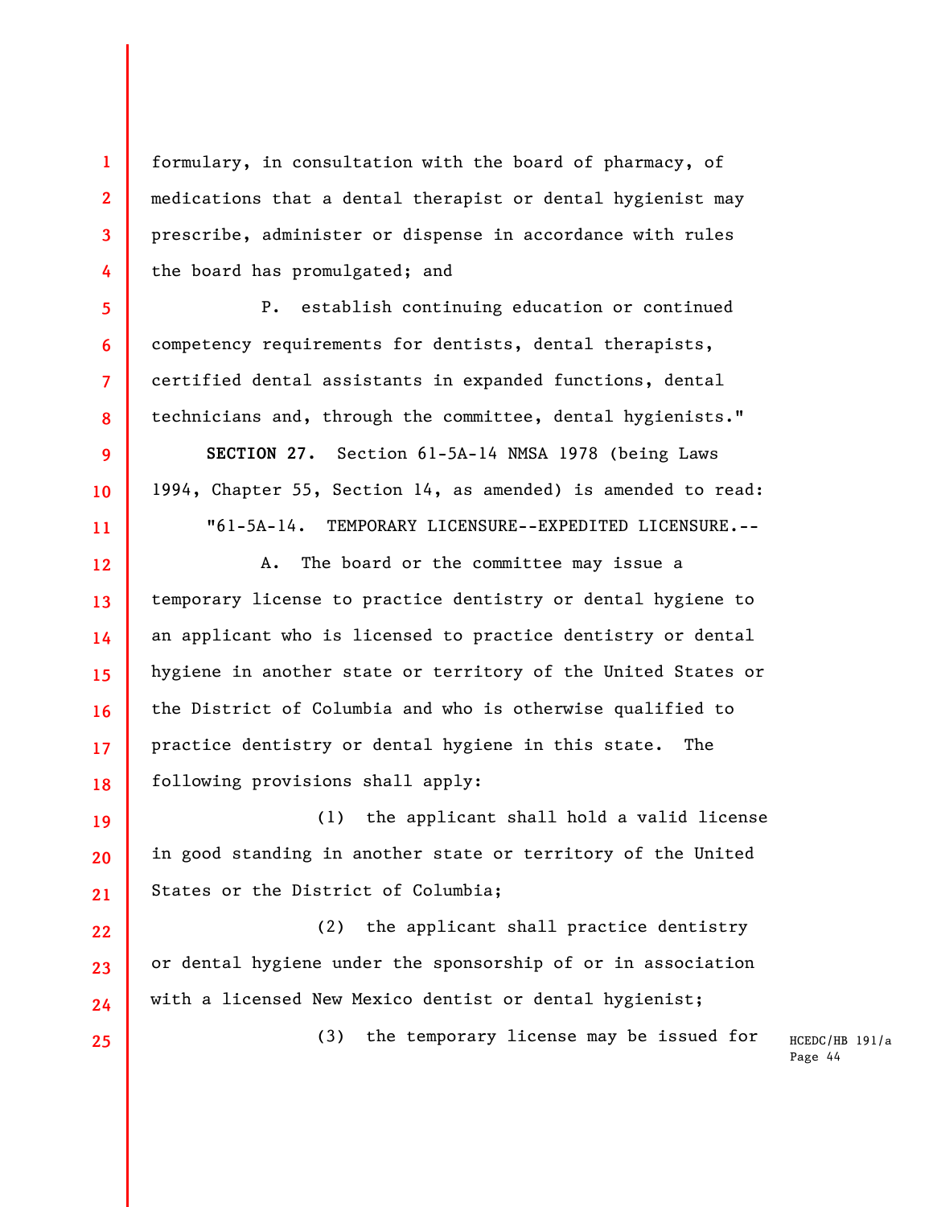formulary, in consultation with the board of pharmacy, of medications that a dental therapist or dental hygienist may prescribe, administer or dispense in accordance with rules the board has promulgated; and

P. establish continuing education or continued competency requirements for dentists, dental therapists, certified dental assistants in expanded functions, dental technicians and, through the committee, dental hygienists."

**SECTION 27.** Section 61-5A-14 NMSA 1978 (being Laws 1994, Chapter 55, Section 14, as amended) is amended to read:

"61-5A-14. TEMPORARY LICENSURE--EXPEDITED LICENSURE.--

A. The board or the committee may issue a temporary license to practice dentistry or dental hygiene to an applicant who is licensed to practice dentistry or dental hygiene in another state or territory of the United States or the District of Columbia and who is otherwise qualified to practice dentistry or dental hygiene in this state. The following provisions shall apply:

(1) the applicant shall hold a valid license in good standing in another state or territory of the United States or the District of Columbia;

(2) the applicant shall practice dentistry or dental hygiene under the sponsorship of or in association with a licensed New Mexico dentist or dental hygienist;

(3) the temporary license may be issued for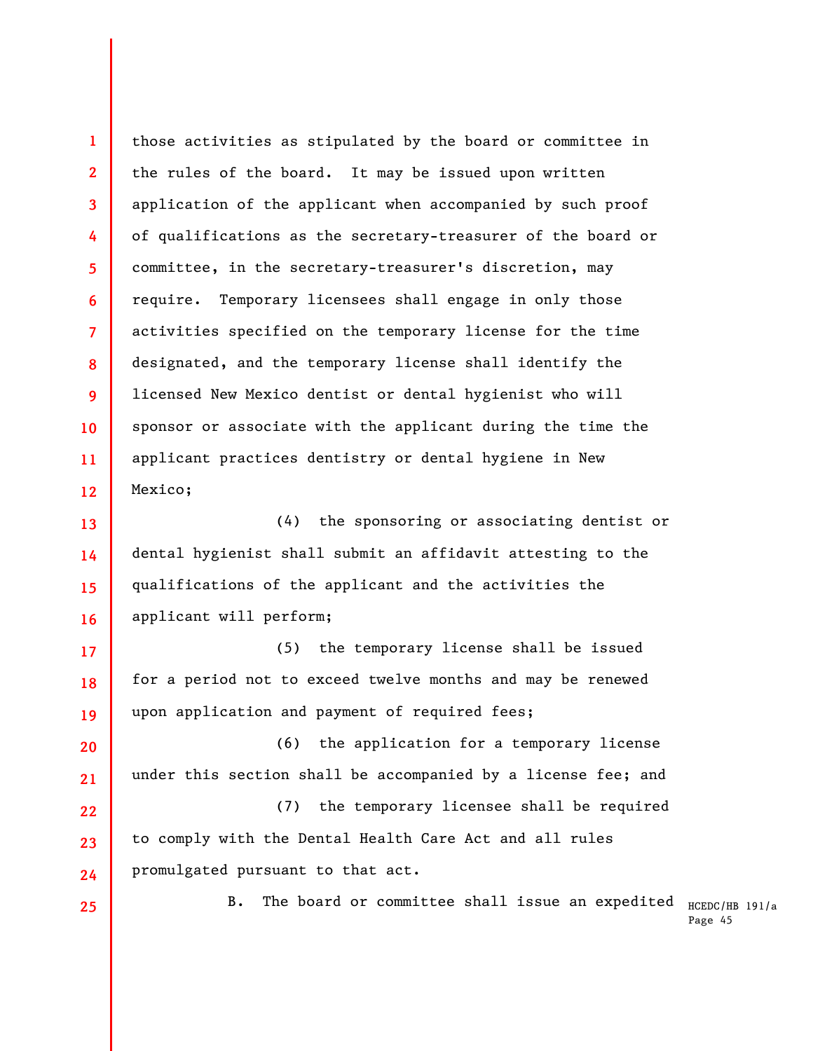those activities as stipulated by the board or committee in the rules of the board. It may be issued upon written application of the applicant when accompanied by such proof of qualifications as the secretary-treasurer of the board or committee, in the secretary-treasurer's discretion, may require. Temporary licensees shall engage in only those activities specified on the temporary license for the time designated, and the temporary license shall identify the licensed New Mexico dentist or dental hygienist who will sponsor or associate with the applicant during the time the applicant practices dentistry or dental hygiene in New Mexico;

(4) the sponsoring or associating dentist or dental hygienist shall submit an affidavit attesting to the qualifications of the applicant and the activities the applicant will perform;

(5) the temporary license shall be issued for a period not to exceed twelve months and may be renewed upon application and payment of required fees;

(6) the application for a temporary license under this section shall be accompanied by a license fee; and

(7) the temporary licensee shall be required to comply with the Dental Health Care Act and all rules promulgated pursuant to that act.

B. The board or committee shall issue an expedited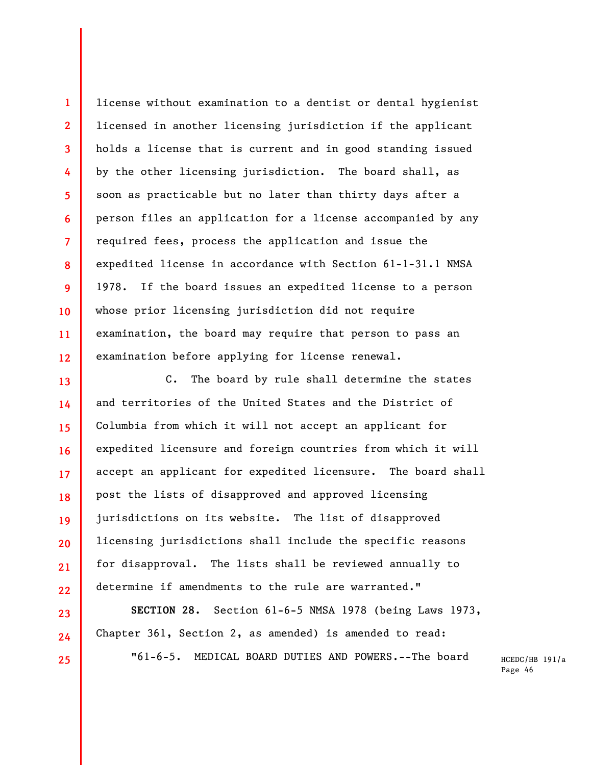license without examination to a dentist or dental hygienist licensed in another licensing jurisdiction if the applicant holds a license that is current and in good standing issued by the other licensing jurisdiction. The board shall, as soon as practicable but no later than thirty days after a person files an application for a license accompanied by any required fees, process the application and issue the expedited license in accordance with Section 61-1-31.1 NMSA 1978. If the board issues an expedited license to a person whose prior licensing jurisdiction did not require examination, the board may require that person to pass an examination before applying for license renewal.

C. The board by rule shall determine the states and territories of the United States and the District of Columbia from which it will not accept an applicant for expedited licensure and foreign countries from which it will accept an applicant for expedited licensure. The board shall post the lists of disapproved and approved licensing jurisdictions on its website. The list of disapproved licensing jurisdictions shall include the specific reasons for disapproval. The lists shall be reviewed annually to determine if amendments to the rule are warranted."

**SECTION 28.** Section 61-6-5 NMSA 1978 (being Laws 1973, Chapter 361, Section 2, as amended) is amended to read:

"61-6-5. MEDICAL BOARD DUTIES AND POWERS.--The board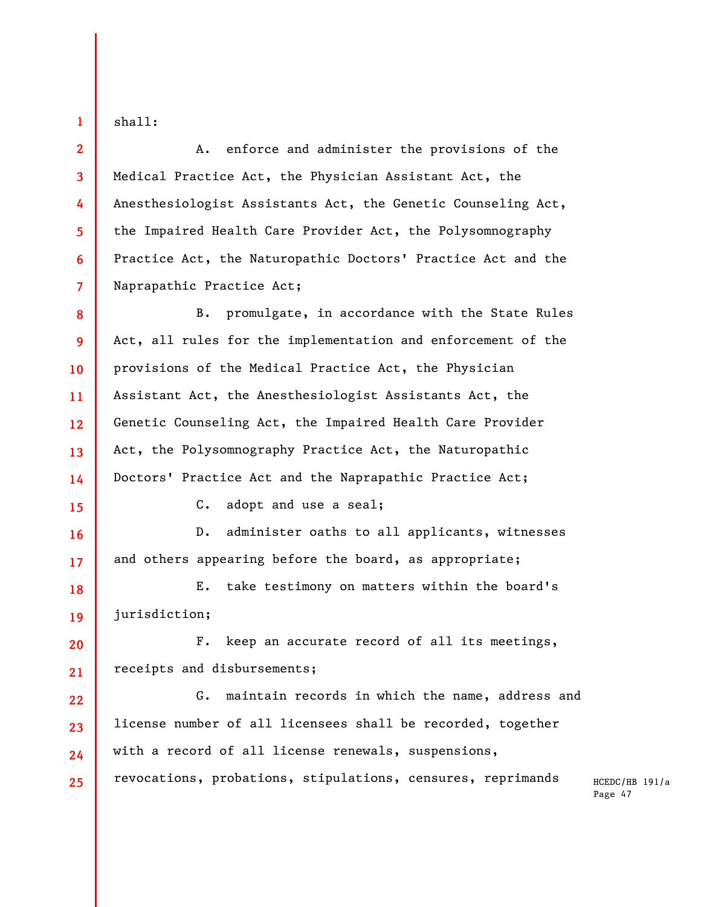shall:

A. enforce and administer the provisions of the Medical Practice Act, the Physician Assistant Act, the Anesthesiologist Assistants Act, the Genetic Counseling Act, the Impaired Health Care Provider Act, the Polysomnography Practice Act, the Naturopathic Doctors' Practice Act and the Naprapathic Practice Act;

B. promulgate, in accordance with the State Rules Act, all rules for the implementation and enforcement of the provisions of the Medical Practice Act, the Physician Assistant Act, the Anesthesiologist Assistants Act, the Genetic Counseling Act, the Impaired Health Care Provider Act, the Polysomnography Practice Act, the Naturopathic Doctors' Practice Act and the Naprapathic Practice Act;

C. adopt and use a seal;

D. administer oaths to all applicants, witnesses and others appearing before the board, as appropriate;

E. take testimony on matters within the board's jurisdiction;

F. keep an accurate record of all its meetings, receipts and disbursements;

G. maintain records in which the name, address and license number of all licensees shall be recorded, together with a record of all license renewals, suspensions, revocations, probations, stipulations, censures, reprimands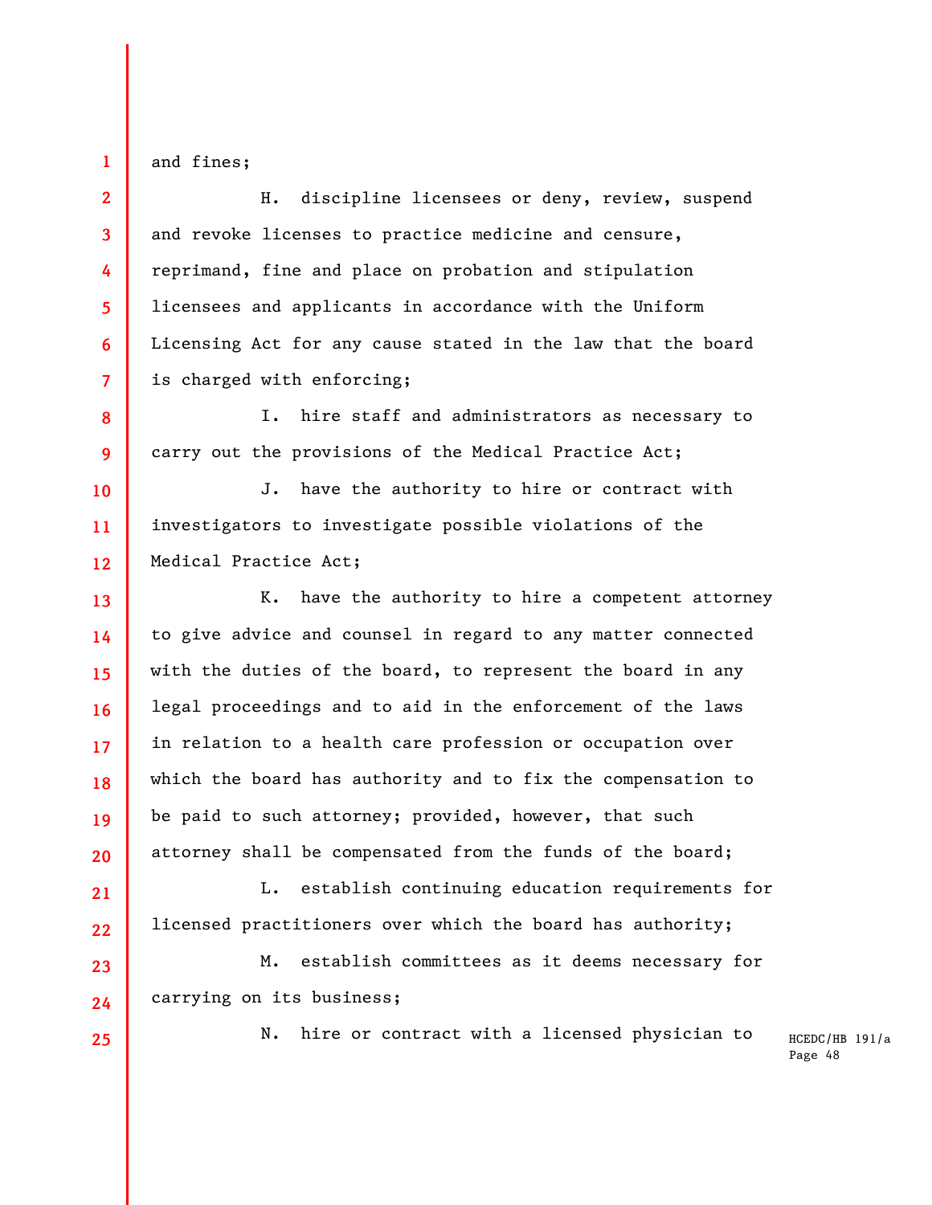and fines;

H. discipline licensees or deny, review, suspend and revoke licenses to practice medicine and censure, reprimand, fine and place on probation and stipulation licensees and applicants in accordance with the Uniform Licensing Act for any cause stated in the law that the board is charged with enforcing;

I. hire staff and administrators as necessary to carry out the provisions of the Medical Practice Act;

J. have the authority to hire or contract with investigators to investigate possible violations of the Medical Practice Act;

K. have the authority to hire a competent attorney to give advice and counsel in regard to any matter connected with the duties of the board, to represent the board in any legal proceedings and to aid in the enforcement of the laws in relation to a health care profession or occupation over which the board has authority and to fix the compensation to be paid to such attorney; provided, however, that such attorney shall be compensated from the funds of the board;

L. establish continuing education requirements for licensed practitioners over which the board has authority;

M. establish committees as it deems necessary for carrying on its business;

N. hire or contract with a licensed physician to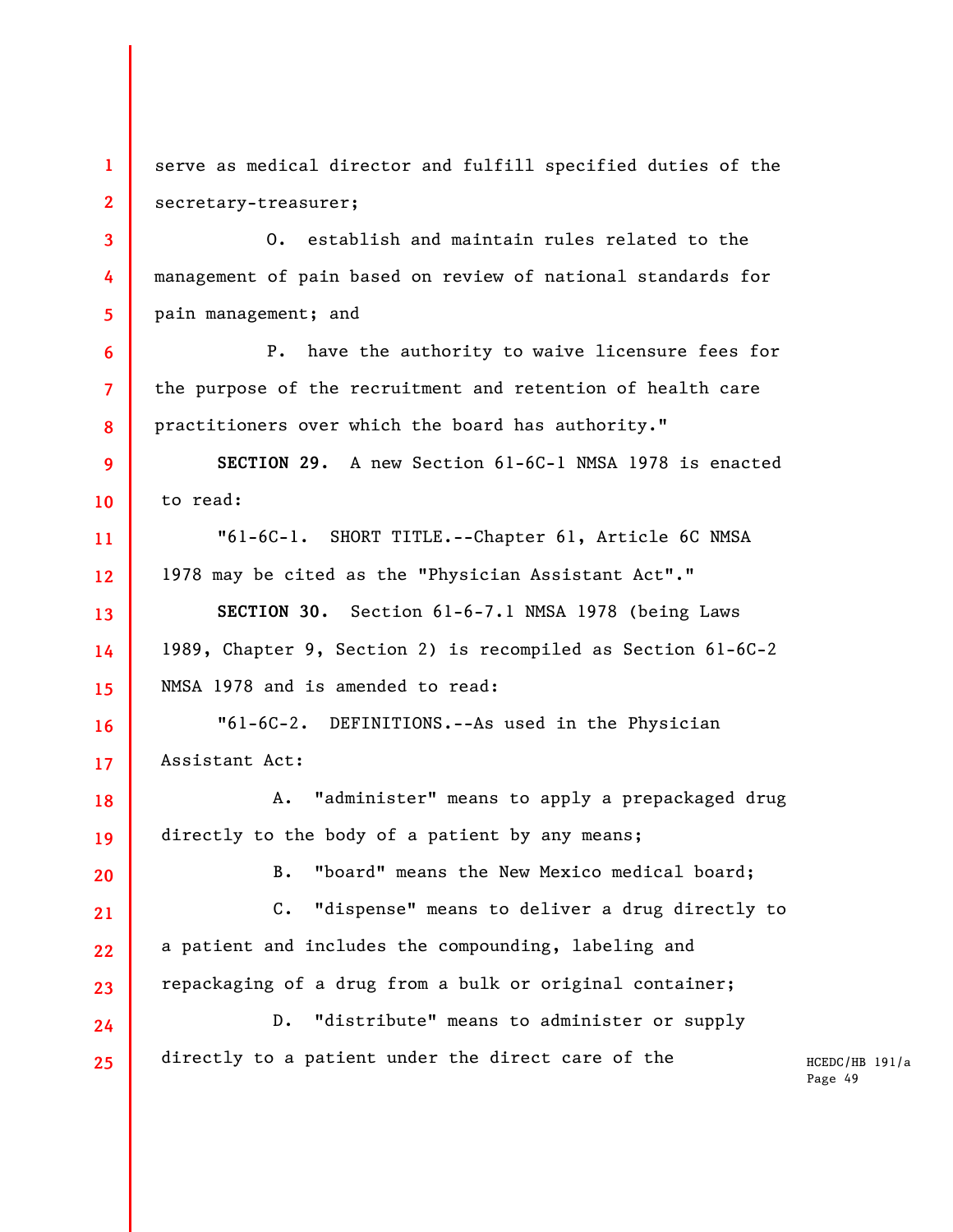serve as medical director and fulfill specified duties of the secretary-treasurer;

O. establish and maintain rules related to the management of pain based on review of national standards for pain management; and

P. have the authority to waive licensure fees for the purpose of the recruitment and retention of health care practitioners over which the board has authority."

**SECTION 29.** A new Section 61-6C-1 NMSA 1978 is enacted to read:

"61-6C-1. SHORT TITLE.--Chapter 61, Article 6C NMSA 1978 may be cited as the "Physician Assistant Act"."

**SECTION 30.** Section 61-6-7.1 NMSA 1978 (being Laws 1989, Chapter 9, Section 2) is recompiled as Section 61-6C-2 NMSA 1978 and is amended to read:

"61-6C-2. DEFINITIONS.--As used in the Physician Assistant Act:

A. "administer" means to apply a prepackaged drug directly to the body of a patient by any means;

B. "board" means the New Mexico medical board;

C. "dispense" means to deliver a drug directly to a patient and includes the compounding, labeling and repackaging of a drug from a bulk or original container;

D. "distribute" means to administer or supply directly to a patient under the direct care of the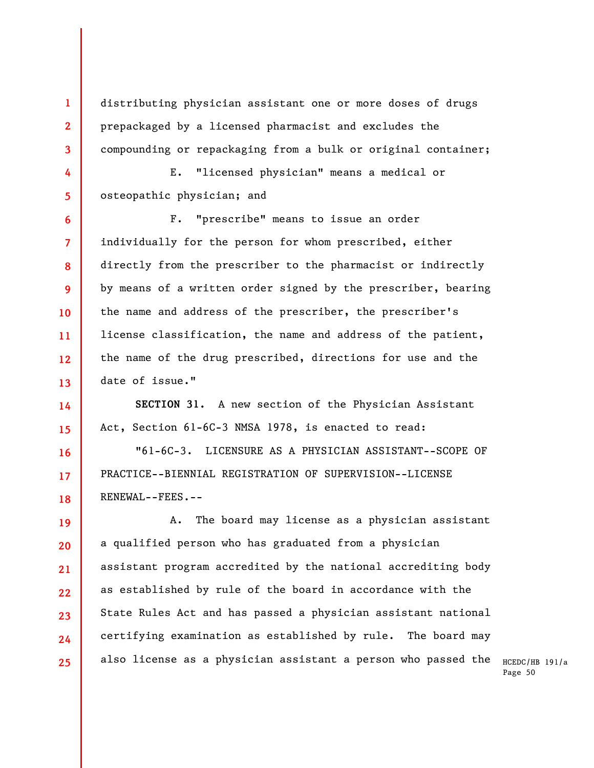distributing physician assistant one or more doses of drugs prepackaged by a licensed pharmacist and excludes the compounding or repackaging from a bulk or original container;

E. "licensed physician" means a medical or osteopathic physician; and

F. "prescribe" means to issue an order individually for the person for whom prescribed, either directly from the prescriber to the pharmacist or indirectly by means of a written order signed by the prescriber, bearing the name and address of the prescriber, the prescriber's license classification, the name and address of the patient, the name of the drug prescribed, directions for use and the date of issue."

**SECTION 31.** A new section of the Physician Assistant Act, Section 61-6C-3 NMSA 1978, is enacted to read:

"61-6C-3. LICENSURE AS A PHYSICIAN ASSISTANT--SCOPE OF PRACTICE--BIENNIAL REGISTRATION OF SUPERVISION--LICENSE RENEWAL--FEES.--

A. The board may license as a physician assistant a qualified person who has graduated from a physician assistant program accredited by the national accrediting body as established by rule of the board in accordance with the State Rules Act and has passed a physician assistant national certifying examination as established by rule. The board may also license as a physician assistant a person who passed the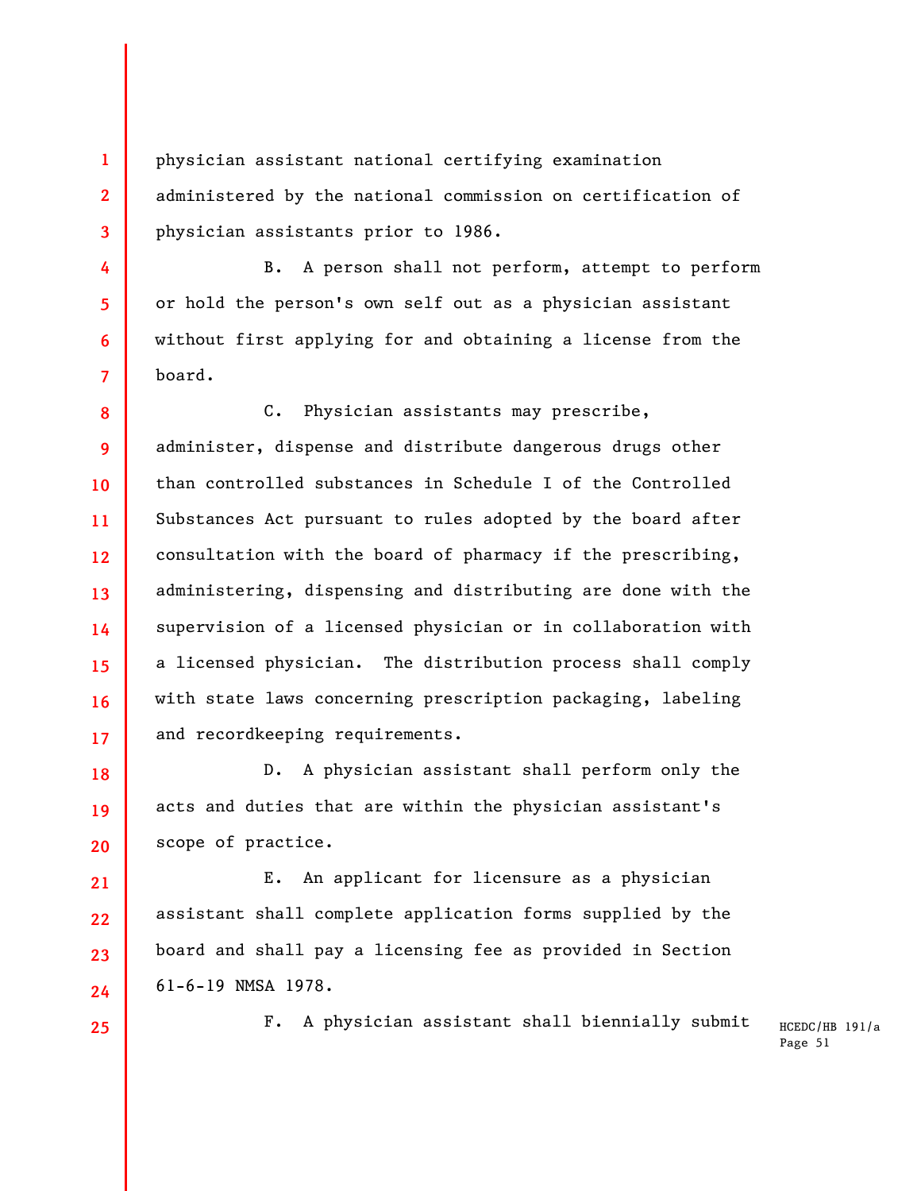physician assistant national certifying examination administered by the national commission on certification of physician assistants prior to 1986.

B. A person shall not perform, attempt to perform or hold the person's own self out as a physician assistant without first applying for and obtaining a license from the board.

C. Physician assistants may prescribe, administer, dispense and distribute dangerous drugs other than controlled substances in Schedule I of the Controlled Substances Act pursuant to rules adopted by the board after consultation with the board of pharmacy if the prescribing, administering, dispensing and distributing are done with the supervision of a licensed physician or in collaboration with a licensed physician. The distribution process shall comply with state laws concerning prescription packaging, labeling and recordkeeping requirements.

D. A physician assistant shall perform only the acts and duties that are within the physician assistant's scope of practice.

E. An applicant for licensure as a physician assistant shall complete application forms supplied by the board and shall pay a licensing fee as provided in Section 61-6-19 NMSA 1978.

F. A physician assistant shall biennially submit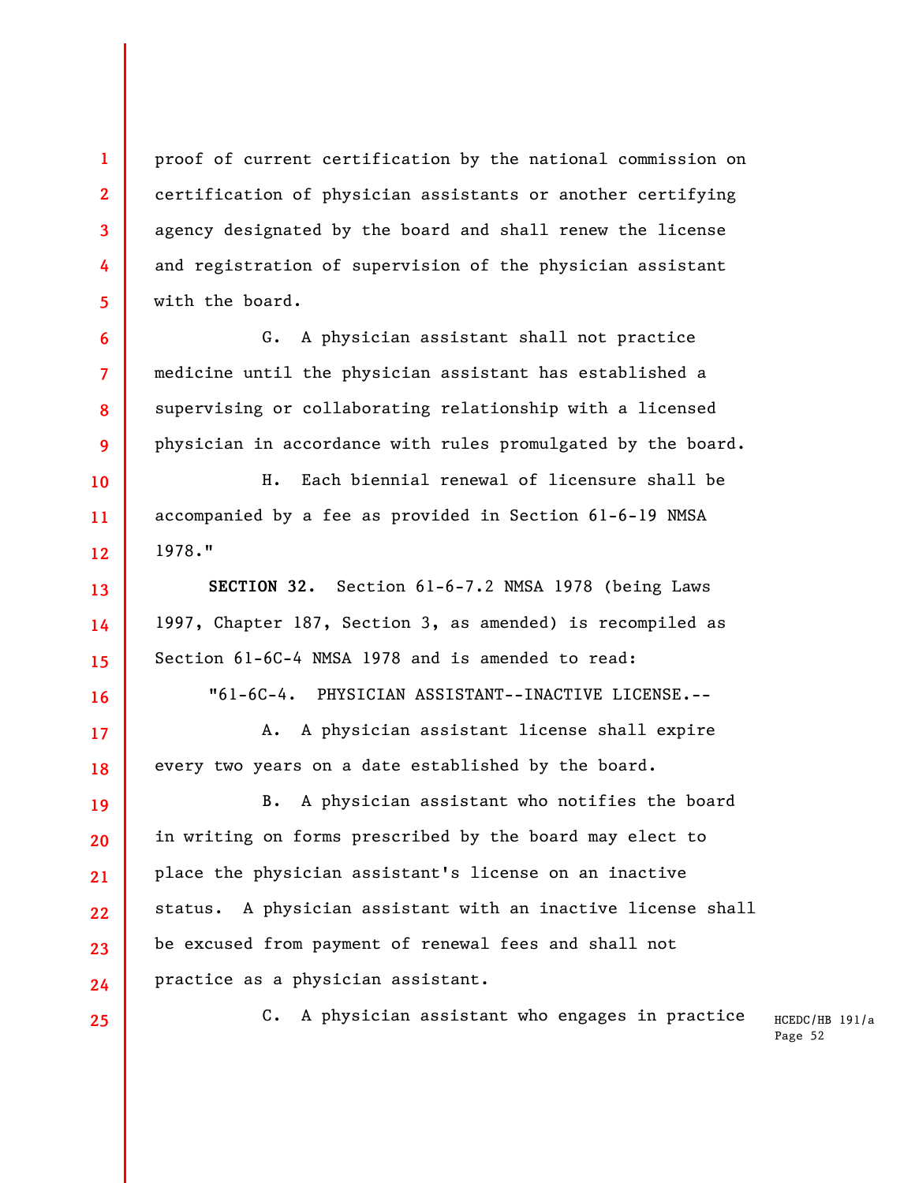proof of current certification by the national commission on certification of physician assistants or another certifying agency designated by the board and shall renew the license and registration of supervision of the physician assistant with the board.

G. A physician assistant shall not practice medicine until the physician assistant has established a supervising or collaborating relationship with a licensed physician in accordance with rules promulgated by the board.

H. Each biennial renewal of licensure shall be accompanied by a fee as provided in Section 61-6-19 NMSA 1978."

**SECTION 32.** Section 61-6-7.2 NMSA 1978 (being Laws 1997, Chapter 187, Section 3, as amended) is recompiled as Section 61-6C-4 NMSA 1978 and is amended to read:

"61-6C-4. PHYSICIAN ASSISTANT--INACTIVE LICENSE.--

A. A physician assistant license shall expire every two years on a date established by the board.

B. A physician assistant who notifies the board in writing on forms prescribed by the board may elect to place the physician assistant's license on an inactive status. A physician assistant with an inactive license shall be excused from payment of renewal fees and shall not practice as a physician assistant.

C. A physician assistant who engages in practice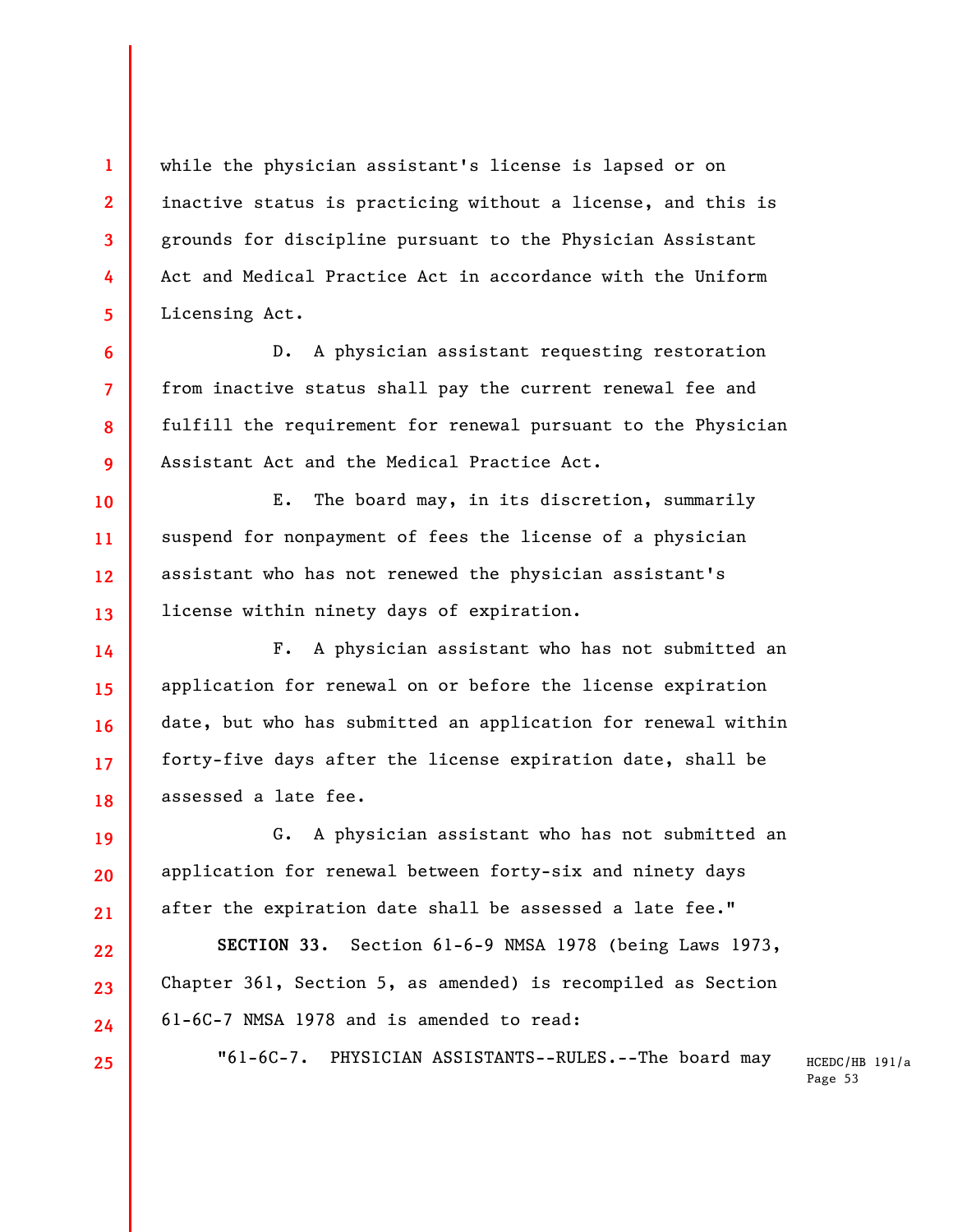while the physician assistant's license is lapsed or on inactive status is practicing without a license, and this is grounds for discipline pursuant to the Physician Assistant Act and Medical Practice Act in accordance with the Uniform Licensing Act.

D. A physician assistant requesting restoration from inactive status shall pay the current renewal fee and fulfill the requirement for renewal pursuant to the Physician Assistant Act and the Medical Practice Act.

E. The board may, in its discretion, summarily suspend for nonpayment of fees the license of a physician assistant who has not renewed the physician assistant's license within ninety days of expiration.

F. A physician assistant who has not submitted an application for renewal on or before the license expiration date, but who has submitted an application for renewal within forty-five days after the license expiration date, shall be assessed a late fee.

G. A physician assistant who has not submitted an application for renewal between forty-six and ninety days after the expiration date shall be assessed a late fee."

**SECTION 33.** Section 61-6-9 NMSA 1978 (being Laws 1973, Chapter 361, Section 5, as amended) is recompiled as Section 61-6C-7 NMSA 1978 and is amended to read:

"61-6C-7. PHYSICIAN ASSISTANTS--RULES.--The board may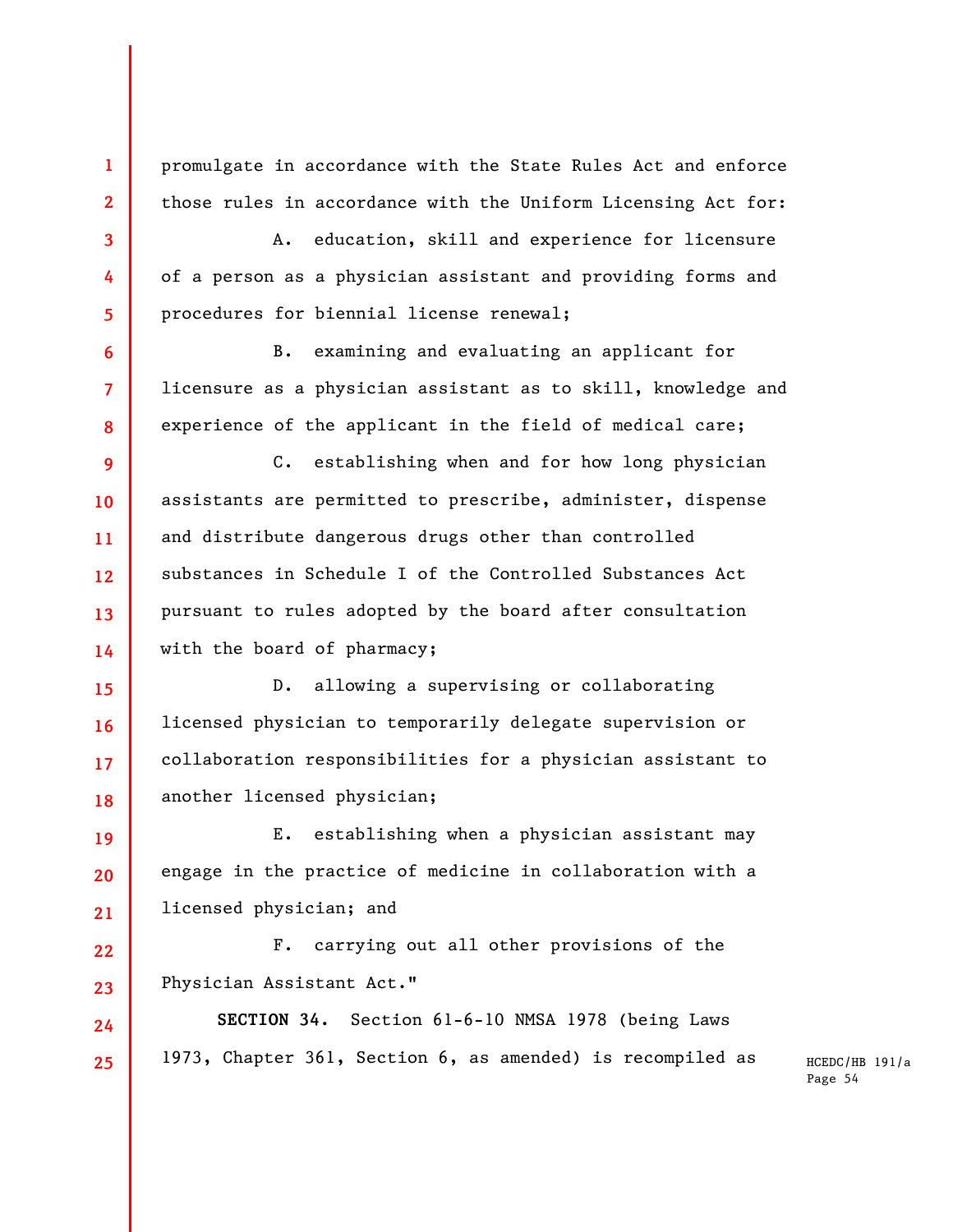promulgate in accordance with the State Rules Act and enforce those rules in accordance with the Uniform Licensing Act for:

A. education, skill and experience for licensure of a person as a physician assistant and providing forms and procedures for biennial license renewal;

B. examining and evaluating an applicant for licensure as a physician assistant as to skill, knowledge and experience of the applicant in the field of medical care;

C. establishing when and for how long physician assistants are permitted to prescribe, administer, dispense and distribute dangerous drugs other than controlled substances in Schedule I of the Controlled Substances Act pursuant to rules adopted by the board after consultation with the board of pharmacy;

D. allowing a supervising or collaborating licensed physician to temporarily delegate supervision or collaboration responsibilities for a physician assistant to another licensed physician;

E. establishing when a physician assistant may engage in the practice of medicine in collaboration with a licensed physician; and

F. carrying out all other provisions of the Physician Assistant Act."

**SECTION 34.** Section 61-6-10 NMSA 1978 (being Laws 1973, Chapter 361, Section 6, as amended) is recompiled as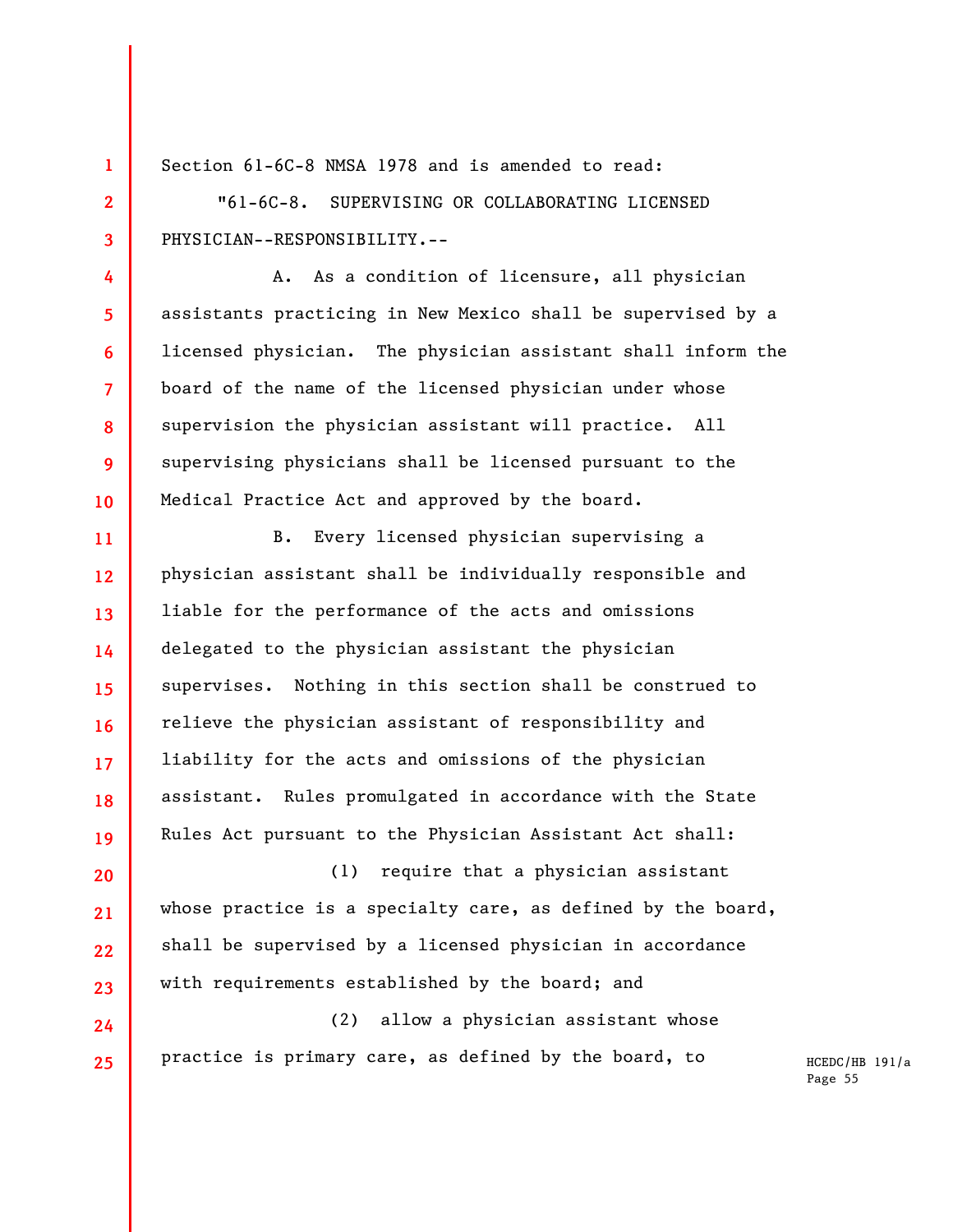Section 61-6C-8 NMSA 1978 and is amended to read:

"61-6C-8. SUPERVISING OR COLLABORATING LICENSED PHYSICIAN--RESPONSIBILITY.--

A. As a condition of licensure, all physician assistants practicing in New Mexico shall be supervised by a licensed physician. The physician assistant shall inform the board of the name of the licensed physician under whose supervision the physician assistant will practice. All supervising physicians shall be licensed pursuant to the Medical Practice Act and approved by the board.

B. Every licensed physician supervising a physician assistant shall be individually responsible and liable for the performance of the acts and omissions delegated to the physician assistant the physician supervises. Nothing in this section shall be construed to relieve the physician assistant of responsibility and liability for the acts and omissions of the physician assistant. Rules promulgated in accordance with the State Rules Act pursuant to the Physician Assistant Act shall:

(1) require that a physician assistant whose practice is a specialty care, as defined by the board, shall be supervised by a licensed physician in accordance with requirements established by the board; and

(2) allow a physician assistant whose practice is primary care, as defined by the board, to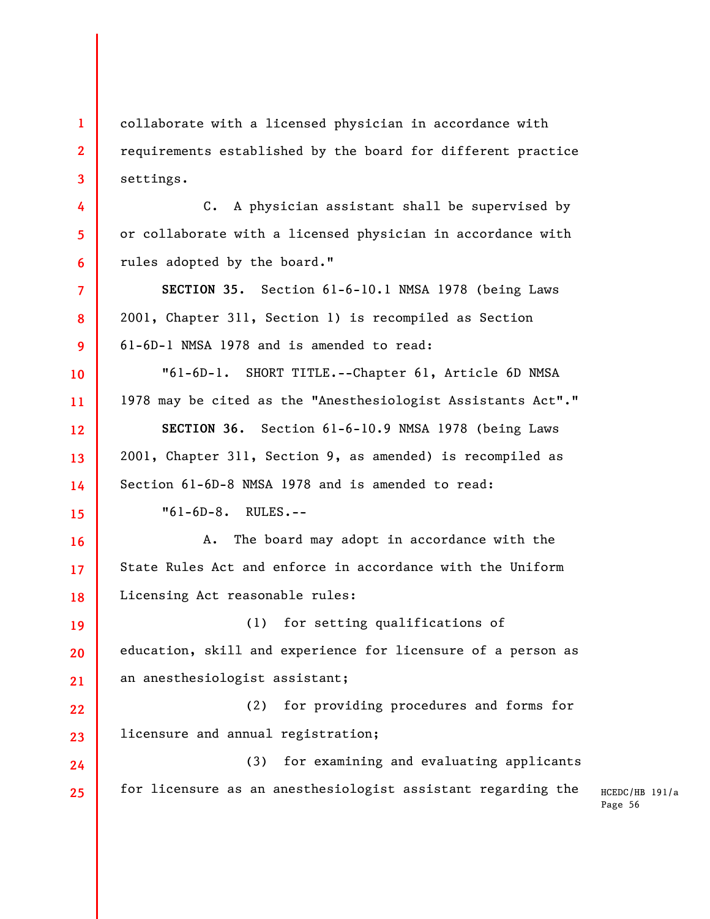collaborate with a licensed physician in accordance with requirements established by the board for different practice settings.

C. A physician assistant shall be supervised by or collaborate with a licensed physician in accordance with rules adopted by the board."

**SECTION 35.** Section 61-6-10.1 NMSA 1978 (being Laws 2001, Chapter 311, Section 1) is recompiled as Section 61-6D-1 NMSA 1978 and is amended to read:

"61-6D-1. SHORT TITLE.--Chapter 61, Article 6D NMSA 1978 may be cited as the "Anesthesiologist Assistants Act"."

**SECTION 36.** Section 61-6-10.9 NMSA 1978 (being Laws 2001, Chapter 311, Section 9, as amended) is recompiled as Section 61-6D-8 NMSA 1978 and is amended to read:

"61-6D-8. RULES.--

A. The board may adopt in accordance with the State Rules Act and enforce in accordance with the Uniform Licensing Act reasonable rules:

(1) for setting qualifications of education, skill and experience for licensure of a person as an anesthesiologist assistant;

(2) for providing procedures and forms for licensure and annual registration;

(3) for examining and evaluating applicants for licensure as an anesthesiologist assistant regarding the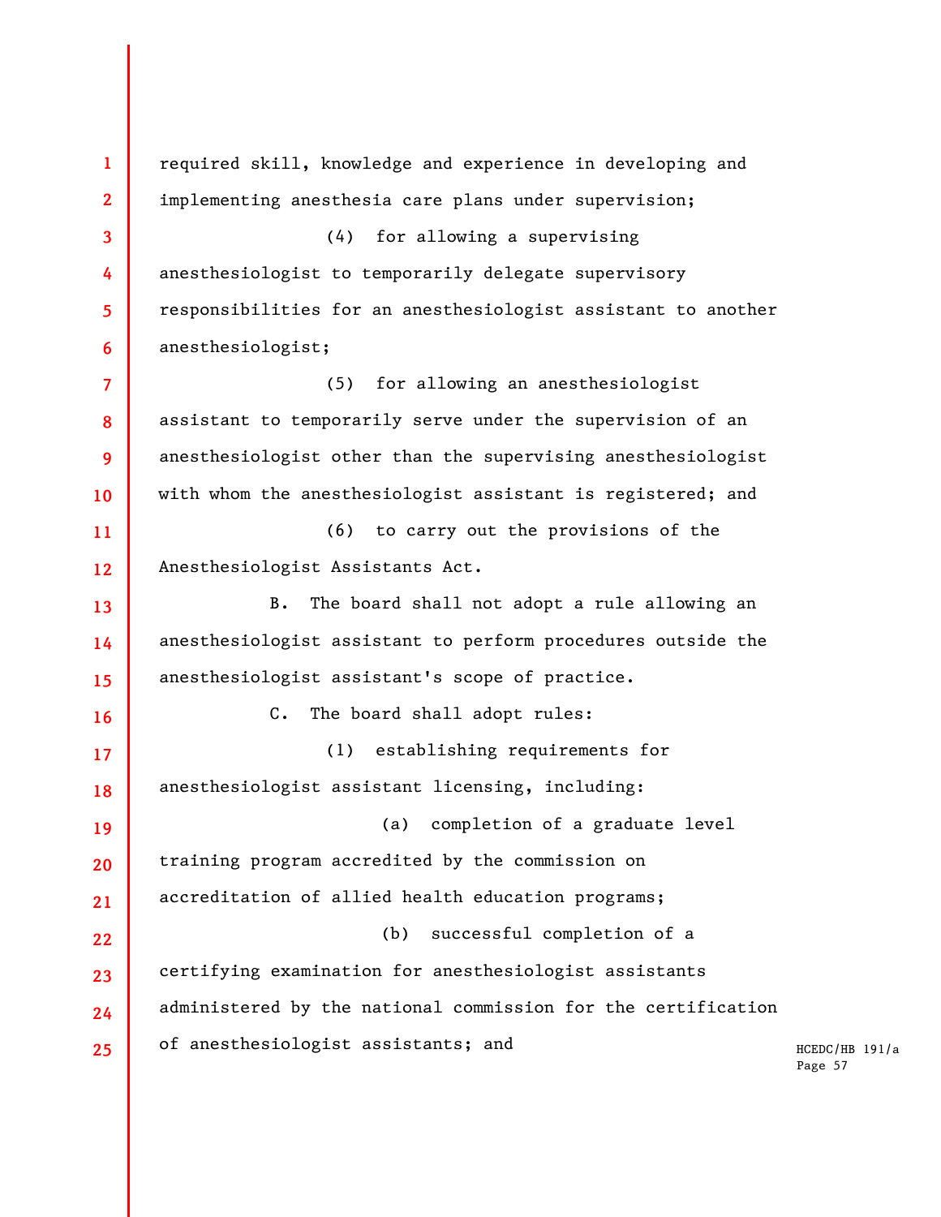required skill, knowledge and experience in developing and implementing anesthesia care plans under supervision;

(4) for allowing a supervising anesthesiologist to temporarily delegate supervisory responsibilities for an anesthesiologist assistant to another anesthesiologist;

(5) for allowing an anesthesiologist assistant to temporarily serve under the supervision of an anesthesiologist other than the supervising anesthesiologist with whom the anesthesiologist assistant is registered; and

(6) to carry out the provisions of the Anesthesiologist Assistants Act.

B. The board shall not adopt a rule allowing an anesthesiologist assistant to perform procedures outside the anesthesiologist assistant's scope of practice.

C. The board shall adopt rules:

(1) establishing requirements for anesthesiologist assistant licensing, including:

(a) completion of a graduate level training program accredited by the commission on accreditation of allied health education programs;

(b) successful completion of a certifying examination for anesthesiologist assistants administered by the national commission for the certification of anesthesiologist assistants; and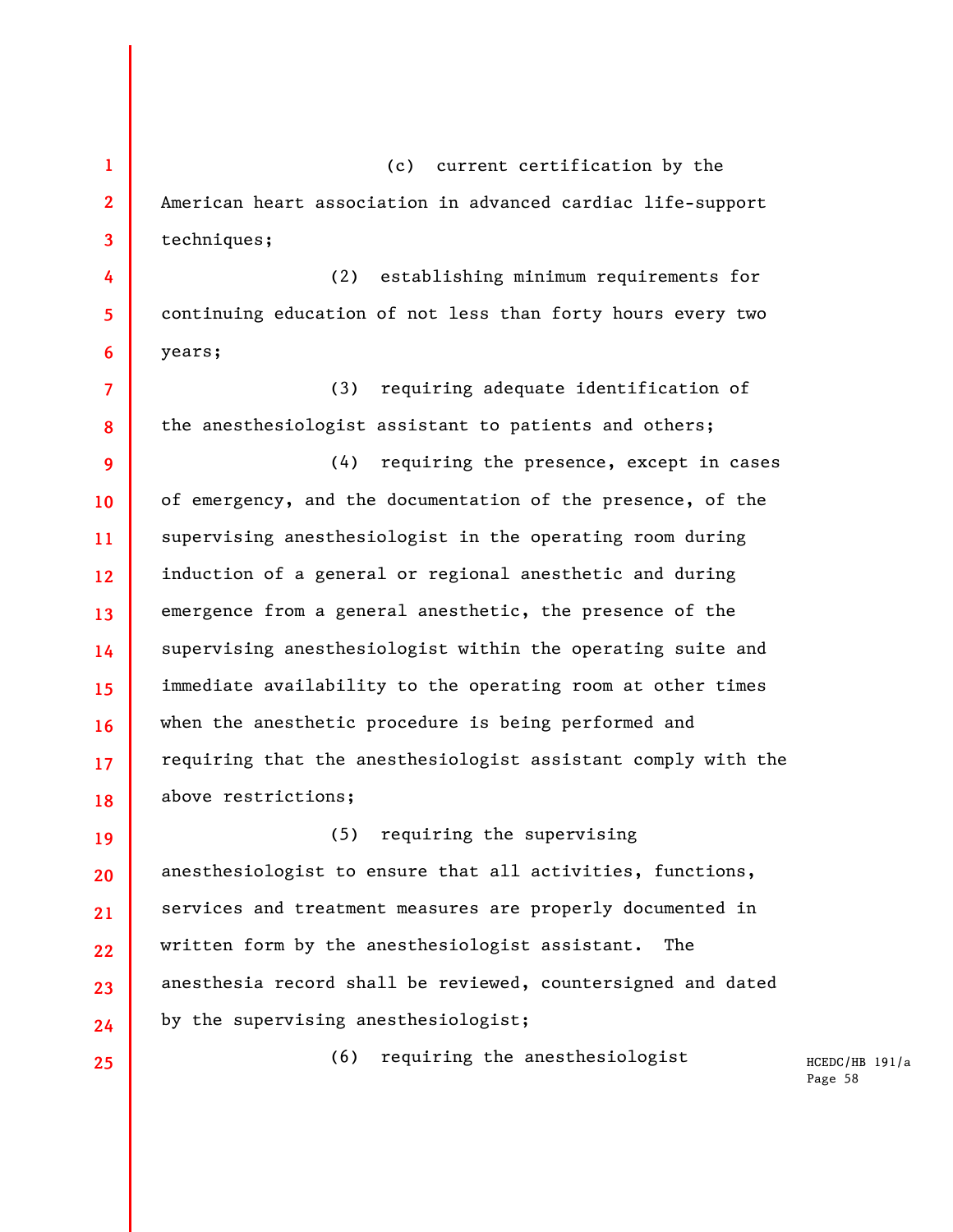(c) current certification by the American heart association in advanced cardiac life-support techniques;

(2) establishing minimum requirements for continuing education of not less than forty hours every two years;

(3) requiring adequate identification of the anesthesiologist assistant to patients and others;

(4) requiring the presence, except in cases of emergency, and the documentation of the presence, of the supervising anesthesiologist in the operating room during induction of a general or regional anesthetic and during emergence from a general anesthetic, the presence of the supervising anesthesiologist within the operating suite and immediate availability to the operating room at other times when the anesthetic procedure is being performed and requiring that the anesthesiologist assistant comply with the above restrictions;

(5) requiring the supervising anesthesiologist to ensure that all activities, functions, services and treatment measures are properly documented in written form by the anesthesiologist assistant. The anesthesia record shall be reviewed, countersigned and dated by the supervising anesthesiologist;

(6) requiring the anesthesiologist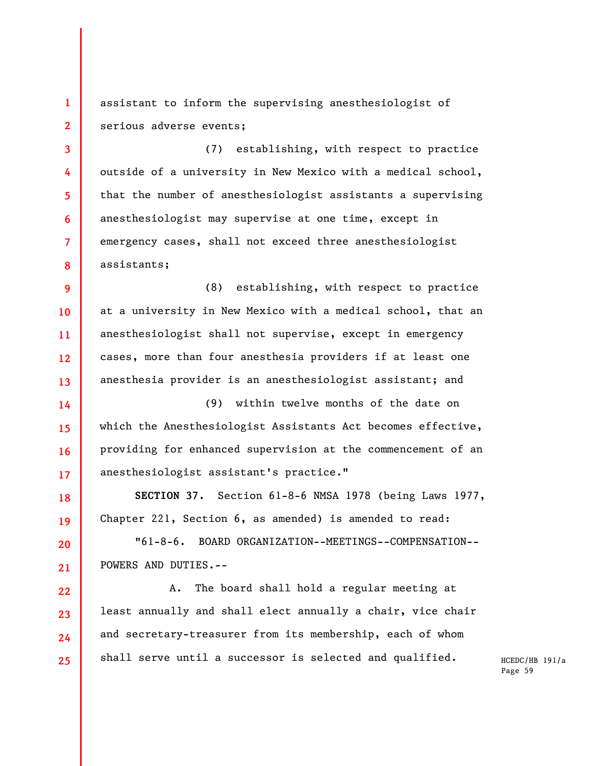assistant to inform the supervising anesthesiologist of serious adverse events;

(7) establishing, with respect to practice outside of a university in New Mexico with a medical school, that the number of anesthesiologist assistants a supervising anesthesiologist may supervise at one time, except in emergency cases, shall not exceed three anesthesiologist assistants;

(8) establishing, with respect to practice at a university in New Mexico with a medical school, that an anesthesiologist shall not supervise, except in emergency cases, more than four anesthesia providers if at least one anesthesia provider is an anesthesiologist assistant; and

(9) within twelve months of the date on which the Anesthesiologist Assistants Act becomes effective, providing for enhanced supervision at the commencement of an anesthesiologist assistant's practice."

**SECTION 37.** Section 61-8-6 NMSA 1978 (being Laws 1977, Chapter 221, Section 6, as amended) is amended to read:

"61-8-6. BOARD ORGANIZATION--MEETINGS--COMPENSATION--POWERS AND DUTIES.--

A. The board shall hold a regular meeting at least annually and shall elect annually a chair, vice chair and secretary-treasurer from its membership, each of whom shall serve until a successor is selected and qualified.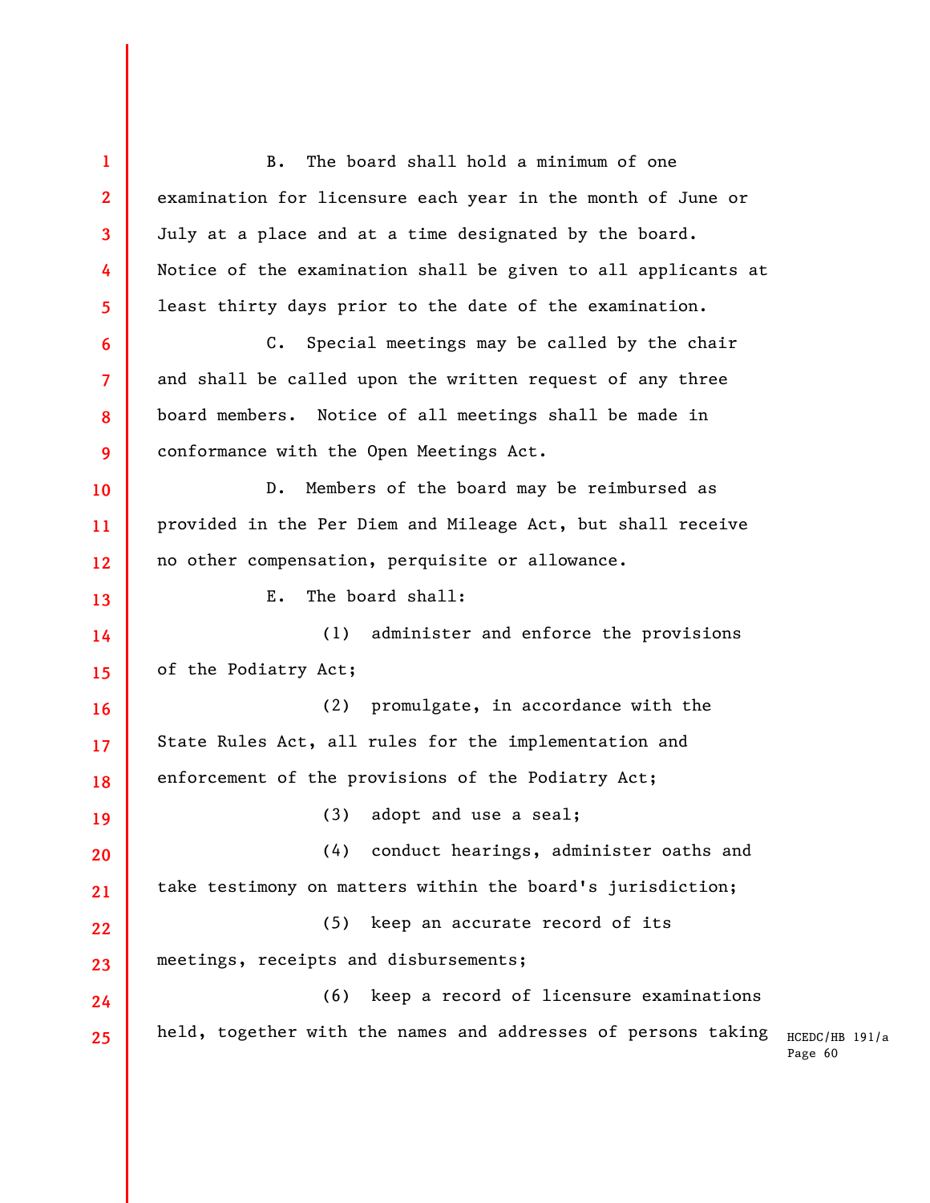B. The board shall hold a minimum of one examination for licensure each year in the month of June or July at a place and at a time designated by the board. Notice of the examination shall be given to all applicants at least thirty days prior to the date of the examination.

C. Special meetings may be called by the chair and shall be called upon the written request of any three board members. Notice of all meetings shall be made in conformance with the Open Meetings Act.

D. Members of the board may be reimbursed as provided in the Per Diem and Mileage Act, but shall receive no other compensation, perquisite or allowance.

E. The board shall:

(1) administer and enforce the provisions of the Podiatry Act;

(2) promulgate, in accordance with the State Rules Act, all rules for the implementation and enforcement of the provisions of the Podiatry Act;

(3) adopt and use a seal;

(4) conduct hearings, administer oaths and take testimony on matters within the board's jurisdiction;

(5) keep an accurate record of its meetings, receipts and disbursements;

(6) keep a record of licensure examinations held, together with the names and addresses of persons taking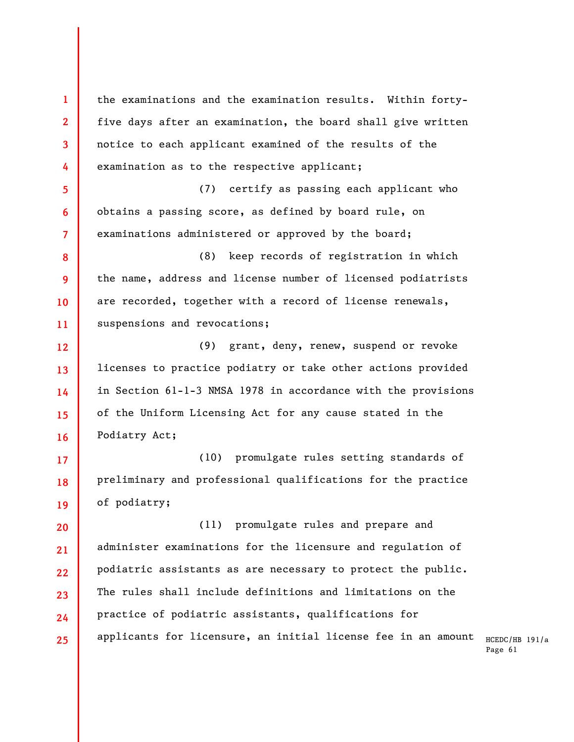the examinations and the examination results. Within forty-five days after an examination, the board shall give written notice to each applicant examined of the results of the examination as to the respective applicant;

(7) certify as passing each applicant who obtains a passing score, as defined by board rule, on examinations administered or approved by the board;

(8) keep records of registration in which the name, address and license number of licensed podiatrists are recorded, together with a record of license renewals, suspensions and revocations;

(9) grant, deny, renew, suspend or revoke licenses to practice podiatry or take other actions provided in Section 61-1-3 NMSA 1978 in accordance with the provisions of the Uniform Licensing Act for any cause stated in the Podiatry Act;

(10) promulgate rules setting standards of preliminary and professional qualifications for the practice of podiatry;

(11) promulgate rules and prepare and administer examinations for the licensure and regulation of podiatric assistants as are necessary to protect the public. The rules shall include definitions and limitations on the practice of podiatric assistants, qualifications for applicants for licensure, an initial license fee in an amount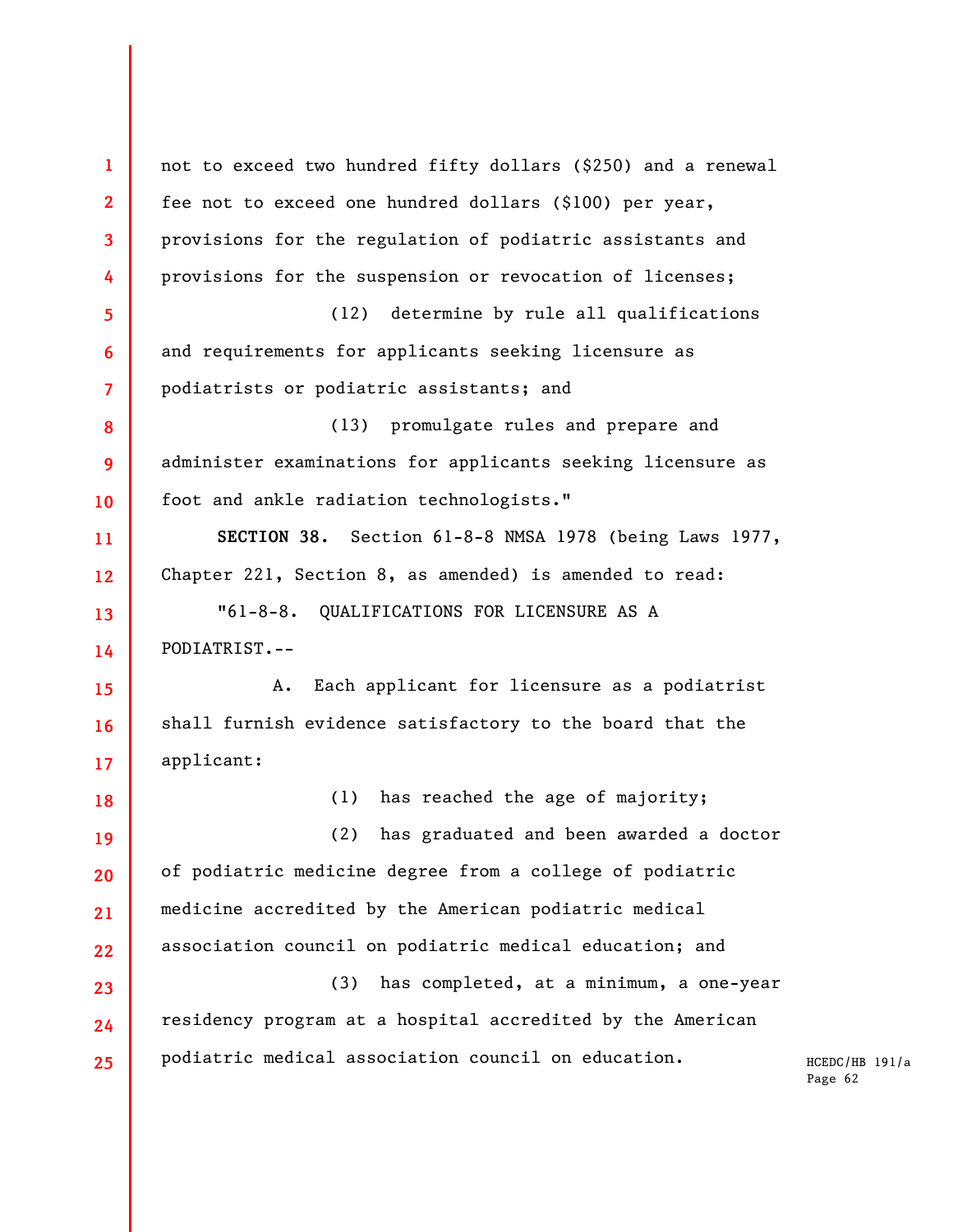not to exceed two hundred fifty dollars ($250) and a renewal fee not to exceed one hundred dollars ($100) per year, provisions for the regulation of podiatric assistants and provisions for the suspension or revocation of licenses;

(12) determine by rule all qualifications and requirements for applicants seeking licensure as podiatrists or podiatric assistants; and

(13) promulgate rules and prepare and administer examinations for applicants seeking licensure as foot and ankle radiation technologists."

**SECTION 38.** Section 61-8-8 NMSA 1978 (being Laws 1977, Chapter 221, Section 8, as amended) is amended to read:

"61-8-8. QUALIFICATIONS FOR LICENSURE AS A PODIATRIST.--

A. Each applicant for licensure as a podiatrist shall furnish evidence satisfactory to the board that the applicant:

(1) has reached the age of majority;

(2) has graduated and been awarded a doctor of podiatric medicine degree from a college of podiatric medicine accredited by the American podiatric medical association council on podiatric medical education; and

(3) has completed, at a minimum, a one-year residency program at a hospital accredited by the American podiatric medical association council on education.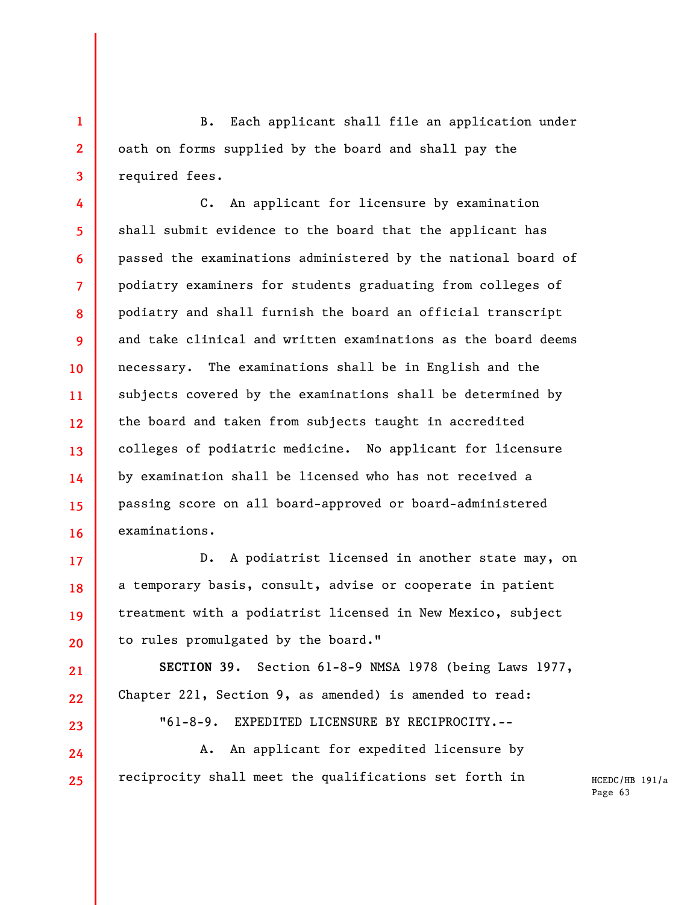B. Each applicant shall file an application under oath on forms supplied by the board and shall pay the required fees.

C. An applicant for licensure by examination shall submit evidence to the board that the applicant has passed the examinations administered by the national board of podiatry examiners for students graduating from colleges of podiatry and shall furnish the board an official transcript and take clinical and written examinations as the board deems necessary. The examinations shall be in English and the subjects covered by the examinations shall be determined by the board and taken from subjects taught in accredited colleges of podiatric medicine. No applicant for licensure by examination shall be licensed who has not received a passing score on all board-approved or board-administered examinations.

D. A podiatrist licensed in another state may, on a temporary basis, consult, advise or cooperate in patient treatment with a podiatrist licensed in New Mexico, subject to rules promulgated by the board."

**SECTION 39.** Section 61-8-9 NMSA 1978 (being Laws 1977, Chapter 221, Section 9, as amended) is amended to read:

"61-8-9. EXPEDITED LICENSURE BY RECIPROCITY.--

A. An applicant for expedited licensure by reciprocity shall meet the qualifications set forth in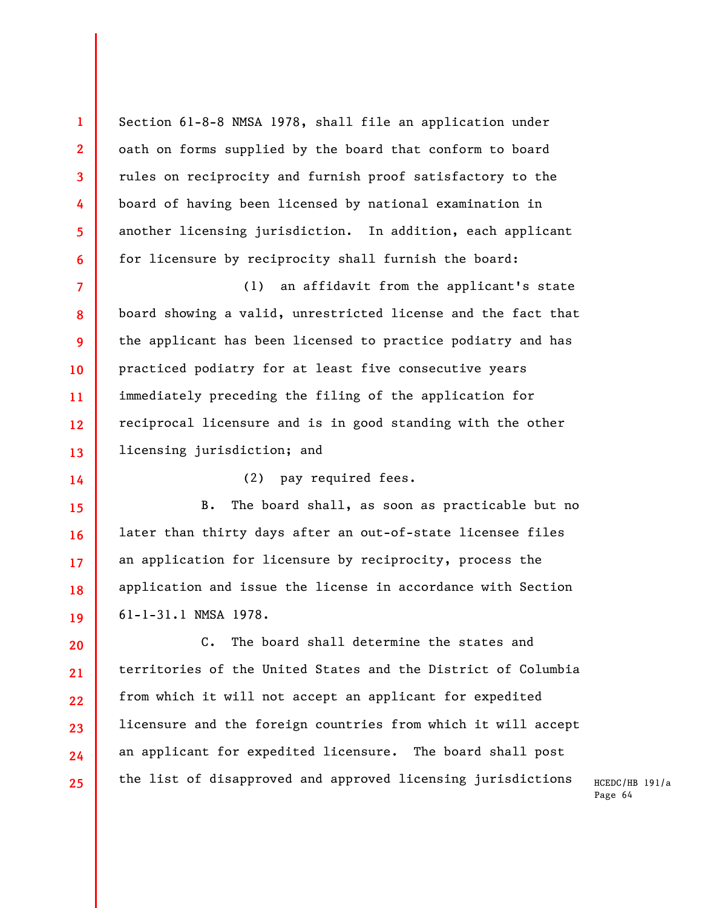Section 61-8-8 NMSA 1978, shall file an application under oath on forms supplied by the board that conform to board rules on reciprocity and furnish proof satisfactory to the board of having been licensed by national examination in another licensing jurisdiction. In addition, each applicant for licensure by reciprocity shall furnish the board:

(1) an affidavit from the applicant's state board showing a valid, unrestricted license and the fact that the applicant has been licensed to practice podiatry and has practiced podiatry for at least five consecutive years immediately preceding the filing of the application for reciprocal licensure and is in good standing with the other licensing jurisdiction; and

(2) pay required fees.

B. The board shall, as soon as practicable but no later than thirty days after an out-of-state licensee files an application for licensure by reciprocity, process the application and issue the license in accordance with Section 61-1-31.1 NMSA 1978.

C. The board shall determine the states and territories of the United States and the District of Columbia from which it will not accept an applicant for expedited licensure and the foreign countries from which it will accept an applicant for expedited licensure. The board shall post the list of disapproved and approved licensing jurisdictions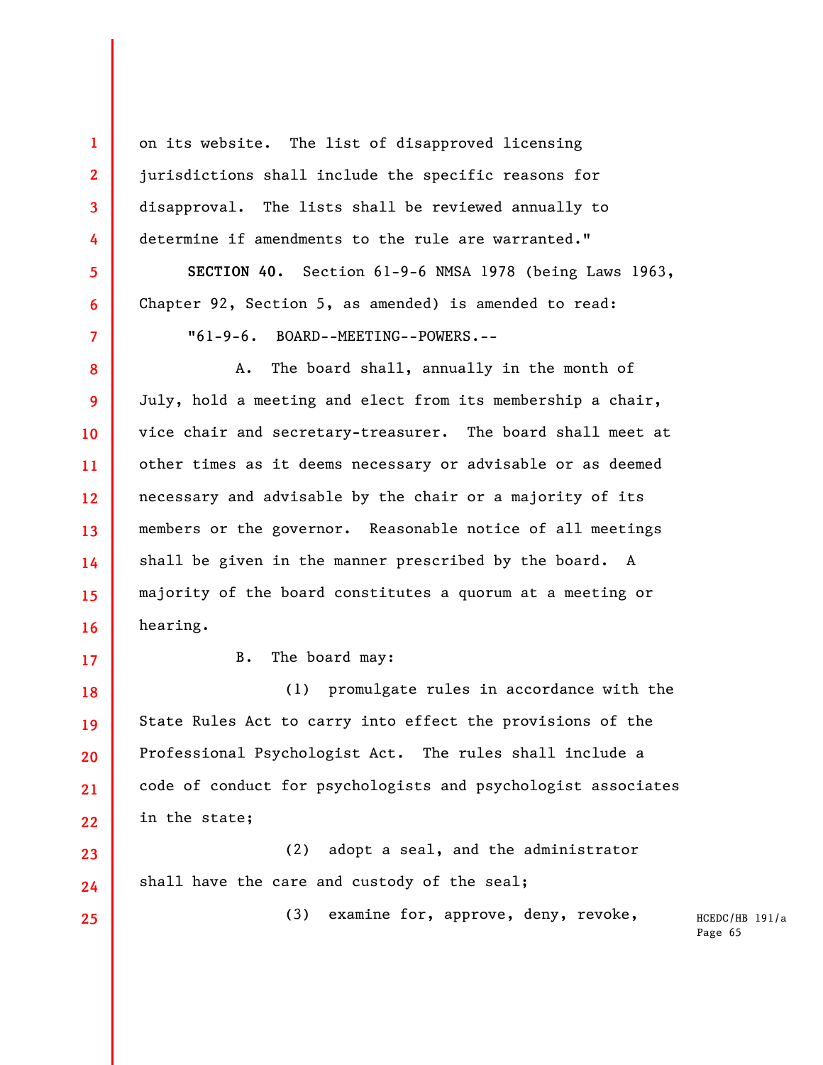on its website. The list of disapproved licensing jurisdictions shall include the specific reasons for disapproval. The lists shall be reviewed annually to determine if amendments to the rule are warranted."

**SECTION 40.** Section 61-9-6 NMSA 1978 (being Laws 1963, Chapter 92, Section 5, as amended) is amended to read:

"61-9-6. BOARD--MEETING--POWERS.--

A. The board shall, annually in the month of July, hold a meeting and elect from its membership a chair, vice chair and secretary-treasurer. The board shall meet at other times as it deems necessary or advisable or as deemed necessary and advisable by the chair or a majority of its members or the governor. Reasonable notice of all meetings shall be given in the manner prescribed by the board. A majority of the board constitutes a quorum at a meeting or hearing.

B. The board may:

(1) promulgate rules in accordance with the State Rules Act to carry into effect the provisions of the Professional Psychologist Act. The rules shall include a code of conduct for psychologists and psychologist associates in the state;

(2) adopt a seal, and the administrator shall have the care and custody of the seal;

(3) examine for, approve, deny, revoke,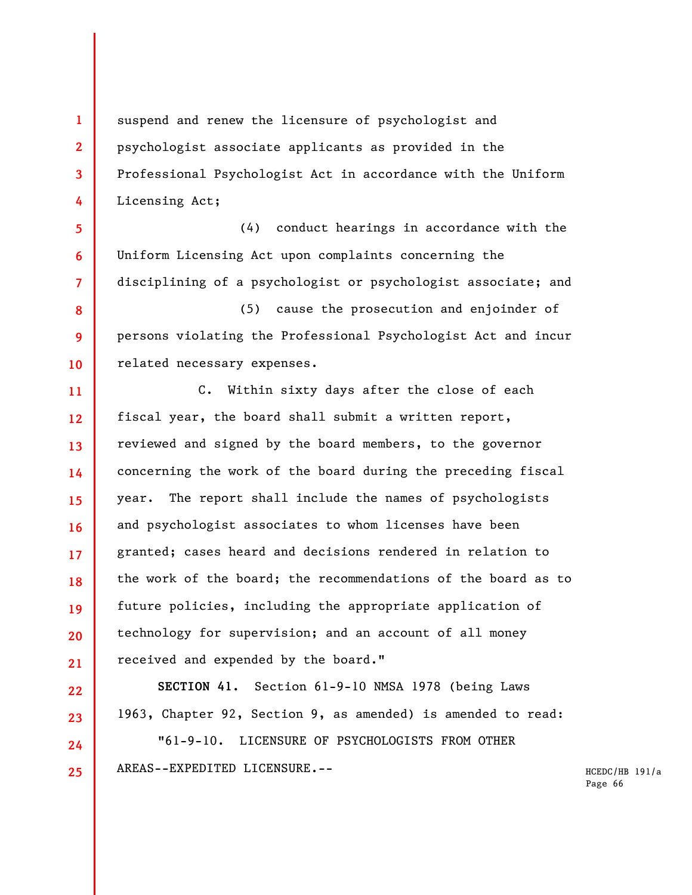suspend and renew the licensure of psychologist and psychologist associate applicants as provided in the Professional Psychologist Act in accordance with the Uniform Licensing Act;

(4) conduct hearings in accordance with the Uniform Licensing Act upon complaints concerning the disciplining of a psychologist or psychologist associate; and

(5) cause the prosecution and enjoinder of persons violating the Professional Psychologist Act and incur related necessary expenses.

C. Within sixty days after the close of each fiscal year, the board shall submit a written report, reviewed and signed by the board members, to the governor concerning the work of the board during the preceding fiscal year. The report shall include the names of psychologists and psychologist associates to whom licenses have been granted; cases heard and decisions rendered in relation to the work of the board; the recommendations of the board as to future policies, including the appropriate application of technology for supervision; and an account of all money received and expended by the board."

**SECTION 41.** Section 61-9-10 NMSA 1978 (being Laws 1963, Chapter 92, Section 9, as amended) is amended to read:

"61-9-10. LICENSURE OF PSYCHOLOGISTS FROM OTHER AREAS--EXPEDITED LICENSURE.--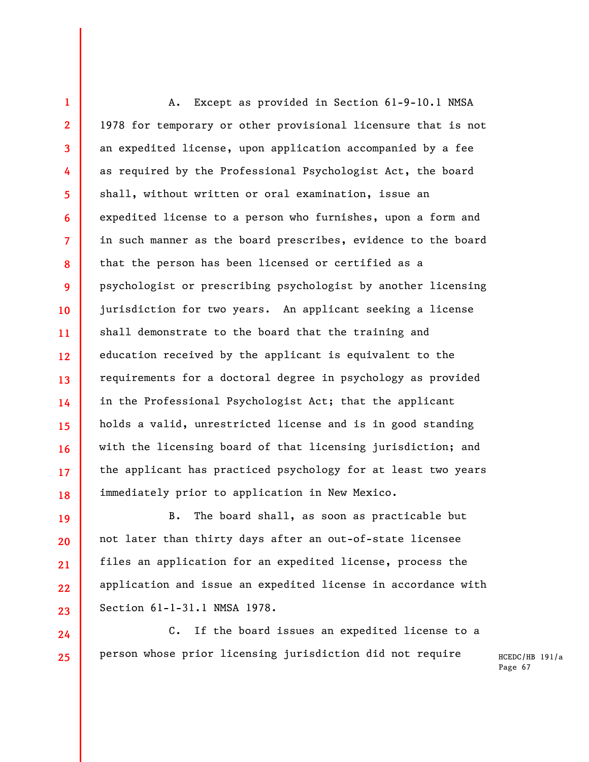A. Except as provided in Section 61-9-10.1 NMSA 1978 for temporary or other provisional licensure that is not an expedited license, upon application accompanied by a fee as required by the Professional Psychologist Act, the board shall, without written or oral examination, issue an expedited license to a person who furnishes, upon a form and in such manner as the board prescribes, evidence to the board that the person has been licensed or certified as a psychologist or prescribing psychologist by another licensing jurisdiction for two years. An applicant seeking a license shall demonstrate to the board that the training and education received by the applicant is equivalent to the requirements for a doctoral degree in psychology as provided in the Professional Psychologist Act; that the applicant holds a valid, unrestricted license and is in good standing with the licensing board of that licensing jurisdiction; and the applicant has practiced psychology for at least two years immediately prior to application in New Mexico.

B. The board shall, as soon as practicable but not later than thirty days after an out-of-state licensee files an application for an expedited license, process the application and issue an expedited license in accordance with Section 61-1-31.1 NMSA 1978.

C. If the board issues an expedited license to a person whose prior licensing jurisdiction did not require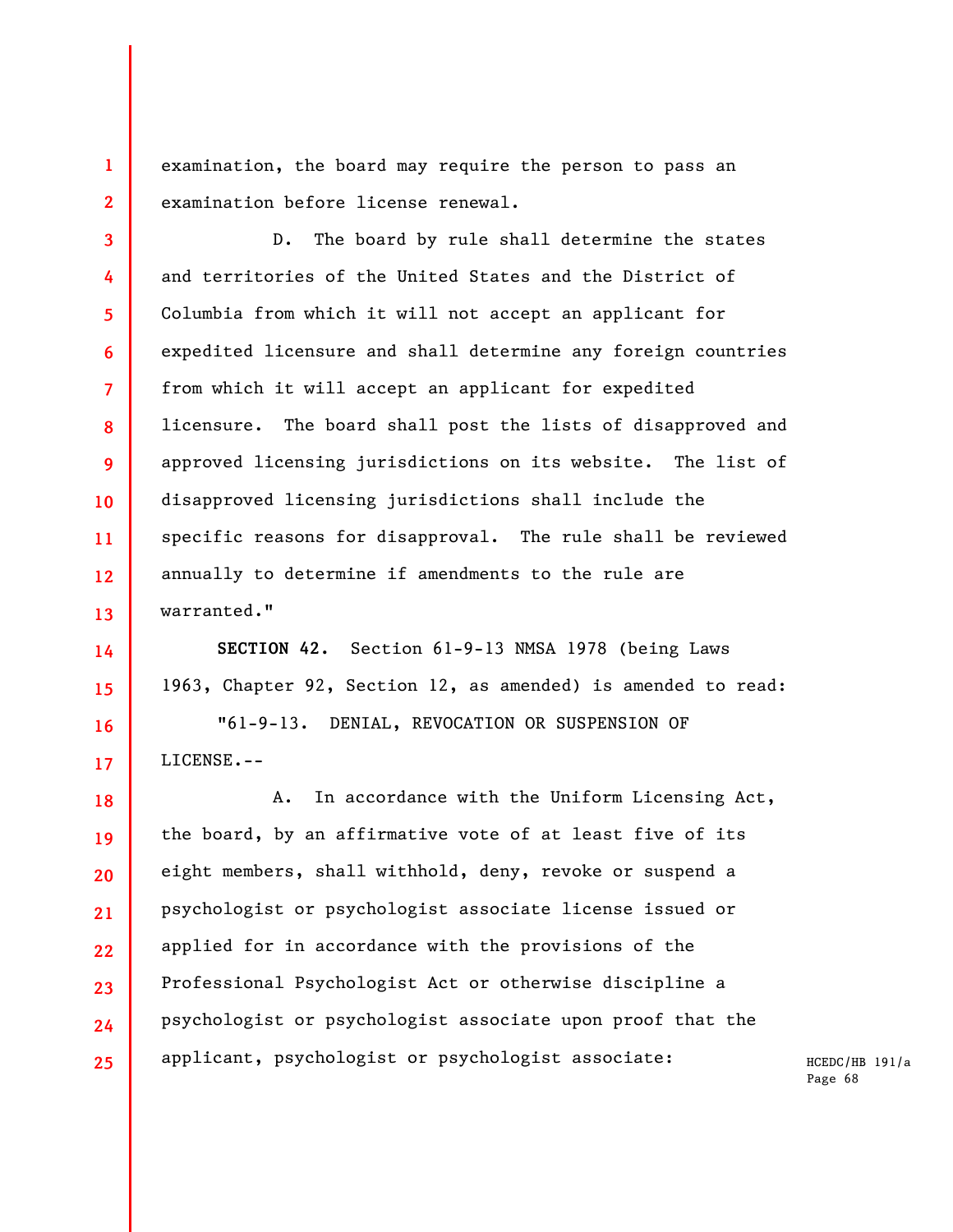examination, the board may require the person to pass an examination before license renewal.

D. The board by rule shall determine the states and territories of the United States and the District of Columbia from which it will not accept an applicant for expedited licensure and shall determine any foreign countries from which it will accept an applicant for expedited licensure. The board shall post the lists of disapproved and approved licensing jurisdictions on its website. The list of disapproved licensing jurisdictions shall include the specific reasons for disapproval. The rule shall be reviewed annually to determine if amendments to the rule are warranted."

**SECTION 42.** Section 61-9-13 NMSA 1978 (being Laws 1963, Chapter 92, Section 12, as amended) is amended to read:

"61-9-13. DENIAL, REVOCATION OR SUSPENSION OF LICENSE.--

A. In accordance with the Uniform Licensing Act, the board, by an affirmative vote of at least five of its eight members, shall withhold, deny, revoke or suspend a psychologist or psychologist associate license issued or applied for in accordance with the provisions of the Professional Psychologist Act or otherwise discipline a psychologist or psychologist associate upon proof that the applicant, psychologist or psychologist associate: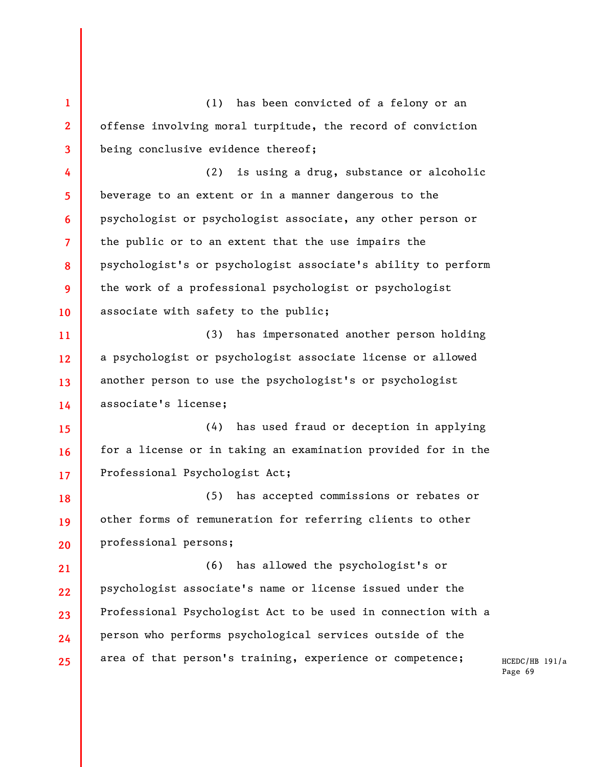(1) has been convicted of a felony or an offense involving moral turpitude, the record of conviction being conclusive evidence thereof;

(2) is using a drug, substance or alcoholic beverage to an extent or in a manner dangerous to the psychologist or psychologist associate, any other person or the public or to an extent that the use impairs the psychologist's or psychologist associate's ability to perform the work of a professional psychologist or psychologist associate with safety to the public;

(3) has impersonated another person holding a psychologist or psychologist associate license or allowed another person to use the psychologist's or psychologist associate's license;

(4) has used fraud or deception in applying for a license or in taking an examination provided for in the Professional Psychologist Act;

(5) has accepted commissions or rebates or other forms of remuneration for referring clients to other professional persons;

(6) has allowed the psychologist's or psychologist associate's name or license issued under the Professional Psychologist Act to be used in connection with a person who performs psychological services outside of the area of that person's training, experience or competence;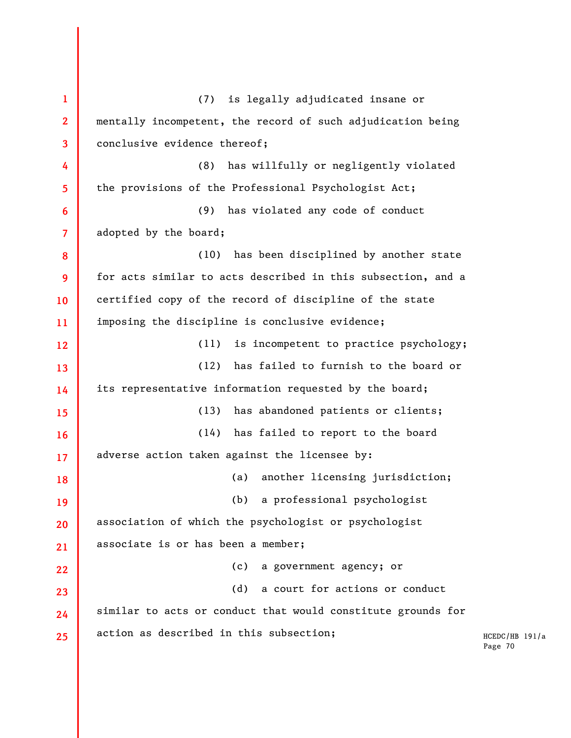(7) is legally adjudicated insane or mentally incompetent, the record of such adjudication being conclusive evidence thereof;

(8) has willfully or negligently violated the provisions of the Professional Psychologist Act;

(9) has violated any code of conduct adopted by the board;

(10) has been disciplined by another state for acts similar to acts described in this subsection, and a certified copy of the record of discipline of the state imposing the discipline is conclusive evidence;

(11) is incompetent to practice psychology;

(12) has failed to furnish to the board or its representative information requested by the board;

(13) has abandoned patients or clients;

(14) has failed to report to the board adverse action taken against the licensee by:

(a) another licensing jurisdiction;

(b) a professional psychologist association of which the psychologist or psychologist associate is or has been a member;

(c) a government agency; or

(d) a court for actions or conduct similar to acts or conduct that would constitute grounds for action as described in this subsection;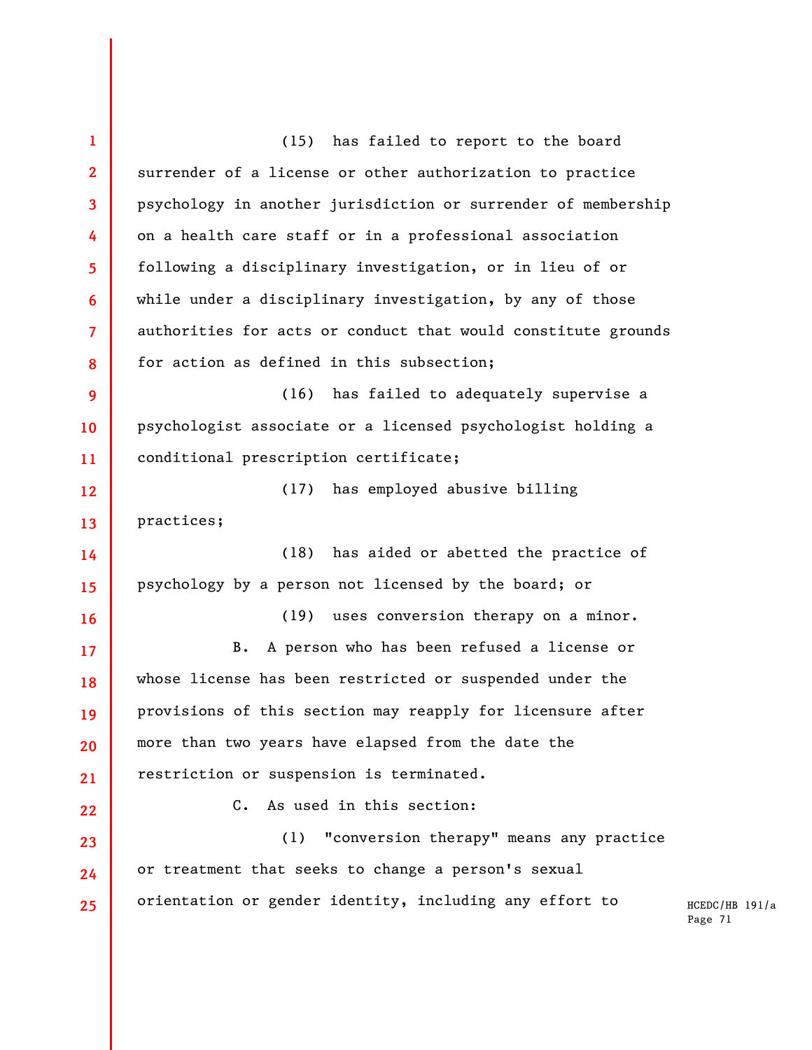(15) has failed to report to the board surrender of a license or other authorization to practice psychology in another jurisdiction or surrender of membership on a health care staff or in a professional association following a disciplinary investigation, or in lieu of or while under a disciplinary investigation, by any of those authorities for acts or conduct that would constitute grounds for action as defined in this subsection;

(16) has failed to adequately supervise a psychologist associate or a licensed psychologist holding a conditional prescription certificate;

(17) has employed abusive billing practices;

(18) has aided or abetted the practice of psychology by a person not licensed by the board; or

(19) uses conversion therapy on a minor.

B. A person who has been refused a license or whose license has been restricted or suspended under the provisions of this section may reapply for licensure after more than two years have elapsed from the date the restriction or suspension is terminated.

C. As used in this section:

(1) "conversion therapy" means any practice or treatment that seeks to change a person's sexual orientation or gender identity, including any effort to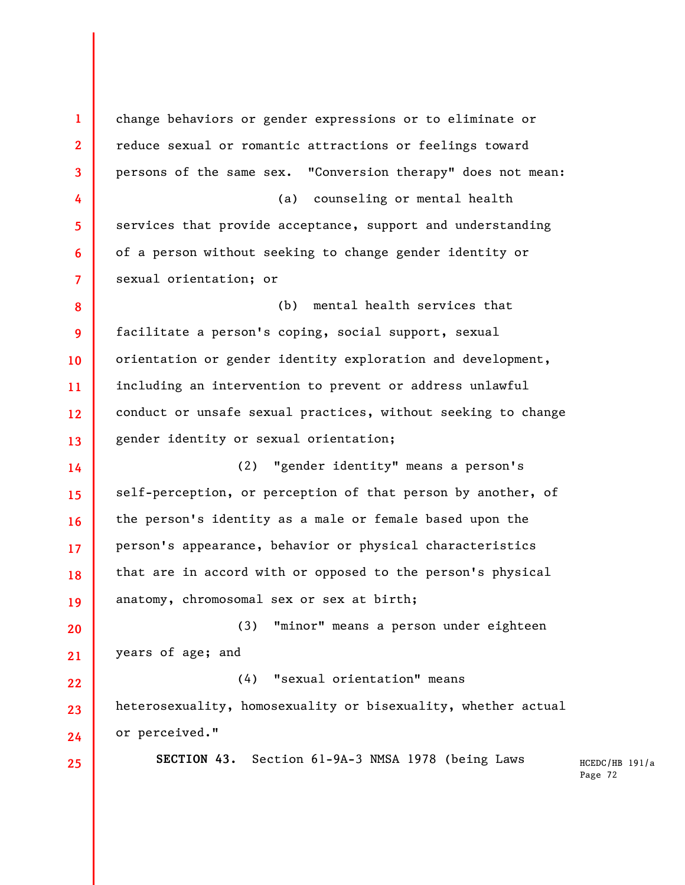change behaviors or gender expressions or to eliminate or reduce sexual or romantic attractions or feelings toward persons of the same sex. "Conversion therapy" does not mean:

(a) counseling or mental health services that provide acceptance, support and understanding of a person without seeking to change gender identity or sexual orientation; or

(b) mental health services that facilitate a person's coping, social support, sexual orientation or gender identity exploration and development, including an intervention to prevent or address unlawful conduct or unsafe sexual practices, without seeking to change gender identity or sexual orientation;

(2) "gender identity" means a person's self-perception, or perception of that person by another, of the person's identity as a male or female based upon the person's appearance, behavior or physical characteristics that are in accord with or opposed to the person's physical anatomy, chromosomal sex or sex at birth;

(3) "minor" means a person under eighteen years of age; and

(4) "sexual orientation" means heterosexuality, homosexuality or bisexuality, whether actual or perceived."

**SECTION 43.** Section 61-9A-3 NMSA 1978 (being Laws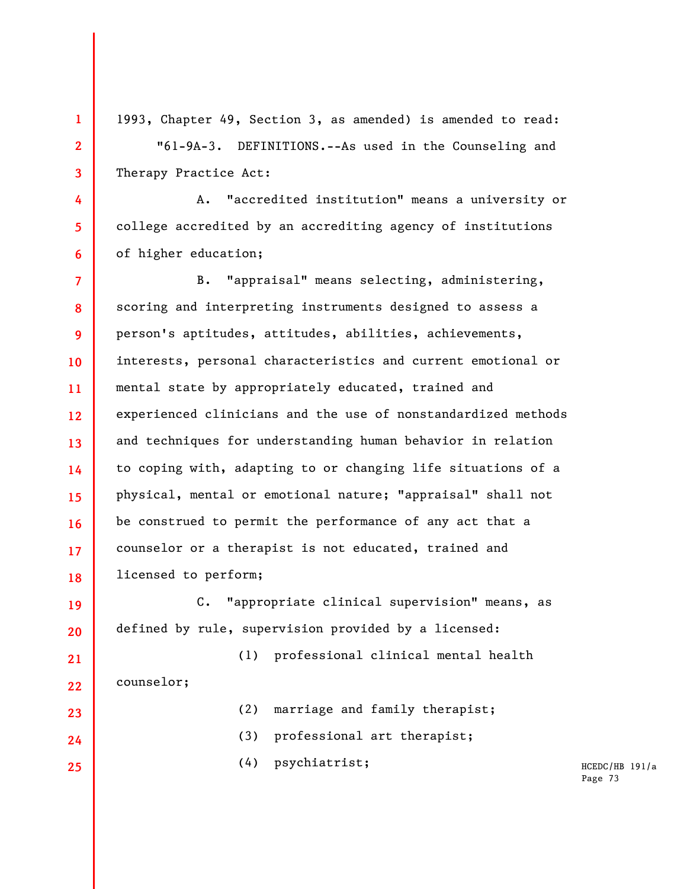1993, Chapter 49, Section 3, as amended) is amended to read:

"61-9A-3. DEFINITIONS.--As used in the Counseling and Therapy Practice Act:

A. "accredited institution" means a university or college accredited by an accrediting agency of institutions of higher education;

B. "appraisal" means selecting, administering, scoring and interpreting instruments designed to assess a person's aptitudes, attitudes, abilities, achievements, interests, personal characteristics and current emotional or mental state by appropriately educated, trained and experienced clinicians and the use of nonstandardized methods and techniques for understanding human behavior in relation to coping with, adapting to or changing life situations of a physical, mental or emotional nature; "appraisal" shall not be construed to permit the performance of any act that a counselor or a therapist is not educated, trained and licensed to perform;

C. "appropriate clinical supervision" means, as defined by rule, supervision provided by a licensed:

(1) professional clinical mental health counselor;

(2) marriage and family therapist;

(3) professional art therapist;

(4) psychiatrist;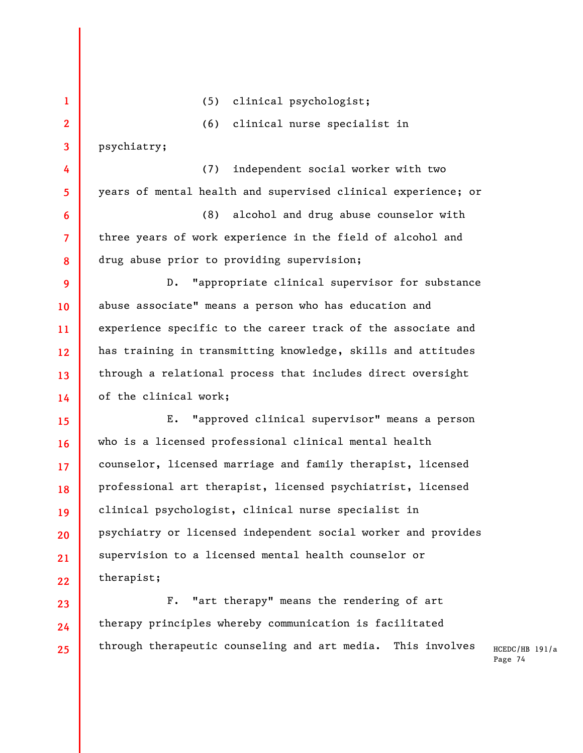(5) clinical psychologist;

(6) clinical nurse specialist in psychiatry;

(7) independent social worker with two years of mental health and supervised clinical experience; or

(8) alcohol and drug abuse counselor with three years of work experience in the field of alcohol and drug abuse prior to providing supervision;

D. "appropriate clinical supervisor for substance abuse associate" means a person who has education and experience specific to the career track of the associate and has training in transmitting knowledge, skills and attitudes through a relational process that includes direct oversight of the clinical work;

E. "approved clinical supervisor" means a person who is a licensed professional clinical mental health counselor, licensed marriage and family therapist, licensed professional art therapist, licensed psychiatrist, licensed clinical psychologist, clinical nurse specialist in psychiatry or licensed independent social worker and provides supervision to a licensed mental health counselor or therapist;

F. "art therapy" means the rendering of art therapy principles whereby communication is facilitated through therapeutic counseling and art media. This involves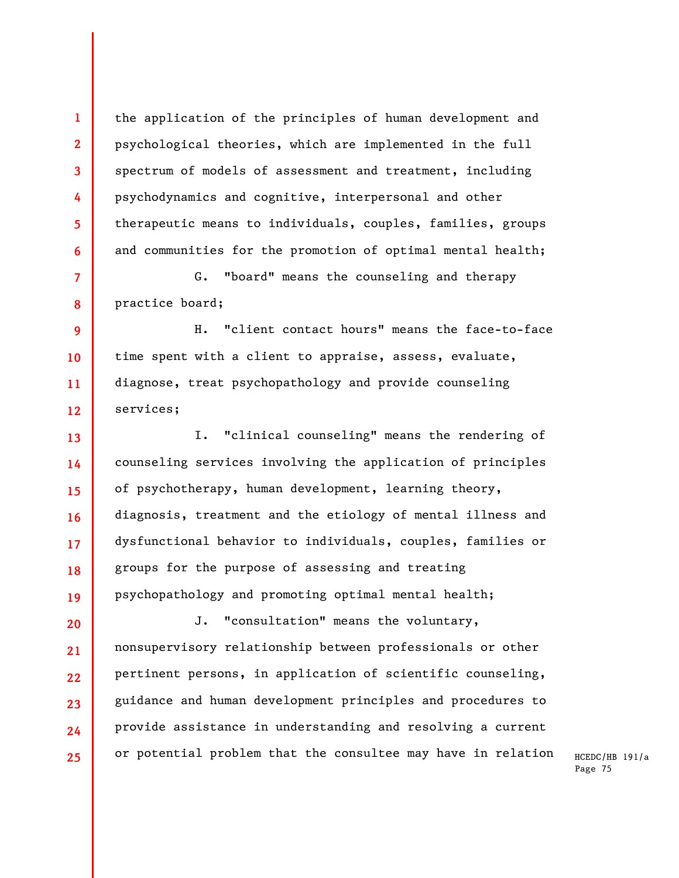the application of the principles of human development and psychological theories, which are implemented in the full spectrum of models of assessment and treatment, including psychodynamics and cognitive, interpersonal and other therapeutic means to individuals, couples, families, groups and communities for the promotion of optimal mental health;

G. "board" means the counseling and therapy practice board;

H. "client contact hours" means the face-to-face time spent with a client to appraise, assess, evaluate, diagnose, treat psychopathology and provide counseling services;

I. "clinical counseling" means the rendering of counseling services involving the application of principles of psychotherapy, human development, learning theory, diagnosis, treatment and the etiology of mental illness and dysfunctional behavior to individuals, couples, families or groups for the purpose of assessing and treating psychopathology and promoting optimal mental health;

J. "consultation" means the voluntary, nonsupervisory relationship between professionals or other pertinent persons, in application of scientific counseling, guidance and human development principles and procedures to provide assistance in understanding and resolving a current or potential problem that the consultee may have in relation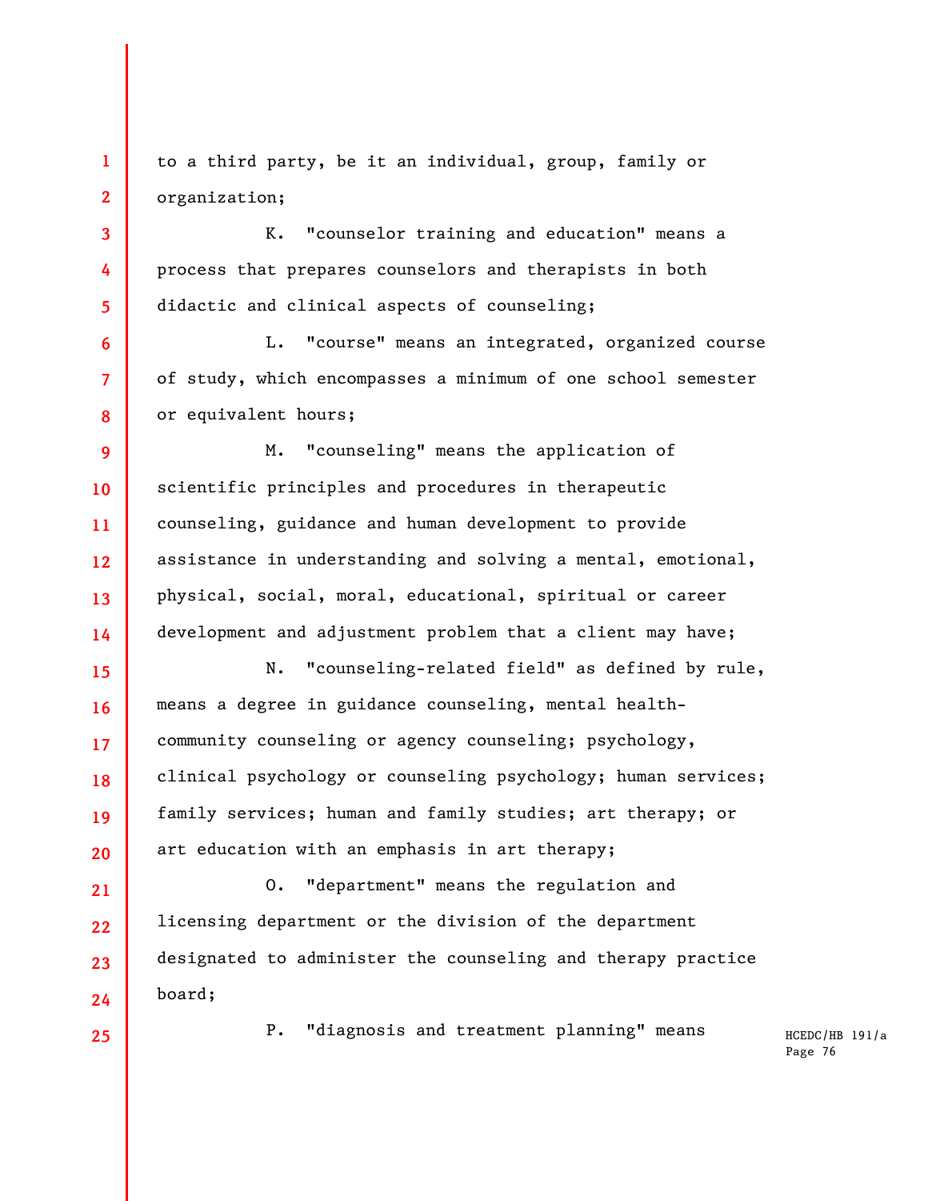to a third party, be it an individual, group, family or organization;

K. "counselor training and education" means a process that prepares counselors and therapists in both didactic and clinical aspects of counseling;

L. "course" means an integrated, organized course of study, which encompasses a minimum of one school semester or equivalent hours;

M. "counseling" means the application of scientific principles and procedures in therapeutic counseling, guidance and human development to provide assistance in understanding and solving a mental, emotional, physical, social, moral, educational, spiritual or career development and adjustment problem that a client may have;

N. "counseling-related field" as defined by rule, means a degree in guidance counseling, mental health-community counseling or agency counseling; psychology, clinical psychology or counseling psychology; human services; family services; human and family studies; art therapy; or art education with an emphasis in art therapy;

O. "department" means the regulation and licensing department or the division of the department designated to administer the counseling and therapy practice board;

P. "diagnosis and treatment planning" means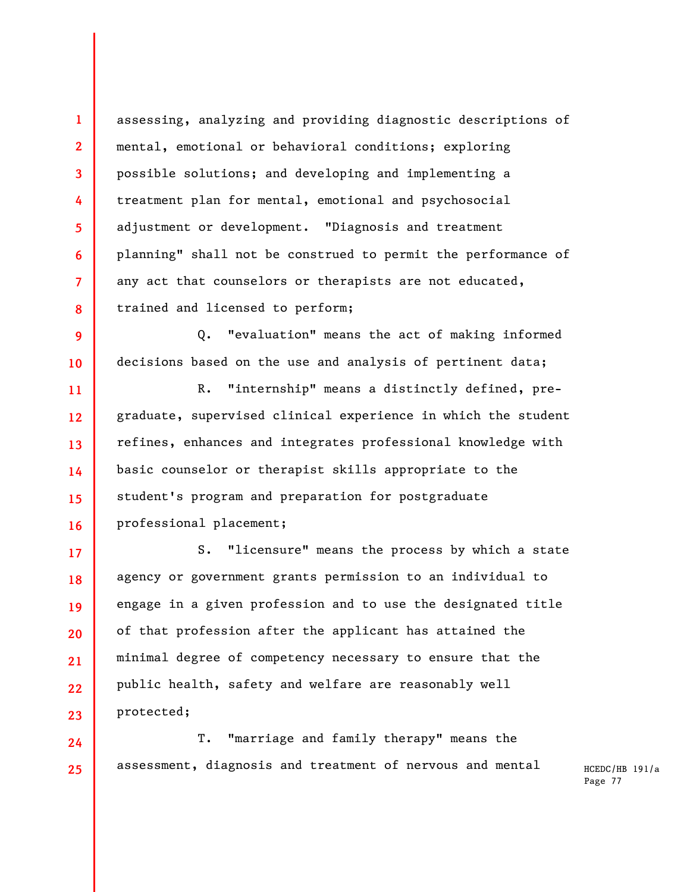assessing, analyzing and providing diagnostic descriptions of mental, emotional or behavioral conditions; exploring possible solutions; and developing and implementing a treatment plan for mental, emotional and psychosocial adjustment or development. "Diagnosis and treatment planning" shall not be construed to permit the performance of any act that counselors or therapists are not educated, trained and licensed to perform;

Q. "evaluation" means the act of making informed decisions based on the use and analysis of pertinent data;

R. "internship" means a distinctly defined, pre-graduate, supervised clinical experience in which the student refines, enhances and integrates professional knowledge with basic counselor or therapist skills appropriate to the student's program and preparation for postgraduate professional placement;

S. "licensure" means the process by which a state agency or government grants permission to an individual to engage in a given profession and to use the designated title of that profession after the applicant has attained the minimal degree of competency necessary to ensure that the public health, safety and welfare are reasonably well protected;

T. "marriage and family therapy" means the assessment, diagnosis and treatment of nervous and mental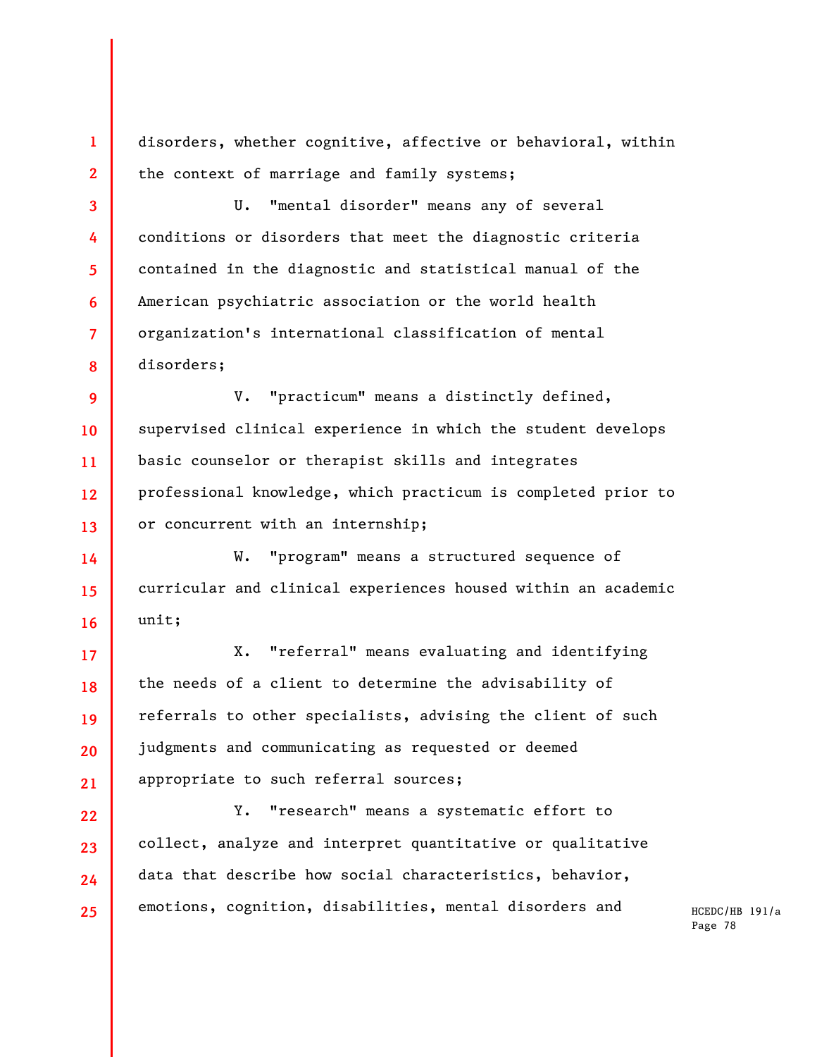disorders, whether cognitive, affective or behavioral, within the context of marriage and family systems;

U. "mental disorder" means any of several conditions or disorders that meet the diagnostic criteria contained in the diagnostic and statistical manual of the American psychiatric association or the world health organization's international classification of mental disorders;

V. "practicum" means a distinctly defined, supervised clinical experience in which the student develops basic counselor or therapist skills and integrates professional knowledge, which practicum is completed prior to or concurrent with an internship;

W. "program" means a structured sequence of curricular and clinical experiences housed within an academic unit;

X. "referral" means evaluating and identifying the needs of a client to determine the advisability of referrals to other specialists, advising the client of such judgments and communicating as requested or deemed appropriate to such referral sources;

Y. "research" means a systematic effort to collect, analyze and interpret quantitative or qualitative data that describe how social characteristics, behavior, emotions, cognition, disabilities, mental disorders and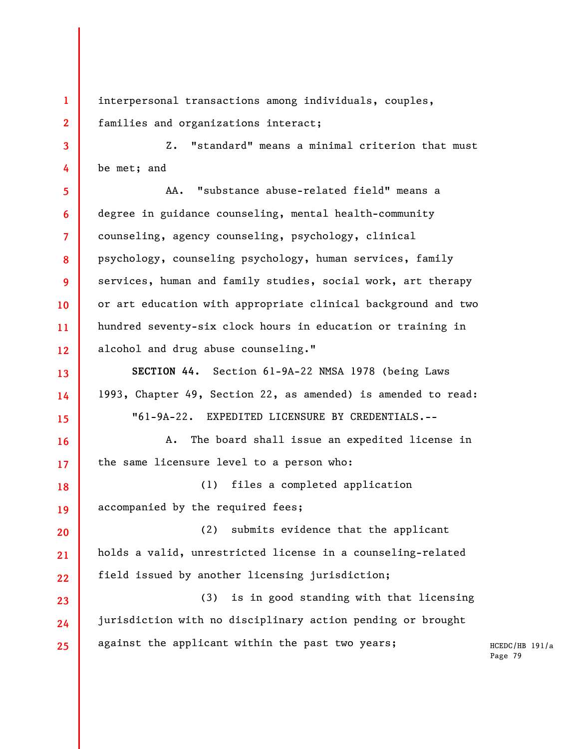interpersonal transactions among individuals, couples, families and organizations interact;

Z. "standard" means a minimal criterion that must be met; and

AA. "substance abuse-related field" means a degree in guidance counseling, mental health-community counseling, agency counseling, psychology, clinical psychology, counseling psychology, human services, family services, human and family studies, social work, art therapy or art education with appropriate clinical background and two hundred seventy-six clock hours in education or training in alcohol and drug abuse counseling."

**SECTION 44.** Section 61-9A-22 NMSA 1978 (being Laws 1993, Chapter 49, Section 22, as amended) is amended to read:

"61-9A-22. EXPEDITED LICENSURE BY CREDENTIALS.--

A. The board shall issue an expedited license in the same licensure level to a person who:

(1) files a completed application accompanied by the required fees;

(2) submits evidence that the applicant holds a valid, unrestricted license in a counseling-related field issued by another licensing jurisdiction;

(3) is in good standing with that licensing jurisdiction with no disciplinary action pending or brought against the applicant within the past two years;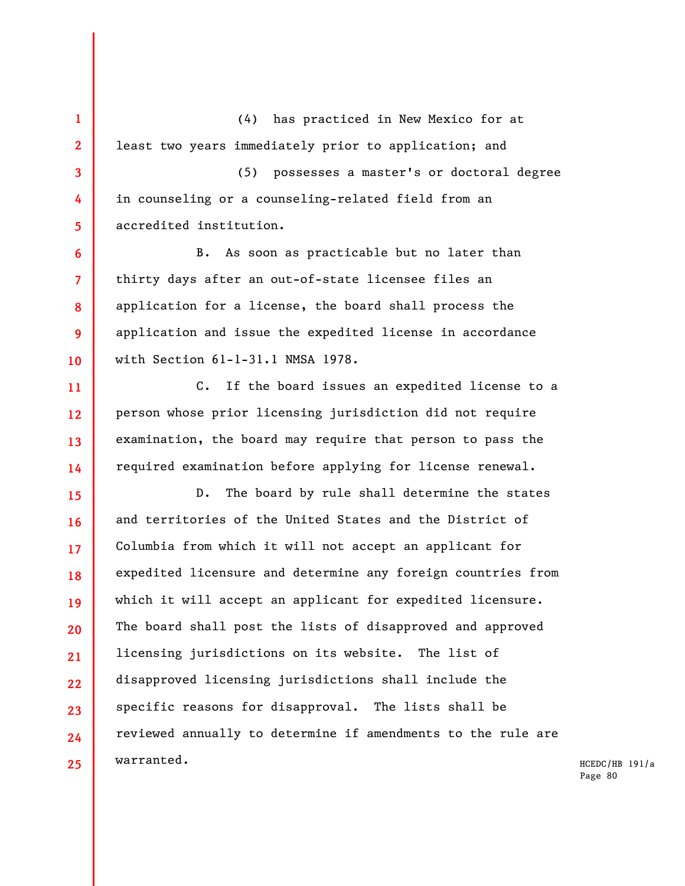(4) has practiced in New Mexico for at least two years immediately prior to application; and

(5) possesses a master's or doctoral degree in counseling or a counseling-related field from an accredited institution.

B. As soon as practicable but no later than thirty days after an out-of-state licensee files an application for a license, the board shall process the application and issue the expedited license in accordance with Section 61-1-31.1 NMSA 1978.

C. If the board issues an expedited license to a person whose prior licensing jurisdiction did not require examination, the board may require that person to pass the required examination before applying for license renewal.

D. The board by rule shall determine the states and territories of the United States and the District of Columbia from which it will not accept an applicant for expedited licensure and determine any foreign countries from which it will accept an applicant for expedited licensure. The board shall post the lists of disapproved and approved licensing jurisdictions on its website. The list of disapproved licensing jurisdictions shall include the specific reasons for disapproval. The lists shall be reviewed annually to determine if amendments to the rule are warranted.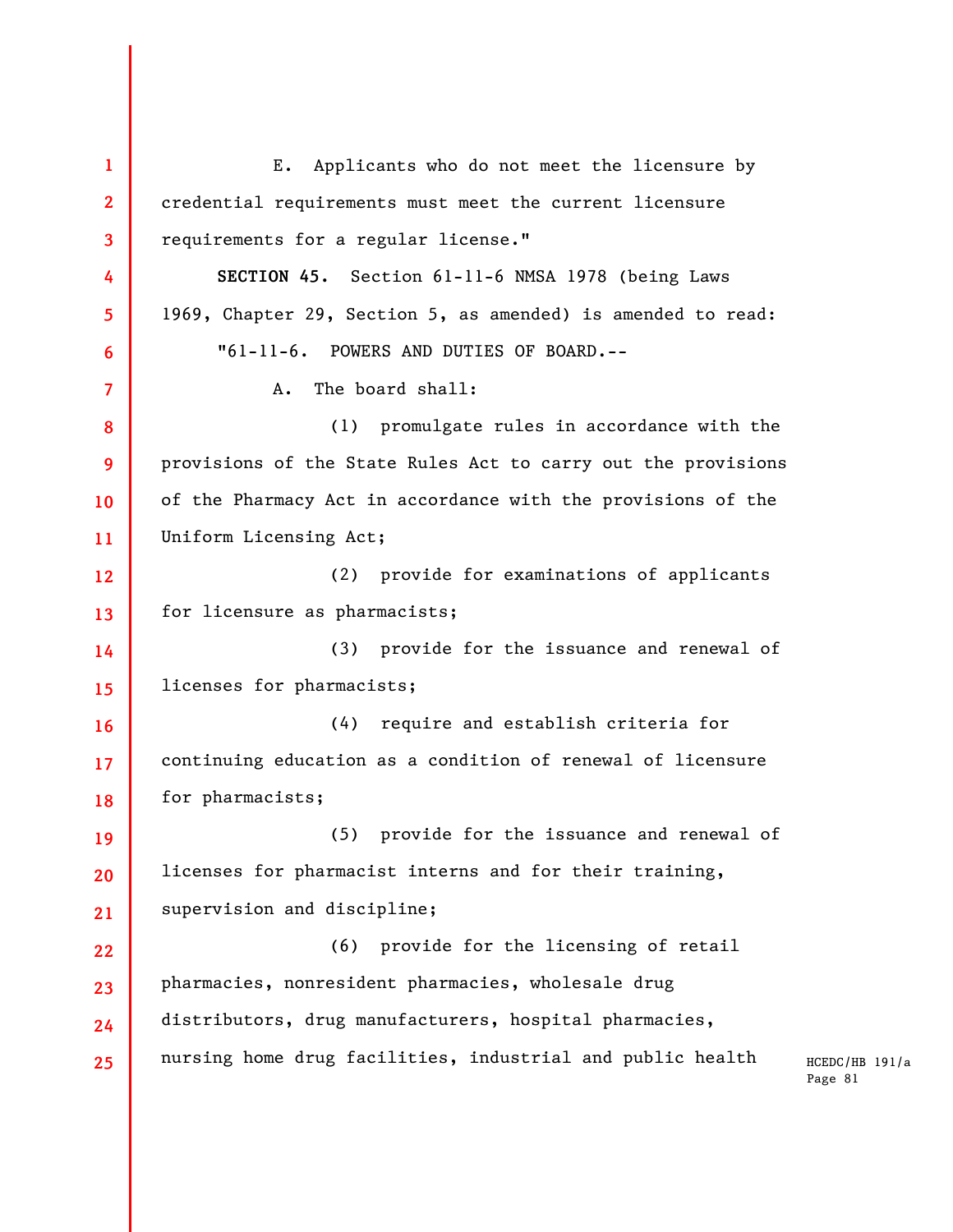E. Applicants who do not meet the licensure by credential requirements must meet the current licensure requirements for a regular license."

**SECTION 45.** Section 61-11-6 NMSA 1978 (being Laws 1969, Chapter 29, Section 5, as amended) is amended to read:

"61-11-6. POWERS AND DUTIES OF BOARD.--

A. The board shall:

(1) promulgate rules in accordance with the provisions of the State Rules Act to carry out the provisions of the Pharmacy Act in accordance with the provisions of the Uniform Licensing Act;

(2) provide for examinations of applicants for licensure as pharmacists;

(3) provide for the issuance and renewal of licenses for pharmacists;

(4) require and establish criteria for continuing education as a condition of renewal of licensure for pharmacists;

(5) provide for the issuance and renewal of licenses for pharmacist interns and for their training, supervision and discipline;

(6) provide for the licensing of retail pharmacies, nonresident pharmacies, wholesale drug distributors, drug manufacturers, hospital pharmacies, nursing home drug facilities, industrial and public health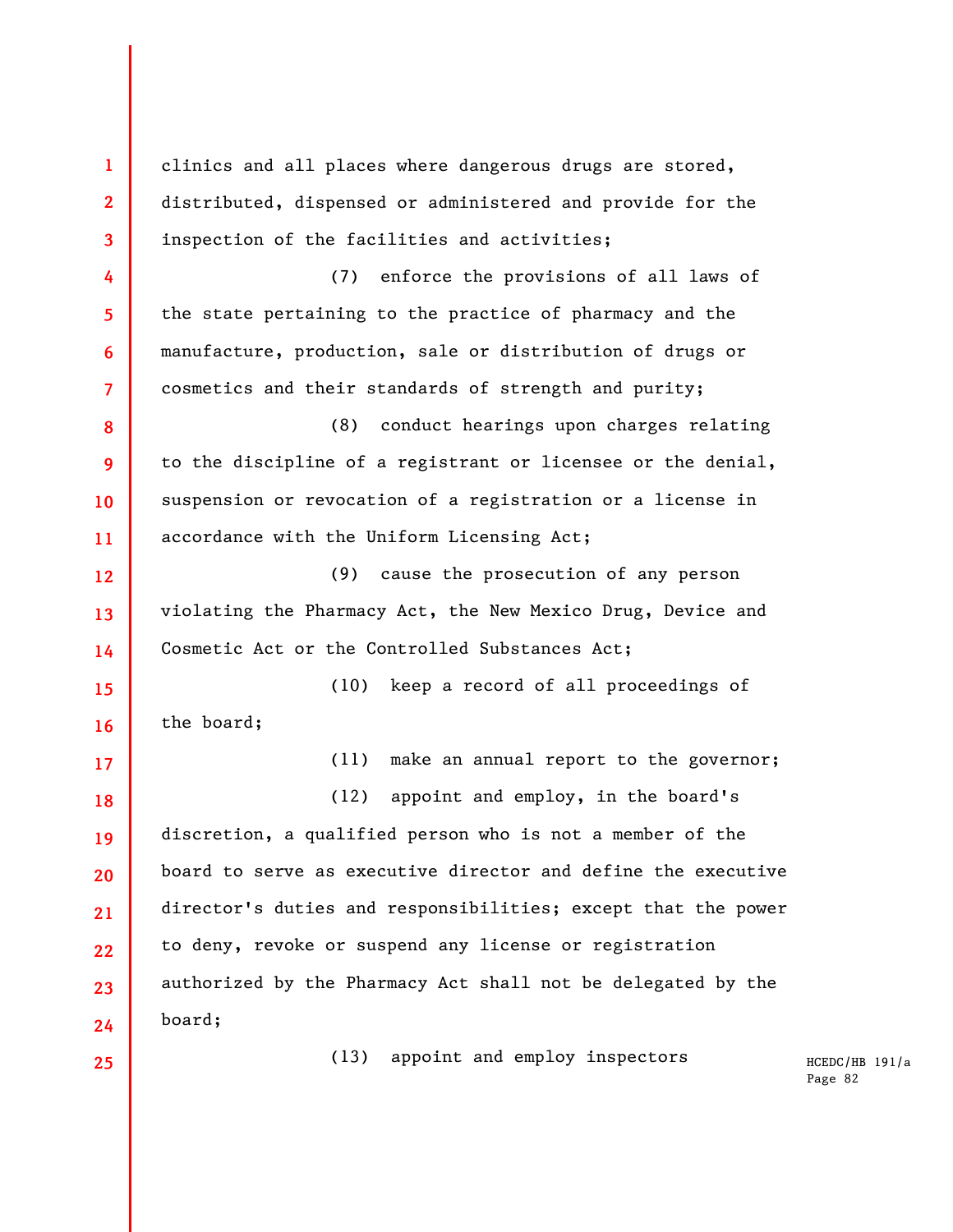clinics and all places where dangerous drugs are stored, distributed, dispensed or administered and provide for the inspection of the facilities and activities;

(7) enforce the provisions of all laws of the state pertaining to the practice of pharmacy and the manufacture, production, sale or distribution of drugs or cosmetics and their standards of strength and purity;

(8) conduct hearings upon charges relating to the discipline of a registrant or licensee or the denial, suspension or revocation of a registration or a license in accordance with the Uniform Licensing Act;

(9) cause the prosecution of any person violating the Pharmacy Act, the New Mexico Drug, Device and Cosmetic Act or the Controlled Substances Act;

(10) keep a record of all proceedings of the board;

(11) make an annual report to the governor;

(12) appoint and employ, in the board's discretion, a qualified person who is not a member of the board to serve as executive director and define the executive director's duties and responsibilities; except that the power to deny, revoke or suspend any license or registration authorized by the Pharmacy Act shall not be delegated by the board;

(13) appoint and employ inspectors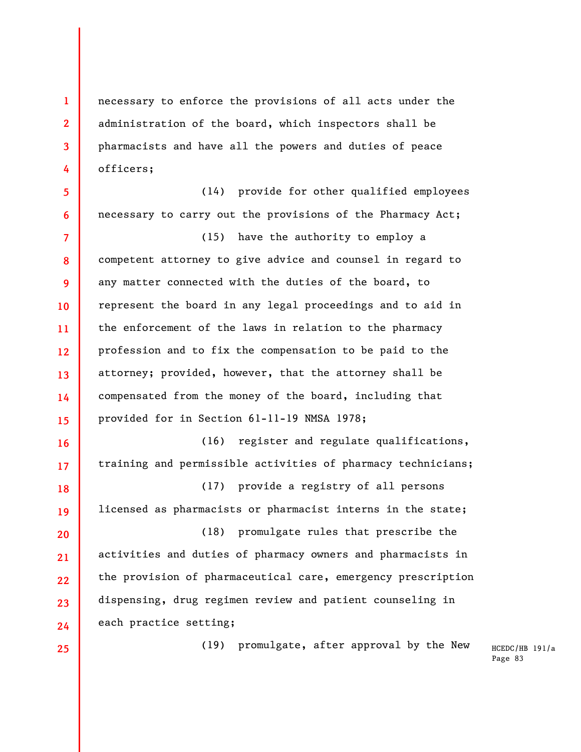necessary to enforce the provisions of all acts under the administration of the board, which inspectors shall be pharmacists and have all the powers and duties of peace officers;

(14) provide for other qualified employees necessary to carry out the provisions of the Pharmacy Act;

(15) have the authority to employ a competent attorney to give advice and counsel in regard to any matter connected with the duties of the board, to represent the board in any legal proceedings and to aid in the enforcement of the laws in relation to the pharmacy profession and to fix the compensation to be paid to the attorney; provided, however, that the attorney shall be compensated from the money of the board, including that provided for in Section 61-11-19 NMSA 1978;

(16) register and regulate qualifications, training and permissible activities of pharmacy technicians;

(17) provide a registry of all persons licensed as pharmacists or pharmacist interns in the state;

(18) promulgate rules that prescribe the activities and duties of pharmacy owners and pharmacists in the provision of pharmaceutical care, emergency prescription dispensing, drug regimen review and patient counseling in each practice setting;

(19) promulgate, after approval by the New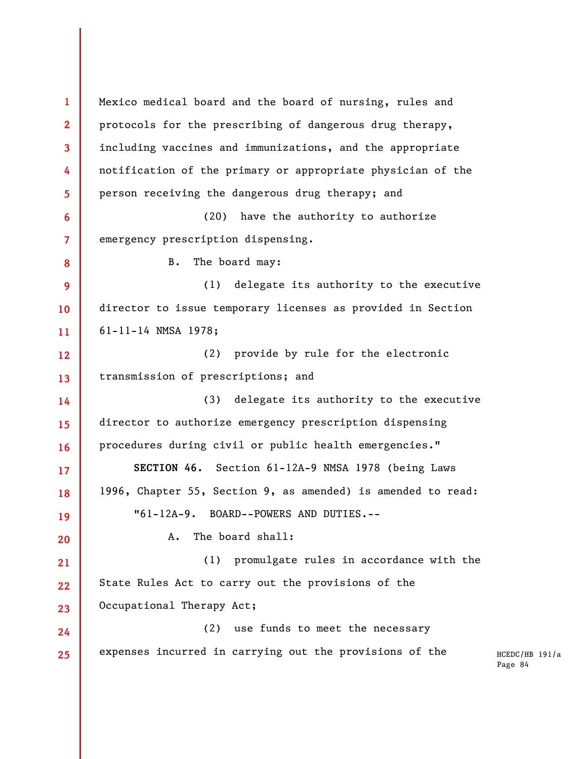Mexico medical board and the board of nursing, rules and protocols for the prescribing of dangerous drug therapy, including vaccines and immunizations, and the appropriate notification of the primary or appropriate physician of the person receiving the dangerous drug therapy; and

(20) have the authority to authorize emergency prescription dispensing.

B. The board may:

(1) delegate its authority to the executive director to issue temporary licenses as provided in Section 61-11-14 NMSA 1978;

(2) provide by rule for the electronic transmission of prescriptions; and

(3) delegate its authority to the executive director to authorize emergency prescription dispensing procedures during civil or public health emergencies."

**SECTION 46.** Section 61-12A-9 NMSA 1978 (being Laws 1996, Chapter 55, Section 9, as amended) is amended to read:

"61-12A-9. BOARD--POWERS AND DUTIES.--

A. The board shall:

(1) promulgate rules in accordance with the State Rules Act to carry out the provisions of the Occupational Therapy Act;

(2) use funds to meet the necessary expenses incurred in carrying out the provisions of the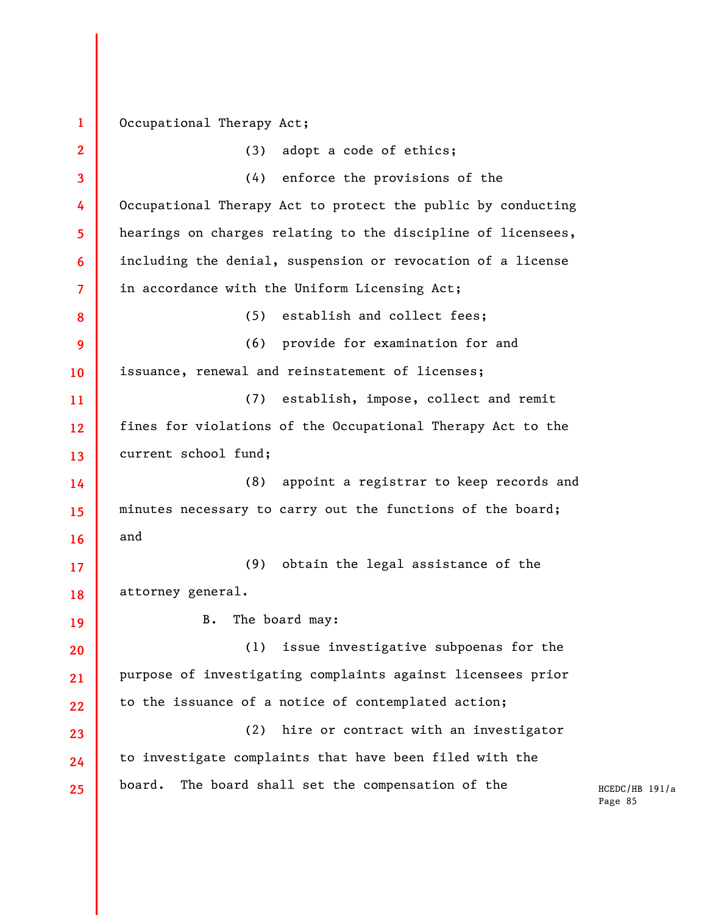Occupational Therapy Act;

(3) adopt a code of ethics;

(4) enforce the provisions of the Occupational Therapy Act to protect the public by conducting hearings on charges relating to the discipline of licensees, including the denial, suspension or revocation of a license in accordance with the Uniform Licensing Act;

(5) establish and collect fees;

(6) provide for examination for and issuance, renewal and reinstatement of licenses;

(7) establish, impose, collect and remit fines for violations of the Occupational Therapy Act to the current school fund;

(8) appoint a registrar to keep records and minutes necessary to carry out the functions of the board; and

(9) obtain the legal assistance of the attorney general.

B. The board may:

(1) issue investigative subpoenas for the purpose of investigating complaints against licensees prior to the issuance of a notice of contemplated action;

(2) hire or contract with an investigator to investigate complaints that have been filed with the board. The board shall set the compensation of the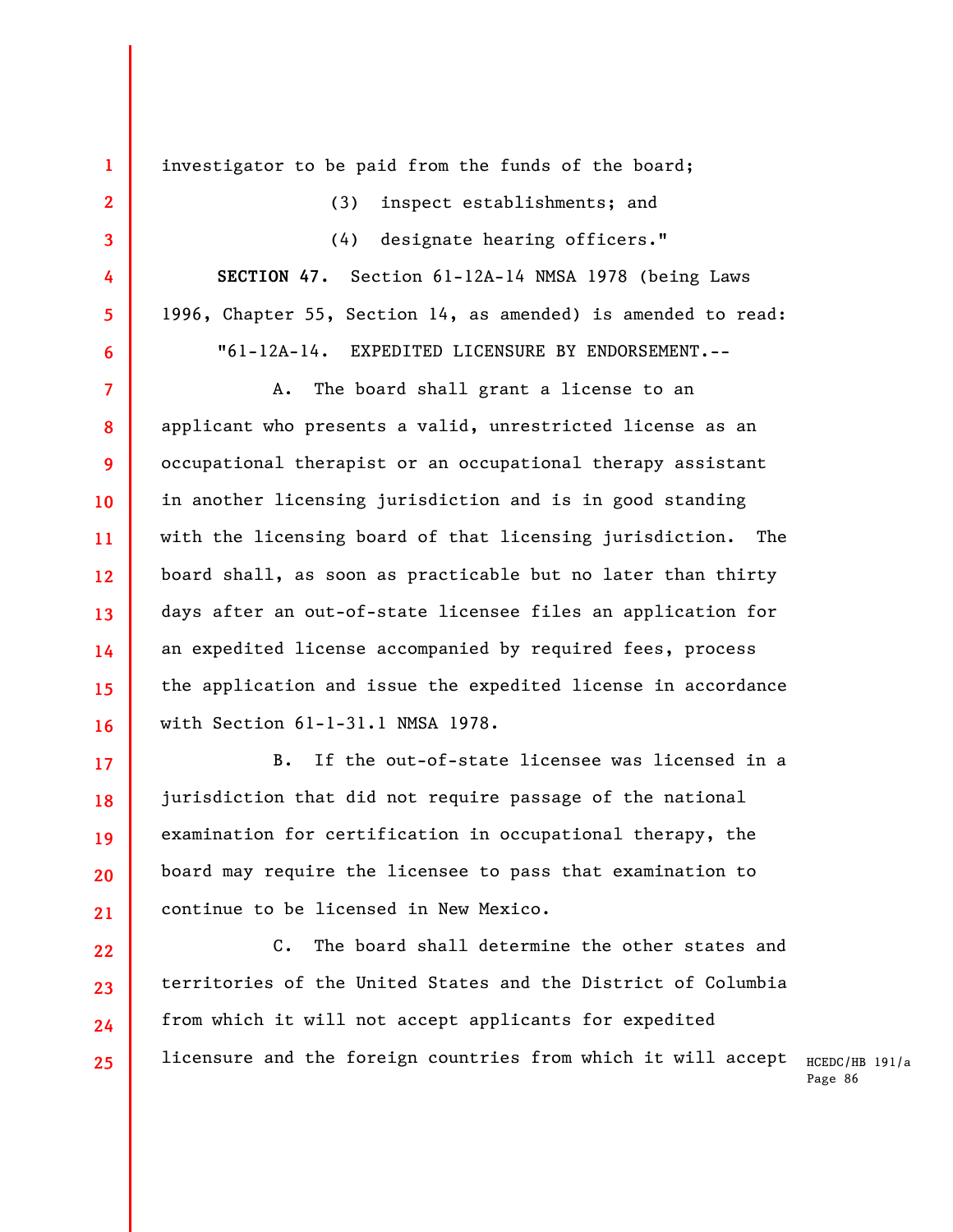investigator to be paid from the funds of the board;

(3) inspect establishments; and

(4) designate hearing officers."

**SECTION 47.** Section 61-12A-14 NMSA 1978 (being Laws 1996, Chapter 55, Section 14, as amended) is amended to read:

"61-12A-14. EXPEDITED LICENSURE BY ENDORSEMENT.--

A. The board shall grant a license to an applicant who presents a valid, unrestricted license as an occupational therapist or an occupational therapy assistant in another licensing jurisdiction and is in good standing with the licensing board of that licensing jurisdiction. The board shall, as soon as practicable but no later than thirty days after an out-of-state licensee files an application for an expedited license accompanied by required fees, process the application and issue the expedited license in accordance with Section 61-1-31.1 NMSA 1978.

B. If the out-of-state licensee was licensed in a jurisdiction that did not require passage of the national examination for certification in occupational therapy, the board may require the licensee to pass that examination to continue to be licensed in New Mexico.

C. The board shall determine the other states and territories of the United States and the District of Columbia from which it will not accept applicants for expedited licensure and the foreign countries from which it will accept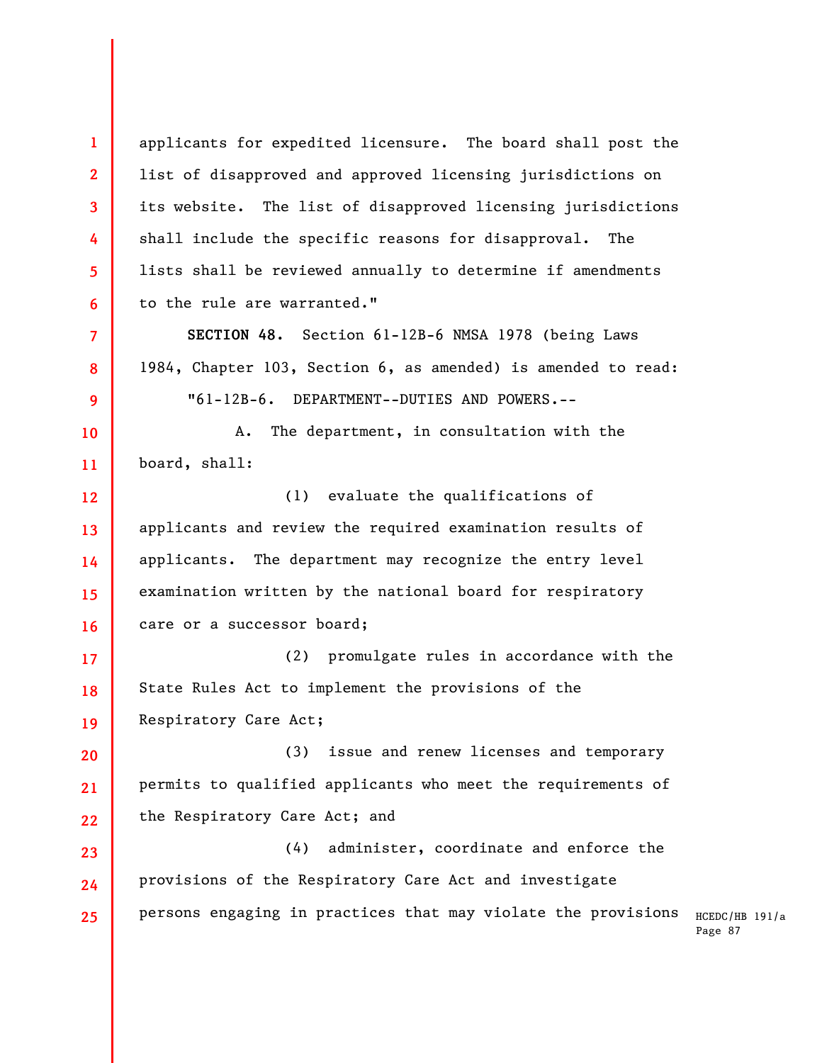applicants for expedited licensure. The board shall post the list of disapproved and approved licensing jurisdictions on its website. The list of disapproved licensing jurisdictions shall include the specific reasons for disapproval. The lists shall be reviewed annually to determine if amendments to the rule are warranted."

**SECTION 48.** Section 61-12B-6 NMSA 1978 (being Laws 1984, Chapter 103, Section 6, as amended) is amended to read:

"61-12B-6. DEPARTMENT--DUTIES AND POWERS.--

A. The department, in consultation with the board, shall:

(1) evaluate the qualifications of applicants and review the required examination results of applicants. The department may recognize the entry level examination written by the national board for respiratory care or a successor board;

(2) promulgate rules in accordance with the State Rules Act to implement the provisions of the Respiratory Care Act;

(3) issue and renew licenses and temporary permits to qualified applicants who meet the requirements of the Respiratory Care Act; and

(4) administer, coordinate and enforce the provisions of the Respiratory Care Act and investigate persons engaging in practices that may violate the provisions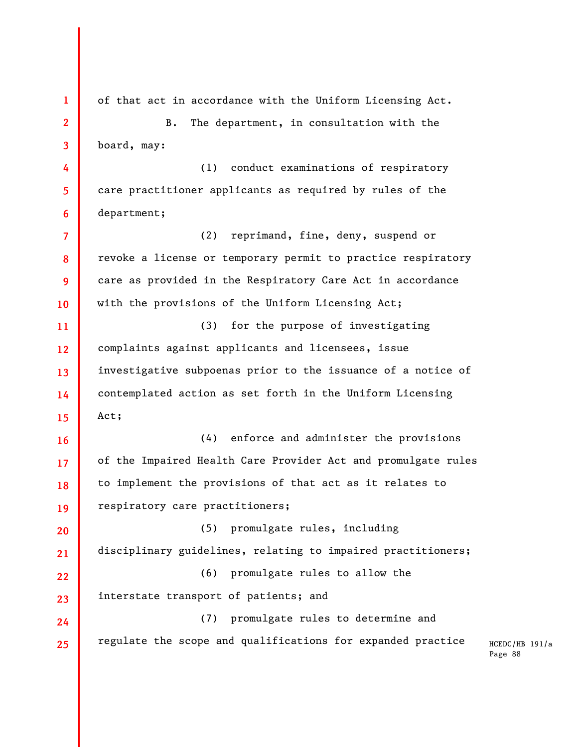of that act in accordance with the Uniform Licensing Act.

B. The department, in consultation with the board, may:

(1) conduct examinations of respiratory care practitioner applicants as required by rules of the department;

(2) reprimand, fine, deny, suspend or revoke a license or temporary permit to practice respiratory care as provided in the Respiratory Care Act in accordance with the provisions of the Uniform Licensing Act;

(3) for the purpose of investigating complaints against applicants and licensees, issue investigative subpoenas prior to the issuance of a notice of contemplated action as set forth in the Uniform Licensing Act;

(4) enforce and administer the provisions of the Impaired Health Care Provider Act and promulgate rules to implement the provisions of that act as it relates to respiratory care practitioners;

(5) promulgate rules, including disciplinary guidelines, relating to impaired practitioners;

(6) promulgate rules to allow the interstate transport of patients; and

(7) promulgate rules to determine and regulate the scope and qualifications for expanded practice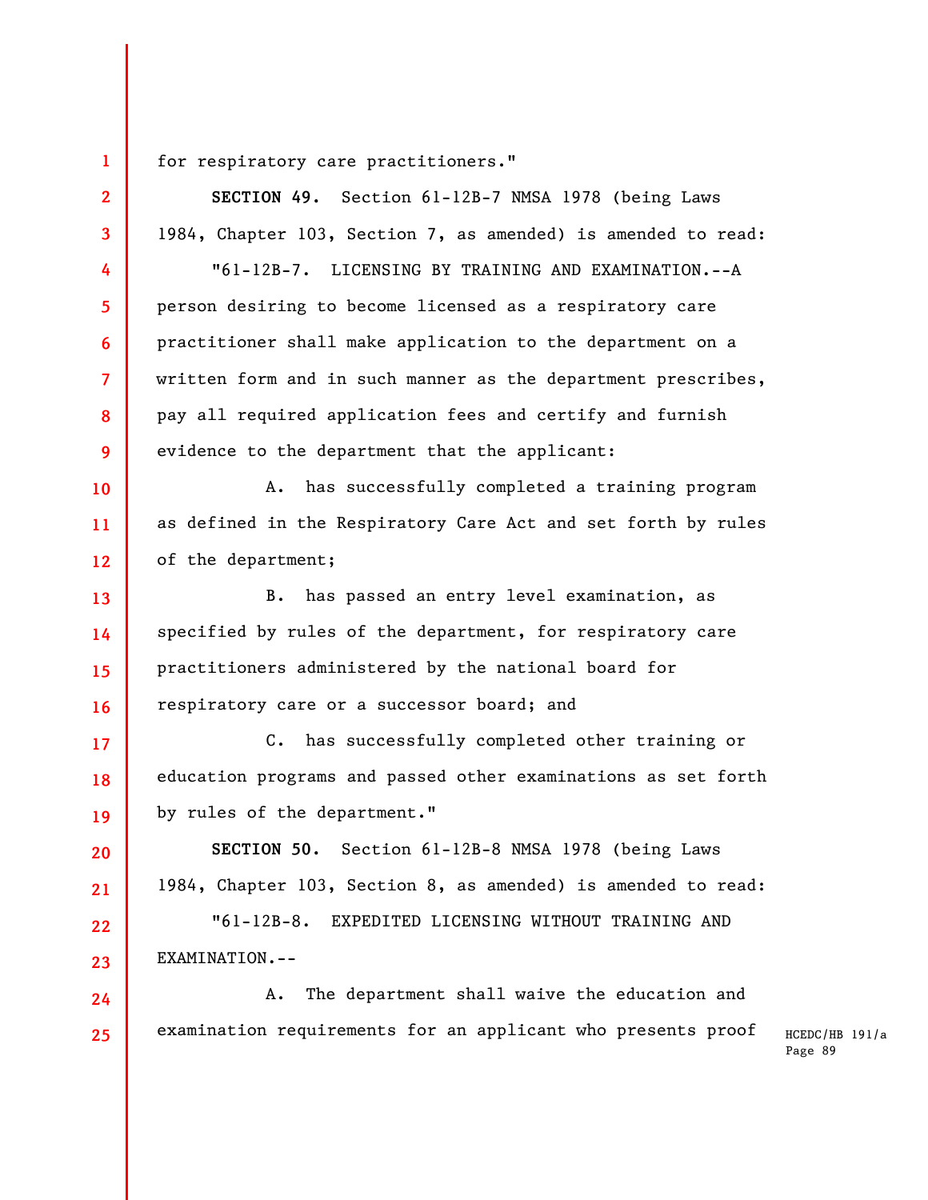for respiratory care practitioners."

**SECTION 49.** Section 61-12B-7 NMSA 1978 (being Laws 1984, Chapter 103, Section 7, as amended) is amended to read:

"61-12B-7. LICENSING BY TRAINING AND EXAMINATION.--A person desiring to become licensed as a respiratory care practitioner shall make application to the department on a written form and in such manner as the department prescribes, pay all required application fees and certify and furnish evidence to the department that the applicant:

A. has successfully completed a training program as defined in the Respiratory Care Act and set forth by rules of the department;

B. has passed an entry level examination, as specified by rules of the department, for respiratory care practitioners administered by the national board for respiratory care or a successor board; and

C. has successfully completed other training or education programs and passed other examinations as set forth by rules of the department."

**SECTION 50.** Section 61-12B-8 NMSA 1978 (being Laws 1984, Chapter 103, Section 8, as amended) is amended to read:

"61-12B-8. EXPEDITED LICENSING WITHOUT TRAINING AND EXAMINATION.--

A. The department shall waive the education and examination requirements for an applicant who presents proof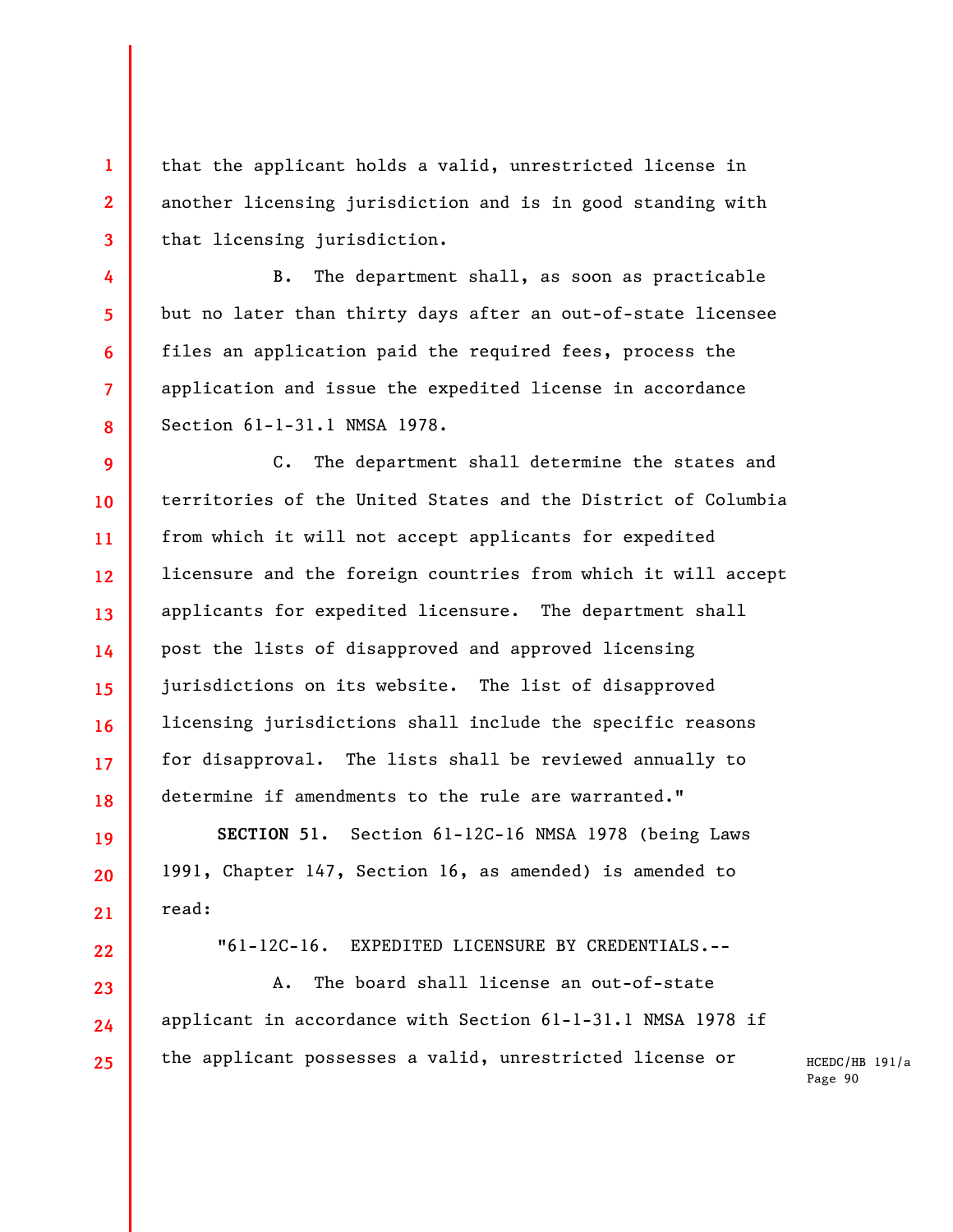that the applicant holds a valid, unrestricted license in another licensing jurisdiction and is in good standing with that licensing jurisdiction.

B. The department shall, as soon as practicable but no later than thirty days after an out-of-state licensee files an application paid the required fees, process the application and issue the expedited license in accordance Section 61-1-31.1 NMSA 1978.

C. The department shall determine the states and territories of the United States and the District of Columbia from which it will not accept applicants for expedited licensure and the foreign countries from which it will accept applicants for expedited licensure. The department shall post the lists of disapproved and approved licensing jurisdictions on its website. The list of disapproved licensing jurisdictions shall include the specific reasons for disapproval. The lists shall be reviewed annually to determine if amendments to the rule are warranted."

**SECTION 51.** Section 61-12C-16 NMSA 1978 (being Laws 1991, Chapter 147, Section 16, as amended) is amended to read:

"61-12C-16. EXPEDITED LICENSURE BY CREDENTIALS.--

A. The board shall license an out-of-state applicant in accordance with Section 61-1-31.1 NMSA 1978 if the applicant possesses a valid, unrestricted license or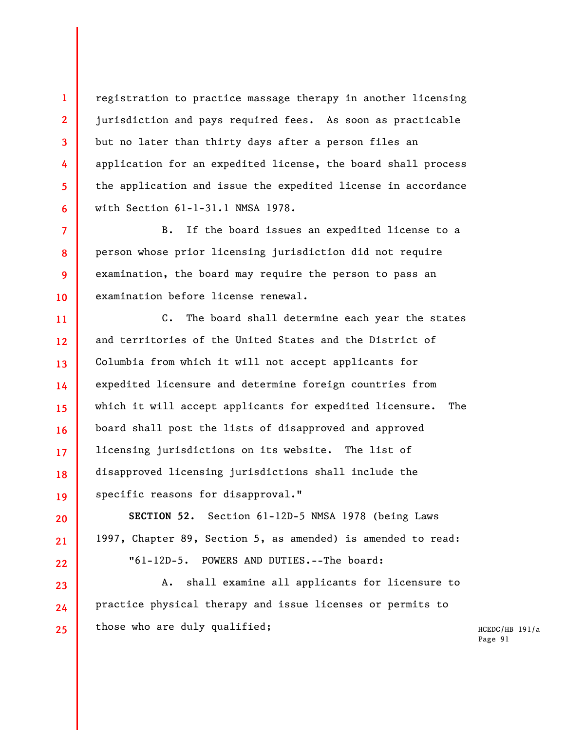registration to practice massage therapy in another licensing jurisdiction and pays required fees. As soon as practicable but no later than thirty days after a person files an application for an expedited license, the board shall process the application and issue the expedited license in accordance with Section 61-1-31.1 NMSA 1978.

B. If the board issues an expedited license to a person whose prior licensing jurisdiction did not require examination, the board may require the person to pass an examination before license renewal.

C. The board shall determine each year the states and territories of the United States and the District of Columbia from which it will not accept applicants for expedited licensure and determine foreign countries from which it will accept applicants for expedited licensure. The board shall post the lists of disapproved and approved licensing jurisdictions on its website. The list of disapproved licensing jurisdictions shall include the specific reasons for disapproval."

**SECTION 52.** Section 61-12D-5 NMSA 1978 (being Laws 1997, Chapter 89, Section 5, as amended) is amended to read:

"61-12D-5. POWERS AND DUTIES.--The board:

A. shall examine all applicants for licensure to practice physical therapy and issue licenses or permits to those who are duly qualified;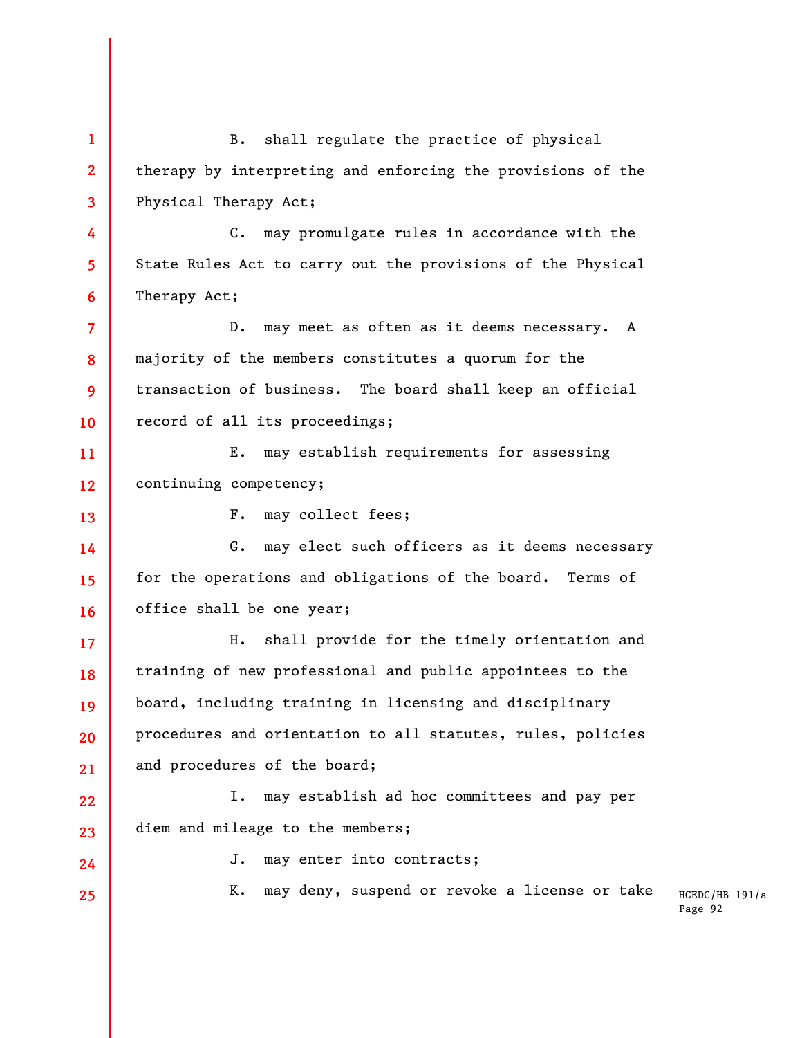B. shall regulate the practice of physical therapy by interpreting and enforcing the provisions of the Physical Therapy Act;

C. may promulgate rules in accordance with the State Rules Act to carry out the provisions of the Physical Therapy Act;

D. may meet as often as it deems necessary. A majority of the members constitutes a quorum for the transaction of business. The board shall keep an official record of all its proceedings;

E. may establish requirements for assessing continuing competency;

F. may collect fees;

G. may elect such officers as it deems necessary for the operations and obligations of the board. Terms of office shall be one year;

H. shall provide for the timely orientation and training of new professional and public appointees to the board, including training in licensing and disciplinary procedures and orientation to all statutes, rules, policies and procedures of the board;

I. may establish ad hoc committees and pay per diem and mileage to the members;

J. may enter into contracts;

K. may deny, suspend or revoke a license or take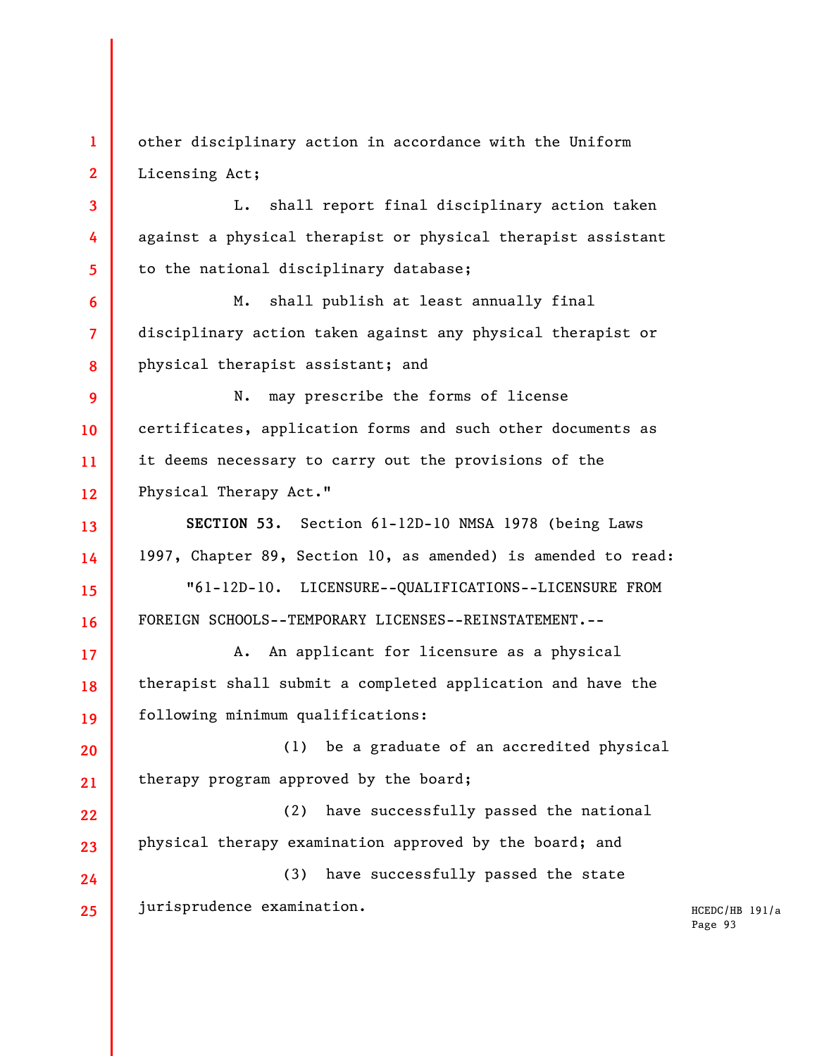other disciplinary action in accordance with the Uniform Licensing Act;

L. shall report final disciplinary action taken against a physical therapist or physical therapist assistant to the national disciplinary database;

M. shall publish at least annually final disciplinary action taken against any physical therapist or physical therapist assistant; and

N. may prescribe the forms of license certificates, application forms and such other documents as it deems necessary to carry out the provisions of the Physical Therapy Act."

**SECTION 53.** Section 61-12D-10 NMSA 1978 (being Laws 1997, Chapter 89, Section 10, as amended) is amended to read:

"61-12D-10. LICENSURE--QUALIFICATIONS--LICENSURE FROM FOREIGN SCHOOLS--TEMPORARY LICENSES--REINSTATEMENT.--

A. An applicant for licensure as a physical therapist shall submit a completed application and have the following minimum qualifications:

(1) be a graduate of an accredited physical therapy program approved by the board;

(2) have successfully passed the national physical therapy examination approved by the board; and

(3) have successfully passed the state jurisprudence examination.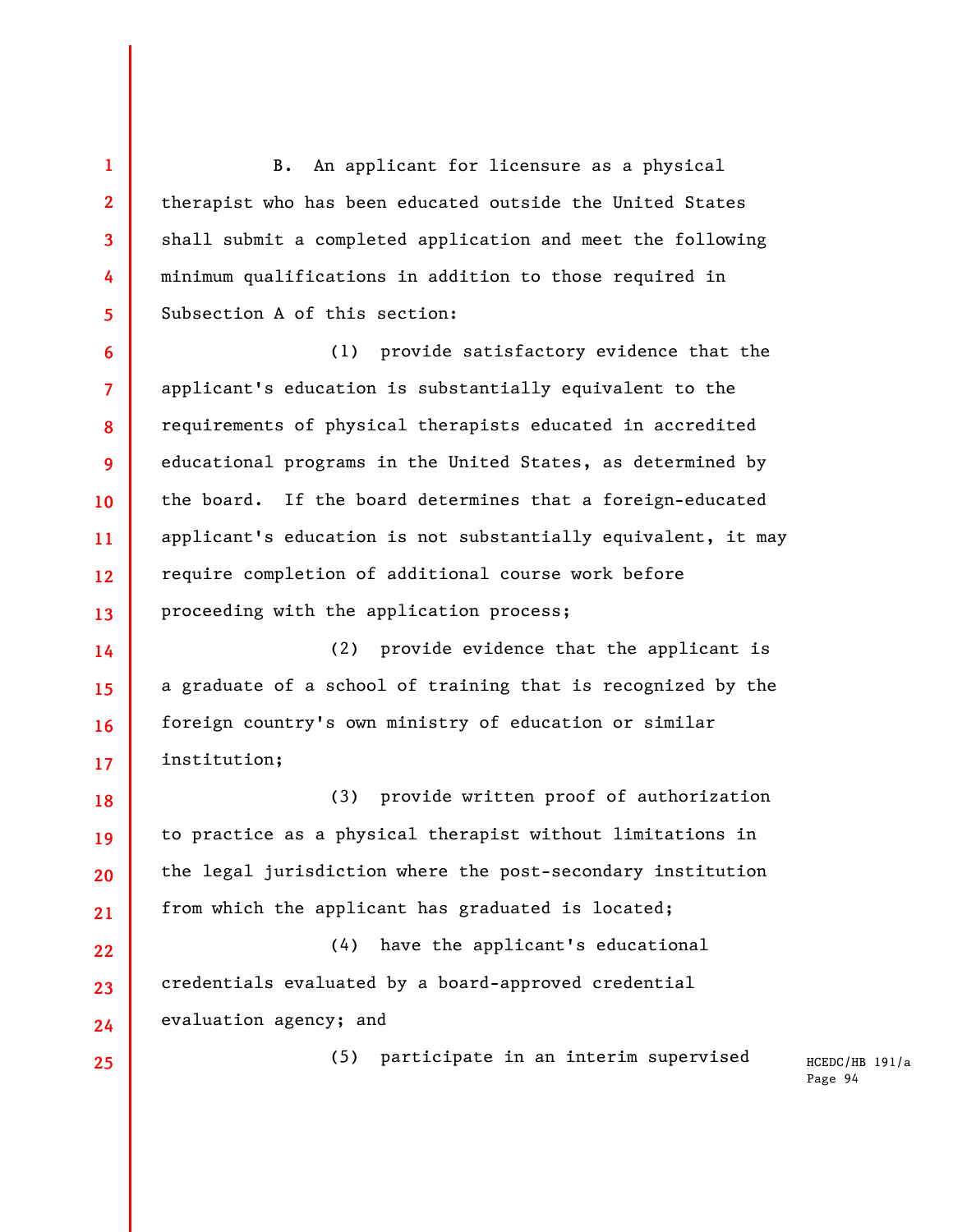B. An applicant for licensure as a physical therapist who has been educated outside the United States shall submit a completed application and meet the following minimum qualifications in addition to those required in Subsection A of this section:

(1) provide satisfactory evidence that the applicant's education is substantially equivalent to the requirements of physical therapists educated in accredited educational programs in the United States, as determined by the board. If the board determines that a foreign-educated applicant's education is not substantially equivalent, it may require completion of additional course work before proceeding with the application process;

(2) provide evidence that the applicant is a graduate of a school of training that is recognized by the foreign country's own ministry of education or similar institution;

(3) provide written proof of authorization to practice as a physical therapist without limitations in the legal jurisdiction where the post-secondary institution from which the applicant has graduated is located;

(4) have the applicant's educational credentials evaluated by a board-approved credential evaluation agency; and

(5) participate in an interim supervised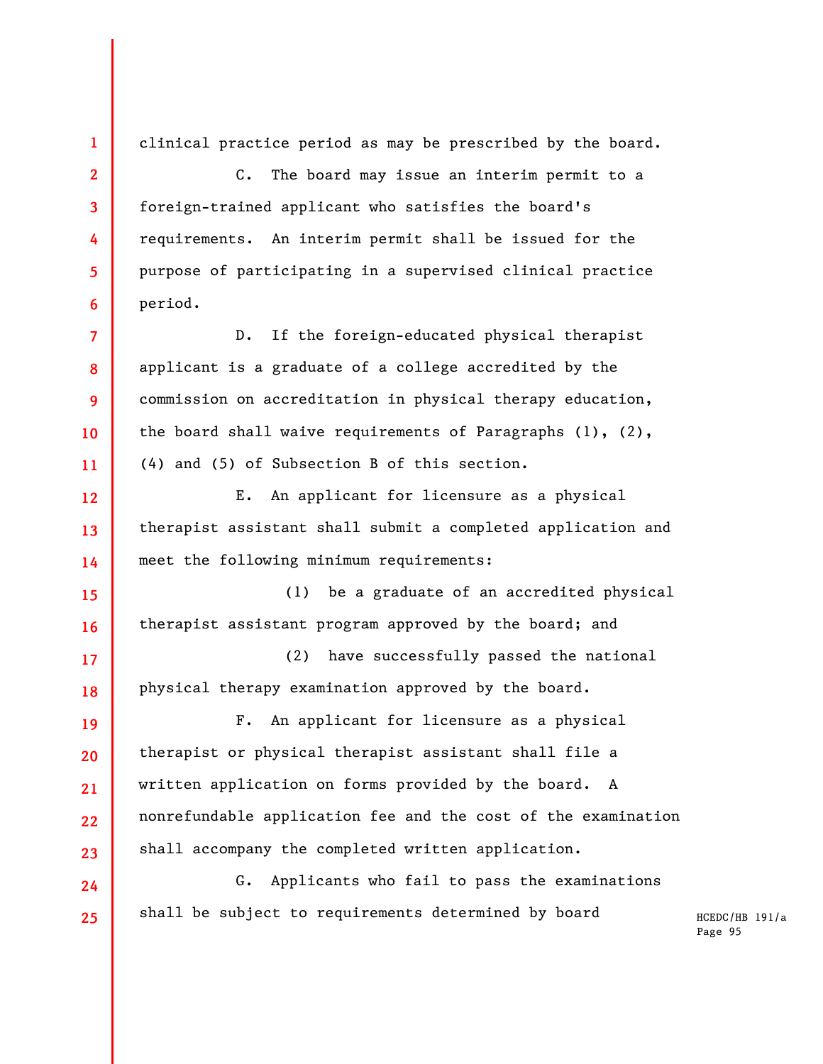clinical practice period as may be prescribed by the board.

C. The board may issue an interim permit to a foreign-trained applicant who satisfies the board's requirements. An interim permit shall be issued for the purpose of participating in a supervised clinical practice period.

D. If the foreign-educated physical therapist applicant is a graduate of a college accredited by the commission on accreditation in physical therapy education, the board shall waive requirements of Paragraphs (1), (2), (4) and (5) of Subsection B of this section.

E. An applicant for licensure as a physical therapist assistant shall submit a completed application and meet the following minimum requirements:

(1) be a graduate of an accredited physical therapist assistant program approved by the board; and

(2) have successfully passed the national physical therapy examination approved by the board.

F. An applicant for licensure as a physical therapist or physical therapist assistant shall file a written application on forms provided by the board. A nonrefundable application fee and the cost of the examination shall accompany the completed written application.

G. Applicants who fail to pass the examinations shall be subject to requirements determined by board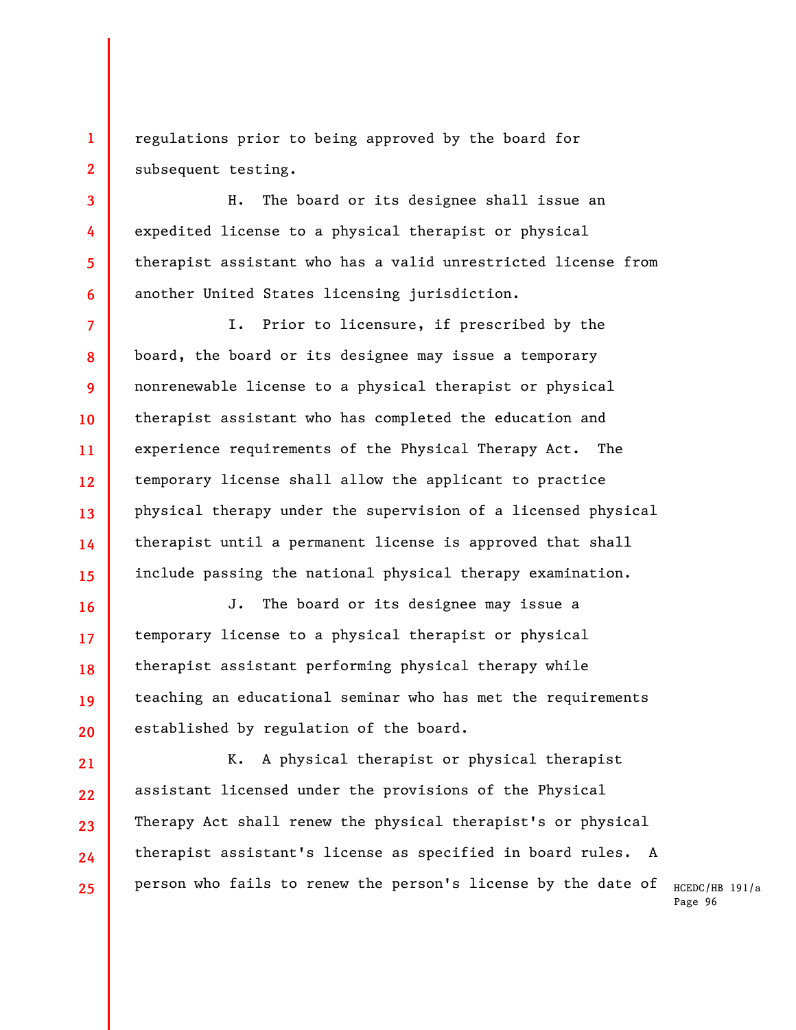regulations prior to being approved by the board for subsequent testing.

H. The board or its designee shall issue an expedited license to a physical therapist or physical therapist assistant who has a valid unrestricted license from another United States licensing jurisdiction.

I. Prior to licensure, if prescribed by the board, the board or its designee may issue a temporary nonrenewable license to a physical therapist or physical therapist assistant who has completed the education and experience requirements of the Physical Therapy Act. The temporary license shall allow the applicant to practice physical therapy under the supervision of a licensed physical therapist until a permanent license is approved that shall include passing the national physical therapy examination.

J. The board or its designee may issue a temporary license to a physical therapist or physical therapist assistant performing physical therapy while teaching an educational seminar who has met the requirements established by regulation of the board.

K. A physical therapist or physical therapist assistant licensed under the provisions of the Physical Therapy Act shall renew the physical therapist's or physical therapist assistant's license as specified in board rules. A person who fails to renew the person's license by the date of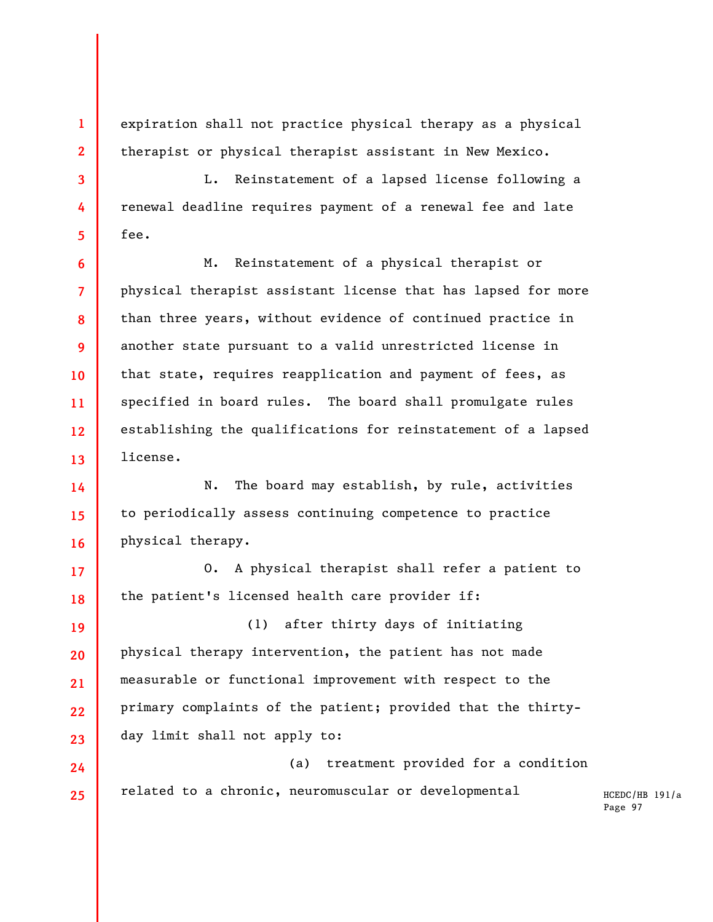expiration shall not practice physical therapy as a physical therapist or physical therapist assistant in New Mexico.

L. Reinstatement of a lapsed license following a renewal deadline requires payment of a renewal fee and late fee.

M. Reinstatement of a physical therapist or physical therapist assistant license that has lapsed for more than three years, without evidence of continued practice in another state pursuant to a valid unrestricted license in that state, requires reapplication and payment of fees, as specified in board rules. The board shall promulgate rules establishing the qualifications for reinstatement of a lapsed license.

N. The board may establish, by rule, activities to periodically assess continuing competence to practice physical therapy.

O. A physical therapist shall refer a patient to the patient's licensed health care provider if:

(1) after thirty days of initiating physical therapy intervention, the patient has not made measurable or functional improvement with respect to the primary complaints of the patient; provided that the thirty-day limit shall not apply to:

(a) treatment provided for a condition related to a chronic, neuromuscular or developmental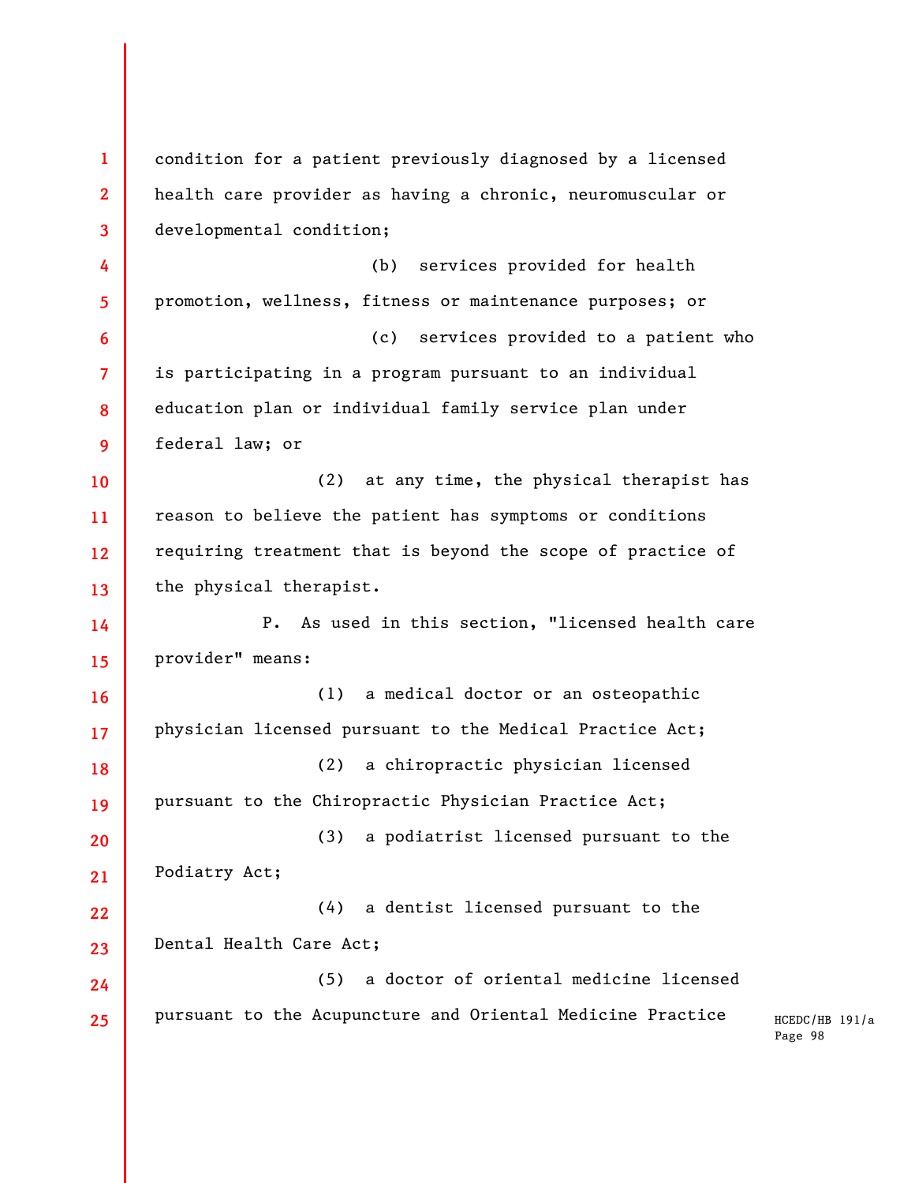condition for a patient previously diagnosed by a licensed health care provider as having a chronic, neuromuscular or developmental condition;

(b) services provided for health promotion, wellness, fitness or maintenance purposes; or

(c) services provided to a patient who is participating in a program pursuant to an individual education plan or individual family service plan under federal law; or

(2) at any time, the physical therapist has reason to believe the patient has symptoms or conditions requiring treatment that is beyond the scope of practice of the physical therapist.

P. As used in this section, "licensed health care provider" means:

(1) a medical doctor or an osteopathic physician licensed pursuant to the Medical Practice Act;

(2) a chiropractic physician licensed pursuant to the Chiropractic Physician Practice Act;

(3) a podiatrist licensed pursuant to the Podiatry Act;

(4) a dentist licensed pursuant to the Dental Health Care Act;

(5) a doctor of oriental medicine licensed pursuant to the Acupuncture and Oriental Medicine Practice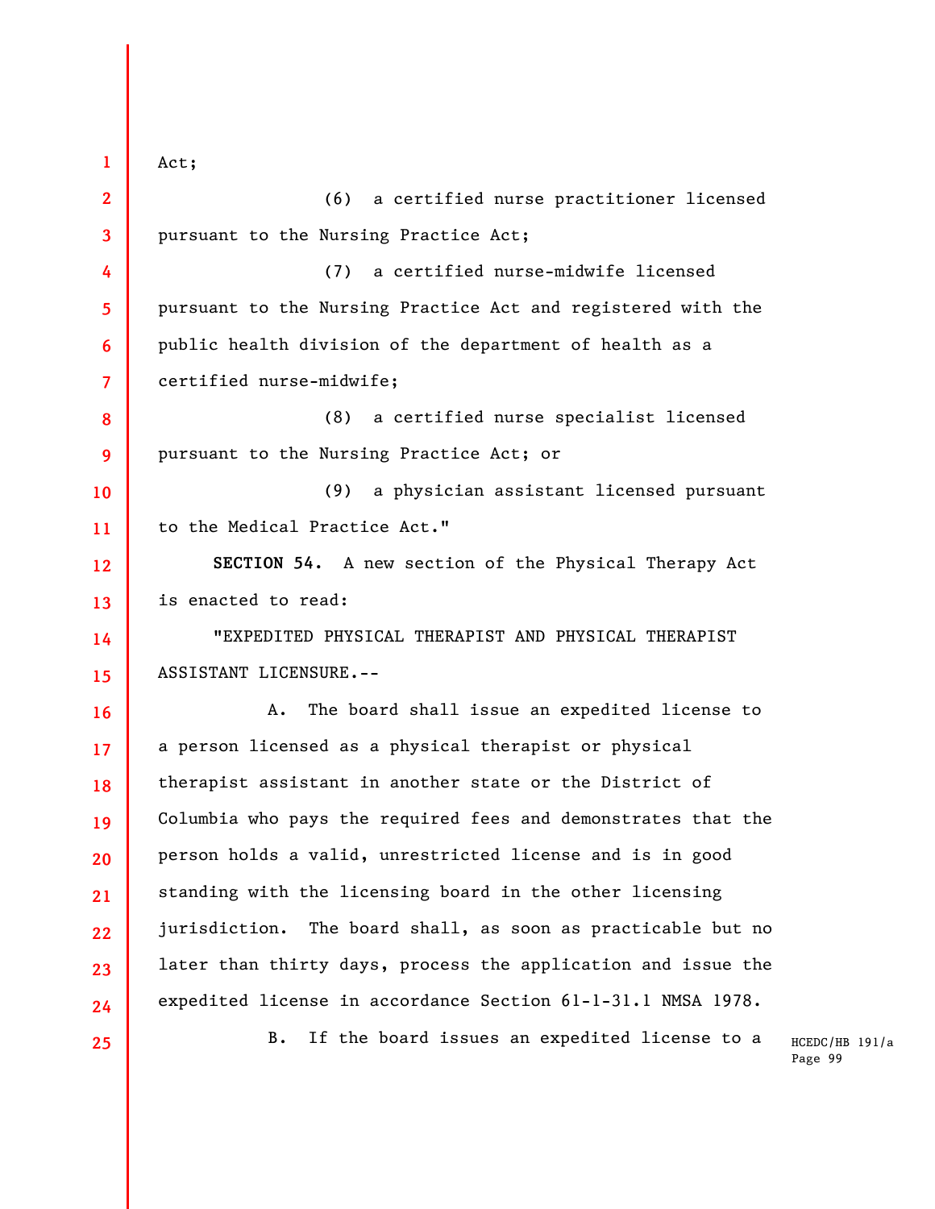Act;

(6) a certified nurse practitioner licensed pursuant to the Nursing Practice Act;

(7) a certified nurse-midwife licensed pursuant to the Nursing Practice Act and registered with the public health division of the department of health as a certified nurse-midwife;

(8) a certified nurse specialist licensed pursuant to the Nursing Practice Act; or

(9) a physician assistant licensed pursuant to the Medical Practice Act."

**SECTION 54.** A new section of the Physical Therapy Act is enacted to read:

"EXPEDITED PHYSICAL THERAPIST AND PHYSICAL THERAPIST ASSISTANT LICENSURE.--

A. The board shall issue an expedited license to a person licensed as a physical therapist or physical therapist assistant in another state or the District of Columbia who pays the required fees and demonstrates that the person holds a valid, unrestricted license and is in good standing with the licensing board in the other licensing jurisdiction. The board shall, as soon as practicable but no later than thirty days, process the application and issue the expedited license in accordance Section 61-1-31.1 NMSA 1978.

B. If the board issues an expedited license to a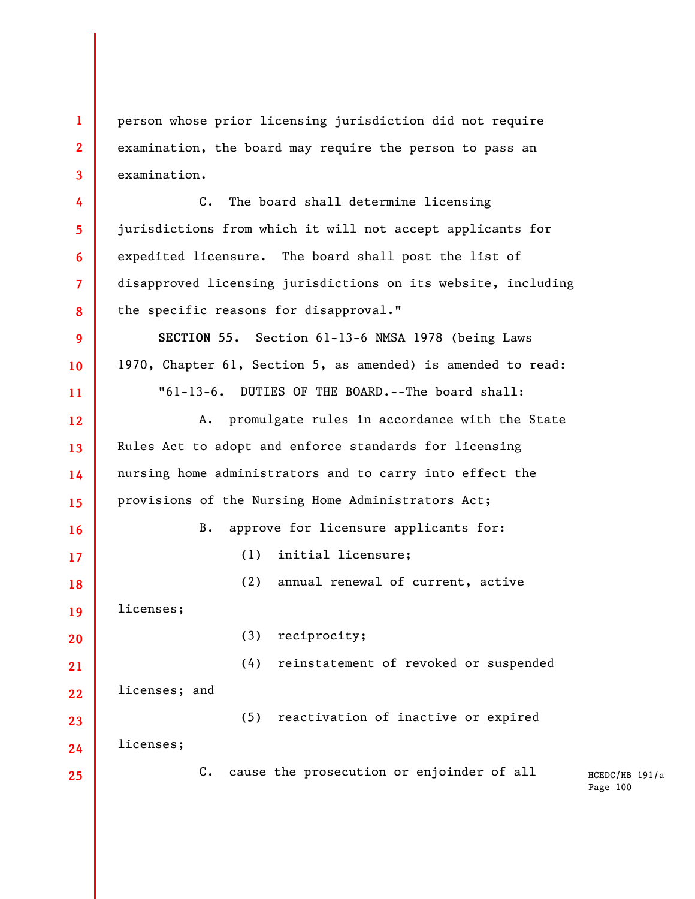person whose prior licensing jurisdiction did not require examination, the board may require the person to pass an examination.

C. The board shall determine licensing jurisdictions from which it will not accept applicants for expedited licensure. The board shall post the list of disapproved licensing jurisdictions on its website, including the specific reasons for disapproval."

**SECTION 55.** Section 61-13-6 NMSA 1978 (being Laws 1970, Chapter 61, Section 5, as amended) is amended to read:

"61-13-6. DUTIES OF THE BOARD.--The board shall:

A. promulgate rules in accordance with the State Rules Act to adopt and enforce standards for licensing nursing home administrators and to carry into effect the provisions of the Nursing Home Administrators Act;

B. approve for licensure applicants for:

(1) initial licensure;

(2) annual renewal of current, active licenses;

(3) reciprocity;

(4) reinstatement of revoked or suspended licenses; and

(5) reactivation of inactive or expired licenses;

C. cause the prosecution or enjoinder of all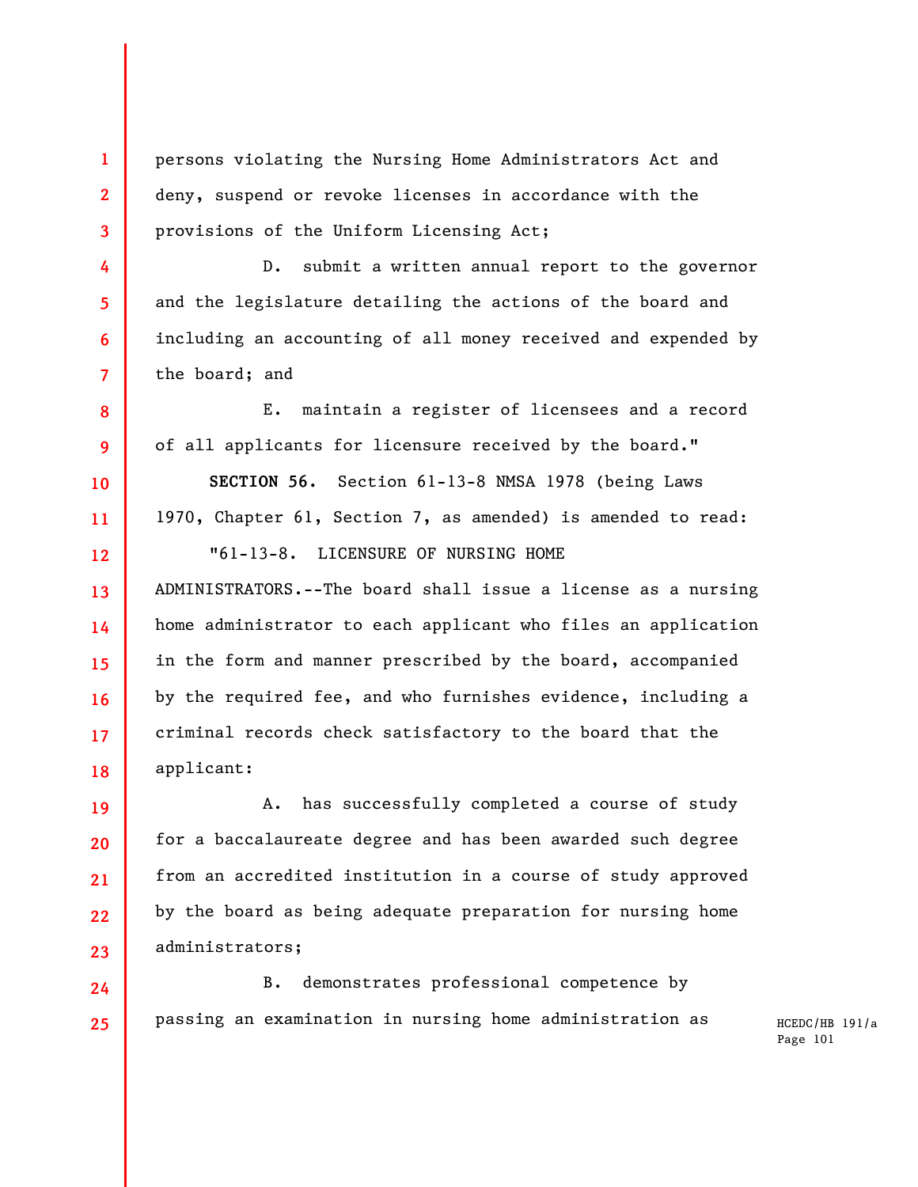persons violating the Nursing Home Administrators Act and deny, suspend or revoke licenses in accordance with the provisions of the Uniform Licensing Act;

D. submit a written annual report to the governor and the legislature detailing the actions of the board and including an accounting of all money received and expended by the board; and

E. maintain a register of licensees and a record of all applicants for licensure received by the board."

**SECTION 56.** Section 61-13-8 NMSA 1978 (being Laws 1970, Chapter 61, Section 7, as amended) is amended to read:

"61-13-8. LICENSURE OF NURSING HOME ADMINISTRATORS.--The board shall issue a license as a nursing home administrator to each applicant who files an application in the form and manner prescribed by the board, accompanied by the required fee, and who furnishes evidence, including a criminal records check satisfactory to the board that the applicant:

A. has successfully completed a course of study for a baccalaureate degree and has been awarded such degree from an accredited institution in a course of study approved by the board as being adequate preparation for nursing home administrators;

B. demonstrates professional competence by passing an examination in nursing home administration as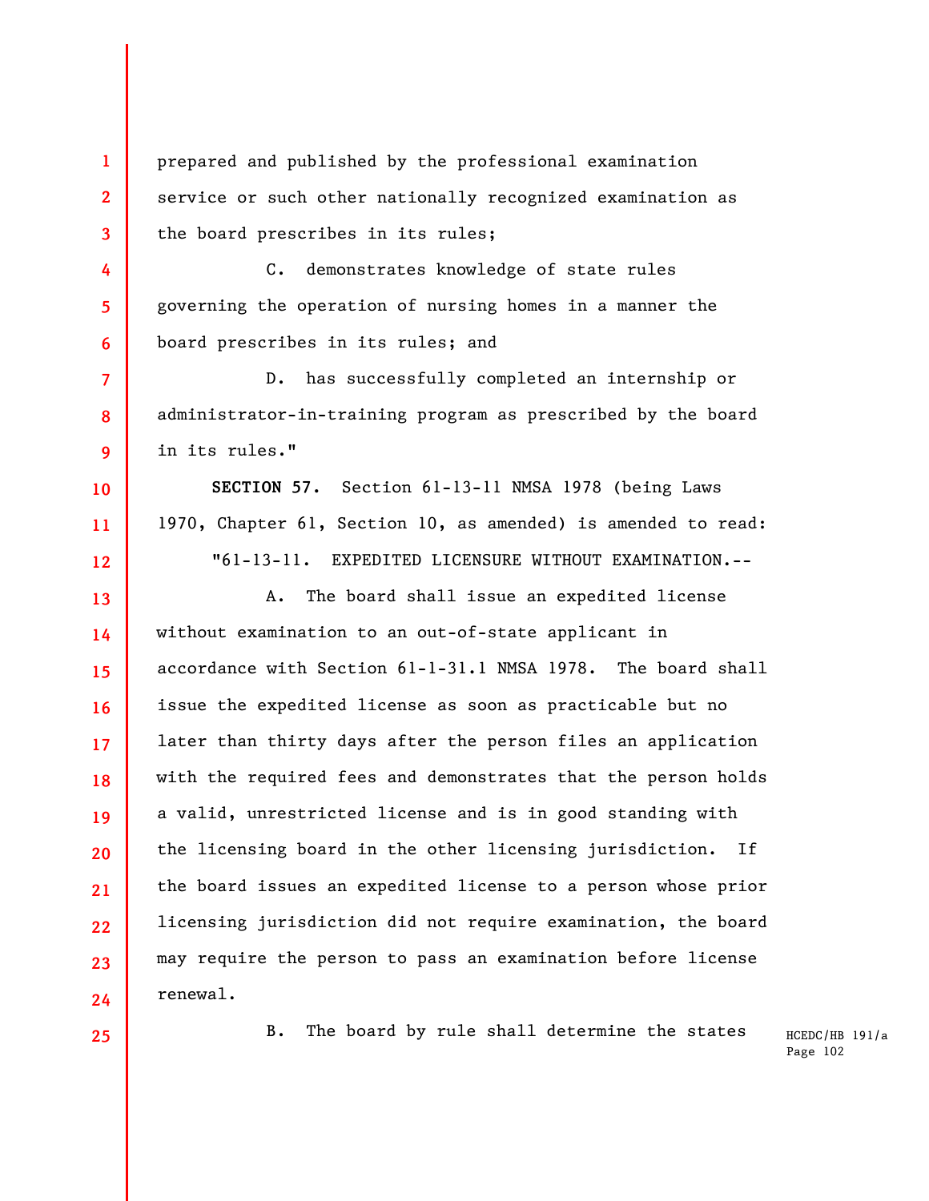prepared and published by the professional examination service or such other nationally recognized examination as the board prescribes in its rules;

C. demonstrates knowledge of state rules governing the operation of nursing homes in a manner the board prescribes in its rules; and

D. has successfully completed an internship or administrator-in-training program as prescribed by the board in its rules."

**SECTION 57.** Section 61-13-11 NMSA 1978 (being Laws 1970, Chapter 61, Section 10, as amended) is amended to read:

"61-13-11. EXPEDITED LICENSURE WITHOUT EXAMINATION.--

A. The board shall issue an expedited license without examination to an out-of-state applicant in accordance with Section 61-1-31.1 NMSA 1978. The board shall issue the expedited license as soon as practicable but no later than thirty days after the person files an application with the required fees and demonstrates that the person holds a valid, unrestricted license and is in good standing with the licensing board in the other licensing jurisdiction. If the board issues an expedited license to a person whose prior licensing jurisdiction did not require examination, the board may require the person to pass an examination before license renewal.

B. The board by rule shall determine the states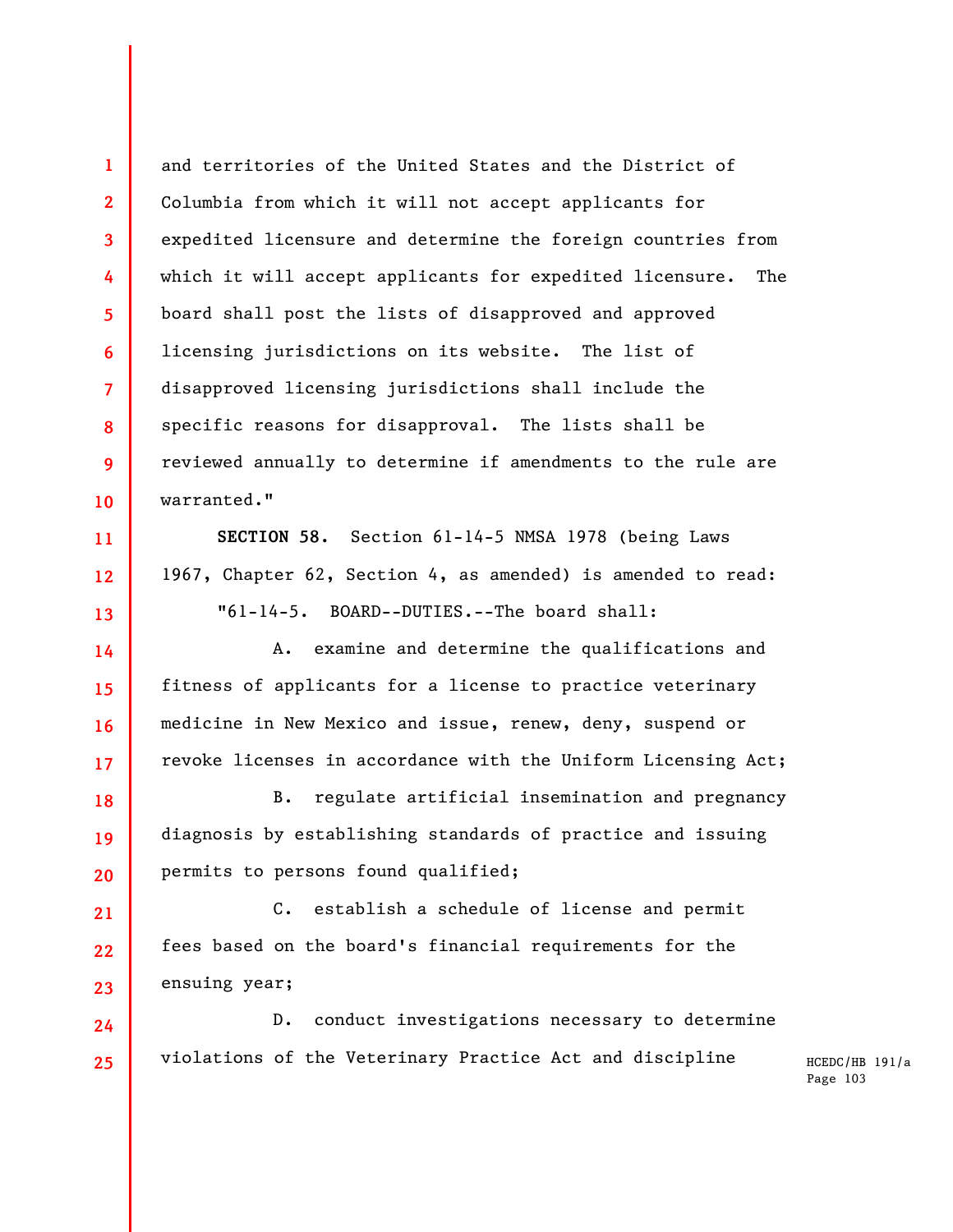and territories of the United States and the District of Columbia from which it will not accept applicants for expedited licensure and determine the foreign countries from which it will accept applicants for expedited licensure. The board shall post the lists of disapproved and approved licensing jurisdictions on its website. The list of disapproved licensing jurisdictions shall include the specific reasons for disapproval. The lists shall be reviewed annually to determine if amendments to the rule are warranted."

**SECTION 58.** Section 61-14-5 NMSA 1978 (being Laws 1967, Chapter 62, Section 4, as amended) is amended to read:

"61-14-5. BOARD--DUTIES.--The board shall:

A. examine and determine the qualifications and fitness of applicants for a license to practice veterinary medicine in New Mexico and issue, renew, deny, suspend or revoke licenses in accordance with the Uniform Licensing Act;

B. regulate artificial insemination and pregnancy diagnosis by establishing standards of practice and issuing permits to persons found qualified;

C. establish a schedule of license and permit fees based on the board's financial requirements for the ensuing year;

D. conduct investigations necessary to determine violations of the Veterinary Practice Act and discipline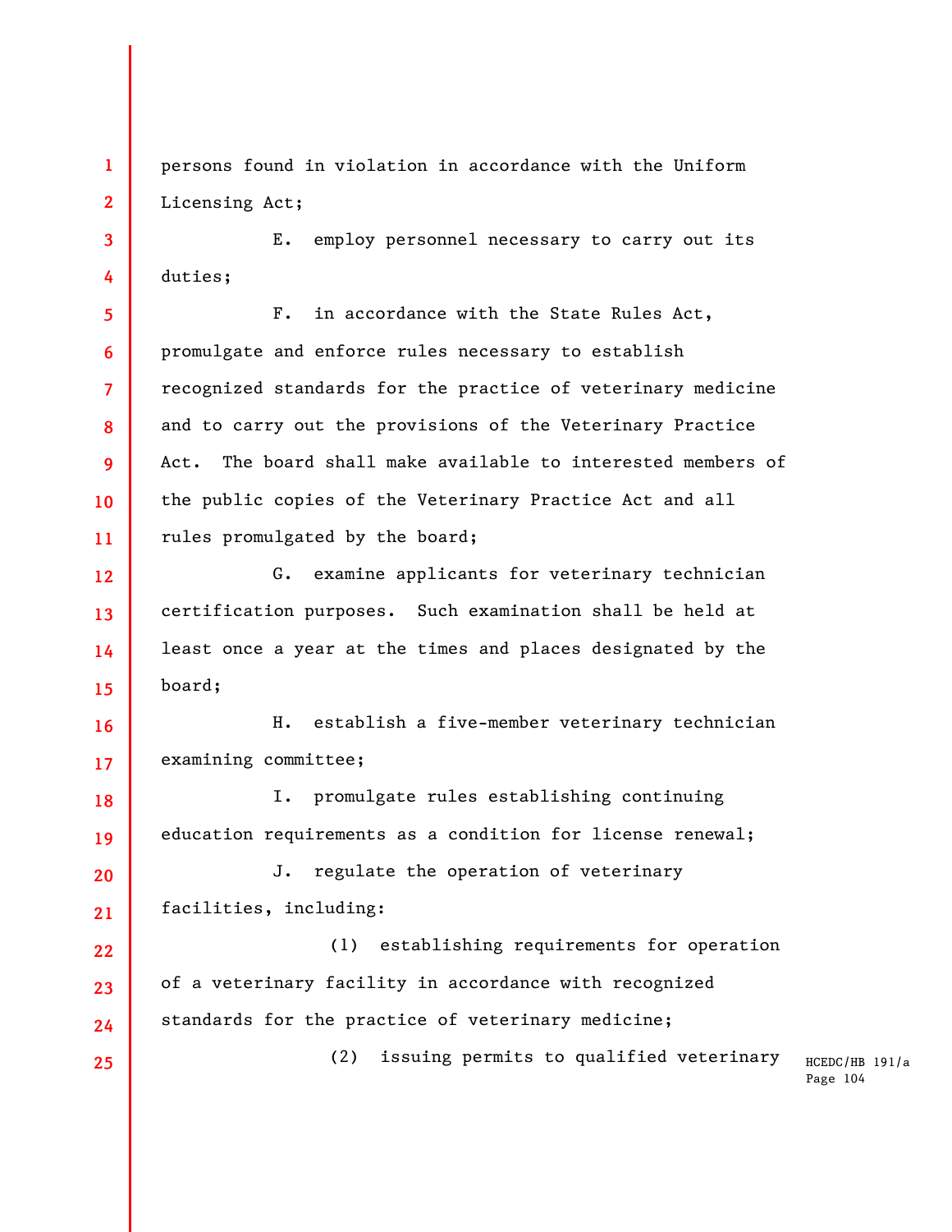persons found in violation in accordance with the Uniform Licensing Act;

E. employ personnel necessary to carry out its duties;

F. in accordance with the State Rules Act, promulgate and enforce rules necessary to establish recognized standards for the practice of veterinary medicine and to carry out the provisions of the Veterinary Practice Act. The board shall make available to interested members of the public copies of the Veterinary Practice Act and all rules promulgated by the board;

G. examine applicants for veterinary technician certification purposes. Such examination shall be held at least once a year at the times and places designated by the board;

H. establish a five-member veterinary technician examining committee;

I. promulgate rules establishing continuing education requirements as a condition for license renewal;

J. regulate the operation of veterinary facilities, including:

(1) establishing requirements for operation of a veterinary facility in accordance with recognized standards for the practice of veterinary medicine;

(2) issuing permits to qualified veterinary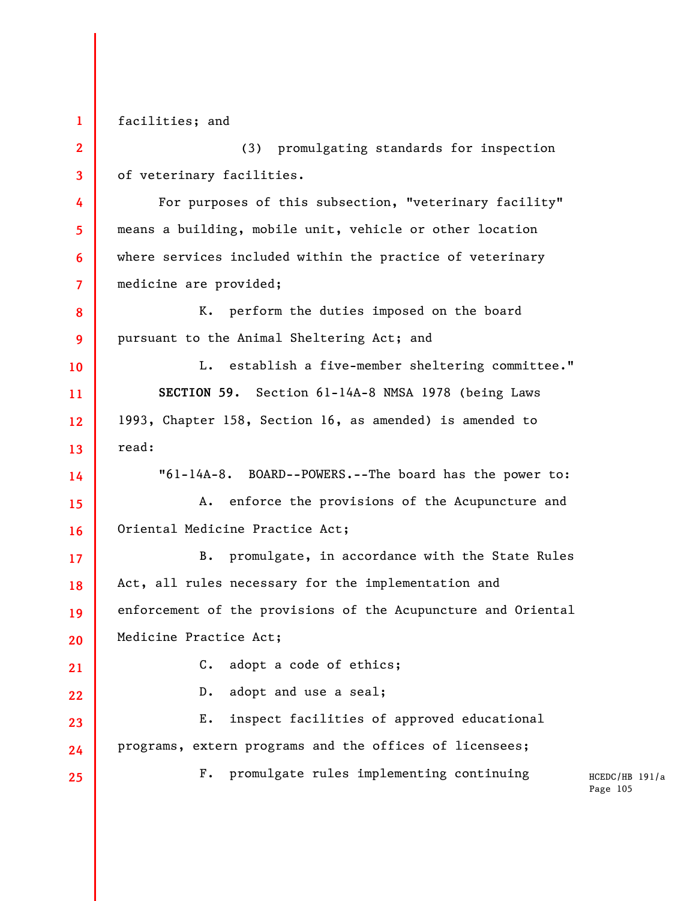facilities; and

(3) promulgating standards for inspection of veterinary facilities.

For purposes of this subsection, "veterinary facility" means a building, mobile unit, vehicle or other location where services included within the practice of veterinary medicine are provided;

K. perform the duties imposed on the board pursuant to the Animal Sheltering Act; and

L. establish a five-member sheltering committee."

**SECTION 59.** Section 61-14A-8 NMSA 1978 (being Laws 1993, Chapter 158, Section 16, as amended) is amended to read:

"61-14A-8. BOARD--POWERS.--The board has the power to:

A. enforce the provisions of the Acupuncture and Oriental Medicine Practice Act;

B. promulgate, in accordance with the State Rules Act, all rules necessary for the implementation and enforcement of the provisions of the Acupuncture and Oriental Medicine Practice Act;

C. adopt a code of ethics;

D. adopt and use a seal;

E. inspect facilities of approved educational programs, extern programs and the offices of licensees;

F. promulgate rules implementing continuing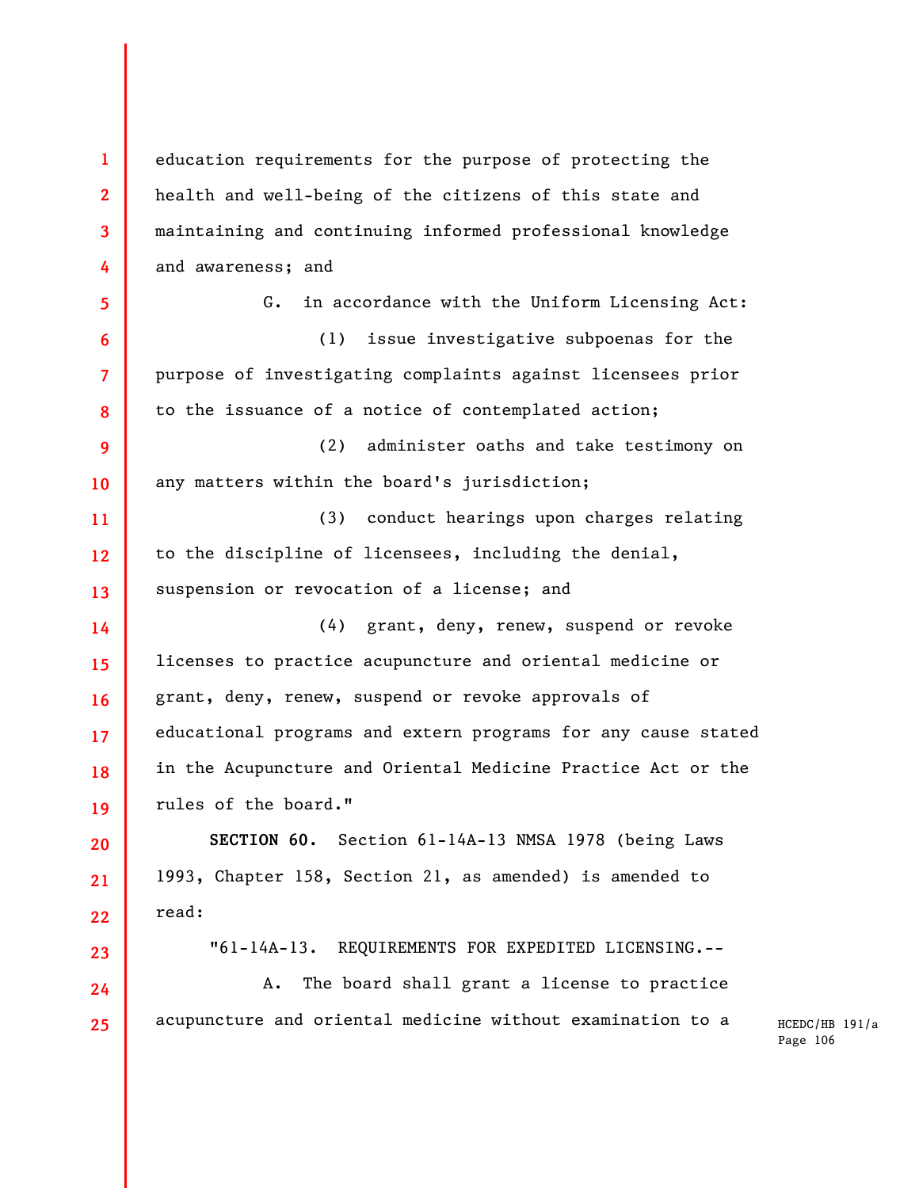education requirements for the purpose of protecting the health and well-being of the citizens of this state and maintaining and continuing informed professional knowledge and awareness; and

G. in accordance with the Uniform Licensing Act:

(1) issue investigative subpoenas for the purpose of investigating complaints against licensees prior to the issuance of a notice of contemplated action;

(2) administer oaths and take testimony on any matters within the board's jurisdiction;

(3) conduct hearings upon charges relating to the discipline of licensees, including the denial, suspension or revocation of a license; and

(4) grant, deny, renew, suspend or revoke licenses to practice acupuncture and oriental medicine or grant, deny, renew, suspend or revoke approvals of educational programs and extern programs for any cause stated in the Acupuncture and Oriental Medicine Practice Act or the rules of the board."

**SECTION 60.** Section 61-14A-13 NMSA 1978 (being Laws 1993, Chapter 158, Section 21, as amended) is amended to read:

"61-14A-13. REQUIREMENTS FOR EXPEDITED LICENSING.--

A. The board shall grant a license to practice acupuncture and oriental medicine without examination to a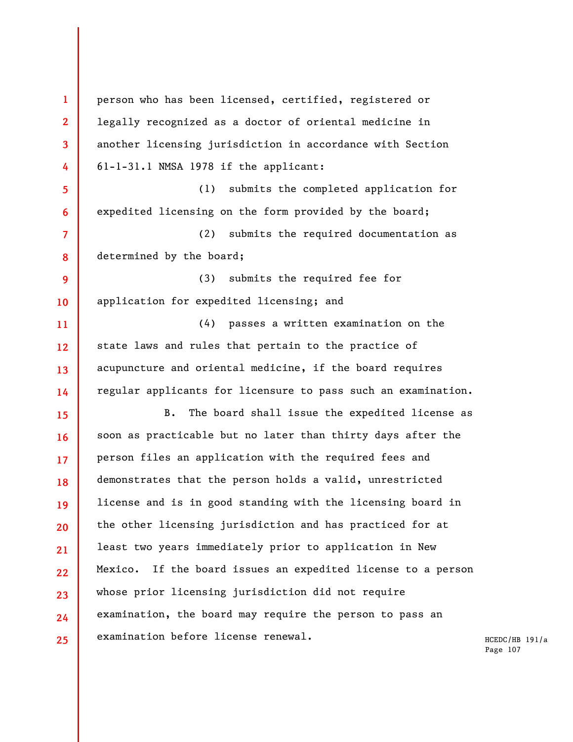person who has been licensed, certified, registered or legally recognized as a doctor of oriental medicine in another licensing jurisdiction in accordance with Section 61-1-31.1 NMSA 1978 if the applicant:

(1) submits the completed application for expedited licensing on the form provided by the board;

(2) submits the required documentation as determined by the board;

(3) submits the required fee for application for expedited licensing; and

(4) passes a written examination on the state laws and rules that pertain to the practice of acupuncture and oriental medicine, if the board requires regular applicants for licensure to pass such an examination.

B. The board shall issue the expedited license as soon as practicable but no later than thirty days after the person files an application with the required fees and demonstrates that the person holds a valid, unrestricted license and is in good standing with the licensing board in the other licensing jurisdiction and has practiced for at least two years immediately prior to application in New Mexico. If the board issues an expedited license to a person whose prior licensing jurisdiction did not require examination, the board may require the person to pass an examination before license renewal.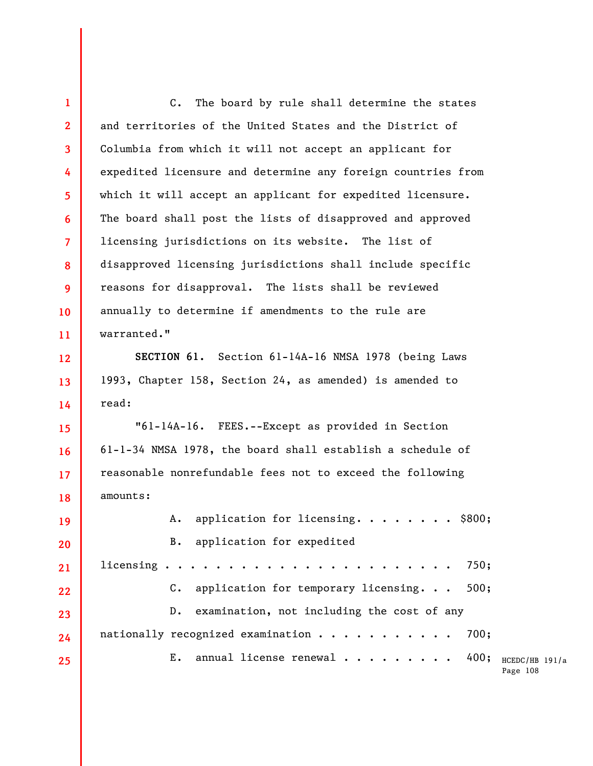C. The board by rule shall determine the states and territories of the United States and the District of Columbia from which it will not accept an applicant for expedited licensure and determine any foreign countries from which it will accept an applicant for expedited licensure. The board shall post the lists of disapproved and approved licensing jurisdictions on its website. The list of disapproved licensing jurisdictions shall include specific reasons for disapproval. The lists shall be reviewed annually to determine if amendments to the rule are warranted."

**SECTION 61.** Section 61-14A-16 NMSA 1978 (being Laws 1993, Chapter 158, Section 24, as amended) is amended to read:

"61-14A-16. FEES.--Except as provided in Section 61-1-34 NMSA 1978, the board shall establish a schedule of reasonable nonrefundable fees not to exceed the following amounts:

A. application for licensing. . . . . . . . $800;

B. application for expedited licensing . . . . . . . . . . . . . . . . . . . . . . . 750;

C. application for temporary licensing. . . 500;

D. examination, not including the cost of any nationally recognized examination . . . . . . . . . . . 700;

E. annual license renewal . . . . . . . . . 400;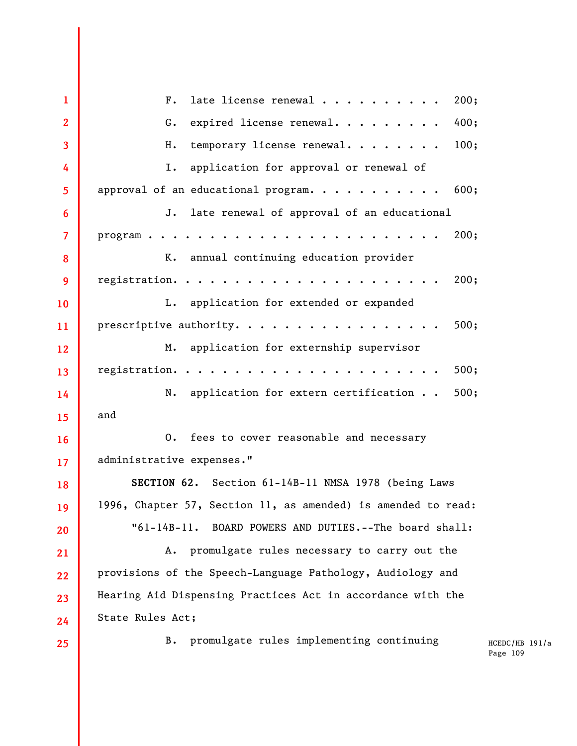F. late license renewal . . . . . . . . . . 200;

G. expired license renewal. . . . . . . . . 400;

H. temporary license renewal. . . . . . . . 100;

I. application for approval or renewal of approval of an educational program. . . . . . . . . . . 600;

J. late renewal of approval of an educational program . . . . . . . . . . . . . . . . . . . . . . . 200;

K. annual continuing education provider registration. . . . . . . . . . . . . . . . . . . . . . 200;

L. application for extended or expanded prescriptive authority. . . . . . . . . . . . . . . . . 500;

M. application for externship supervisor registration. . . . . . . . . . . . . . . . . . . . . . 500;

N. application for extern certification . . 500; and

O. fees to cover reasonable and necessary administrative expenses."

**SECTION 62.** Section 61-14B-11 NMSA 1978 (being Laws 1996, Chapter 57, Section 11, as amended) is amended to read:

"61-14B-11. BOARD POWERS AND DUTIES.--The board shall:

A. promulgate rules necessary to carry out the provisions of the Speech-Language Pathology, Audiology and Hearing Aid Dispensing Practices Act in accordance with the State Rules Act;

B. promulgate rules implementing continuing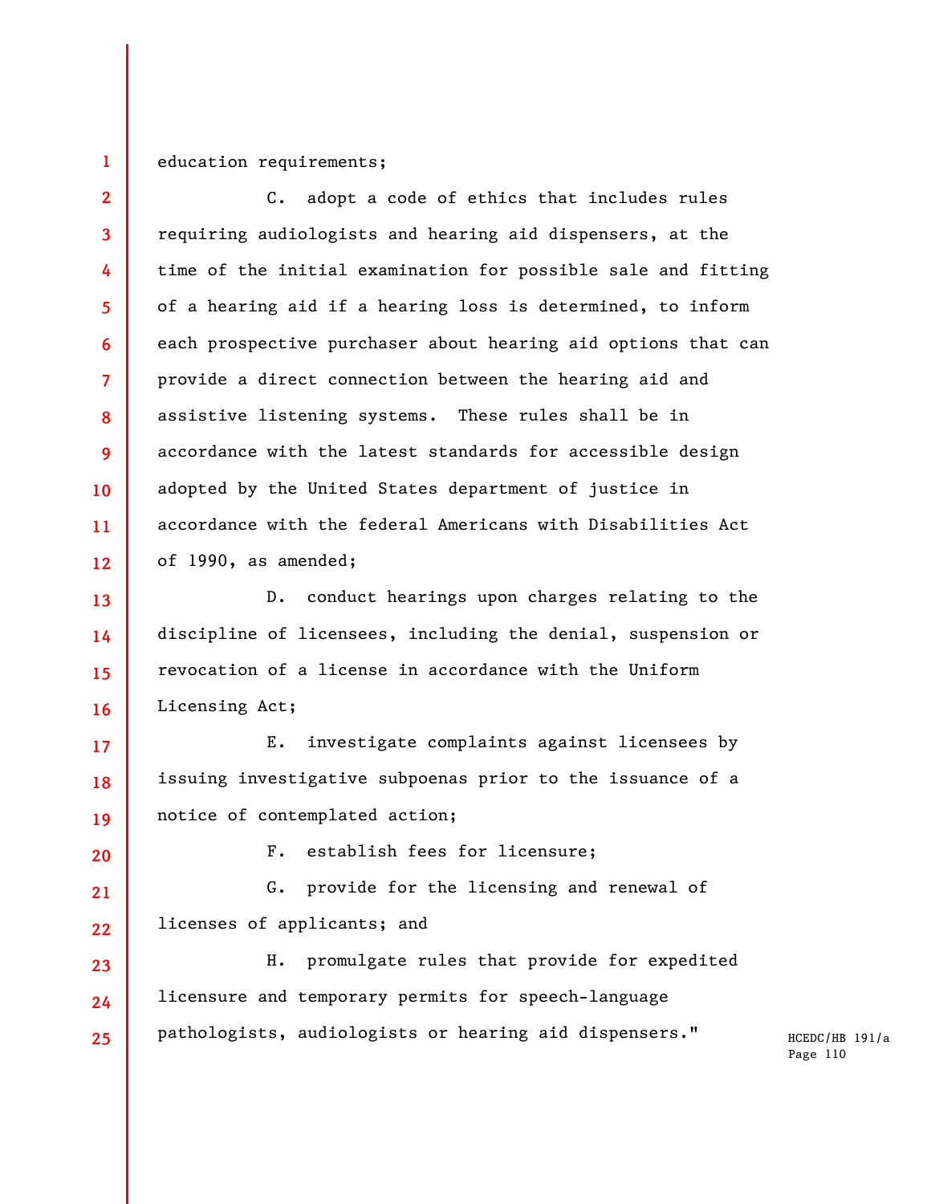education requirements;

C. adopt a code of ethics that includes rules requiring audiologists and hearing aid dispensers, at the time of the initial examination for possible sale and fitting of a hearing aid if a hearing loss is determined, to inform each prospective purchaser about hearing aid options that can provide a direct connection between the hearing aid and assistive listening systems. These rules shall be in accordance with the latest standards for accessible design adopted by the United States department of justice in accordance with the federal Americans with Disabilities Act of 1990, as amended;

D. conduct hearings upon charges relating to the discipline of licensees, including the denial, suspension or revocation of a license in accordance with the Uniform Licensing Act;

E. investigate complaints against licensees by issuing investigative subpoenas prior to the issuance of a notice of contemplated action;

F. establish fees for licensure;

G. provide for the licensing and renewal of licenses of applicants; and

H. promulgate rules that provide for expedited licensure and temporary permits for speech-language pathologists, audiologists or hearing aid dispensers."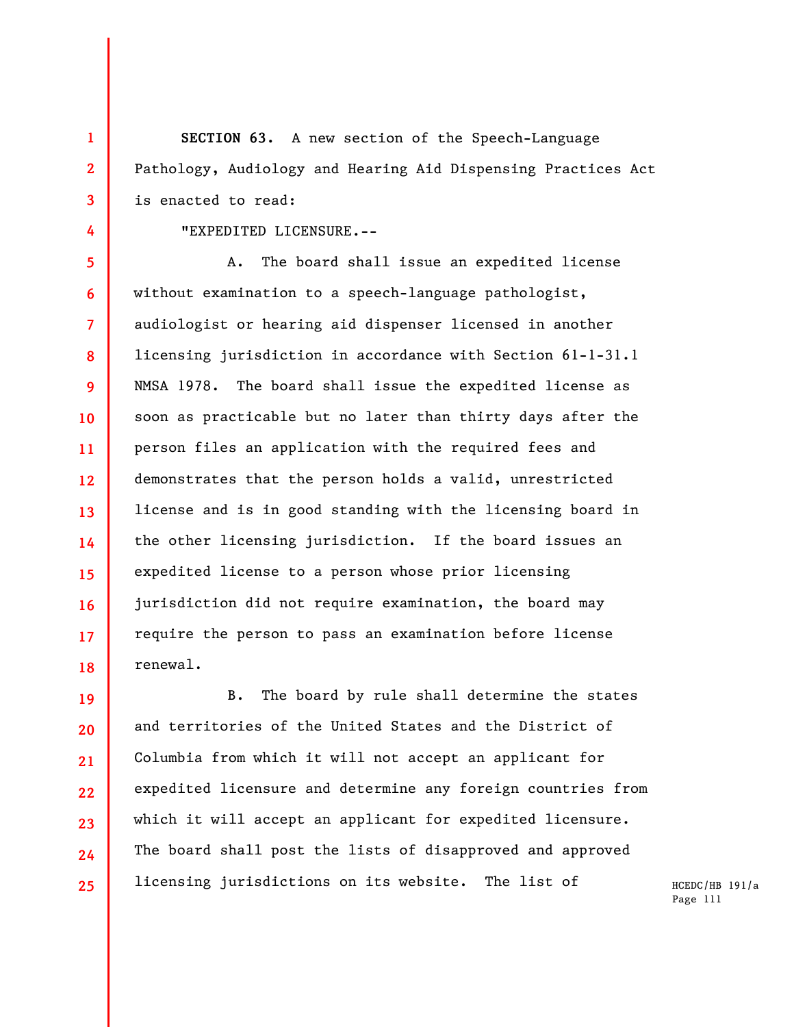**SECTION 63.** A new section of the Speech-Language Pathology, Audiology and Hearing Aid Dispensing Practices Act is enacted to read:

"EXPEDITED LICENSURE.--

A. The board shall issue an expedited license without examination to a speech-language pathologist, audiologist or hearing aid dispenser licensed in another licensing jurisdiction in accordance with Section 61-1-31.1 NMSA 1978. The board shall issue the expedited license as soon as practicable but no later than thirty days after the person files an application with the required fees and demonstrates that the person holds a valid, unrestricted license and is in good standing with the licensing board in the other licensing jurisdiction. If the board issues an expedited license to a person whose prior licensing jurisdiction did not require examination, the board may require the person to pass an examination before license renewal.

B. The board by rule shall determine the states and territories of the United States and the District of Columbia from which it will not accept an applicant for expedited licensure and determine any foreign countries from which it will accept an applicant for expedited licensure. The board shall post the lists of disapproved and approved licensing jurisdictions on its website. The list of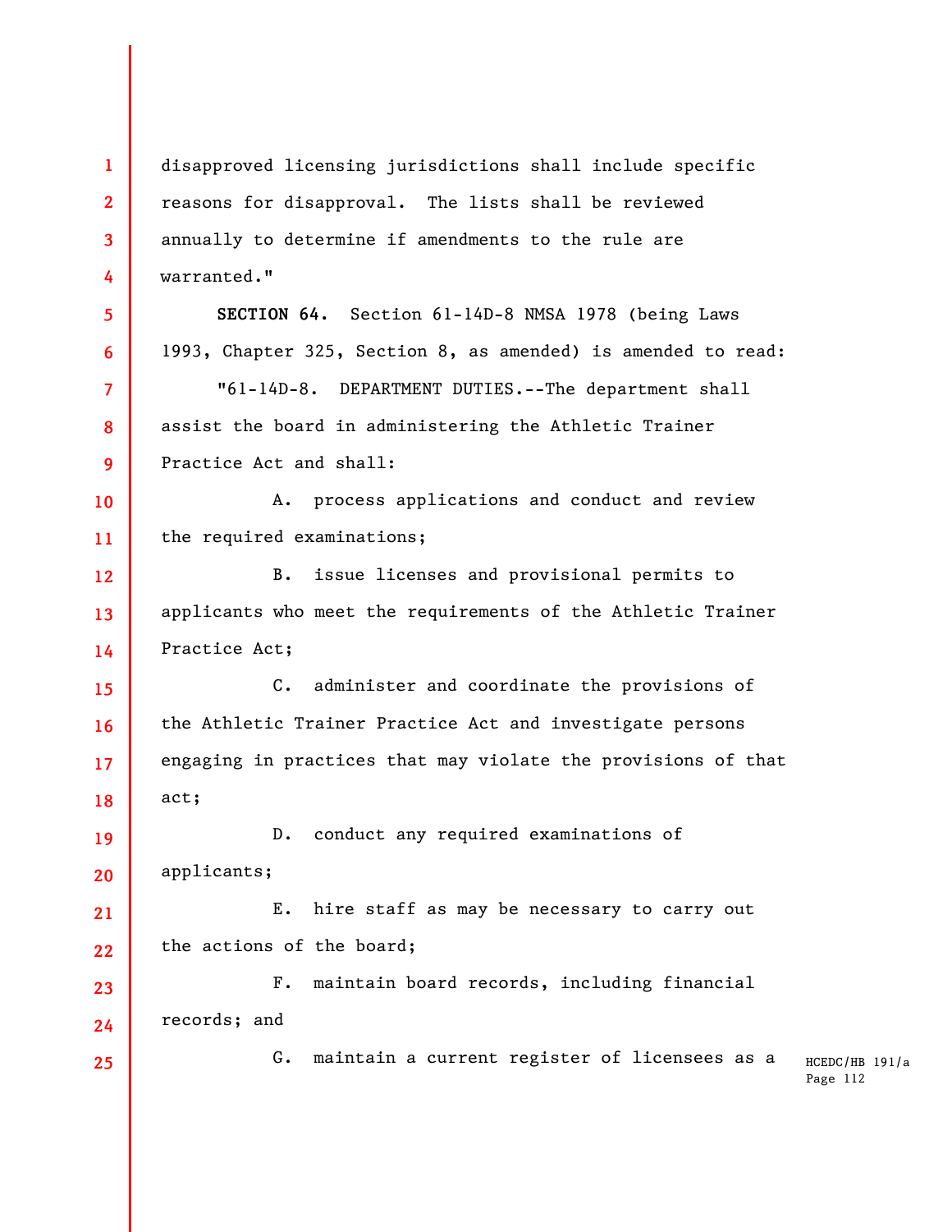disapproved licensing jurisdictions shall include specific reasons for disapproval. The lists shall be reviewed annually to determine if amendments to the rule are warranted."

**SECTION 64.** Section 61-14D-8 NMSA 1978 (being Laws 1993, Chapter 325, Section 8, as amended) is amended to read:

"61-14D-8. DEPARTMENT DUTIES.--The department shall assist the board in administering the Athletic Trainer Practice Act and shall:

A. process applications and conduct and review the required examinations;

B. issue licenses and provisional permits to applicants who meet the requirements of the Athletic Trainer Practice Act;

C. administer and coordinate the provisions of the Athletic Trainer Practice Act and investigate persons engaging in practices that may violate the provisions of that act;

D. conduct any required examinations of applicants;

E. hire staff as may be necessary to carry out the actions of the board;

F. maintain board records, including financial records; and

G. maintain a current register of licensees as a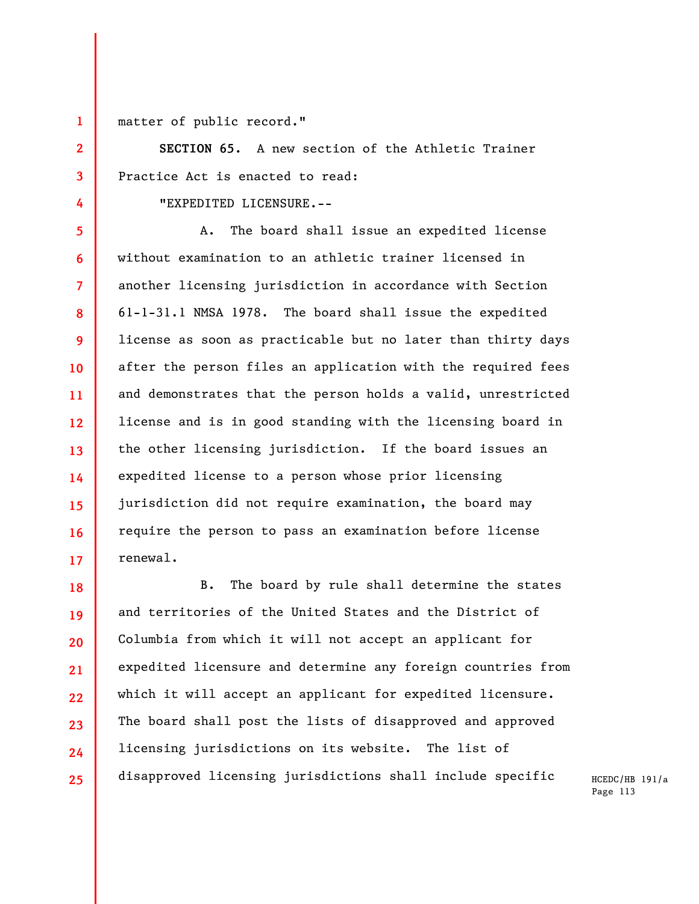matter of public record."

**SECTION 65.** A new section of the Athletic Trainer Practice Act is enacted to read:

"EXPEDITED LICENSURE.--

A. The board shall issue an expedited license without examination to an athletic trainer licensed in another licensing jurisdiction in accordance with Section 61-1-31.1 NMSA 1978. The board shall issue the expedited license as soon as practicable but no later than thirty days after the person files an application with the required fees and demonstrates that the person holds a valid, unrestricted license and is in good standing with the licensing board in the other licensing jurisdiction. If the board issues an expedited license to a person whose prior licensing jurisdiction did not require examination, the board may require the person to pass an examination before license renewal.

B. The board by rule shall determine the states and territories of the United States and the District of Columbia from which it will not accept an applicant for expedited licensure and determine any foreign countries from which it will accept an applicant for expedited licensure. The board shall post the lists of disapproved and approved licensing jurisdictions on its website. The list of disapproved licensing jurisdictions shall include specific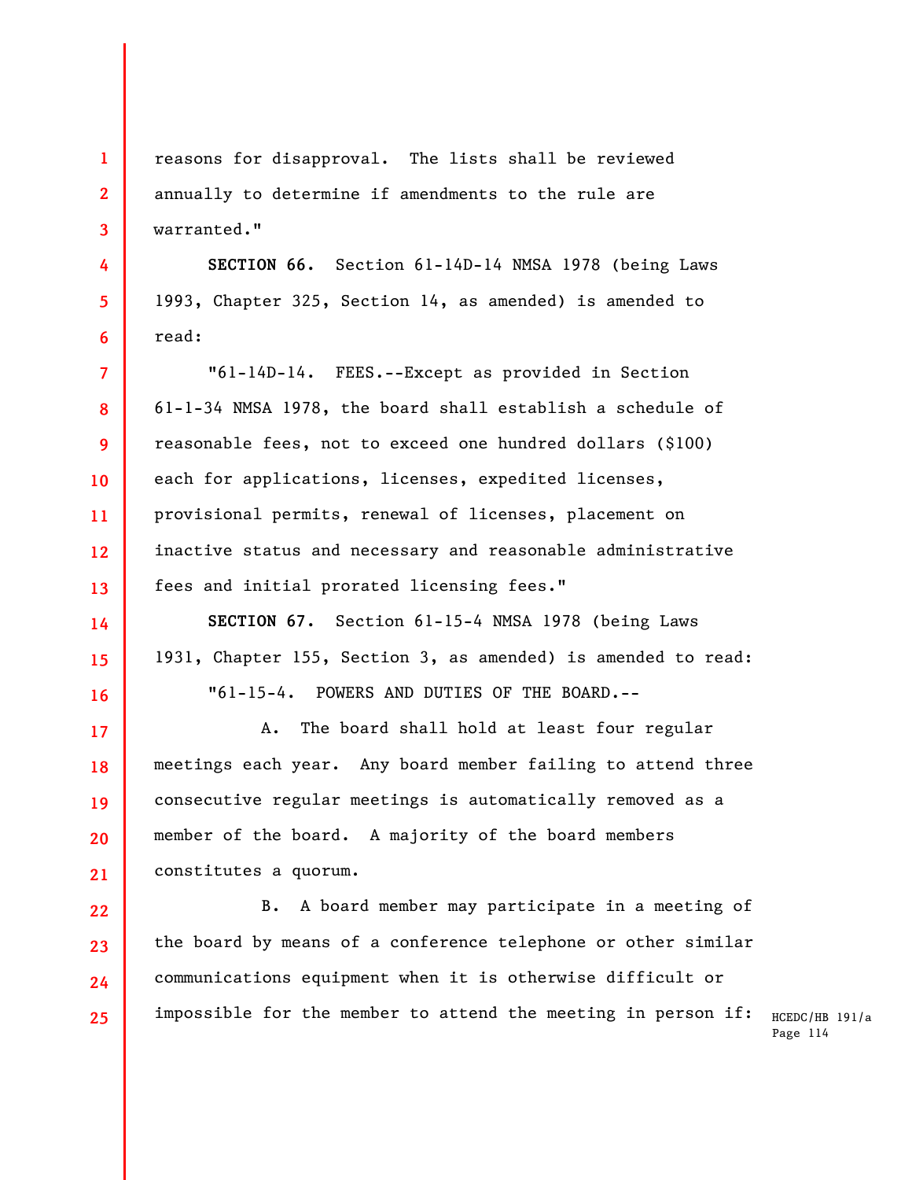reasons for disapproval. The lists shall be reviewed annually to determine if amendments to the rule are warranted."

**SECTION 66.** Section 61-14D-14 NMSA 1978 (being Laws 1993, Chapter 325, Section 14, as amended) is amended to read:

"61-14D-14. FEES.--Except as provided in Section 61-1-34 NMSA 1978, the board shall establish a schedule of reasonable fees, not to exceed one hundred dollars ($100) each for applications, licenses, expedited licenses, provisional permits, renewal of licenses, placement on inactive status and necessary and reasonable administrative fees and initial prorated licensing fees."

**SECTION 67.** Section 61-15-4 NMSA 1978 (being Laws 1931, Chapter 155, Section 3, as amended) is amended to read:

"61-15-4. POWERS AND DUTIES OF THE BOARD.--

A. The board shall hold at least four regular meetings each year. Any board member failing to attend three consecutive regular meetings is automatically removed as a member of the board. A majority of the board members constitutes a quorum.

B. A board member may participate in a meeting of the board by means of a conference telephone or other similar communications equipment when it is otherwise difficult or impossible for the member to attend the meeting in person if: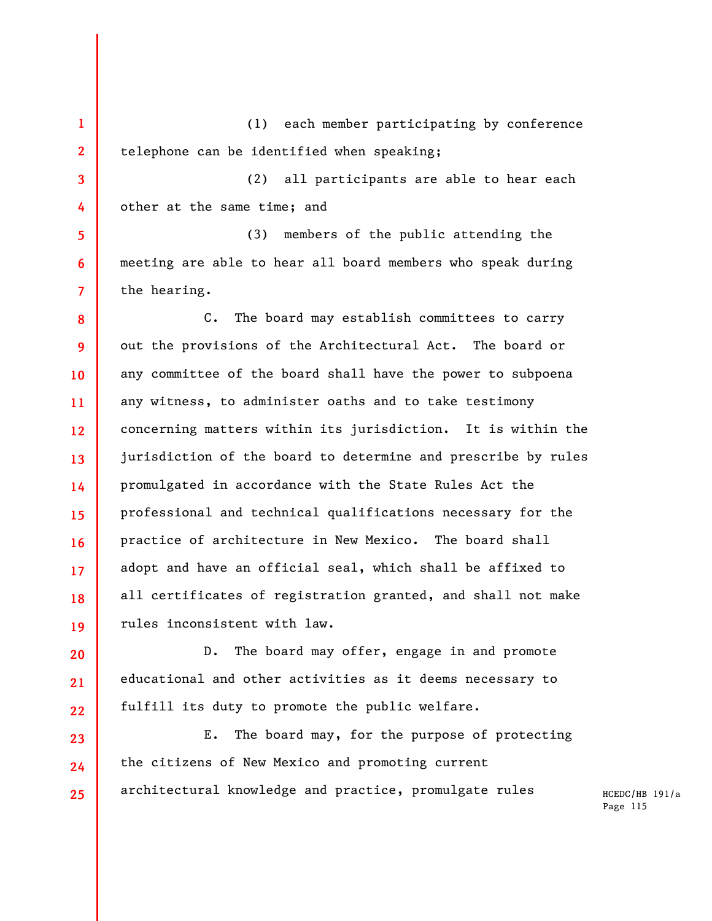(1) each member participating by conference telephone can be identified when speaking;

(2) all participants are able to hear each other at the same time; and

(3) members of the public attending the meeting are able to hear all board members who speak during the hearing.

C. The board may establish committees to carry out the provisions of the Architectural Act. The board or any committee of the board shall have the power to subpoena any witness, to administer oaths and to take testimony concerning matters within its jurisdiction. It is within the jurisdiction of the board to determine and prescribe by rules promulgated in accordance with the State Rules Act the professional and technical qualifications necessary for the practice of architecture in New Mexico. The board shall adopt and have an official seal, which shall be affixed to all certificates of registration granted, and shall not make rules inconsistent with law.

D. The board may offer, engage in and promote educational and other activities as it deems necessary to fulfill its duty to promote the public welfare.

E. The board may, for the purpose of protecting the citizens of New Mexico and promoting current architectural knowledge and practice, promulgate rules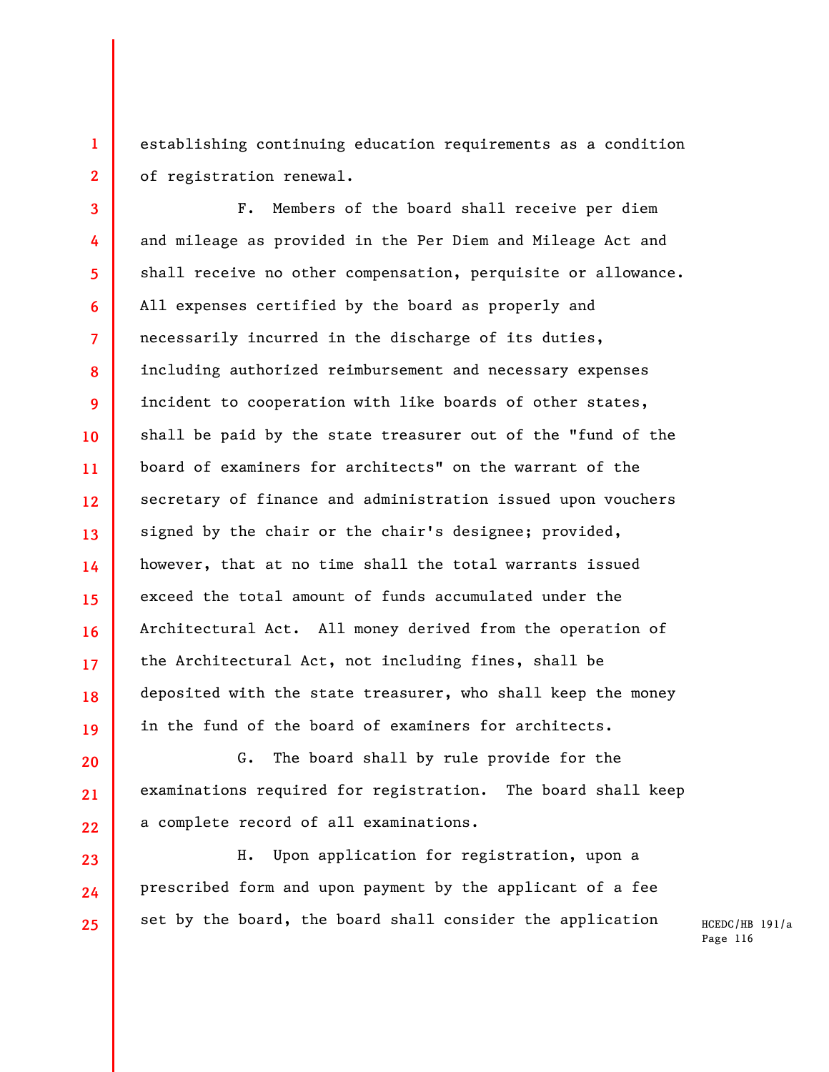establishing continuing education requirements as a condition of registration renewal.

F. Members of the board shall receive per diem and mileage as provided in the Per Diem and Mileage Act and shall receive no other compensation, perquisite or allowance. All expenses certified by the board as properly and necessarily incurred in the discharge of its duties, including authorized reimbursement and necessary expenses incident to cooperation with like boards of other states, shall be paid by the state treasurer out of the "fund of the board of examiners for architects" on the warrant of the secretary of finance and administration issued upon vouchers signed by the chair or the chair's designee; provided, however, that at no time shall the total warrants issued exceed the total amount of funds accumulated under the Architectural Act. All money derived from the operation of the Architectural Act, not including fines, shall be deposited with the state treasurer, who shall keep the money in the fund of the board of examiners for architects.

G. The board shall by rule provide for the examinations required for registration. The board shall keep a complete record of all examinations.

H. Upon application for registration, upon a prescribed form and upon payment by the applicant of a fee set by the board, the board shall consider the application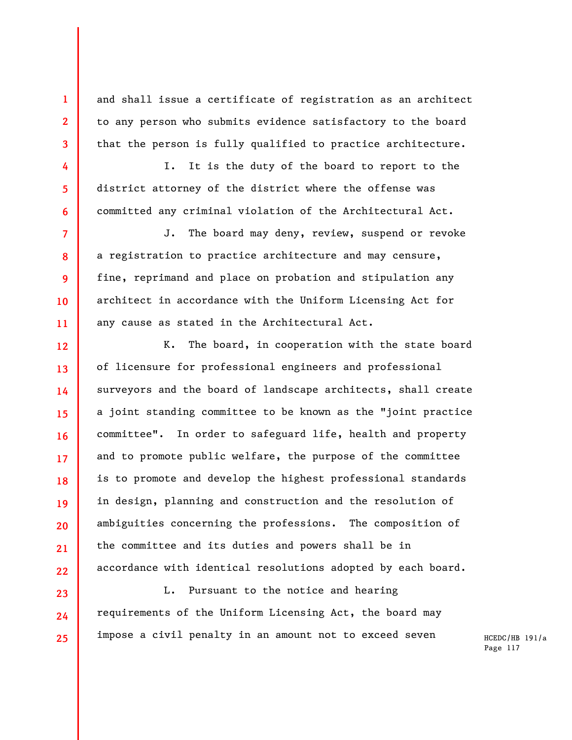and shall issue a certificate of registration as an architect to any person who submits evidence satisfactory to the board that the person is fully qualified to practice architecture.

I. It is the duty of the board to report to the district attorney of the district where the offense was committed any criminal violation of the Architectural Act.

J. The board may deny, review, suspend or revoke a registration to practice architecture and may censure, fine, reprimand and place on probation and stipulation any architect in accordance with the Uniform Licensing Act for any cause as stated in the Architectural Act.

K. The board, in cooperation with the state board of licensure for professional engineers and professional surveyors and the board of landscape architects, shall create a joint standing committee to be known as the "joint practice committee". In order to safeguard life, health and property and to promote public welfare, the purpose of the committee is to promote and develop the highest professional standards in design, planning and construction and the resolution of ambiguities concerning the professions. The composition of the committee and its duties and powers shall be in accordance with identical resolutions adopted by each board.

L. Pursuant to the notice and hearing requirements of the Uniform Licensing Act, the board may impose a civil penalty in an amount not to exceed seven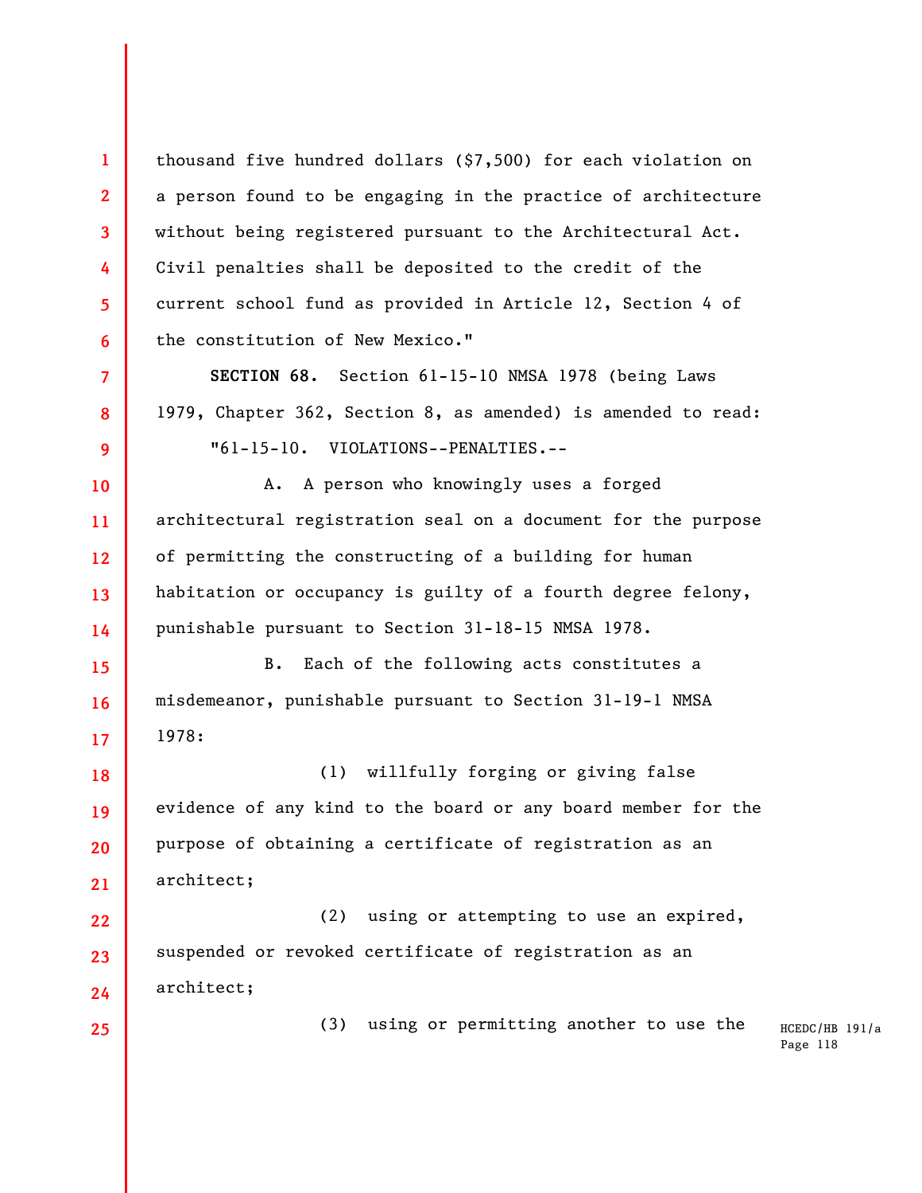thousand five hundred dollars ($7,500) for each violation on a person found to be engaging in the practice of architecture without being registered pursuant to the Architectural Act. Civil penalties shall be deposited to the credit of the current school fund as provided in Article 12, Section 4 of the constitution of New Mexico."

**SECTION 68.** Section 61-15-10 NMSA 1978 (being Laws 1979, Chapter 362, Section 8, as amended) is amended to read:

"61-15-10. VIOLATIONS--PENALTIES.--

A. A person who knowingly uses a forged architectural registration seal on a document for the purpose of permitting the constructing of a building for human habitation or occupancy is guilty of a fourth degree felony, punishable pursuant to Section 31-18-15 NMSA 1978.

B. Each of the following acts constitutes a misdemeanor, punishable pursuant to Section 31-19-1 NMSA 1978:

(1) willfully forging or giving false evidence of any kind to the board or any board member for the purpose of obtaining a certificate of registration as an architect;

(2) using or attempting to use an expired, suspended or revoked certificate of registration as an architect;

(3) using or permitting another to use the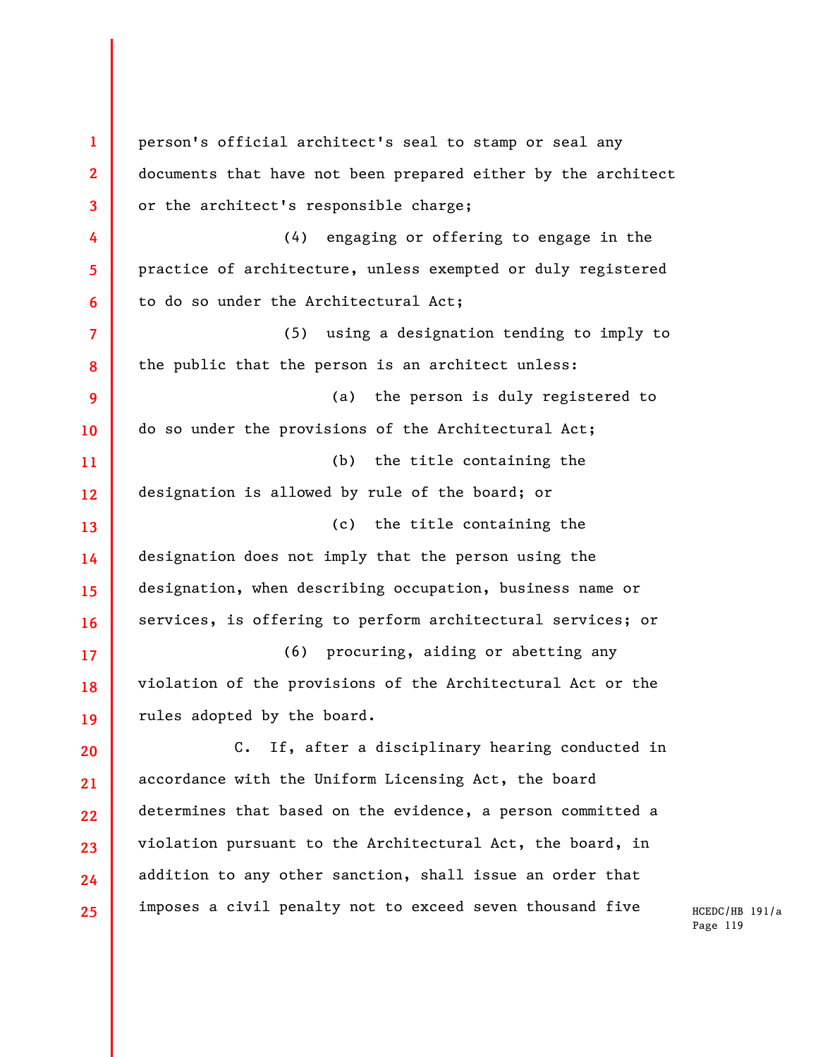person's official architect's seal to stamp or seal any documents that have not been prepared either by the architect or the architect's responsible charge;

(4) engaging or offering to engage in the practice of architecture, unless exempted or duly registered to do so under the Architectural Act;

(5) using a designation tending to imply to the public that the person is an architect unless:

(a) the person is duly registered to do so under the provisions of the Architectural Act;

(b) the title containing the designation is allowed by rule of the board; or

(c) the title containing the designation does not imply that the person using the designation, when describing occupation, business name or services, is offering to perform architectural services; or

(6) procuring, aiding or abetting any violation of the provisions of the Architectural Act or the rules adopted by the board.

C. If, after a disciplinary hearing conducted in accordance with the Uniform Licensing Act, the board determines that based on the evidence, a person committed a violation pursuant to the Architectural Act, the board, in addition to any other sanction, shall issue an order that imposes a civil penalty not to exceed seven thousand five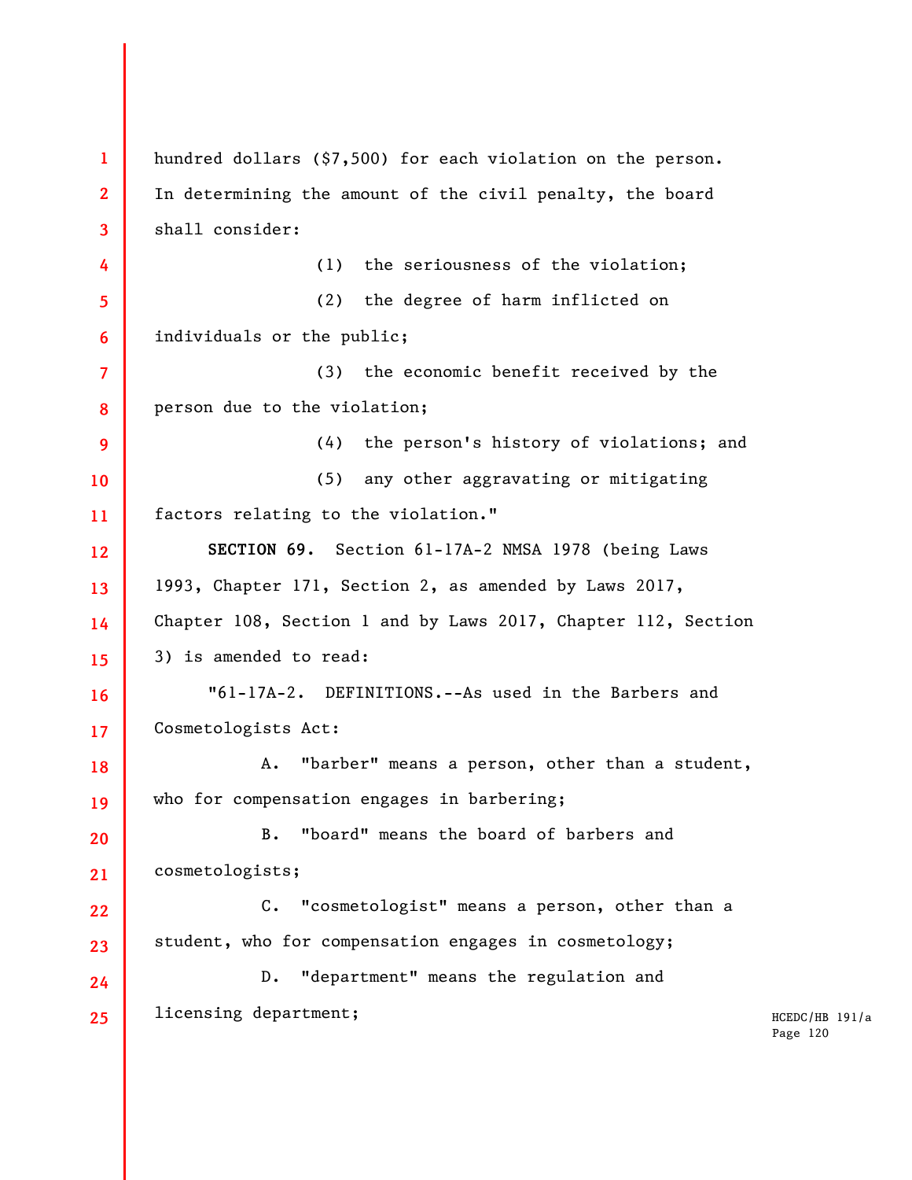hundred dollars ($7,500) for each violation on the person. In determining the amount of the civil penalty, the board shall consider:

(1) the seriousness of the violation;

(2) the degree of harm inflicted on individuals or the public;

(3) the economic benefit received by the person due to the violation;

(4) the person's history of violations; and

(5) any other aggravating or mitigating factors relating to the violation."

**SECTION 69.** Section 61-17A-2 NMSA 1978 (being Laws 1993, Chapter 171, Section 2, as amended by Laws 2017, Chapter 108, Section 1 and by Laws 2017, Chapter 112, Section 3) is amended to read:

"61-17A-2. DEFINITIONS.--As used in the Barbers and Cosmetologists Act:

A. "barber" means a person, other than a student, who for compensation engages in barbering;

B. "board" means the board of barbers and cosmetologists;

C. "cosmetologist" means a person, other than a student, who for compensation engages in cosmetology;

D. "department" means the regulation and licensing department;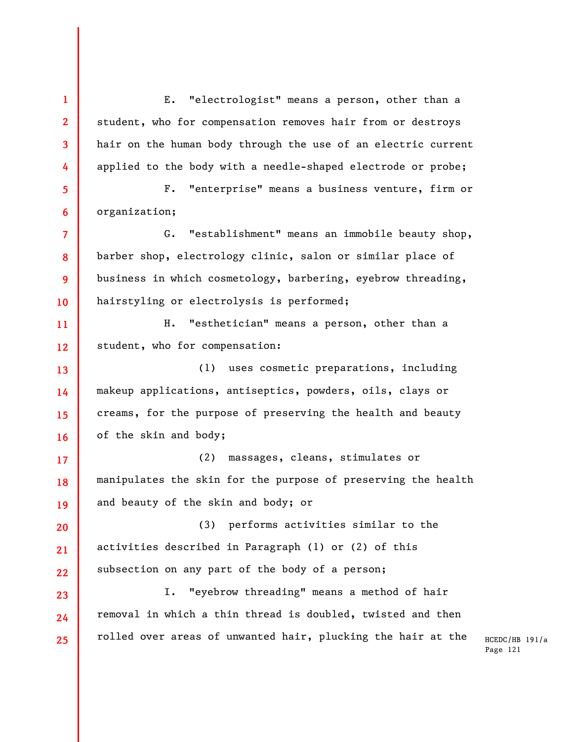E. "electrologist" means a person, other than a student, who for compensation removes hair from or destroys hair on the human body through the use of an electric current applied to the body with a needle-shaped electrode or probe;

F. "enterprise" means a business venture, firm or organization;

G. "establishment" means an immobile beauty shop, barber shop, electrology clinic, salon or similar place of business in which cosmetology, barbering, eyebrow threading, hairstyling or electrolysis is performed;

H. "esthetician" means a person, other than a student, who for compensation:

(1) uses cosmetic preparations, including makeup applications, antiseptics, powders, oils, clays or creams, for the purpose of preserving the health and beauty of the skin and body;

(2) massages, cleans, stimulates or manipulates the skin for the purpose of preserving the health and beauty of the skin and body; or

(3) performs activities similar to the activities described in Paragraph (1) or (2) of this subsection on any part of the body of a person;

I. "eyebrow threading" means a method of hair removal in which a thin thread is doubled, twisted and then rolled over areas of unwanted hair, plucking the hair at the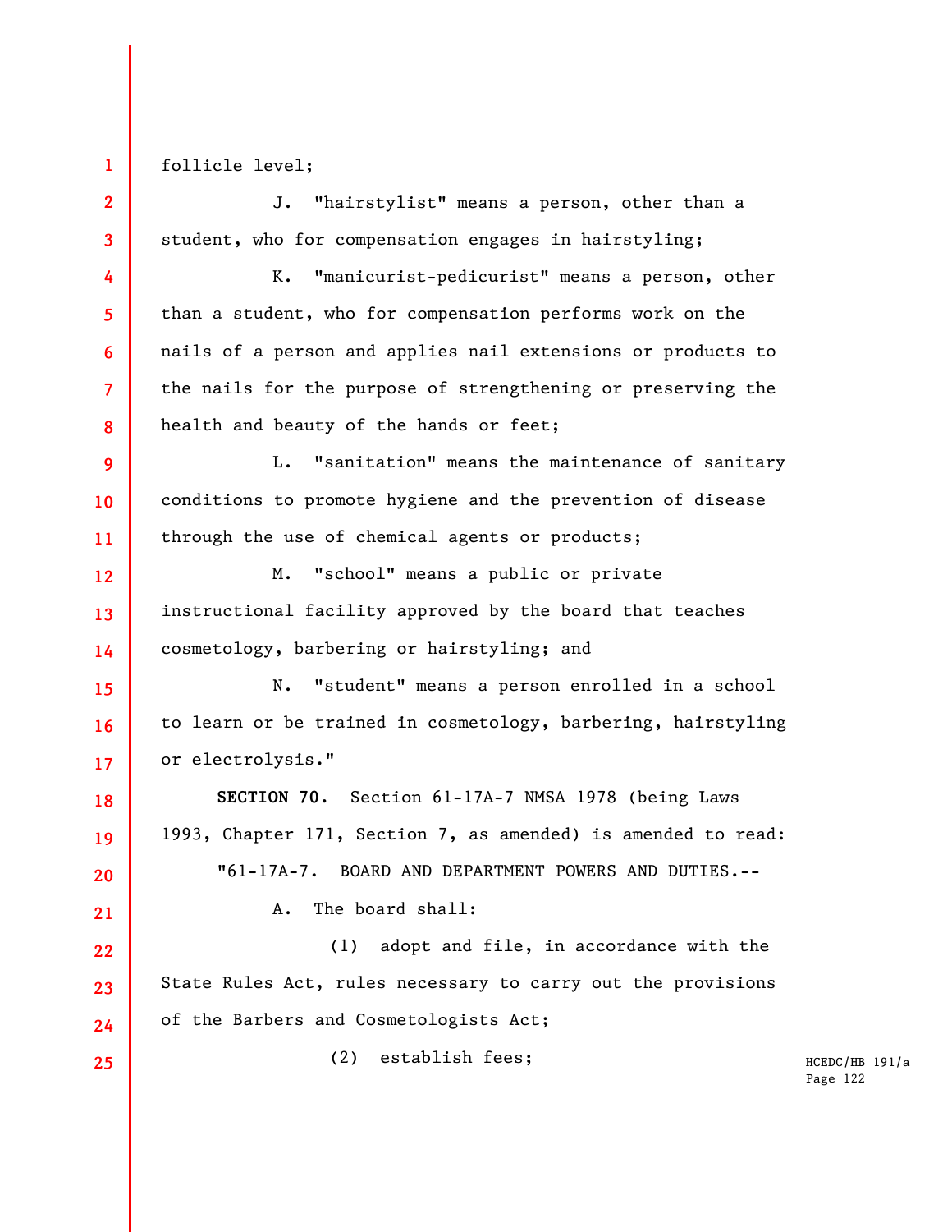follicle level;

J. "hairstylist" means a person, other than a student, who for compensation engages in hairstyling;

K. "manicurist-pedicurist" means a person, other than a student, who for compensation performs work on the nails of a person and applies nail extensions or products to the nails for the purpose of strengthening or preserving the health and beauty of the hands or feet;

L. "sanitation" means the maintenance of sanitary conditions to promote hygiene and the prevention of disease through the use of chemical agents or products;

M. "school" means a public or private instructional facility approved by the board that teaches cosmetology, barbering or hairstyling; and

N. "student" means a person enrolled in a school to learn or be trained in cosmetology, barbering, hairstyling or electrolysis."

**SECTION 70.** Section 61-17A-7 NMSA 1978 (being Laws 1993, Chapter 171, Section 7, as amended) is amended to read:

"61-17A-7. BOARD AND DEPARTMENT POWERS AND DUTIES.--

A. The board shall:

(1) adopt and file, in accordance with the State Rules Act, rules necessary to carry out the provisions of the Barbers and Cosmetologists Act;

(2) establish fees;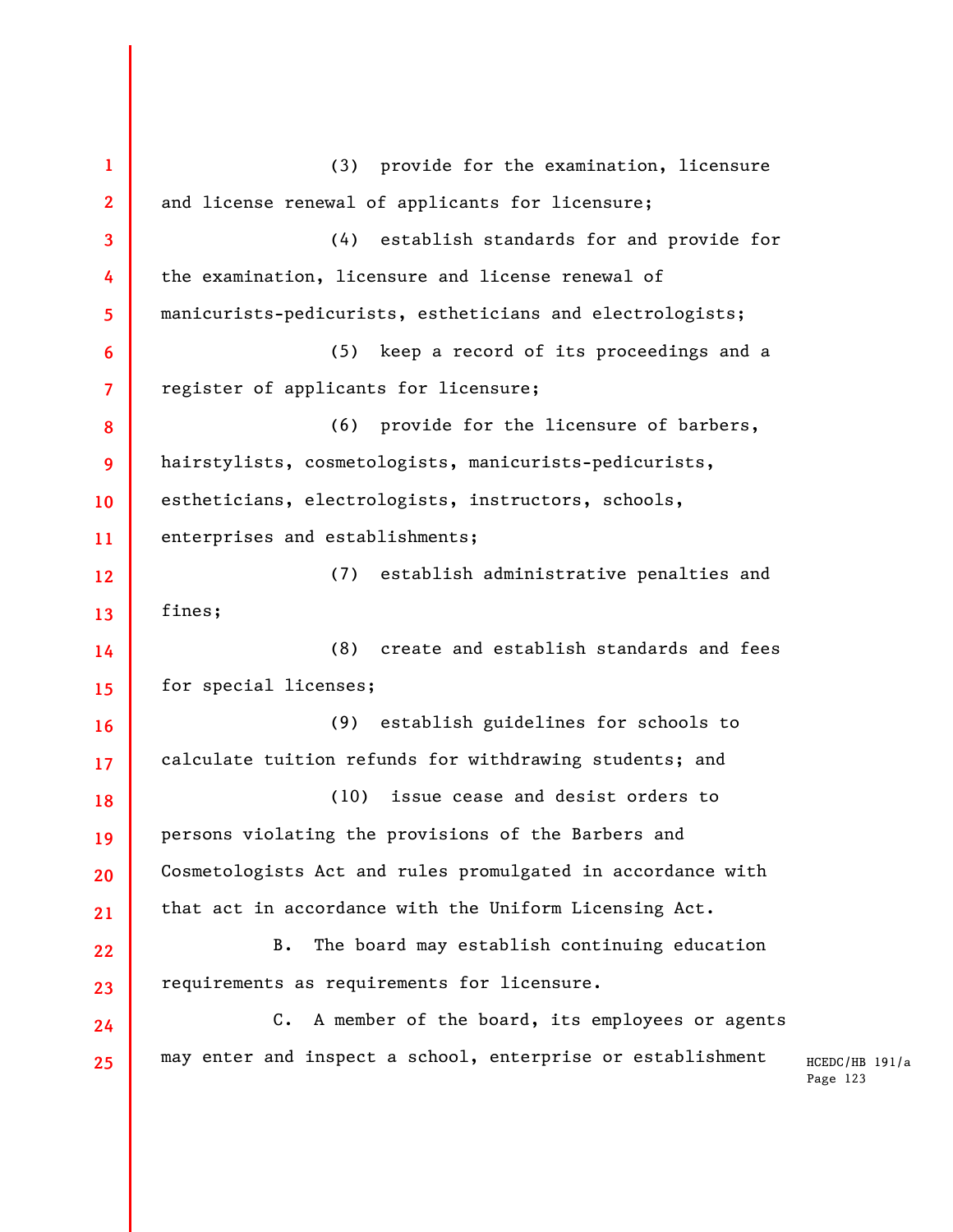(3) provide for the examination, licensure and license renewal of applicants for licensure;

(4) establish standards for and provide for the examination, licensure and license renewal of manicurists-pedicurists, estheticians and electrologists;

(5) keep a record of its proceedings and a register of applicants for licensure;

(6) provide for the licensure of barbers, hairstylists, cosmetologists, manicurists-pedicurists, estheticians, electrologists, instructors, schools, enterprises and establishments;

(7) establish administrative penalties and fines;

(8) create and establish standards and fees for special licenses;

(9) establish guidelines for schools to calculate tuition refunds for withdrawing students; and

(10) issue cease and desist orders to persons violating the provisions of the Barbers and Cosmetologists Act and rules promulgated in accordance with that act in accordance with the Uniform Licensing Act.

B. The board may establish continuing education requirements as requirements for licensure.

C. A member of the board, its employees or agents may enter and inspect a school, enterprise or establishment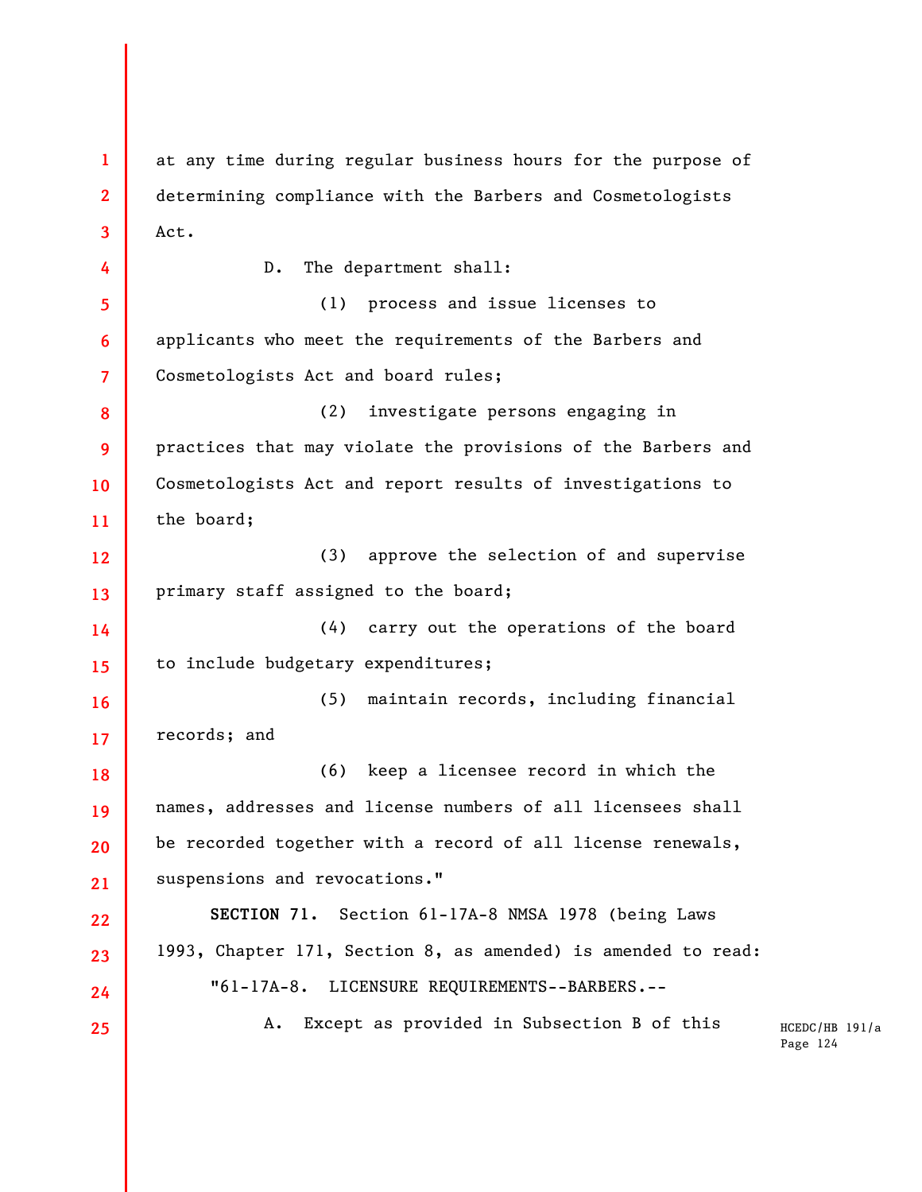at any time during regular business hours for the purpose of determining compliance with the Barbers and Cosmetologists Act.

D. The department shall:

(1) process and issue licenses to applicants who meet the requirements of the Barbers and Cosmetologists Act and board rules;

(2) investigate persons engaging in practices that may violate the provisions of the Barbers and Cosmetologists Act and report results of investigations to the board;

(3) approve the selection of and supervise primary staff assigned to the board;

(4) carry out the operations of the board to include budgetary expenditures;

(5) maintain records, including financial records; and

(6) keep a licensee record in which the names, addresses and license numbers of all licensees shall be recorded together with a record of all license renewals, suspensions and revocations."

**SECTION 71.** Section 61-17A-8 NMSA 1978 (being Laws 1993, Chapter 171, Section 8, as amended) is amended to read:

"61-17A-8. LICENSURE REQUIREMENTS--BARBERS.--

A. Except as provided in Subsection B of this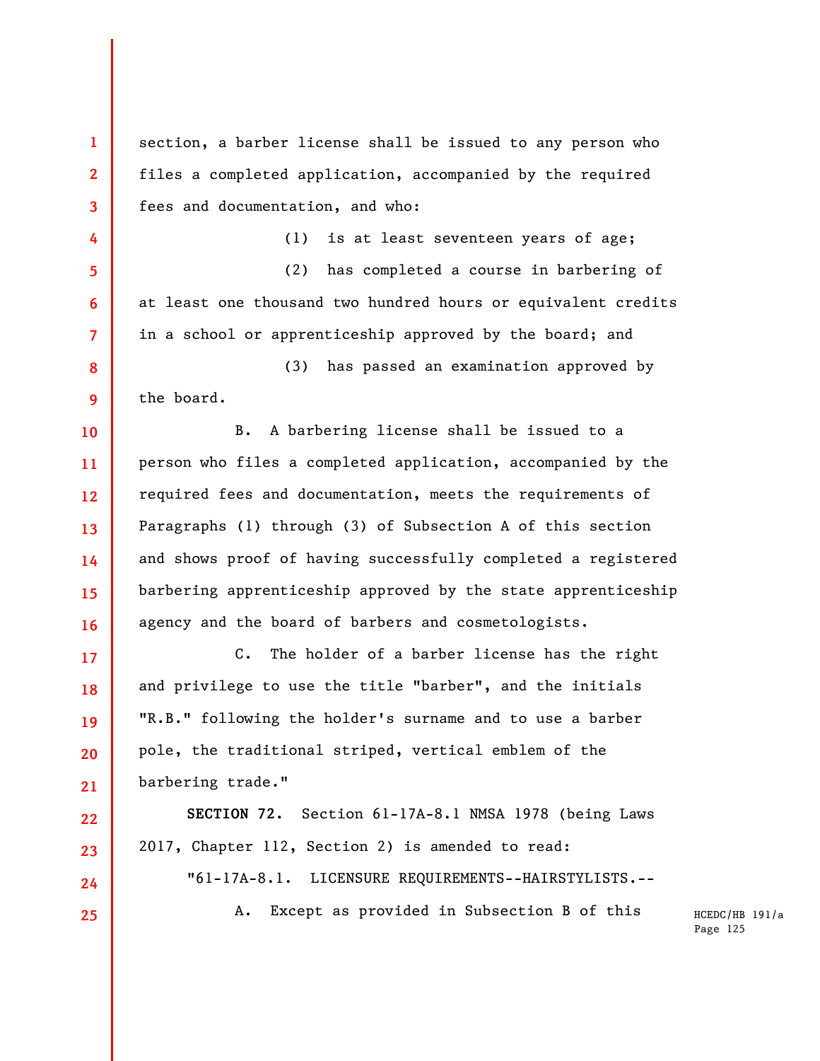section, a barber license shall be issued to any person who files a completed application, accompanied by the required fees and documentation, and who:

(1) is at least seventeen years of age;

(2) has completed a course in barbering of at least one thousand two hundred hours or equivalent credits in a school or apprenticeship approved by the board; and

(3) has passed an examination approved by the board.

B. A barbering license shall be issued to a person who files a completed application, accompanied by the required fees and documentation, meets the requirements of Paragraphs (1) through (3) of Subsection A of this section and shows proof of having successfully completed a registered barbering apprenticeship approved by the state apprenticeship agency and the board of barbers and cosmetologists.

C. The holder of a barber license has the right and privilege to use the title "barber", and the initials "R.B." following the holder's surname and to use a barber pole, the traditional striped, vertical emblem of the barbering trade."

**SECTION 72.** Section 61-17A-8.1 NMSA 1978 (being Laws 2017, Chapter 112, Section 2) is amended to read:

"61-17A-8.1. LICENSURE REQUIREMENTS--HAIRSTYLISTS.--

A. Except as provided in Subsection B of this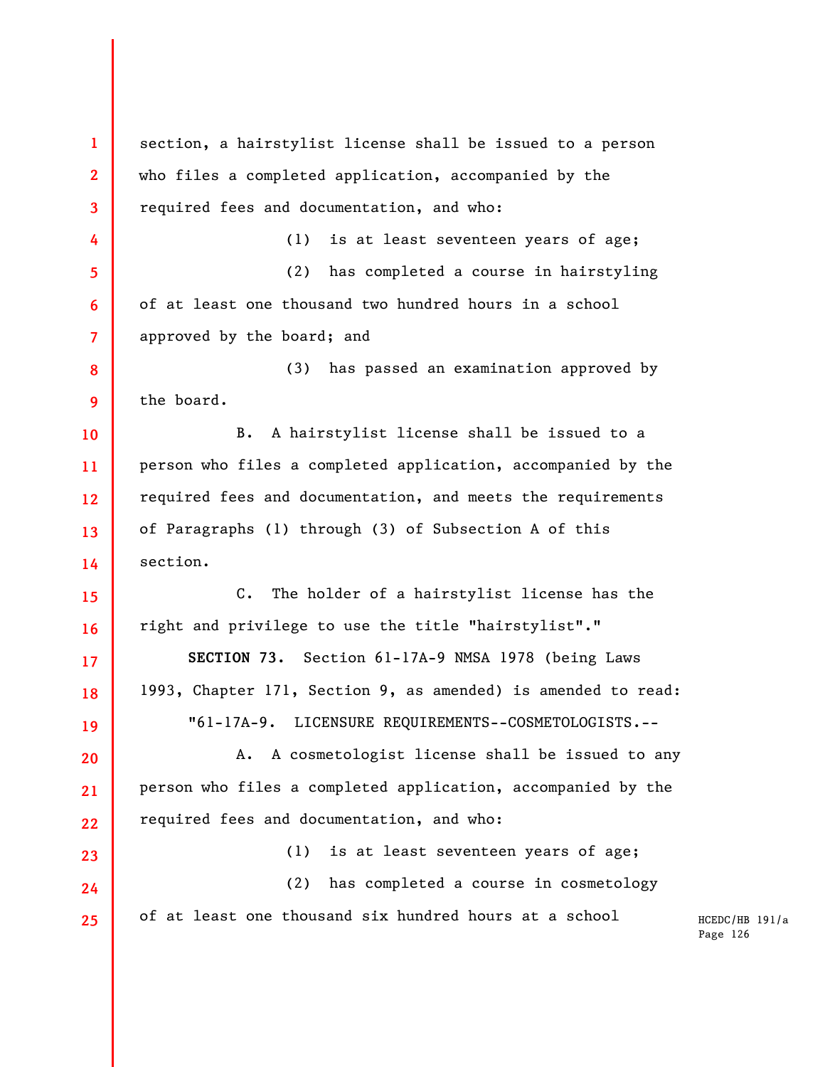section, a hairstylist license shall be issued to a person who files a completed application, accompanied by the required fees and documentation, and who:

(1) is at least seventeen years of age;

(2) has completed a course in hairstyling of at least one thousand two hundred hours in a school approved by the board; and

(3) has passed an examination approved by the board.

B. A hairstylist license shall be issued to a person who files a completed application, accompanied by the required fees and documentation, and meets the requirements of Paragraphs (1) through (3) of Subsection A of this section.

C. The holder of a hairstylist license has the right and privilege to use the title "hairstylist"."

**SECTION 73.** Section 61-17A-9 NMSA 1978 (being Laws 1993, Chapter 171, Section 9, as amended) is amended to read:

"61-17A-9. LICENSURE REQUIREMENTS--COSMETOLOGISTS.--

A. A cosmetologist license shall be issued to any person who files a completed application, accompanied by the required fees and documentation, and who:

(1) is at least seventeen years of age;

(2) has completed a course in cosmetology of at least one thousand six hundred hours at a school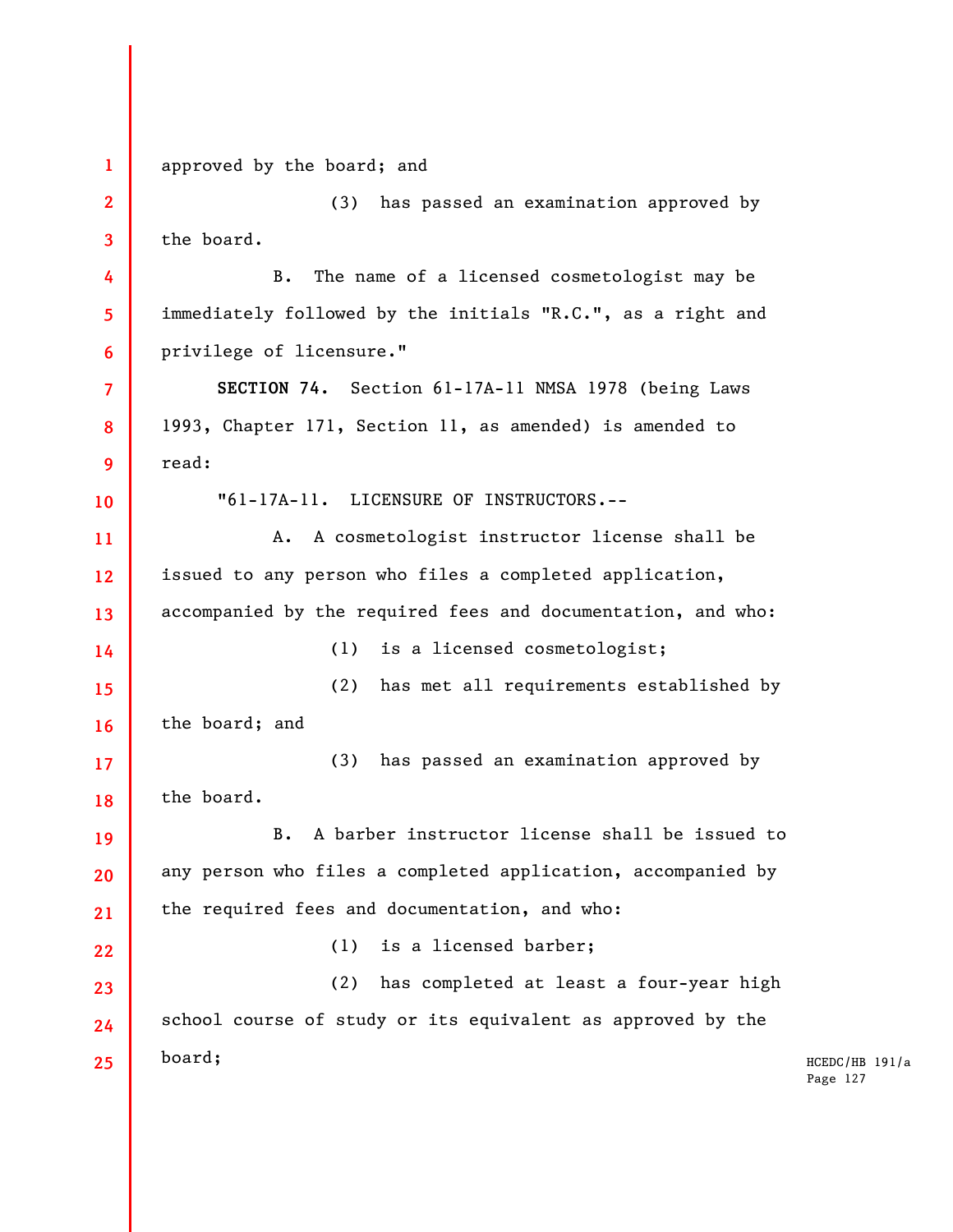approved by the board; and

(3) has passed an examination approved by the board.

B. The name of a licensed cosmetologist may be immediately followed by the initials "R.C.", as a right and privilege of licensure."

**SECTION 74.** Section 61-17A-11 NMSA 1978 (being Laws 1993, Chapter 171, Section 11, as amended) is amended to read:

"61-17A-11. LICENSURE OF INSTRUCTORS.--

A. A cosmetologist instructor license shall be issued to any person who files a completed application, accompanied by the required fees and documentation, and who:

(1) is a licensed cosmetologist;

(2) has met all requirements established by the board; and

(3) has passed an examination approved by the board.

B. A barber instructor license shall be issued to any person who files a completed application, accompanied by the required fees and documentation, and who:

(1) is a licensed barber;

(2) has completed at least a four-year high school course of study or its equivalent as approved by the board;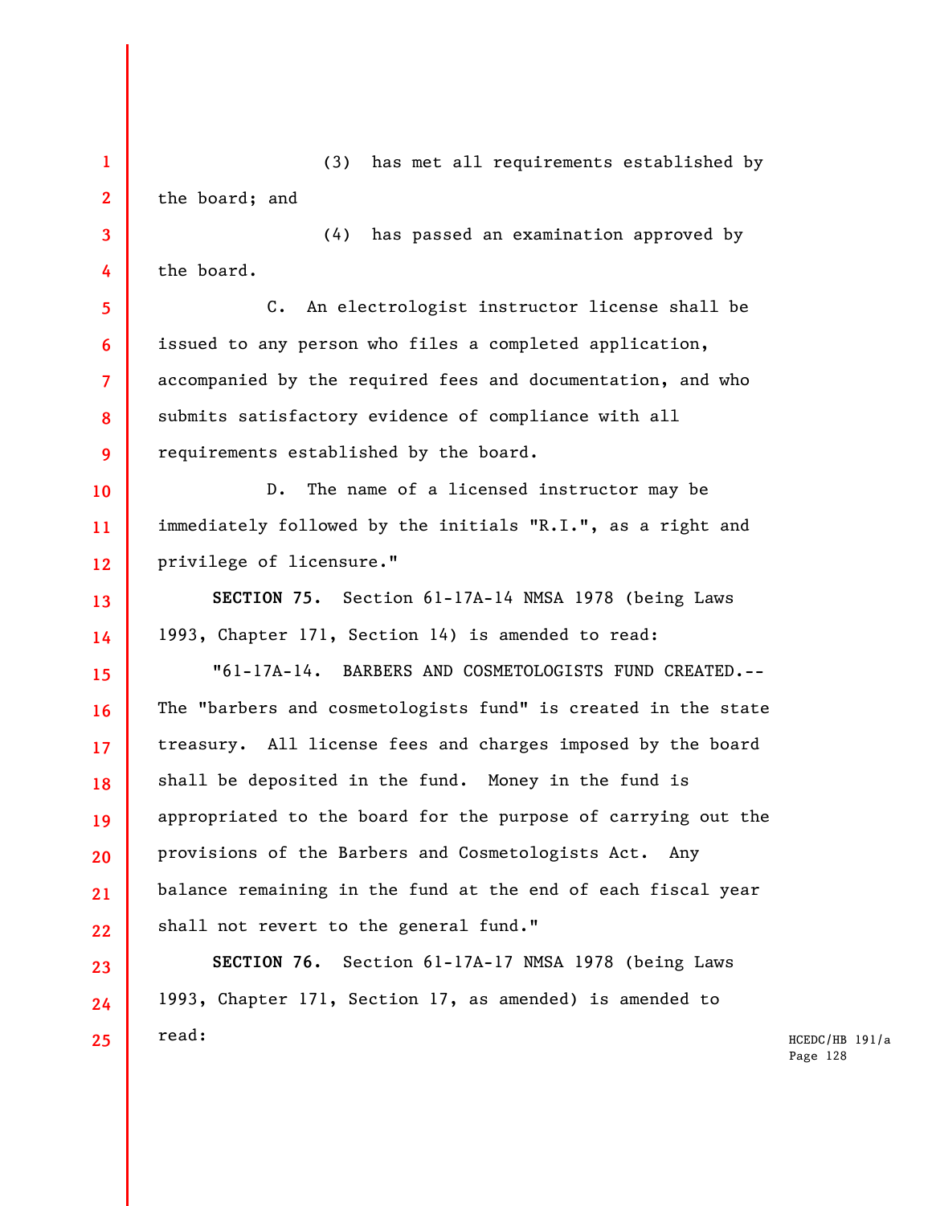(3) has met all requirements established by the board; and

(4) has passed an examination approved by the board.

C. An electrologist instructor license shall be issued to any person who files a completed application, accompanied by the required fees and documentation, and who submits satisfactory evidence of compliance with all requirements established by the board.

D. The name of a licensed instructor may be immediately followed by the initials "R.I.", as a right and privilege of licensure."

**SECTION 75.** Section 61-17A-14 NMSA 1978 (being Laws 1993, Chapter 171, Section 14) is amended to read:

"61-17A-14. BARBERS AND COSMETOLOGISTS FUND CREATED.--The "barbers and cosmetologists fund" is created in the state treasury. All license fees and charges imposed by the board shall be deposited in the fund. Money in the fund is appropriated to the board for the purpose of carrying out the provisions of the Barbers and Cosmetologists Act. Any balance remaining in the fund at the end of each fiscal year shall not revert to the general fund."

**SECTION 76.** Section 61-17A-17 NMSA 1978 (being Laws 1993, Chapter 171, Section 17, as amended) is amended to read: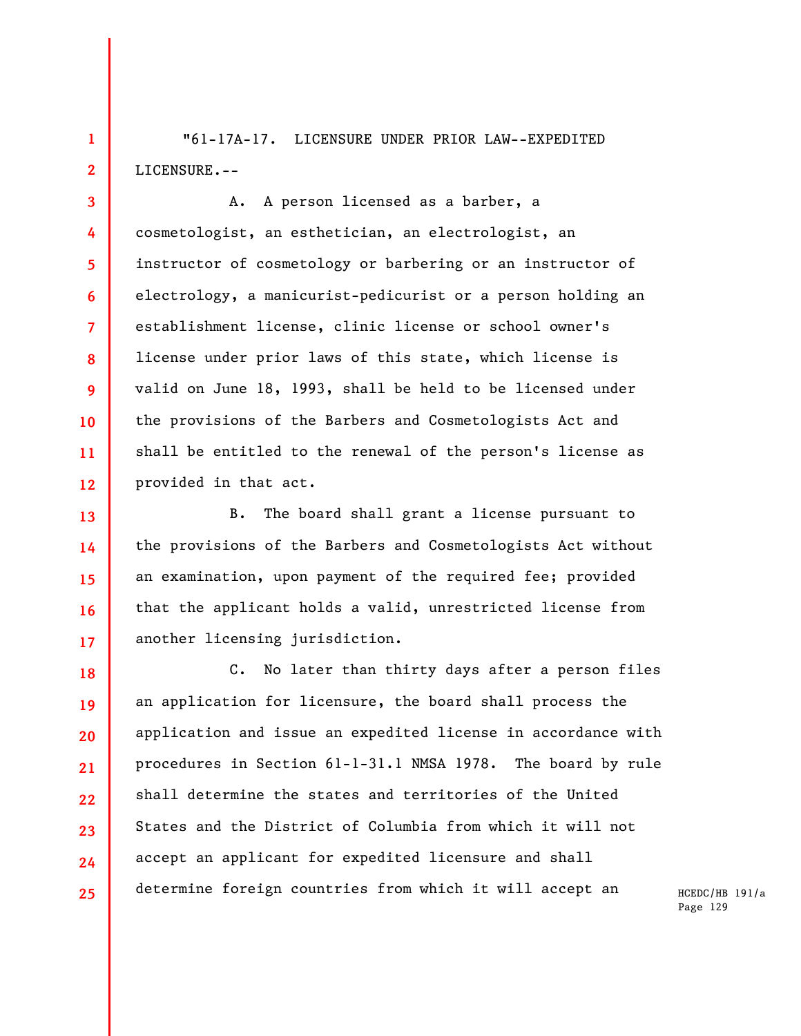"61-17A-17. LICENSURE UNDER PRIOR LAW--EXPEDITED LICENSURE.--

A. A person licensed as a barber, a cosmetologist, an esthetician, an electrologist, an instructor of cosmetology or barbering or an instructor of electrology, a manicurist-pedicurist or a person holding an establishment license, clinic license or school owner's license under prior laws of this state, which license is valid on June 18, 1993, shall be held to be licensed under the provisions of the Barbers and Cosmetologists Act and shall be entitled to the renewal of the person's license as provided in that act.

B. The board shall grant a license pursuant to the provisions of the Barbers and Cosmetologists Act without an examination, upon payment of the required fee; provided that the applicant holds a valid, unrestricted license from another licensing jurisdiction.

C. No later than thirty days after a person files an application for licensure, the board shall process the application and issue an expedited license in accordance with procedures in Section 61-1-31.1 NMSA 1978. The board by rule shall determine the states and territories of the United States and the District of Columbia from which it will not accept an applicant for expedited licensure and shall determine foreign countries from which it will accept an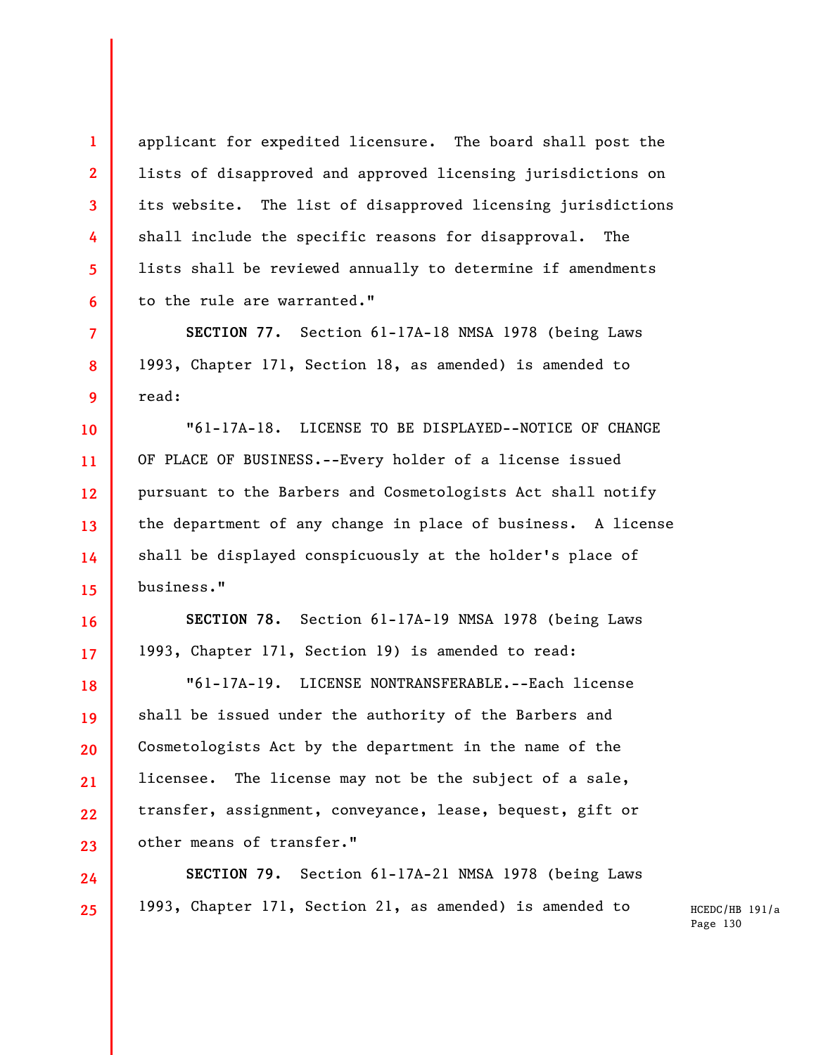applicant for expedited licensure. The board shall post the lists of disapproved and approved licensing jurisdictions on its website. The list of disapproved licensing jurisdictions shall include the specific reasons for disapproval. The lists shall be reviewed annually to determine if amendments to the rule are warranted."

**SECTION 77.** Section 61-17A-18 NMSA 1978 (being Laws 1993, Chapter 171, Section 18, as amended) is amended to read:

"61-17A-18. LICENSE TO BE DISPLAYED--NOTICE OF CHANGE OF PLACE OF BUSINESS.--Every holder of a license issued pursuant to the Barbers and Cosmetologists Act shall notify the department of any change in place of business. A license shall be displayed conspicuously at the holder's place of business."

**SECTION 78.** Section 61-17A-19 NMSA 1978 (being Laws 1993, Chapter 171, Section 19) is amended to read:

"61-17A-19. LICENSE NONTRANSFERABLE.--Each license shall be issued under the authority of the Barbers and Cosmetologists Act by the department in the name of the licensee. The license may not be the subject of a sale, transfer, assignment, conveyance, lease, bequest, gift or other means of transfer."

**SECTION 79.** Section 61-17A-21 NMSA 1978 (being Laws 1993, Chapter 171, Section 21, as amended) is amended to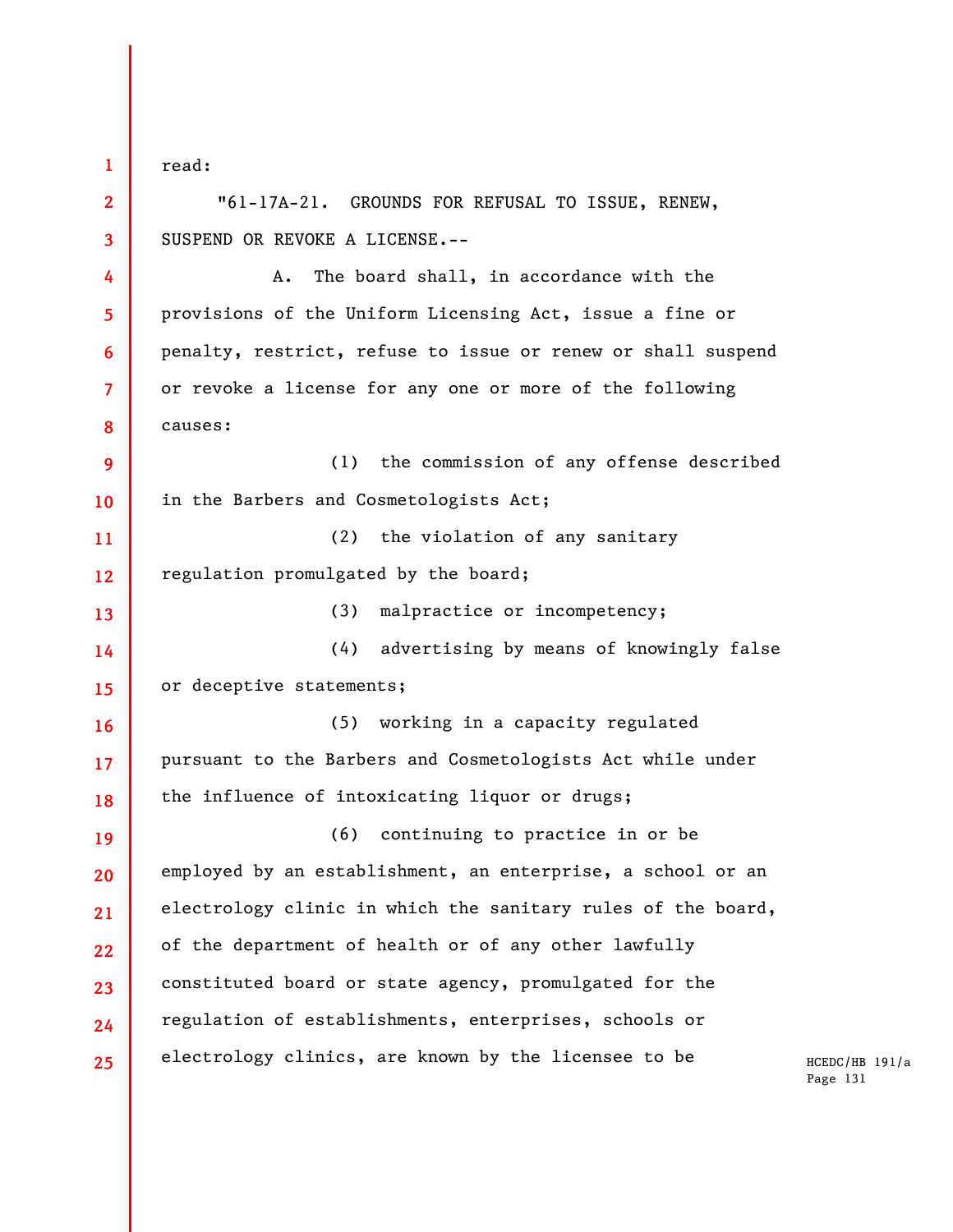read:

"61-17A-21. GROUNDS FOR REFUSAL TO ISSUE, RENEW, SUSPEND OR REVOKE A LICENSE.--

A. The board shall, in accordance with the provisions of the Uniform Licensing Act, issue a fine or penalty, restrict, refuse to issue or renew or shall suspend or revoke a license for any one or more of the following causes:

(1) the commission of any offense described in the Barbers and Cosmetologists Act;

(2) the violation of any sanitary regulation promulgated by the board;

(3) malpractice or incompetency;

(4) advertising by means of knowingly false or deceptive statements;

(5) working in a capacity regulated pursuant to the Barbers and Cosmetologists Act while under the influence of intoxicating liquor or drugs;

(6) continuing to practice in or be employed by an establishment, an enterprise, a school or an electrology clinic in which the sanitary rules of the board, of the department of health or of any other lawfully constituted board or state agency, promulgated for the regulation of establishments, enterprises, schools or electrology clinics, are known by the licensee to be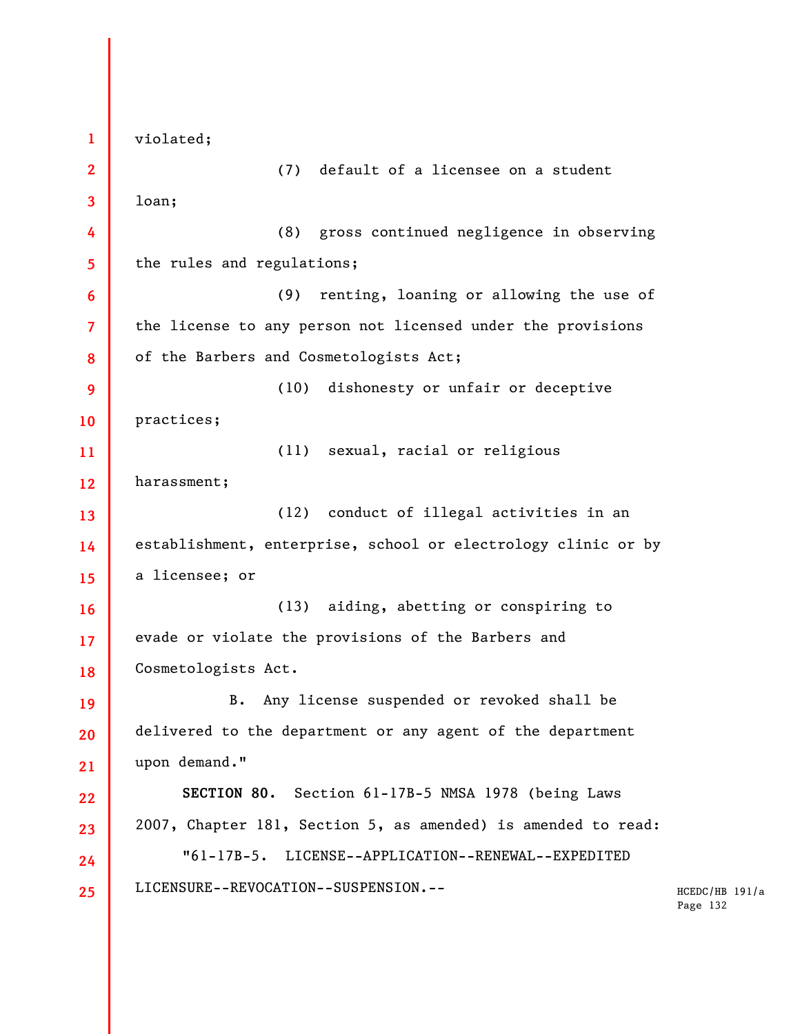violated;

(7) default of a licensee on a student loan;

(8) gross continued negligence in observing the rules and regulations;

(9) renting, loaning or allowing the use of the license to any person not licensed under the provisions of the Barbers and Cosmetologists Act;

(10) dishonesty or unfair or deceptive practices;

(11) sexual, racial or religious harassment;

(12) conduct of illegal activities in an establishment, enterprise, school or electrology clinic or by a licensee; or

(13) aiding, abetting or conspiring to evade or violate the provisions of the Barbers and Cosmetologists Act.

B. Any license suspended or revoked shall be delivered to the department or any agent of the department upon demand."

**SECTION 80.** Section 61-17B-5 NMSA 1978 (being Laws 2007, Chapter 181, Section 5, as amended) is amended to read:

"61-17B-5. LICENSE--APPLICATION--RENEWAL--EXPEDITED LICENSURE--REVOCATION--SUSPENSION.--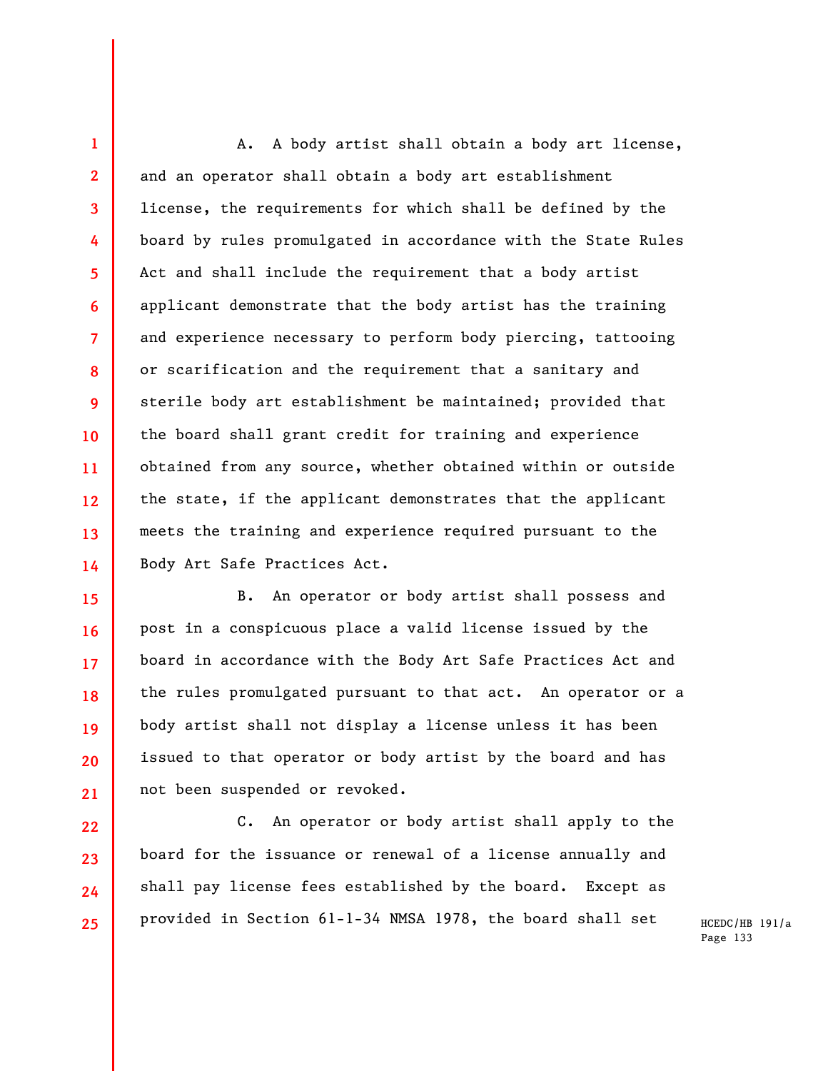A. A body artist shall obtain a body art license, and an operator shall obtain a body art establishment license, the requirements for which shall be defined by the board by rules promulgated in accordance with the State Rules Act and shall include the requirement that a body artist applicant demonstrate that the body artist has the training and experience necessary to perform body piercing, tattooing or scarification and the requirement that a sanitary and sterile body art establishment be maintained; provided that the board shall grant credit for training and experience obtained from any source, whether obtained within or outside the state, if the applicant demonstrates that the applicant meets the training and experience required pursuant to the Body Art Safe Practices Act.

B. An operator or body artist shall possess and post in a conspicuous place a valid license issued by the board in accordance with the Body Art Safe Practices Act and the rules promulgated pursuant to that act. An operator or a body artist shall not display a license unless it has been issued to that operator or body artist by the board and has not been suspended or revoked.

C. An operator or body artist shall apply to the board for the issuance or renewal of a license annually and shall pay license fees established by the board. Except as provided in Section 61-1-34 NMSA 1978, the board shall set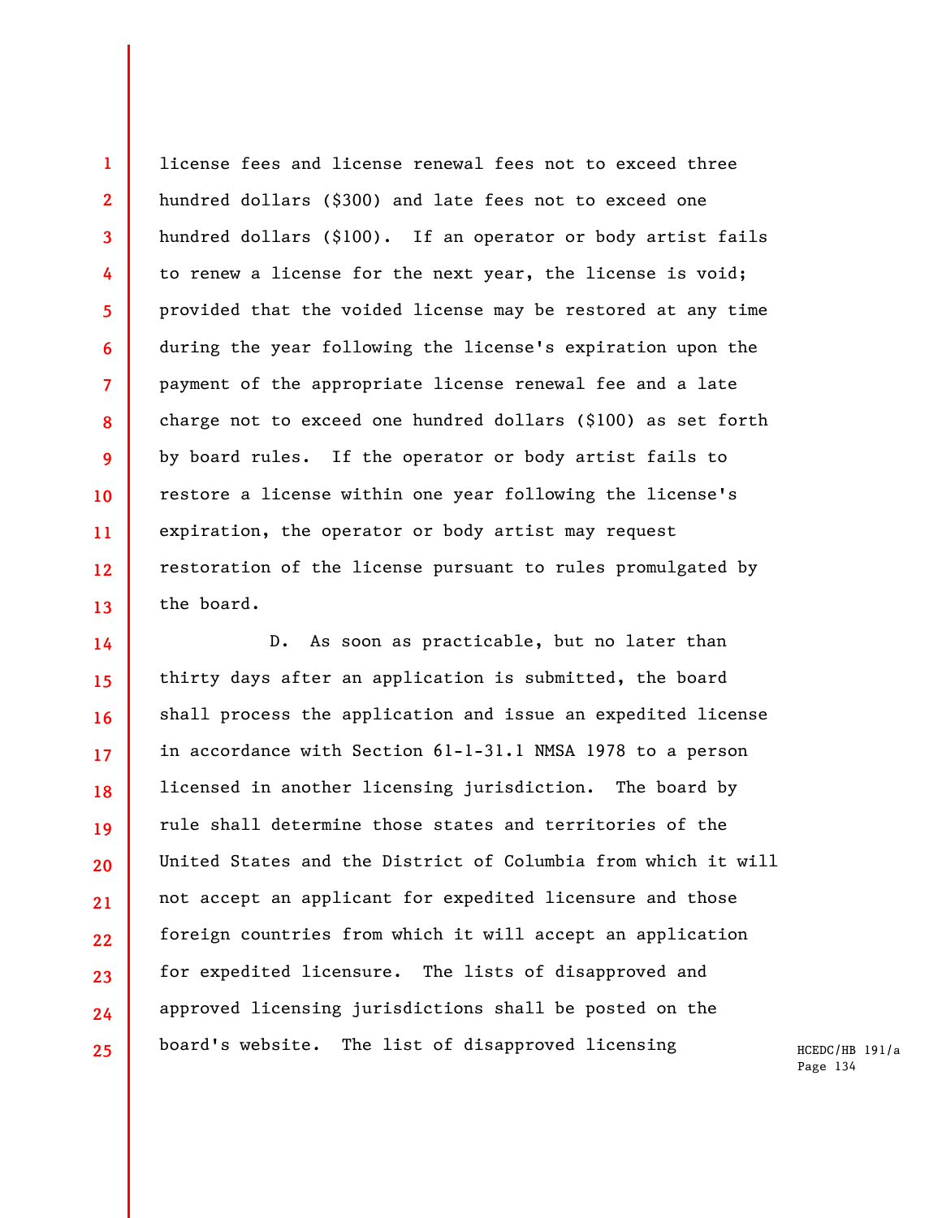license fees and license renewal fees not to exceed three hundred dollars ($300) and late fees not to exceed one hundred dollars ($100). If an operator or body artist fails to renew a license for the next year, the license is void; provided that the voided license may be restored at any time during the year following the license's expiration upon the payment of the appropriate license renewal fee and a late charge not to exceed one hundred dollars ($100) as set forth by board rules. If the operator or body artist fails to restore a license within one year following the license's expiration, the operator or body artist may request restoration of the license pursuant to rules promulgated by the board.

D. As soon as practicable, but no later than thirty days after an application is submitted, the board shall process the application and issue an expedited license in accordance with Section 61-1-31.1 NMSA 1978 to a person licensed in another licensing jurisdiction. The board by rule shall determine those states and territories of the United States and the District of Columbia from which it will not accept an applicant for expedited licensure and those foreign countries from which it will accept an application for expedited licensure. The lists of disapproved and approved licensing jurisdictions shall be posted on the board's website. The list of disapproved licensing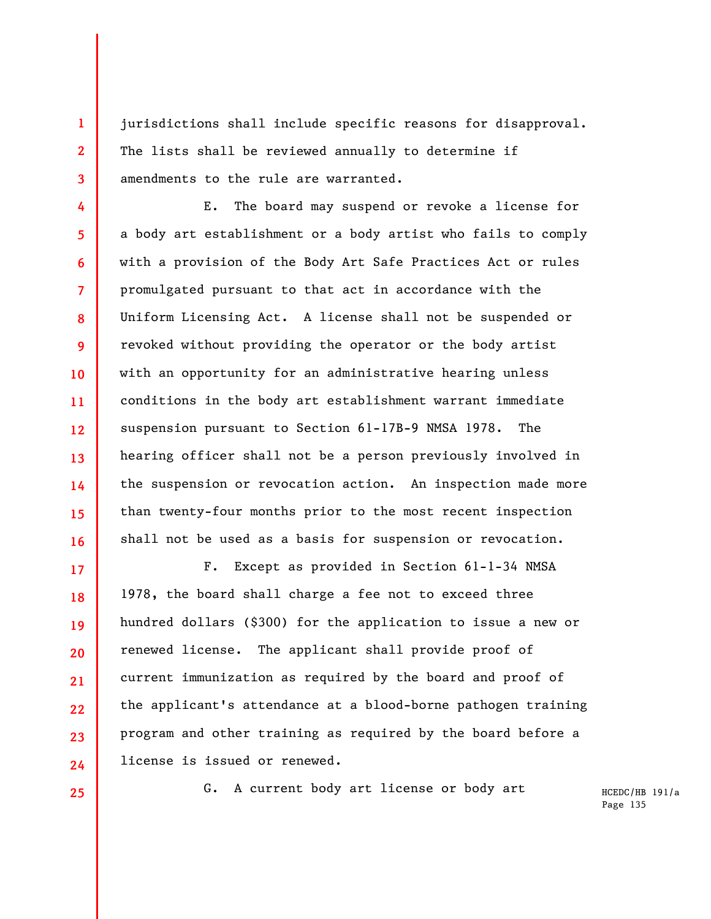jurisdictions shall include specific reasons for disapproval. The lists shall be reviewed annually to determine if amendments to the rule are warranted.

E. The board may suspend or revoke a license for a body art establishment or a body artist who fails to comply with a provision of the Body Art Safe Practices Act or rules promulgated pursuant to that act in accordance with the Uniform Licensing Act. A license shall not be suspended or revoked without providing the operator or the body artist with an opportunity for an administrative hearing unless conditions in the body art establishment warrant immediate suspension pursuant to Section 61-17B-9 NMSA 1978. The hearing officer shall not be a person previously involved in the suspension or revocation action. An inspection made more than twenty-four months prior to the most recent inspection shall not be used as a basis for suspension or revocation.

F. Except as provided in Section 61-1-34 NMSA 1978, the board shall charge a fee not to exceed three hundred dollars ($300) for the application to issue a new or renewed license. The applicant shall provide proof of current immunization as required by the board and proof of the applicant's attendance at a blood-borne pathogen training program and other training as required by the board before a license is issued or renewed.

G. A current body art license or body art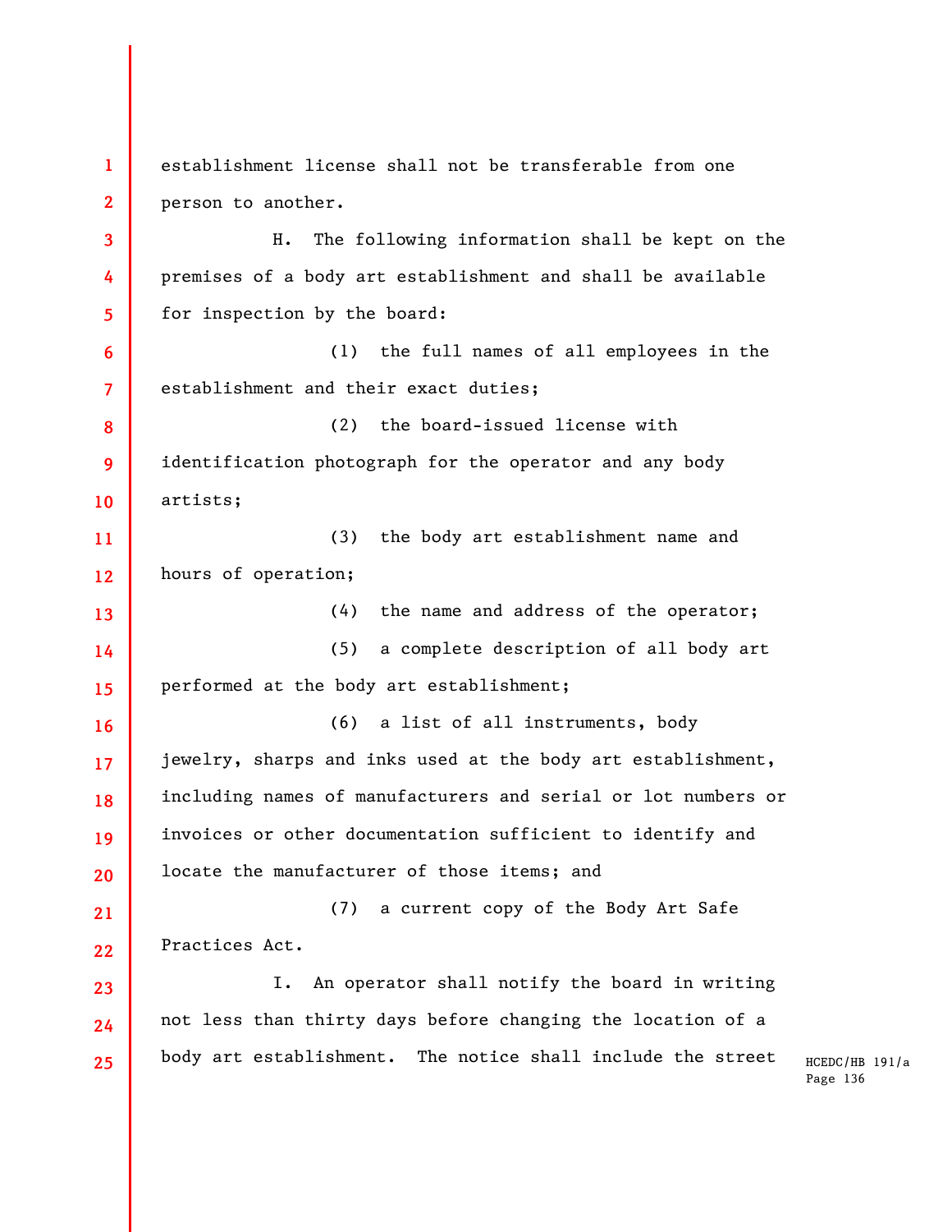establishment license shall not be transferable from one person to another.

H. The following information shall be kept on the premises of a body art establishment and shall be available for inspection by the board:

(1) the full names of all employees in the establishment and their exact duties;

(2) the board-issued license with identification photograph for the operator and any body artists;

(3) the body art establishment name and hours of operation;

(4) the name and address of the operator;

(5) a complete description of all body art performed at the body art establishment;

(6) a list of all instruments, body jewelry, sharps and inks used at the body art establishment, including names of manufacturers and serial or lot numbers or invoices or other documentation sufficient to identify and locate the manufacturer of those items; and

(7) a current copy of the Body Art Safe Practices Act.

I. An operator shall notify the board in writing not less than thirty days before changing the location of a body art establishment. The notice shall include the street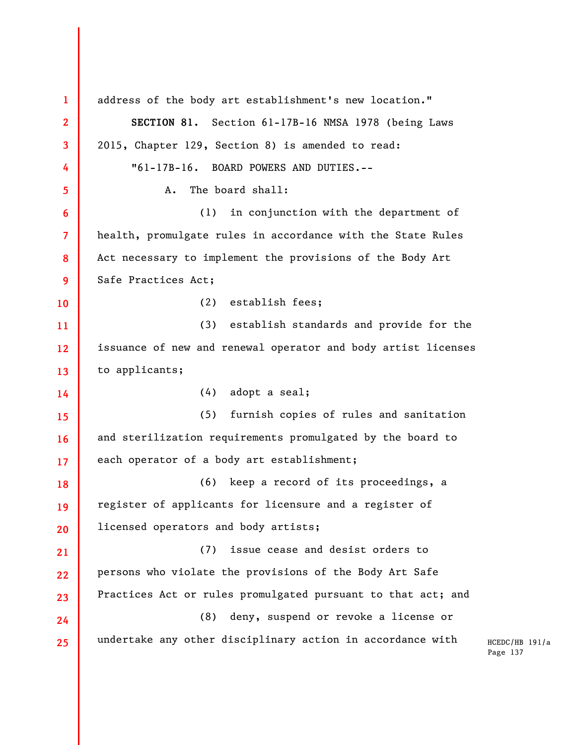address of the body art establishment's new location."

**SECTION 81.** Section 61-17B-16 NMSA 1978 (being Laws 2015, Chapter 129, Section 8) is amended to read:

"61-17B-16. BOARD POWERS AND DUTIES.--

A. The board shall:

(1) in conjunction with the department of health, promulgate rules in accordance with the State Rules Act necessary to implement the provisions of the Body Art Safe Practices Act;

(2) establish fees;

(3) establish standards and provide for the issuance of new and renewal operator and body artist licenses to applicants;

(4) adopt a seal;

(5) furnish copies of rules and sanitation and sterilization requirements promulgated by the board to each operator of a body art establishment;

(6) keep a record of its proceedings, a register of applicants for licensure and a register of licensed operators and body artists;

(7) issue cease and desist orders to persons who violate the provisions of the Body Art Safe Practices Act or rules promulgated pursuant to that act; and

(8) deny, suspend or revoke a license or undertake any other disciplinary action in accordance with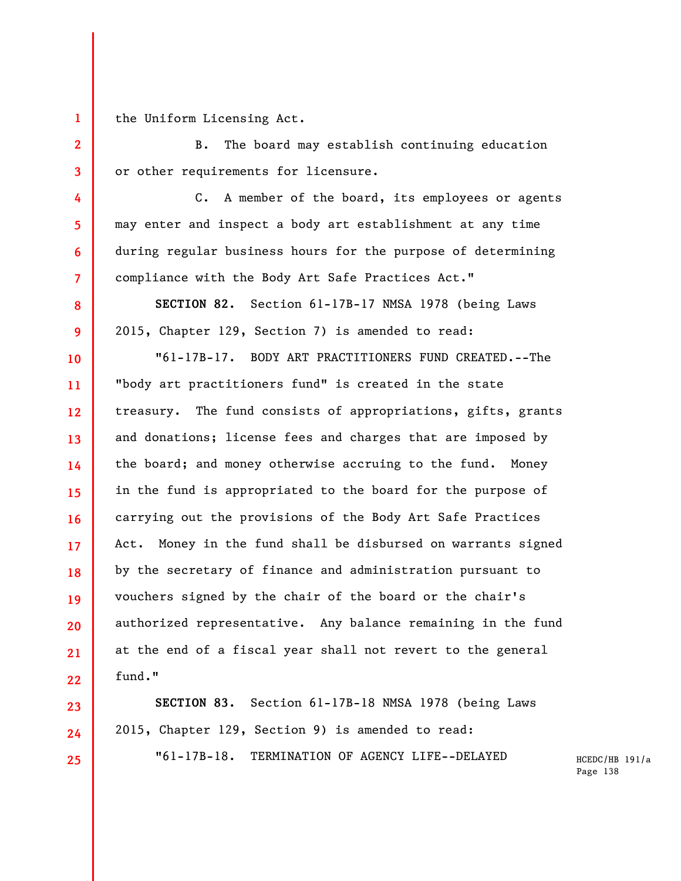the Uniform Licensing Act.

B. The board may establish continuing education or other requirements for licensure.

C. A member of the board, its employees or agents may enter and inspect a body art establishment at any time during regular business hours for the purpose of determining compliance with the Body Art Safe Practices Act."

**SECTION 82.** Section 61-17B-17 NMSA 1978 (being Laws 2015, Chapter 129, Section 7) is amended to read:

"61-17B-17. BODY ART PRACTITIONERS FUND CREATED.--The "body art practitioners fund" is created in the state treasury. The fund consists of appropriations, gifts, grants and donations; license fees and charges that are imposed by the board; and money otherwise accruing to the fund. Money in the fund is appropriated to the board for the purpose of carrying out the provisions of the Body Art Safe Practices Act. Money in the fund shall be disbursed on warrants signed by the secretary of finance and administration pursuant to vouchers signed by the chair of the board or the chair's authorized representative. Any balance remaining in the fund at the end of a fiscal year shall not revert to the general fund."

**SECTION 83.** Section 61-17B-18 NMSA 1978 (being Laws 2015, Chapter 129, Section 9) is amended to read:

"61-17B-18. TERMINATION OF AGENCY LIFE--DELAYED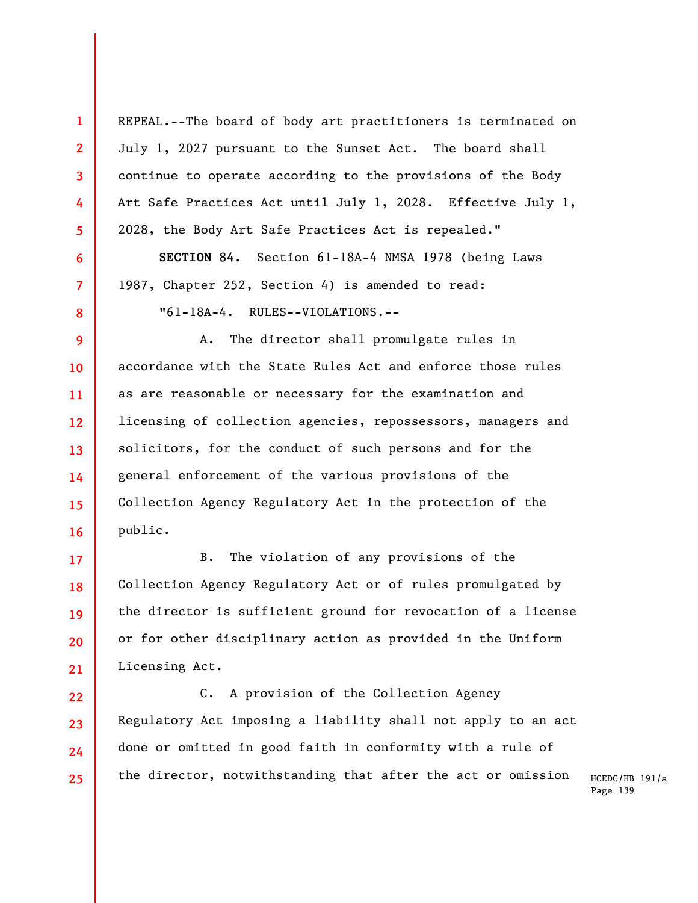REPEAL.--The board of body art practitioners is terminated on July 1, 2027 pursuant to the Sunset Act. The board shall continue to operate according to the provisions of the Body Art Safe Practices Act until July 1, 2028. Effective July 1, 2028, the Body Art Safe Practices Act is repealed."

**SECTION 84.** Section 61-18A-4 NMSA 1978 (being Laws 1987, Chapter 252, Section 4) is amended to read:

"61-18A-4. RULES--VIOLATIONS.--

A. The director shall promulgate rules in accordance with the State Rules Act and enforce those rules as are reasonable or necessary for the examination and licensing of collection agencies, repossessors, managers and solicitors, for the conduct of such persons and for the general enforcement of the various provisions of the Collection Agency Regulatory Act in the protection of the public.

B. The violation of any provisions of the Collection Agency Regulatory Act or of rules promulgated by the director is sufficient ground for revocation of a license or for other disciplinary action as provided in the Uniform Licensing Act.

C. A provision of the Collection Agency Regulatory Act imposing a liability shall not apply to an act done or omitted in good faith in conformity with a rule of the director, notwithstanding that after the act or omission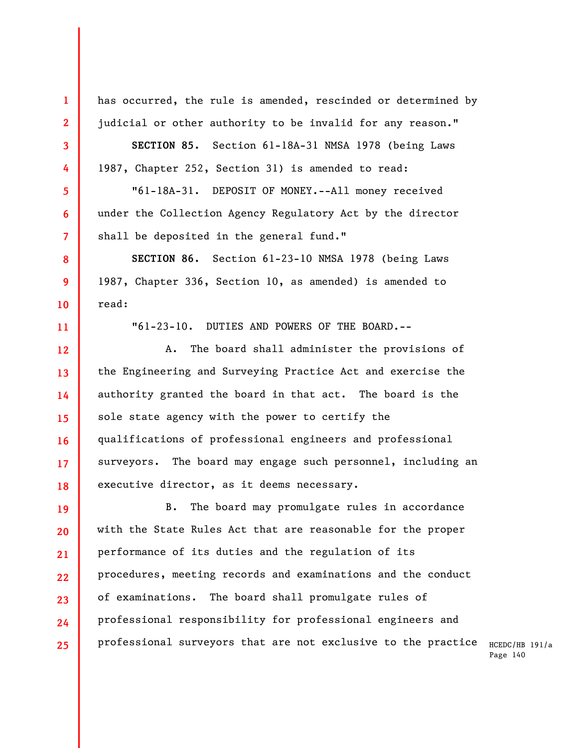has occurred, the rule is amended, rescinded or determined by judicial or other authority to be invalid for any reason."

**SECTION 85.** Section 61-18A-31 NMSA 1978 (being Laws 1987, Chapter 252, Section 31) is amended to read:

"61-18A-31. DEPOSIT OF MONEY.--All money received under the Collection Agency Regulatory Act by the director shall be deposited in the general fund."

**SECTION 86.** Section 61-23-10 NMSA 1978 (being Laws 1987, Chapter 336, Section 10, as amended) is amended to read:

"61-23-10. DUTIES AND POWERS OF THE BOARD.--

A. The board shall administer the provisions of the Engineering and Surveying Practice Act and exercise the authority granted the board in that act. The board is the sole state agency with the power to certify the qualifications of professional engineers and professional surveyors. The board may engage such personnel, including an executive director, as it deems necessary.

B. The board may promulgate rules in accordance with the State Rules Act that are reasonable for the proper performance of its duties and the regulation of its procedures, meeting records and examinations and the conduct of examinations. The board shall promulgate rules of professional responsibility for professional engineers and professional surveyors that are not exclusive to the practice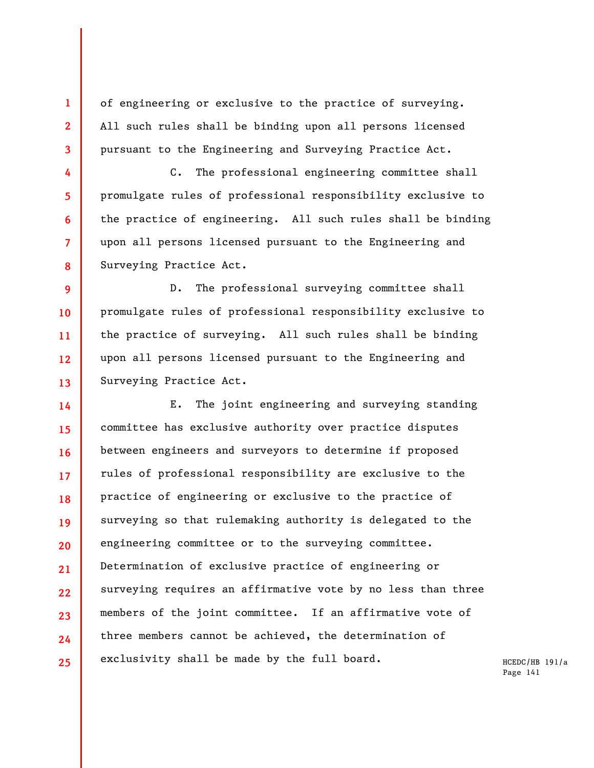of engineering or exclusive to the practice of surveying. All such rules shall be binding upon all persons licensed pursuant to the Engineering and Surveying Practice Act.

C. The professional engineering committee shall promulgate rules of professional responsibility exclusive to the practice of engineering. All such rules shall be binding upon all persons licensed pursuant to the Engineering and Surveying Practice Act.

D. The professional surveying committee shall promulgate rules of professional responsibility exclusive to the practice of surveying. All such rules shall be binding upon all persons licensed pursuant to the Engineering and Surveying Practice Act.

E. The joint engineering and surveying standing committee has exclusive authority over practice disputes between engineers and surveyors to determine if proposed rules of professional responsibility are exclusive to the practice of engineering or exclusive to the practice of surveying so that rulemaking authority is delegated to the engineering committee or to the surveying committee. Determination of exclusive practice of engineering or surveying requires an affirmative vote by no less than three members of the joint committee. If an affirmative vote of three members cannot be achieved, the determination of exclusivity shall be made by the full board.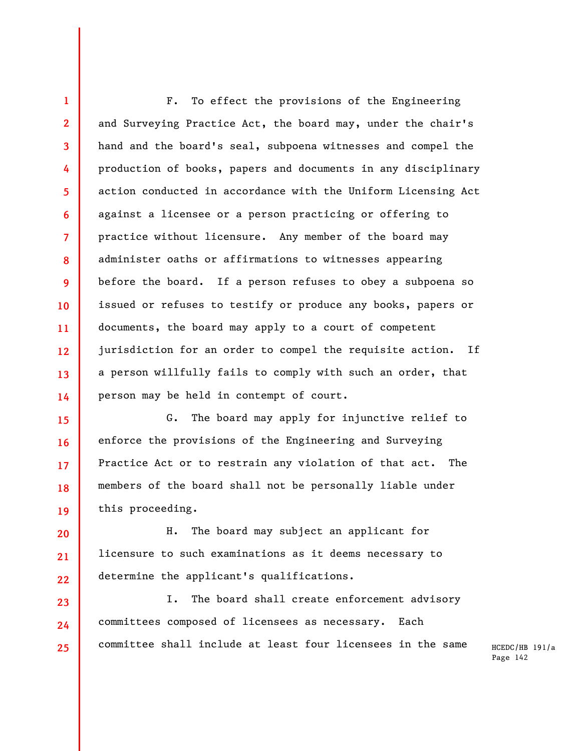F. To effect the provisions of the Engineering and Surveying Practice Act, the board may, under the chair's hand and the board's seal, subpoena witnesses and compel the production of books, papers and documents in any disciplinary action conducted in accordance with the Uniform Licensing Act against a licensee or a person practicing or offering to practice without licensure. Any member of the board may administer oaths or affirmations to witnesses appearing before the board. If a person refuses to obey a subpoena so issued or refuses to testify or produce any books, papers or documents, the board may apply to a court of competent jurisdiction for an order to compel the requisite action. If a person willfully fails to comply with such an order, that person may be held in contempt of court.

G. The board may apply for injunctive relief to enforce the provisions of the Engineering and Surveying Practice Act or to restrain any violation of that act. The members of the board shall not be personally liable under this proceeding.

H. The board may subject an applicant for licensure to such examinations as it deems necessary to determine the applicant's qualifications.

I. The board shall create enforcement advisory committees composed of licensees as necessary. Each committee shall include at least four licensees in the same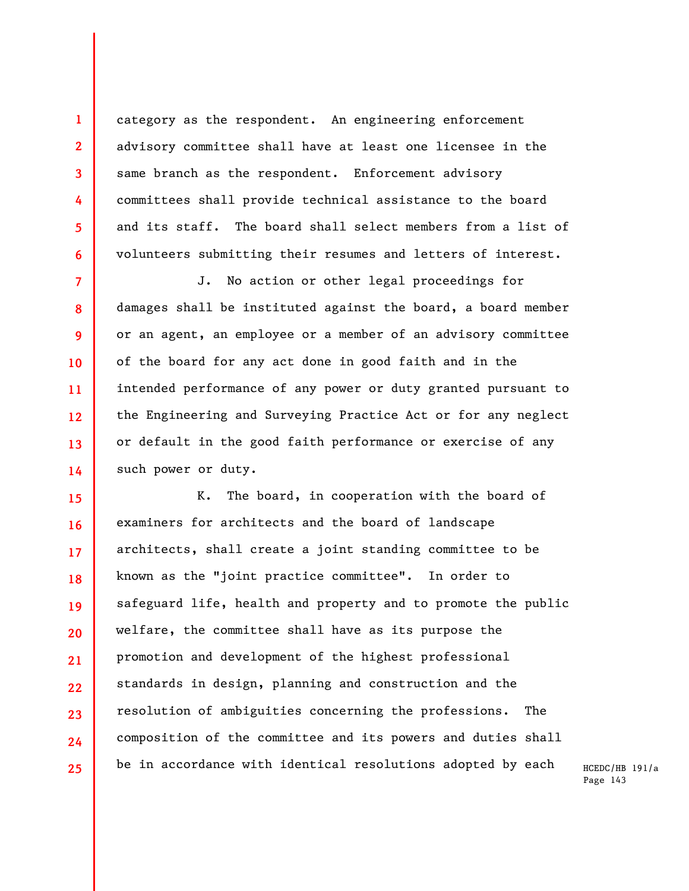category as the respondent. An engineering enforcement advisory committee shall have at least one licensee in the same branch as the respondent. Enforcement advisory committees shall provide technical assistance to the board and its staff. The board shall select members from a list of volunteers submitting their resumes and letters of interest.

J. No action or other legal proceedings for damages shall be instituted against the board, a board member or an agent, an employee or a member of an advisory committee of the board for any act done in good faith and in the intended performance of any power or duty granted pursuant to the Engineering and Surveying Practice Act or for any neglect or default in the good faith performance or exercise of any such power or duty.

K. The board, in cooperation with the board of examiners for architects and the board of landscape architects, shall create a joint standing committee to be known as the "joint practice committee". In order to safeguard life, health and property and to promote the public welfare, the committee shall have as its purpose the promotion and development of the highest professional standards in design, planning and construction and the resolution of ambiguities concerning the professions. The composition of the committee and its powers and duties shall be in accordance with identical resolutions adopted by each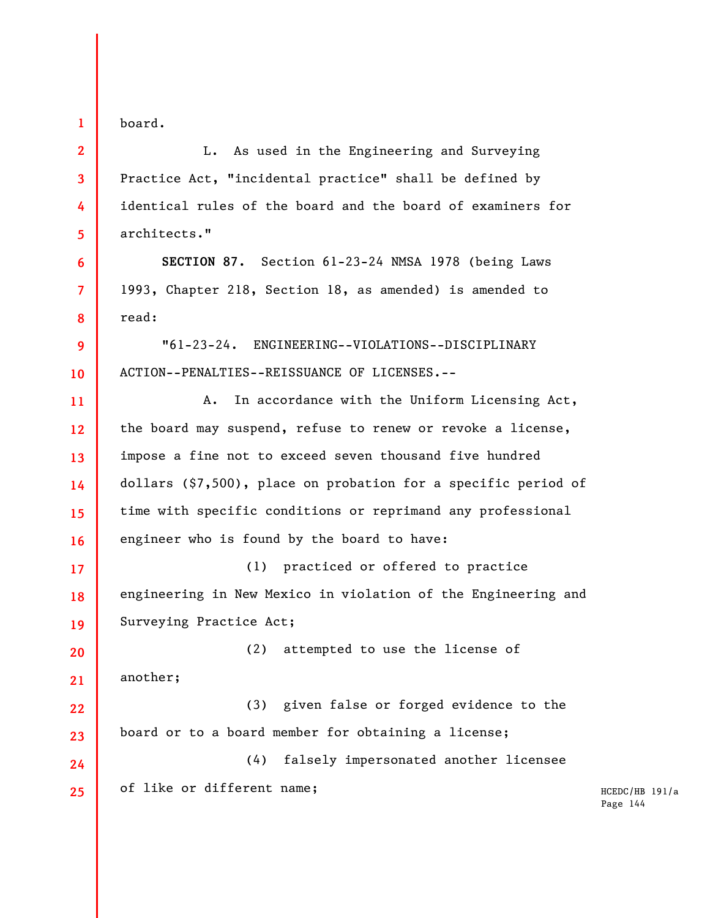board.

L. As used in the Engineering and Surveying Practice Act, "incidental practice" shall be defined by identical rules of the board and the board of examiners for architects."

**SECTION 87.** Section 61-23-24 NMSA 1978 (being Laws 1993, Chapter 218, Section 18, as amended) is amended to read:

"61-23-24. ENGINEERING--VIOLATIONS--DISCIPLINARY ACTION--PENALTIES--REISSUANCE OF LICENSES.--

A. In accordance with the Uniform Licensing Act, the board may suspend, refuse to renew or revoke a license, impose a fine not to exceed seven thousand five hundred dollars ($7,500), place on probation for a specific period of time with specific conditions or reprimand any professional engineer who is found by the board to have:

(1) practiced or offered to practice engineering in New Mexico in violation of the Engineering and Surveying Practice Act;

(2) attempted to use the license of another;

(3) given false or forged evidence to the board or to a board member for obtaining a license;

(4) falsely impersonated another licensee of like or different name;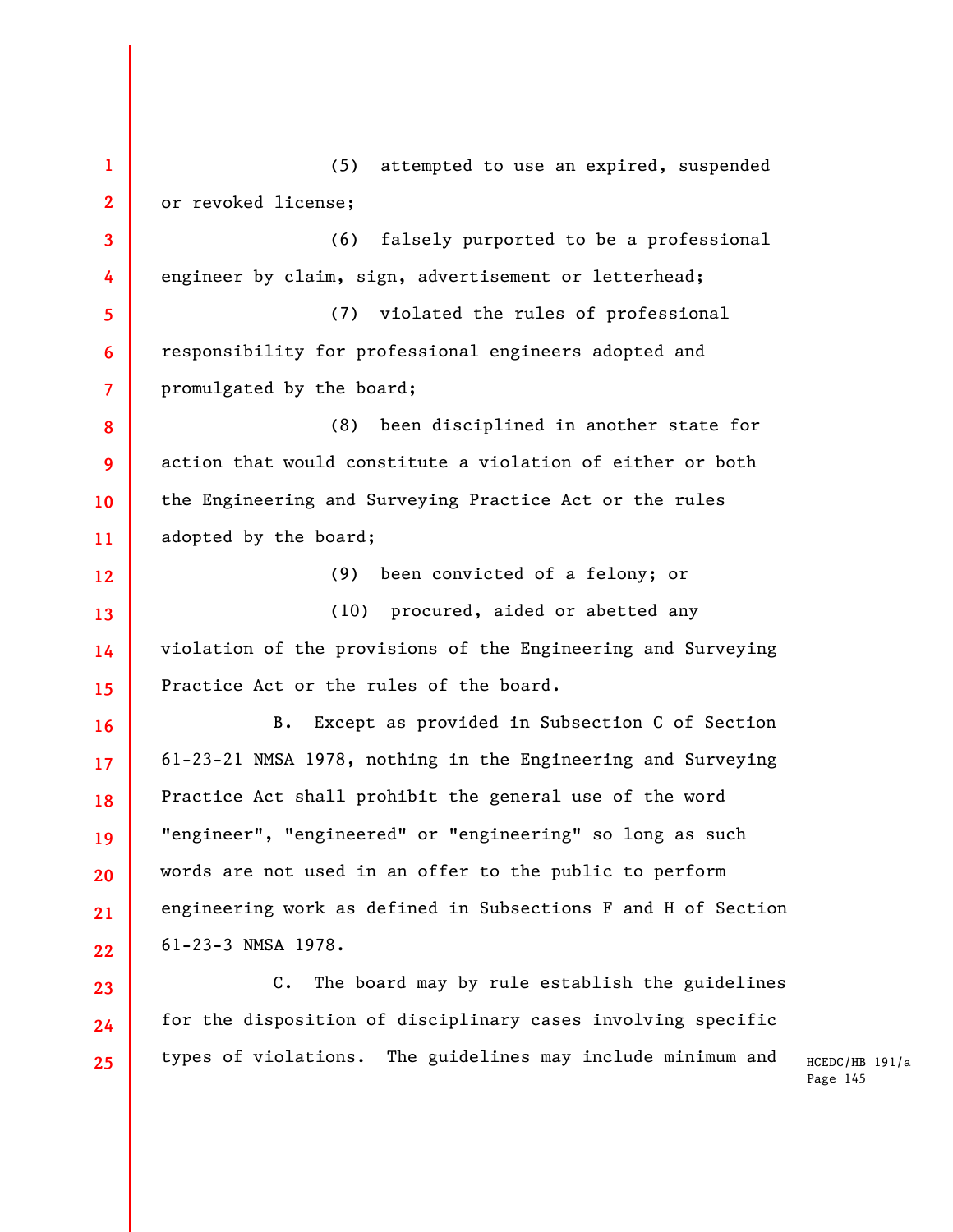(5) attempted to use an expired, suspended or revoked license;

(6) falsely purported to be a professional engineer by claim, sign, advertisement or letterhead;

(7) violated the rules of professional responsibility for professional engineers adopted and promulgated by the board;

(8) been disciplined in another state for action that would constitute a violation of either or both the Engineering and Surveying Practice Act or the rules adopted by the board;

(9) been convicted of a felony; or

(10) procured, aided or abetted any violation of the provisions of the Engineering and Surveying Practice Act or the rules of the board.

B. Except as provided in Subsection C of Section 61-23-21 NMSA 1978, nothing in the Engineering and Surveying Practice Act shall prohibit the general use of the word "engineer", "engineered" or "engineering" so long as such words are not used in an offer to the public to perform engineering work as defined in Subsections F and H of Section 61-23-3 NMSA 1978.

C. The board may by rule establish the guidelines for the disposition of disciplinary cases involving specific types of violations. The guidelines may include minimum and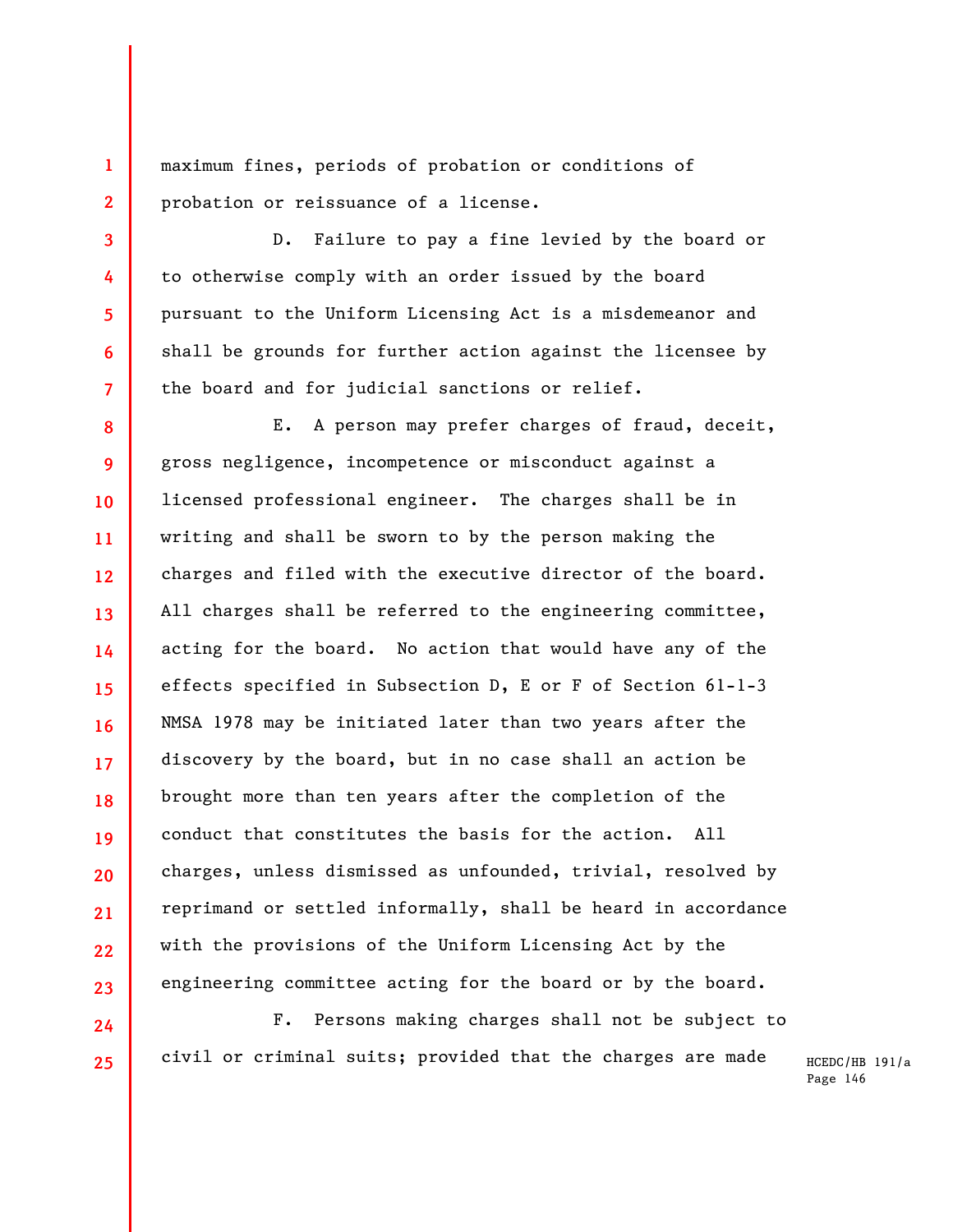maximum fines, periods of probation or conditions of probation or reissuance of a license.

D. Failure to pay a fine levied by the board or to otherwise comply with an order issued by the board pursuant to the Uniform Licensing Act is a misdemeanor and shall be grounds for further action against the licensee by the board and for judicial sanctions or relief.

E. A person may prefer charges of fraud, deceit, gross negligence, incompetence or misconduct against a licensed professional engineer. The charges shall be in writing and shall be sworn to by the person making the charges and filed with the executive director of the board. All charges shall be referred to the engineering committee, acting for the board. No action that would have any of the effects specified in Subsection D, E or F of Section 61-1-3 NMSA 1978 may be initiated later than two years after the discovery by the board, but in no case shall an action be brought more than ten years after the completion of the conduct that constitutes the basis for the action. All charges, unless dismissed as unfounded, trivial, resolved by reprimand or settled informally, shall be heard in accordance with the provisions of the Uniform Licensing Act by the engineering committee acting for the board or by the board.

F. Persons making charges shall not be subject to civil or criminal suits; provided that the charges are made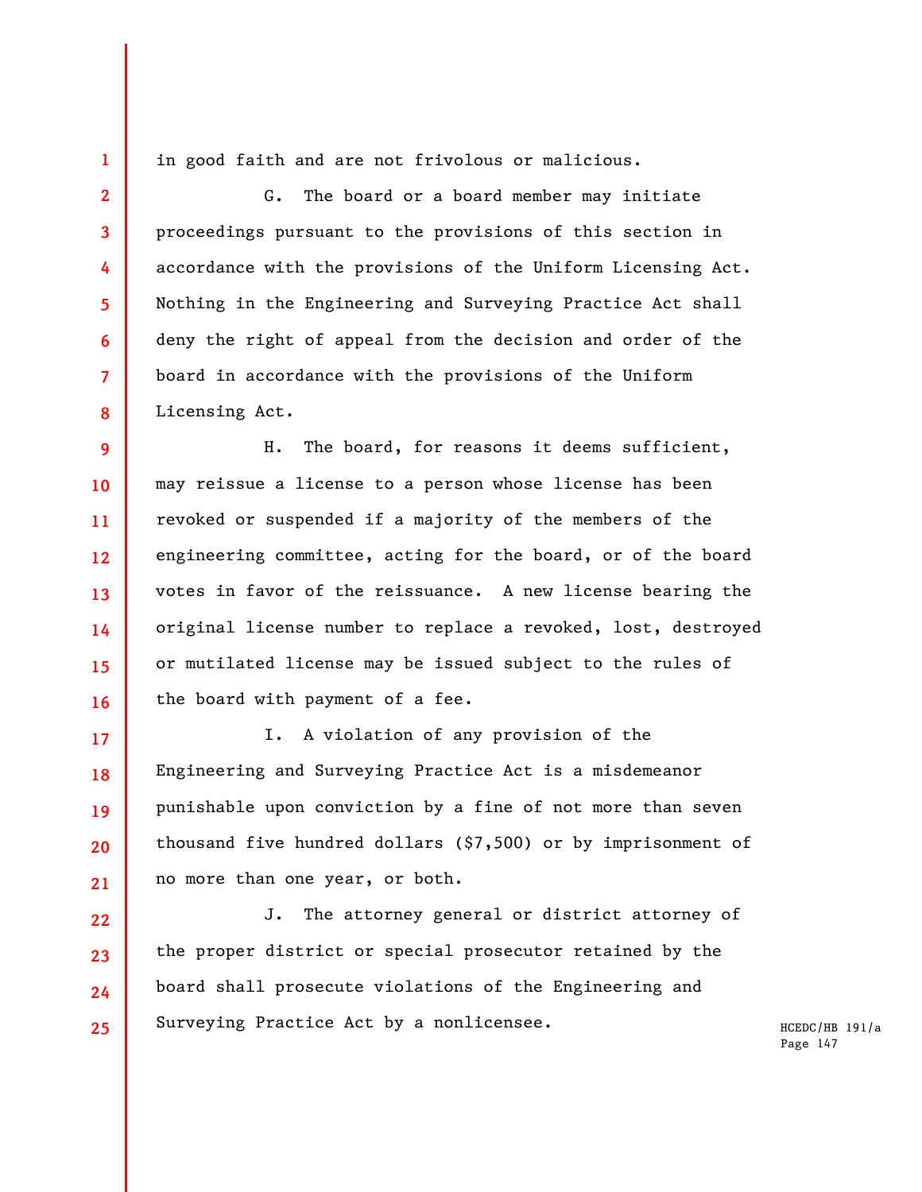in good faith and are not frivolous or malicious.

G. The board or a board member may initiate proceedings pursuant to the provisions of this section in accordance with the provisions of the Uniform Licensing Act. Nothing in the Engineering and Surveying Practice Act shall deny the right of appeal from the decision and order of the board in accordance with the provisions of the Uniform Licensing Act.

H. The board, for reasons it deems sufficient, may reissue a license to a person whose license has been revoked or suspended if a majority of the members of the engineering committee, acting for the board, or of the board votes in favor of the reissuance. A new license bearing the original license number to replace a revoked, lost, destroyed or mutilated license may be issued subject to the rules of the board with payment of a fee.

I. A violation of any provision of the Engineering and Surveying Practice Act is a misdemeanor punishable upon conviction by a fine of not more than seven thousand five hundred dollars ($7,500) or by imprisonment of no more than one year, or both.

J. The attorney general or district attorney of the proper district or special prosecutor retained by the board shall prosecute violations of the Engineering and Surveying Practice Act by a nonlicensee.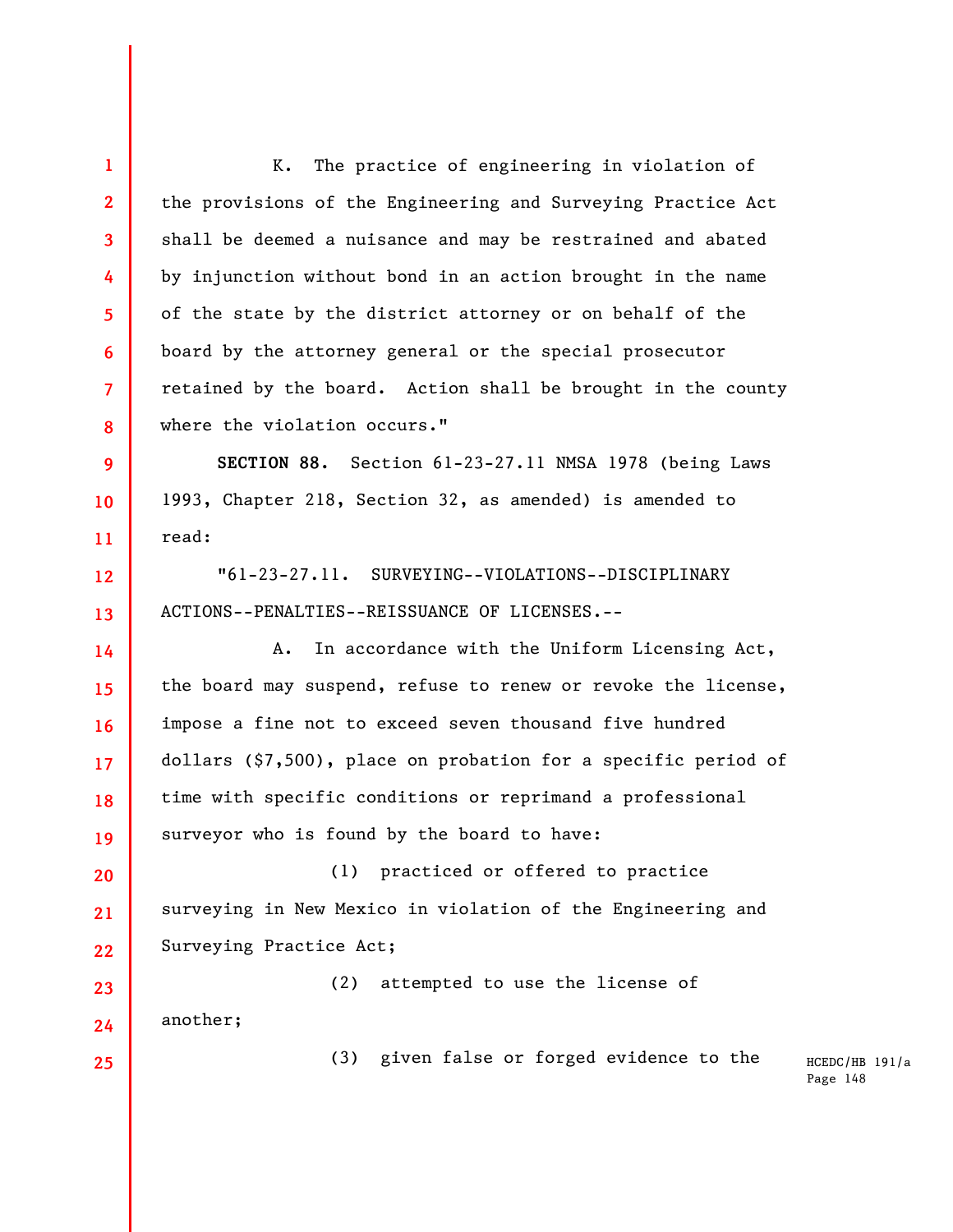K. The practice of engineering in violation of the provisions of the Engineering and Surveying Practice Act shall be deemed a nuisance and may be restrained and abated by injunction without bond in an action brought in the name of the state by the district attorney or on behalf of the board by the attorney general or the special prosecutor retained by the board. Action shall be brought in the county where the violation occurs."

**SECTION 88.** Section 61-23-27.11 NMSA 1978 (being Laws 1993, Chapter 218, Section 32, as amended) is amended to read:

"61-23-27.11. SURVEYING--VIOLATIONS--DISCIPLINARY ACTIONS--PENALTIES--REISSUANCE OF LICENSES.--

A. In accordance with the Uniform Licensing Act, the board may suspend, refuse to renew or revoke the license, impose a fine not to exceed seven thousand five hundred dollars ($7,500), place on probation for a specific period of time with specific conditions or reprimand a professional surveyor who is found by the board to have:

(1) practiced or offered to practice surveying in New Mexico in violation of the Engineering and Surveying Practice Act;

(2) attempted to use the license of another;

(3) given false or forged evidence to the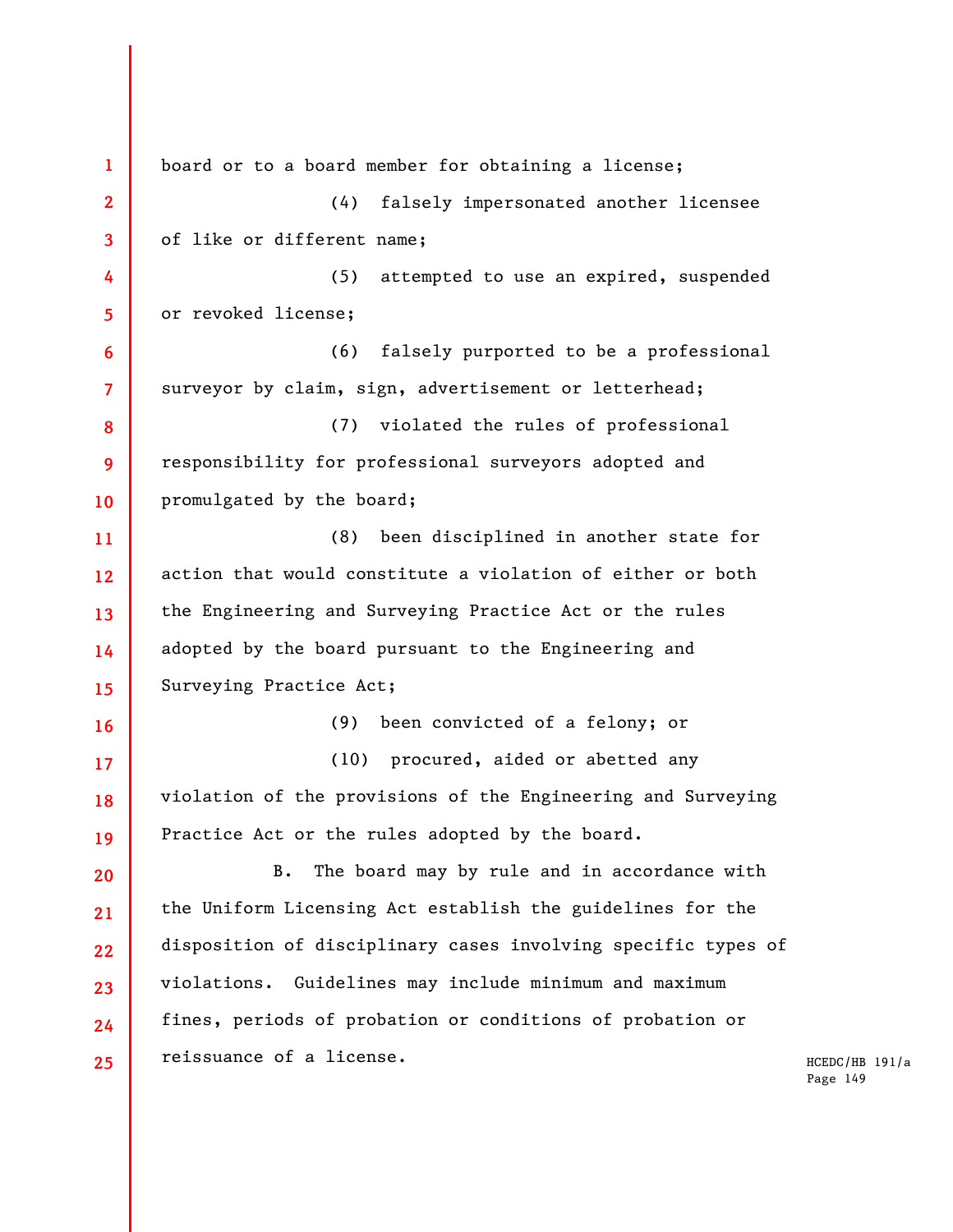board or to a board member for obtaining a license;

(4) falsely impersonated another licensee of like or different name;

(5) attempted to use an expired, suspended or revoked license;

(6) falsely purported to be a professional surveyor by claim, sign, advertisement or letterhead;

(7) violated the rules of professional responsibility for professional surveyors adopted and promulgated by the board;

(8) been disciplined in another state for action that would constitute a violation of either or both the Engineering and Surveying Practice Act or the rules adopted by the board pursuant to the Engineering and Surveying Practice Act;

(9) been convicted of a felony; or

(10) procured, aided or abetted any violation of the provisions of the Engineering and Surveying Practice Act or the rules adopted by the board.

B. The board may by rule and in accordance with the Uniform Licensing Act establish the guidelines for the disposition of disciplinary cases involving specific types of violations. Guidelines may include minimum and maximum fines, periods of probation or conditions of probation or reissuance of a license.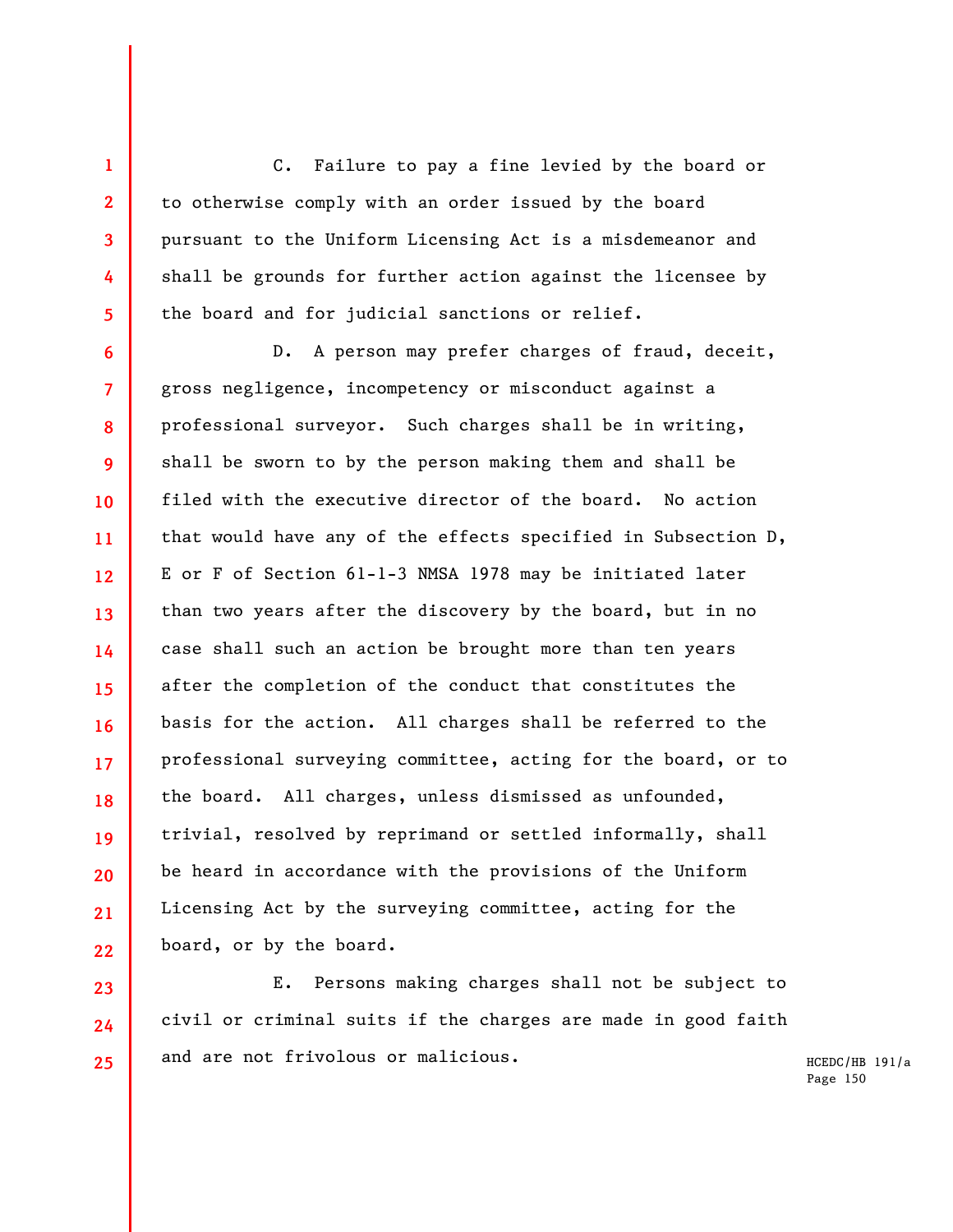C. Failure to pay a fine levied by the board or to otherwise comply with an order issued by the board pursuant to the Uniform Licensing Act is a misdemeanor and shall be grounds for further action against the licensee by the board and for judicial sanctions or relief.

D. A person may prefer charges of fraud, deceit, gross negligence, incompetency or misconduct against a professional surveyor. Such charges shall be in writing, shall be sworn to by the person making them and shall be filed with the executive director of the board. No action that would have any of the effects specified in Subsection D, E or F of Section 61-1-3 NMSA 1978 may be initiated later than two years after the discovery by the board, but in no case shall such an action be brought more than ten years after the completion of the conduct that constitutes the basis for the action. All charges shall be referred to the professional surveying committee, acting for the board, or to the board. All charges, unless dismissed as unfounded, trivial, resolved by reprimand or settled informally, shall be heard in accordance with the provisions of the Uniform Licensing Act by the surveying committee, acting for the board, or by the board.

E. Persons making charges shall not be subject to civil or criminal suits if the charges are made in good faith and are not frivolous or malicious.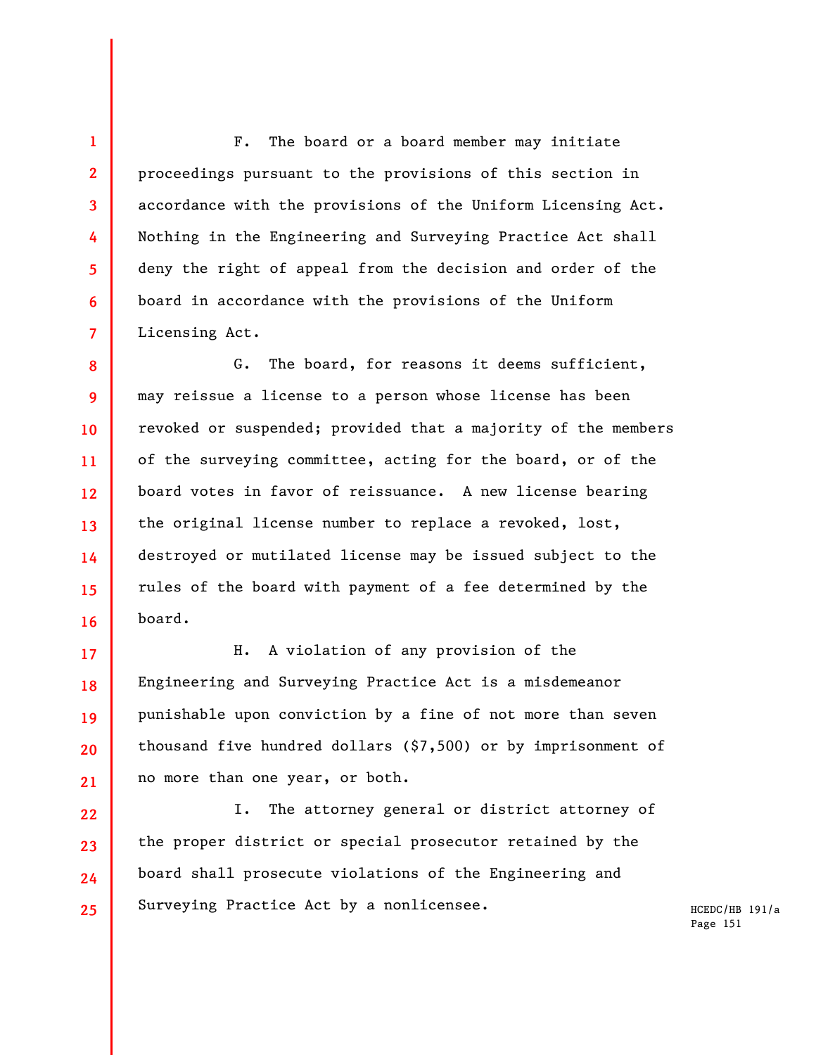F. The board or a board member may initiate proceedings pursuant to the provisions of this section in accordance with the provisions of the Uniform Licensing Act. Nothing in the Engineering and Surveying Practice Act shall deny the right of appeal from the decision and order of the board in accordance with the provisions of the Uniform Licensing Act.

G. The board, for reasons it deems sufficient, may reissue a license to a person whose license has been revoked or suspended; provided that a majority of the members of the surveying committee, acting for the board, or of the board votes in favor of reissuance. A new license bearing the original license number to replace a revoked, lost, destroyed or mutilated license may be issued subject to the rules of the board with payment of a fee determined by the board.

H. A violation of any provision of the Engineering and Surveying Practice Act is a misdemeanor punishable upon conviction by a fine of not more than seven thousand five hundred dollars ($7,500) or by imprisonment of no more than one year, or both.

I. The attorney general or district attorney of the proper district or special prosecutor retained by the board shall prosecute violations of the Engineering and Surveying Practice Act by a nonlicensee.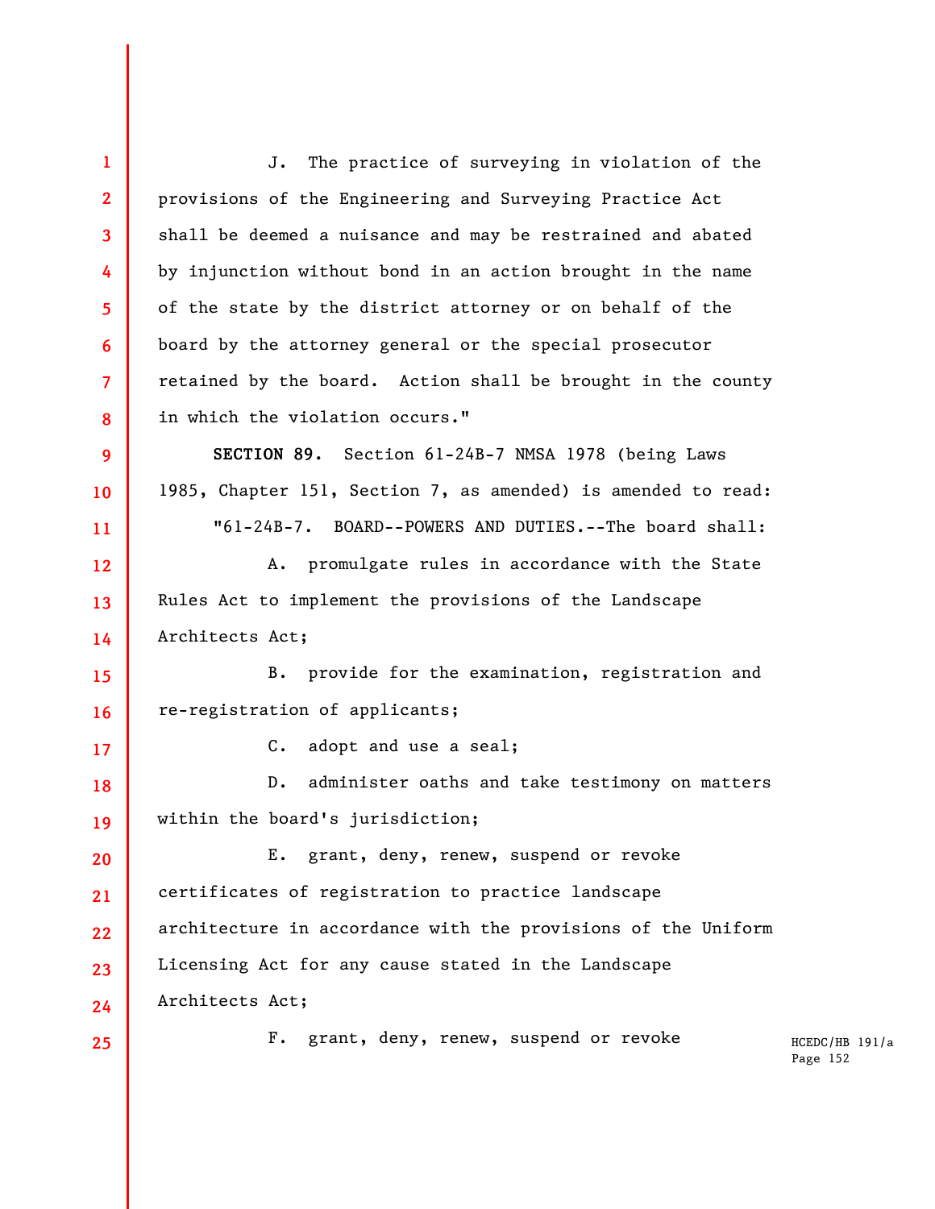J. The practice of surveying in violation of the provisions of the Engineering and Surveying Practice Act shall be deemed a nuisance and may be restrained and abated by injunction without bond in an action brought in the name of the state by the district attorney or on behalf of the board by the attorney general or the special prosecutor retained by the board. Action shall be brought in the county in which the violation occurs."

**SECTION 89.** Section 61-24B-7 NMSA 1978 (being Laws 1985, Chapter 151, Section 7, as amended) is amended to read:

"61-24B-7. BOARD--POWERS AND DUTIES.--The board shall:

A. promulgate rules in accordance with the State Rules Act to implement the provisions of the Landscape Architects Act;

B. provide for the examination, registration and re-registration of applicants;

C. adopt and use a seal;

D. administer oaths and take testimony on matters within the board's jurisdiction;

E. grant, deny, renew, suspend or revoke certificates of registration to practice landscape architecture in accordance with the provisions of the Uniform Licensing Act for any cause stated in the Landscape Architects Act;

F. grant, deny, renew, suspend or revoke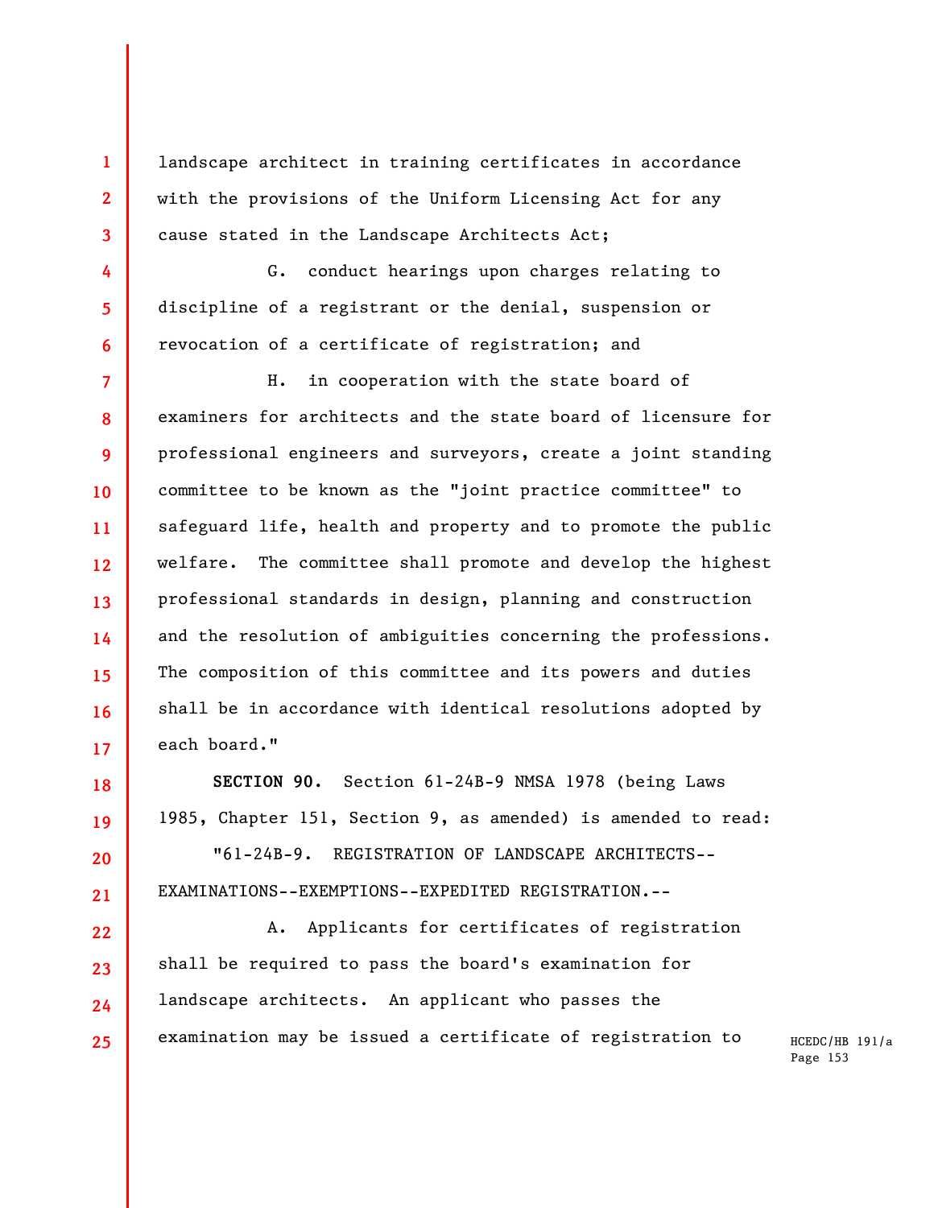landscape architect in training certificates in accordance with the provisions of the Uniform Licensing Act for any cause stated in the Landscape Architects Act;

G. conduct hearings upon charges relating to discipline of a registrant or the denial, suspension or revocation of a certificate of registration; and

H. in cooperation with the state board of examiners for architects and the state board of licensure for professional engineers and surveyors, create a joint standing committee to be known as the "joint practice committee" to safeguard life, health and property and to promote the public welfare. The committee shall promote and develop the highest professional standards in design, planning and construction and the resolution of ambiguities concerning the professions. The composition of this committee and its powers and duties shall be in accordance with identical resolutions adopted by each board."

**SECTION 90.** Section 61-24B-9 NMSA 1978 (being Laws 1985, Chapter 151, Section 9, as amended) is amended to read:

"61-24B-9. REGISTRATION OF LANDSCAPE ARCHITECTS--EXAMINATIONS--EXEMPTIONS--EXPEDITED REGISTRATION.--

A. Applicants for certificates of registration shall be required to pass the board's examination for landscape architects. An applicant who passes the examination may be issued a certificate of registration to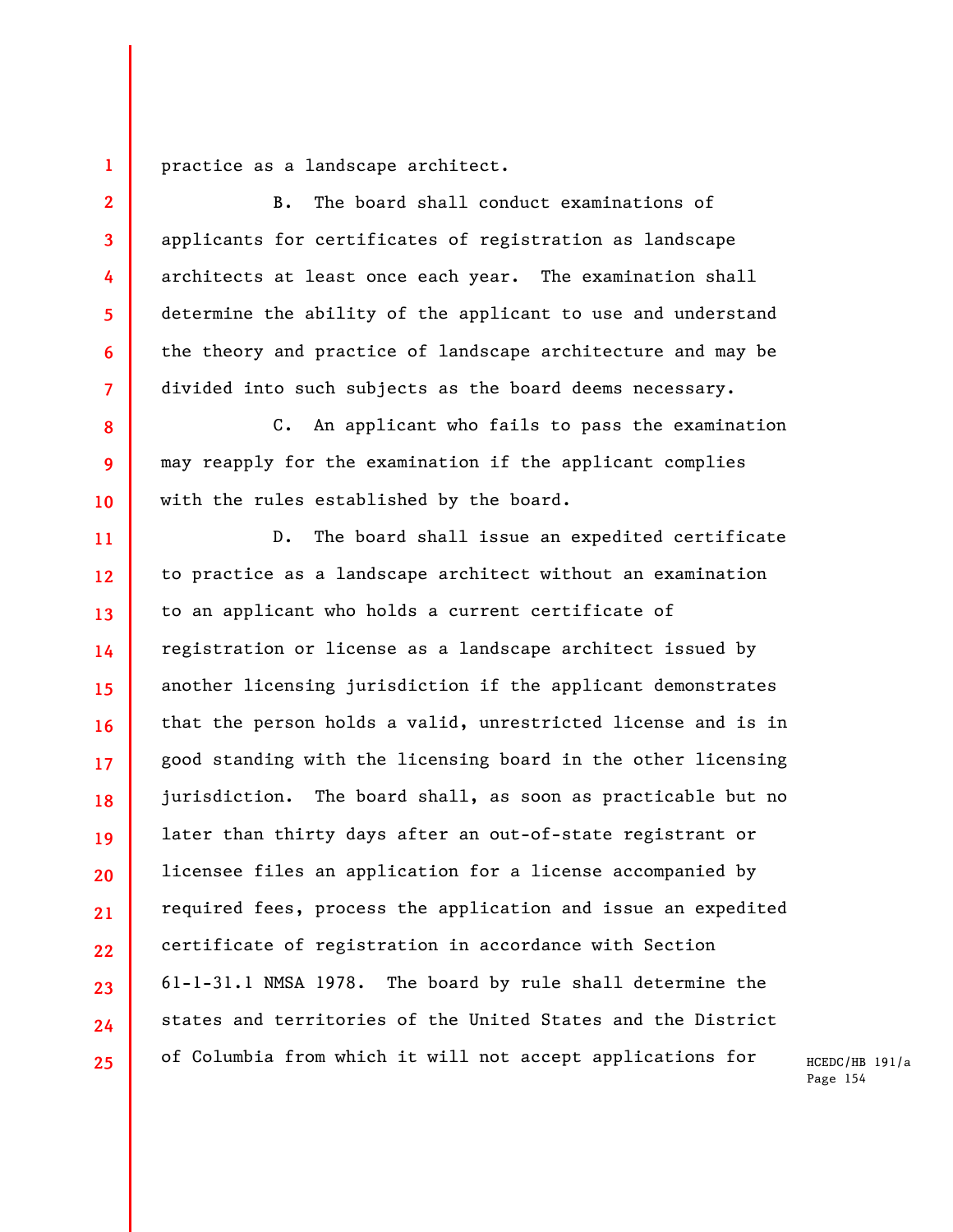practice as a landscape architect.

B. The board shall conduct examinations of applicants for certificates of registration as landscape architects at least once each year. The examination shall determine the ability of the applicant to use and understand the theory and practice of landscape architecture and may be divided into such subjects as the board deems necessary.

C. An applicant who fails to pass the examination may reapply for the examination if the applicant complies with the rules established by the board.

D. The board shall issue an expedited certificate to practice as a landscape architect without an examination to an applicant who holds a current certificate of registration or license as a landscape architect issued by another licensing jurisdiction if the applicant demonstrates that the person holds a valid, unrestricted license and is in good standing with the licensing board in the other licensing jurisdiction. The board shall, as soon as practicable but no later than thirty days after an out-of-state registrant or licensee files an application for a license accompanied by required fees, process the application and issue an expedited certificate of registration in accordance with Section 61-1-31.1 NMSA 1978. The board by rule shall determine the states and territories of the United States and the District of Columbia from which it will not accept applications for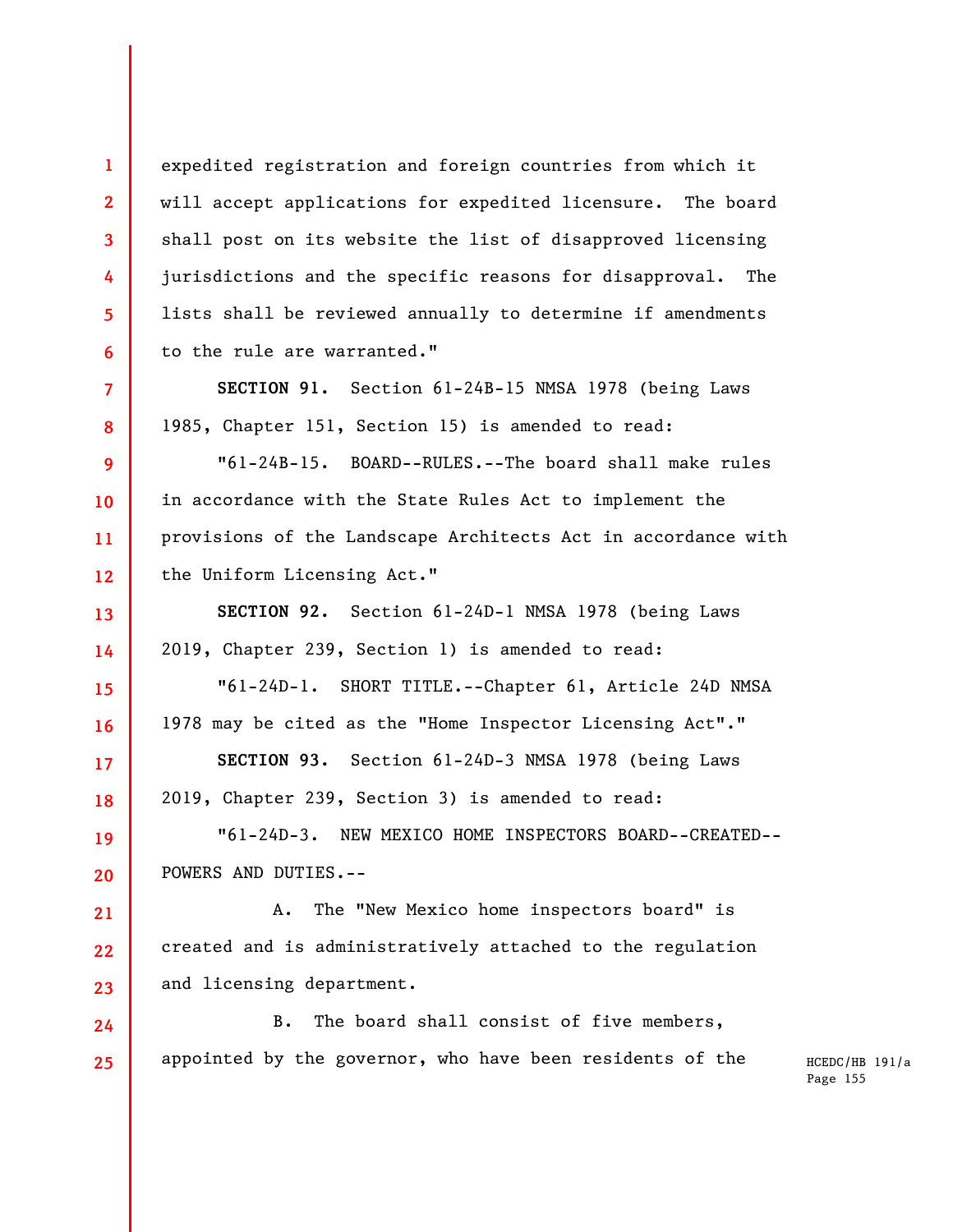expedited registration and foreign countries from which it will accept applications for expedited licensure. The board shall post on its website the list of disapproved licensing jurisdictions and the specific reasons for disapproval. The lists shall be reviewed annually to determine if amendments to the rule are warranted."

**SECTION 91.** Section 61-24B-15 NMSA 1978 (being Laws 1985, Chapter 151, Section 15) is amended to read:

"61-24B-15. BOARD--RULES.--The board shall make rules in accordance with the State Rules Act to implement the provisions of the Landscape Architects Act in accordance with the Uniform Licensing Act."

**SECTION 92.** Section 61-24D-1 NMSA 1978 (being Laws 2019, Chapter 239, Section 1) is amended to read:

"61-24D-1. SHORT TITLE.--Chapter 61, Article 24D NMSA 1978 may be cited as the "Home Inspector Licensing Act"."

**SECTION 93.** Section 61-24D-3 NMSA 1978 (being Laws 2019, Chapter 239, Section 3) is amended to read:

"61-24D-3. NEW MEXICO HOME INSPECTORS BOARD--CREATED--POWERS AND DUTIES.--

A. The "New Mexico home inspectors board" is created and is administratively attached to the regulation and licensing department.

B. The board shall consist of five members, appointed by the governor, who have been residents of the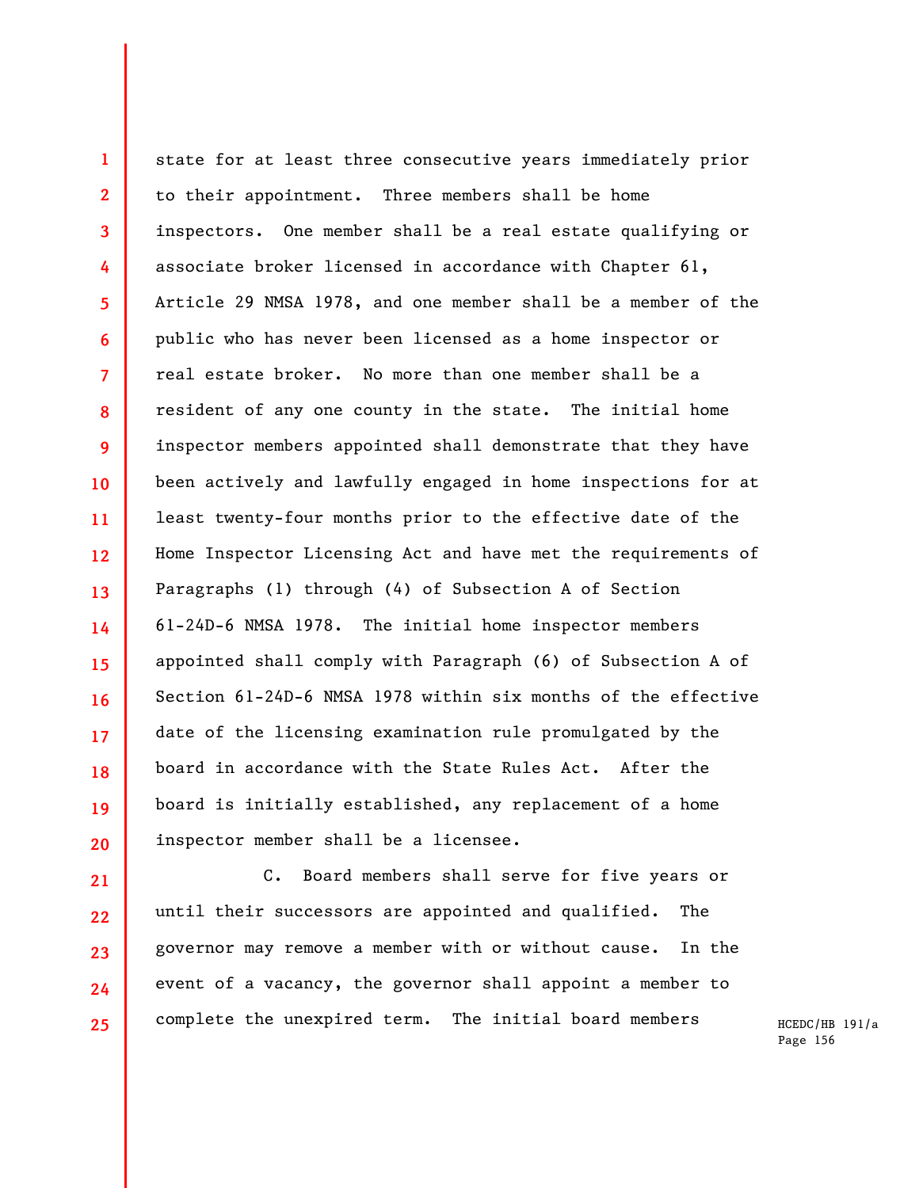state for at least three consecutive years immediately prior to their appointment. Three members shall be home inspectors. One member shall be a real estate qualifying or associate broker licensed in accordance with Chapter 61, Article 29 NMSA 1978, and one member shall be a member of the public who has never been licensed as a home inspector or real estate broker. No more than one member shall be a resident of any one county in the state. The initial home inspector members appointed shall demonstrate that they have been actively and lawfully engaged in home inspections for at least twenty-four months prior to the effective date of the Home Inspector Licensing Act and have met the requirements of Paragraphs (1) through (4) of Subsection A of Section 61-24D-6 NMSA 1978. The initial home inspector members appointed shall comply with Paragraph (6) of Subsection A of Section 61-24D-6 NMSA 1978 within six months of the effective date of the licensing examination rule promulgated by the board in accordance with the State Rules Act. After the board is initially established, any replacement of a home inspector member shall be a licensee.

C. Board members shall serve for five years or until their successors are appointed and qualified. The governor may remove a member with or without cause. In the event of a vacancy, the governor shall appoint a member to complete the unexpired term. The initial board members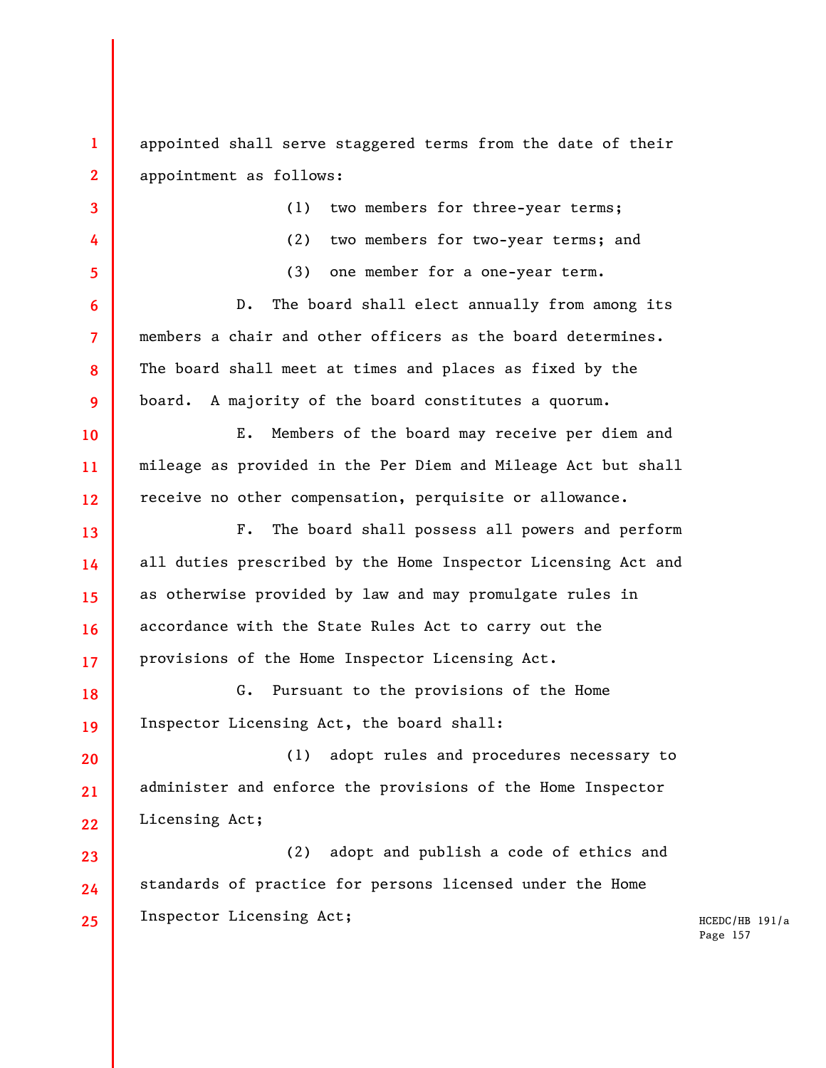appointed shall serve staggered terms from the date of their appointment as follows:

(1) two members for three-year terms;

(2) two members for two-year terms; and

(3) one member for a one-year term.

D. The board shall elect annually from among its members a chair and other officers as the board determines. The board shall meet at times and places as fixed by the board. A majority of the board constitutes a quorum.

E. Members of the board may receive per diem and mileage as provided in the Per Diem and Mileage Act but shall receive no other compensation, perquisite or allowance.

F. The board shall possess all powers and perform all duties prescribed by the Home Inspector Licensing Act and as otherwise provided by law and may promulgate rules in accordance with the State Rules Act to carry out the provisions of the Home Inspector Licensing Act.

G. Pursuant to the provisions of the Home Inspector Licensing Act, the board shall:

(1) adopt rules and procedures necessary to administer and enforce the provisions of the Home Inspector Licensing Act;

(2) adopt and publish a code of ethics and standards of practice for persons licensed under the Home Inspector Licensing Act;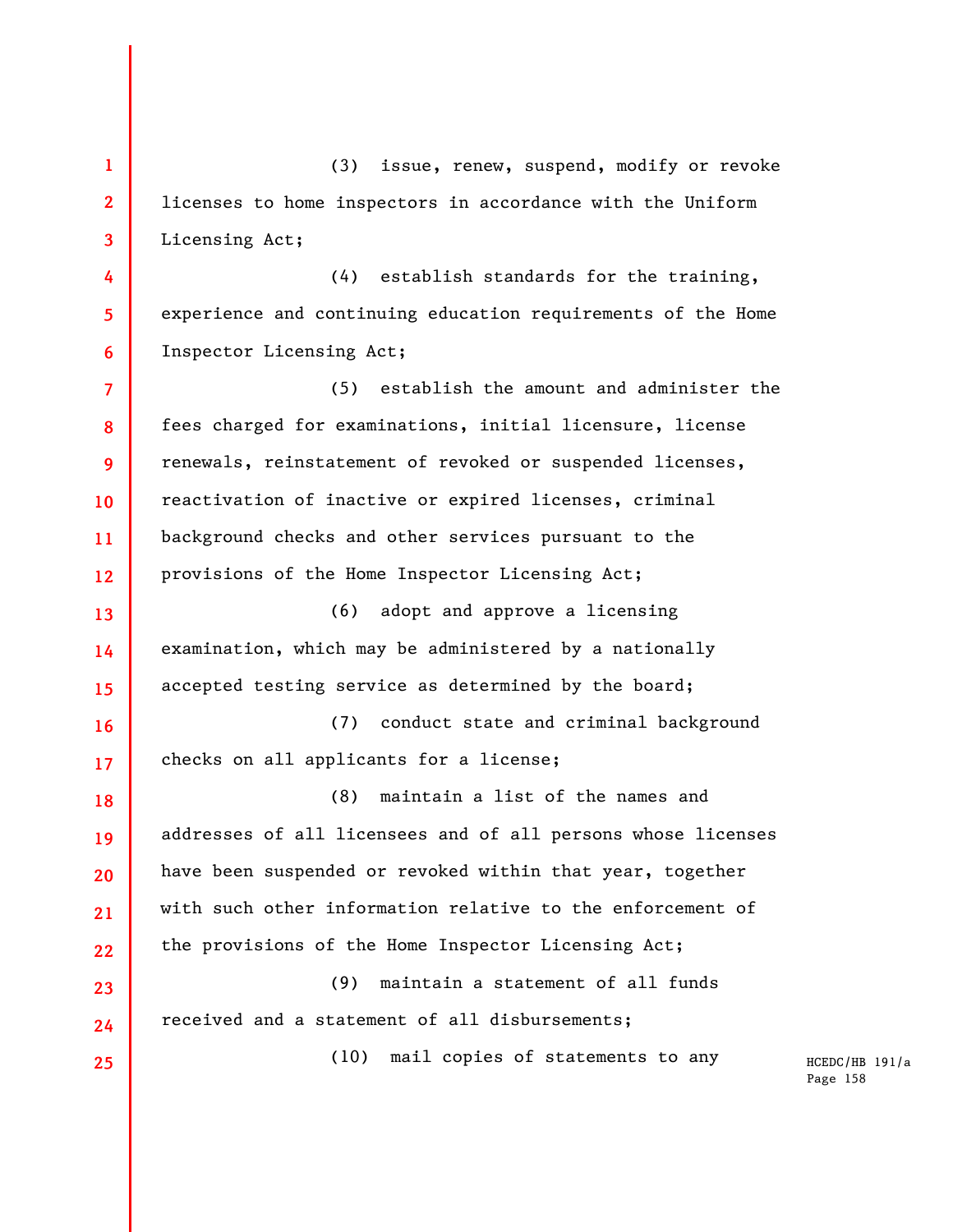(3) issue, renew, suspend, modify or revoke licenses to home inspectors in accordance with the Uniform Licensing Act;

(4) establish standards for the training, experience and continuing education requirements of the Home Inspector Licensing Act;

(5) establish the amount and administer the fees charged for examinations, initial licensure, license renewals, reinstatement of revoked or suspended licenses, reactivation of inactive or expired licenses, criminal background checks and other services pursuant to the provisions of the Home Inspector Licensing Act;

(6) adopt and approve a licensing examination, which may be administered by a nationally accepted testing service as determined by the board;

(7) conduct state and criminal background checks on all applicants for a license;

(8) maintain a list of the names and addresses of all licensees and of all persons whose licenses have been suspended or revoked within that year, together with such other information relative to the enforcement of the provisions of the Home Inspector Licensing Act;

(9) maintain a statement of all funds received and a statement of all disbursements;

(10) mail copies of statements to any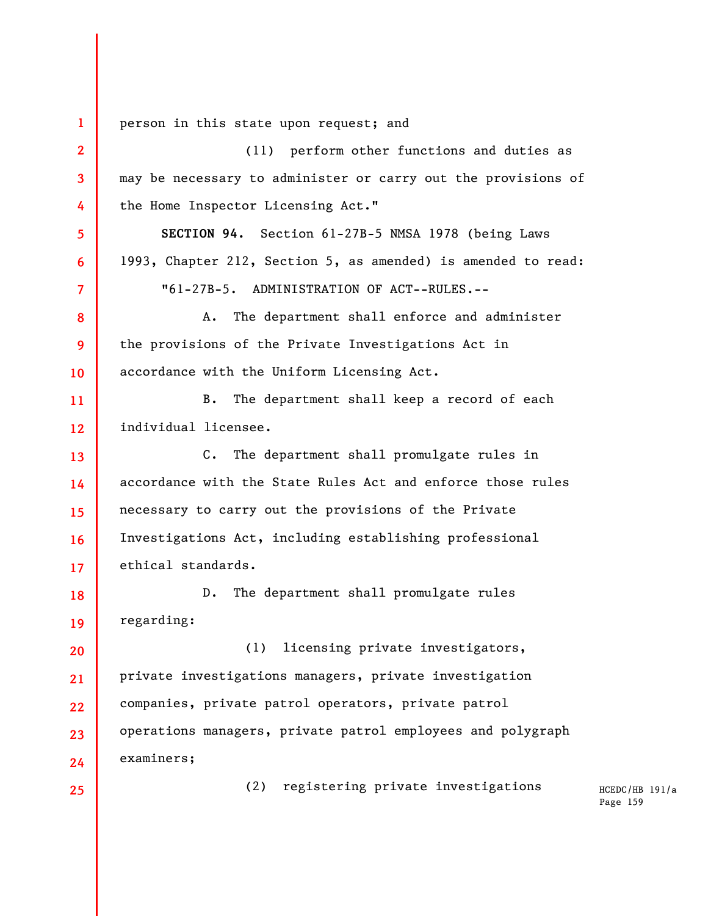person in this state upon request; and

(11) perform other functions and duties as may be necessary to administer or carry out the provisions of the Home Inspector Licensing Act."

**SECTION 94.** Section 61-27B-5 NMSA 1978 (being Laws 1993, Chapter 212, Section 5, as amended) is amended to read:

"61-27B-5. ADMINISTRATION OF ACT--RULES.--

A. The department shall enforce and administer the provisions of the Private Investigations Act in accordance with the Uniform Licensing Act.

B. The department shall keep a record of each individual licensee.

C. The department shall promulgate rules in accordance with the State Rules Act and enforce those rules necessary to carry out the provisions of the Private Investigations Act, including establishing professional ethical standards.

D. The department shall promulgate rules regarding:

(1) licensing private investigators, private investigations managers, private investigation companies, private patrol operators, private patrol operations managers, private patrol employees and polygraph examiners;

(2) registering private investigations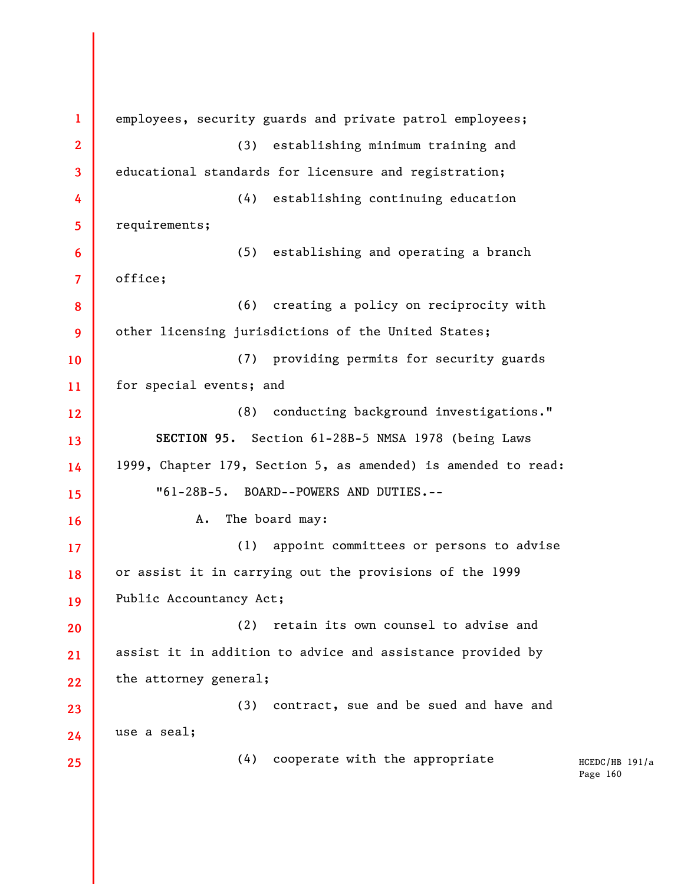employees, security guards and private patrol employees;

(3) establishing minimum training and educational standards for licensure and registration;

(4) establishing continuing education requirements;

(5) establishing and operating a branch office;

(6) creating a policy on reciprocity with other licensing jurisdictions of the United States;

(7) providing permits for security guards for special events; and

(8) conducting background investigations."

**SECTION 95.** Section 61-28B-5 NMSA 1978 (being Laws 1999, Chapter 179, Section 5, as amended) is amended to read:

"61-28B-5. BOARD--POWERS AND DUTIES.--

A. The board may:

(1) appoint committees or persons to advise or assist it in carrying out the provisions of the 1999 Public Accountancy Act;

(2) retain its own counsel to advise and assist it in addition to advice and assistance provided by the attorney general;

(3) contract, sue and be sued and have and use a seal;

(4) cooperate with the appropriate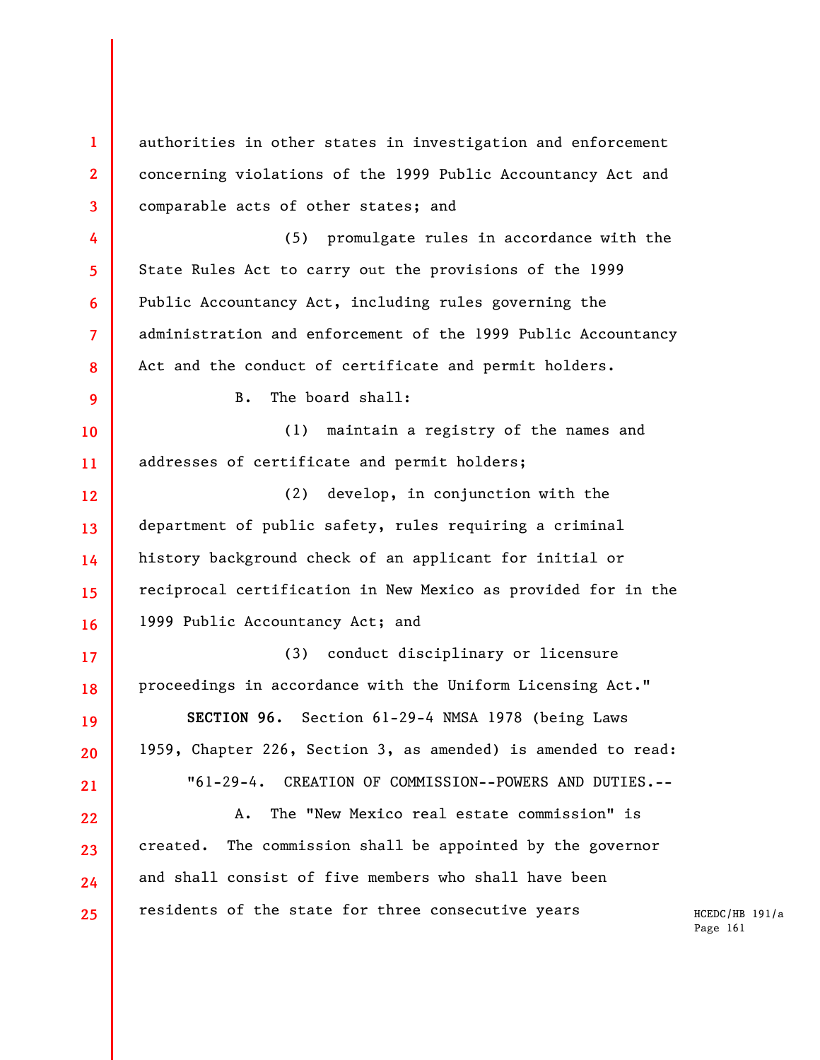authorities in other states in investigation and enforcement concerning violations of the 1999 Public Accountancy Act and comparable acts of other states; and

(5) promulgate rules in accordance with the State Rules Act to carry out the provisions of the 1999 Public Accountancy Act, including rules governing the administration and enforcement of the 1999 Public Accountancy Act and the conduct of certificate and permit holders.

B. The board shall:

(1) maintain a registry of the names and addresses of certificate and permit holders;

(2) develop, in conjunction with the department of public safety, rules requiring a criminal history background check of an applicant for initial or reciprocal certification in New Mexico as provided for in the 1999 Public Accountancy Act; and

(3) conduct disciplinary or licensure proceedings in accordance with the Uniform Licensing Act."

**SECTION 96.** Section 61-29-4 NMSA 1978 (being Laws 1959, Chapter 226, Section 3, as amended) is amended to read:

"61-29-4. CREATION OF COMMISSION--POWERS AND DUTIES.--

A. The "New Mexico real estate commission" is created. The commission shall be appointed by the governor and shall consist of five members who shall have been residents of the state for three consecutive years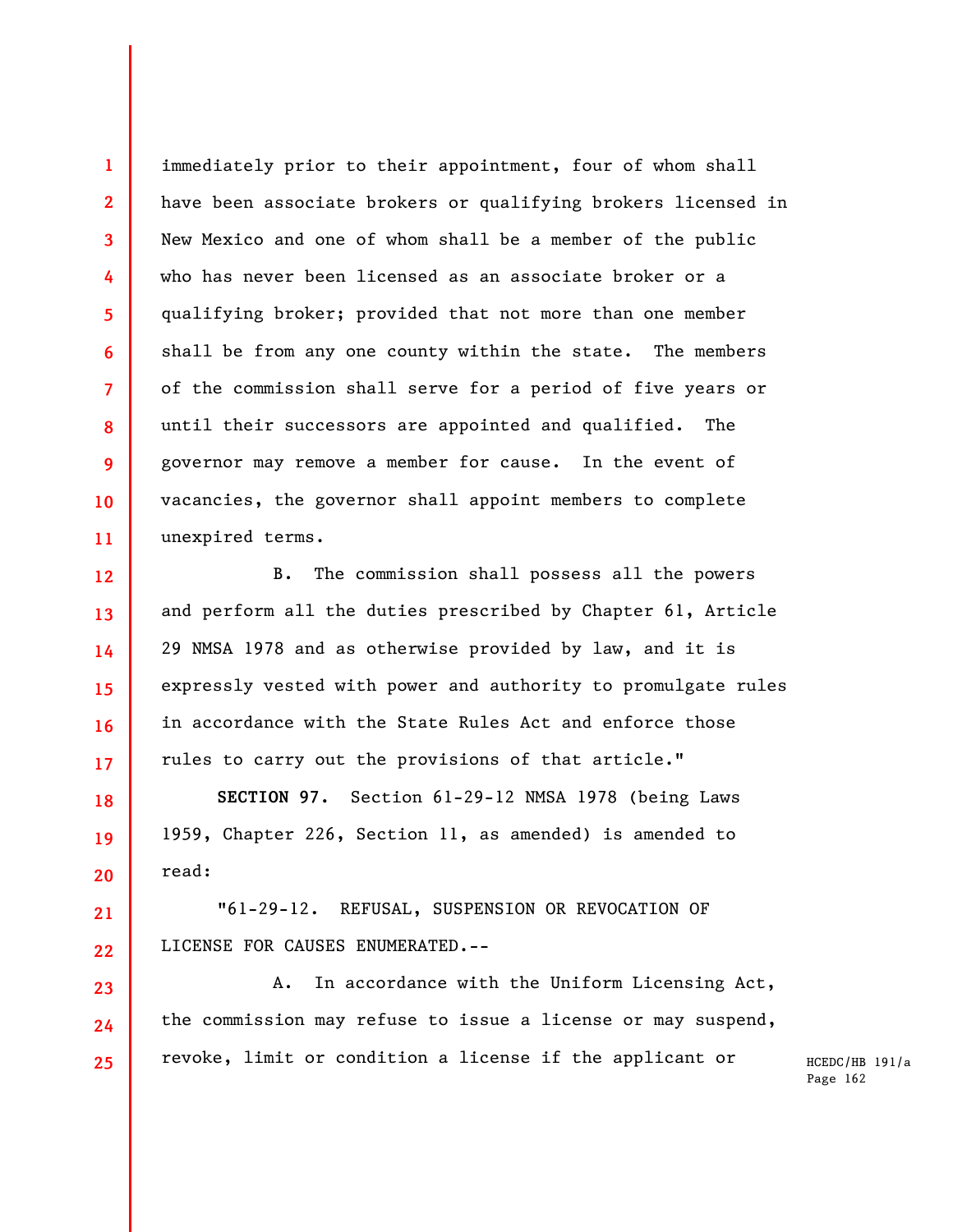immediately prior to their appointment, four of whom shall have been associate brokers or qualifying brokers licensed in New Mexico and one of whom shall be a member of the public who has never been licensed as an associate broker or a qualifying broker; provided that not more than one member shall be from any one county within the state. The members of the commission shall serve for a period of five years or until their successors are appointed and qualified. The governor may remove a member for cause. In the event of vacancies, the governor shall appoint members to complete unexpired terms.

B. The commission shall possess all the powers and perform all the duties prescribed by Chapter 61, Article 29 NMSA 1978 and as otherwise provided by law, and it is expressly vested with power and authority to promulgate rules in accordance with the State Rules Act and enforce those rules to carry out the provisions of that article."

**SECTION 97.** Section 61-29-12 NMSA 1978 (being Laws 1959, Chapter 226, Section 11, as amended) is amended to read:

"61-29-12. REFUSAL, SUSPENSION OR REVOCATION OF LICENSE FOR CAUSES ENUMERATED.--

A. In accordance with the Uniform Licensing Act, the commission may refuse to issue a license or may suspend, revoke, limit or condition a license if the applicant or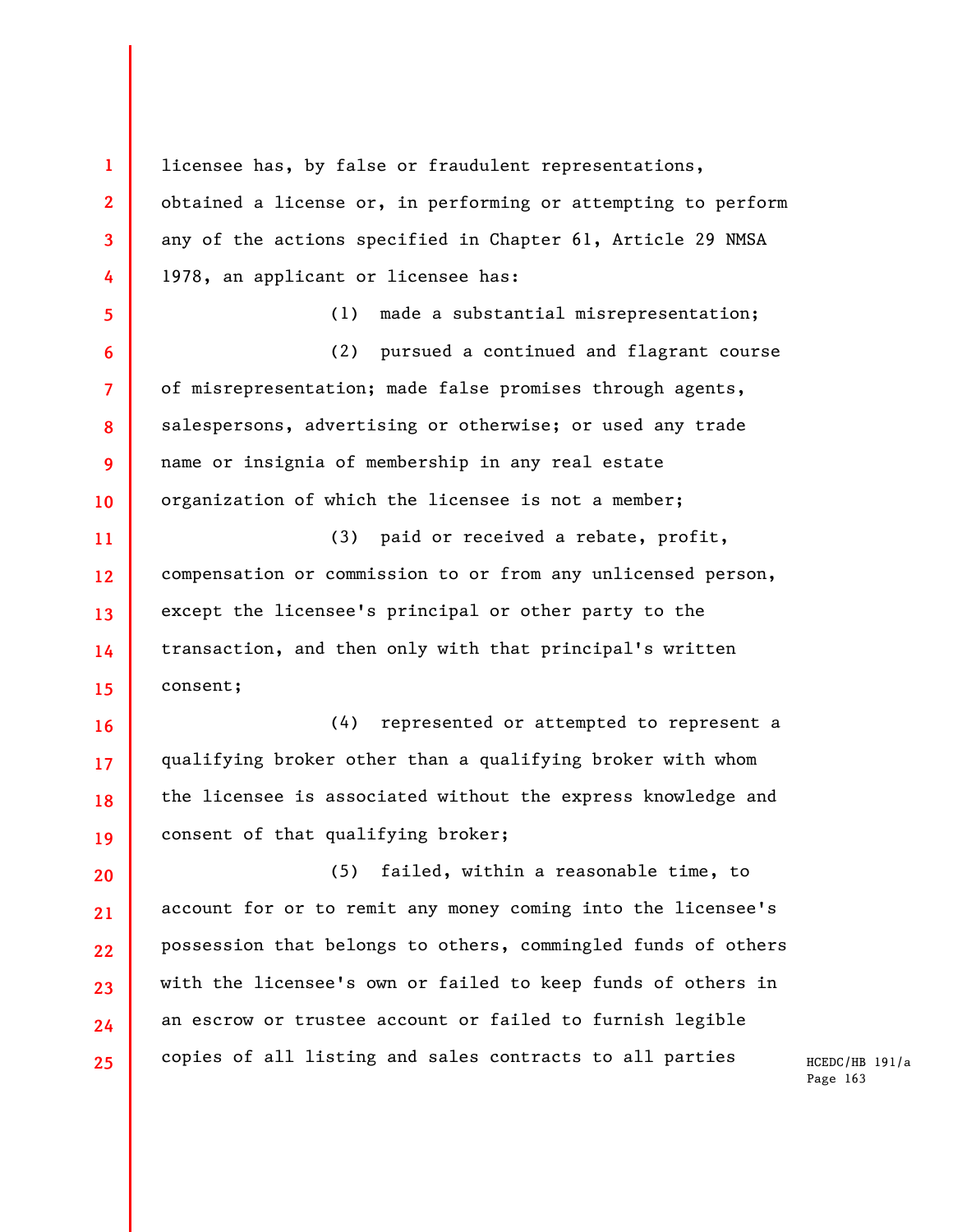licensee has, by false or fraudulent representations, obtained a license or, in performing or attempting to perform any of the actions specified in Chapter 61, Article 29 NMSA 1978, an applicant or licensee has:

(1) made a substantial misrepresentation;

(2) pursued a continued and flagrant course of misrepresentation; made false promises through agents, salespersons, advertising or otherwise; or used any trade name or insignia of membership in any real estate organization of which the licensee is not a member;

(3) paid or received a rebate, profit, compensation or commission to or from any unlicensed person, except the licensee's principal or other party to the transaction, and then only with that principal's written consent;

(4) represented or attempted to represent a qualifying broker other than a qualifying broker with whom the licensee is associated without the express knowledge and consent of that qualifying broker;

(5) failed, within a reasonable time, to account for or to remit any money coming into the licensee's possession that belongs to others, commingled funds of others with the licensee's own or failed to keep funds of others in an escrow or trustee account or failed to furnish legible copies of all listing and sales contracts to all parties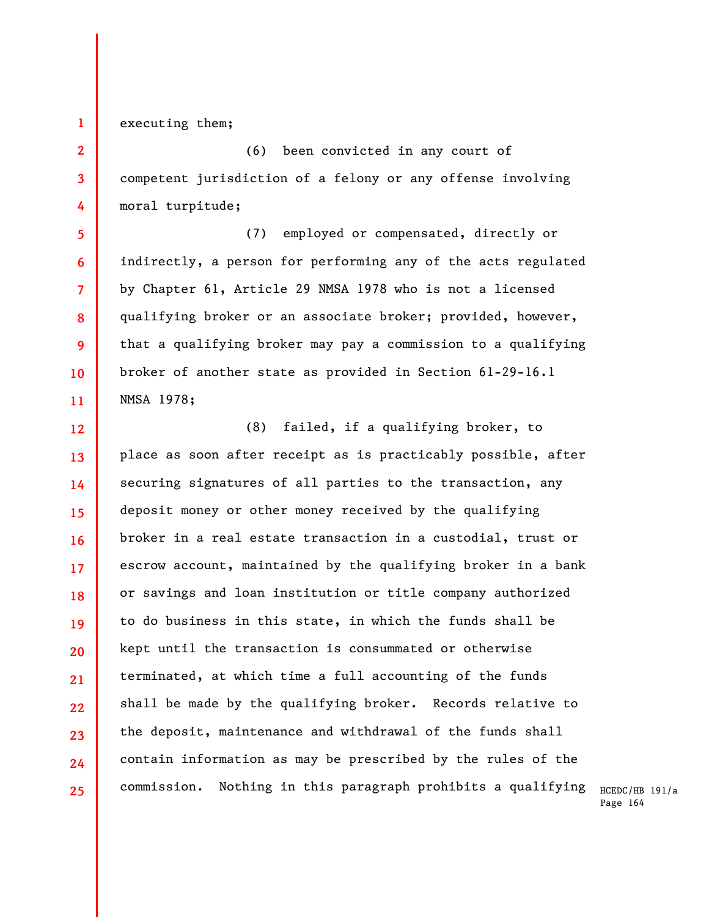executing them;

(6) been convicted in any court of competent jurisdiction of a felony or any offense involving moral turpitude;

(7) employed or compensated, directly or indirectly, a person for performing any of the acts regulated by Chapter 61, Article 29 NMSA 1978 who is not a licensed qualifying broker or an associate broker; provided, however, that a qualifying broker may pay a commission to a qualifying broker of another state as provided in Section 61-29-16.1 NMSA 1978;

(8) failed, if a qualifying broker, to place as soon after receipt as is practicably possible, after securing signatures of all parties to the transaction, any deposit money or other money received by the qualifying broker in a real estate transaction in a custodial, trust or escrow account, maintained by the qualifying broker in a bank or savings and loan institution or title company authorized to do business in this state, in which the funds shall be kept until the transaction is consummated or otherwise terminated, at which time a full accounting of the funds shall be made by the qualifying broker. Records relative to the deposit, maintenance and withdrawal of the funds shall contain information as may be prescribed by the rules of the commission. Nothing in this paragraph prohibits a qualifying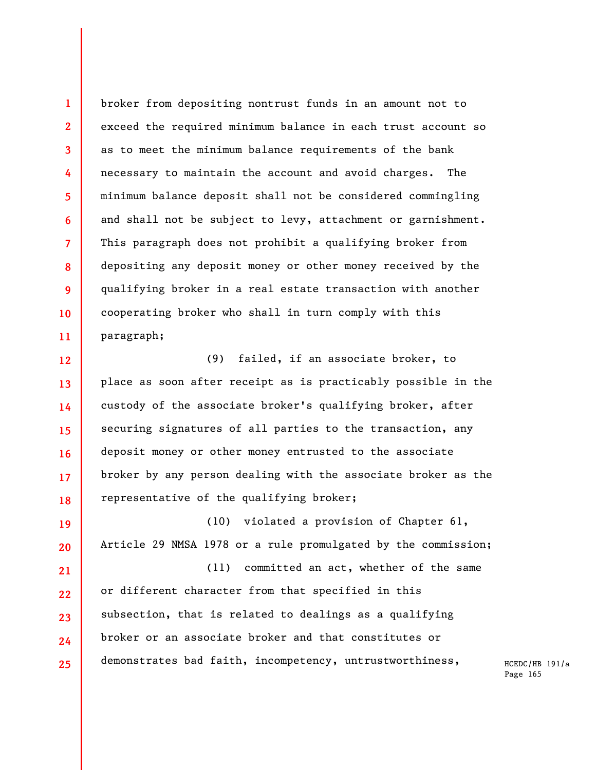broker from depositing nontrust funds in an amount not to exceed the required minimum balance in each trust account so as to meet the minimum balance requirements of the bank necessary to maintain the account and avoid charges. The minimum balance deposit shall not be considered commingling and shall not be subject to levy, attachment or garnishment. This paragraph does not prohibit a qualifying broker from depositing any deposit money or other money received by the qualifying broker in a real estate transaction with another cooperating broker who shall in turn comply with this paragraph;

(9) failed, if an associate broker, to place as soon after receipt as is practicably possible in the custody of the associate broker's qualifying broker, after securing signatures of all parties to the transaction, any deposit money or other money entrusted to the associate broker by any person dealing with the associate broker as the representative of the qualifying broker;

(10) violated a provision of Chapter 61, Article 29 NMSA 1978 or a rule promulgated by the commission;

(11) committed an act, whether of the same or different character from that specified in this subsection, that is related to dealings as a qualifying broker or an associate broker and that constitutes or demonstrates bad faith, incompetency, untrustworthiness,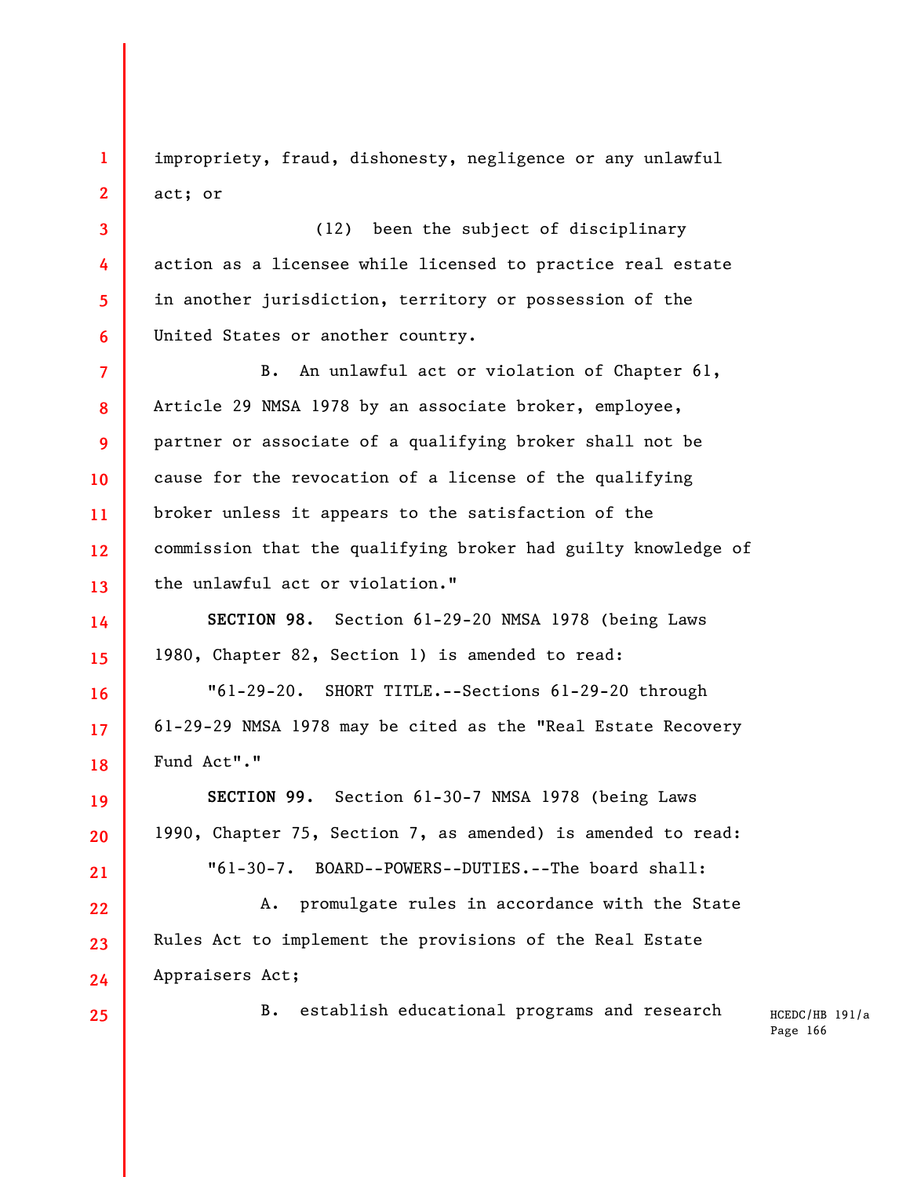impropriety, fraud, dishonesty, negligence or any unlawful act; or

(12) been the subject of disciplinary action as a licensee while licensed to practice real estate in another jurisdiction, territory or possession of the United States or another country.

B. An unlawful act or violation of Chapter 61, Article 29 NMSA 1978 by an associate broker, employee, partner or associate of a qualifying broker shall not be cause for the revocation of a license of the qualifying broker unless it appears to the satisfaction of the commission that the qualifying broker had guilty knowledge of the unlawful act or violation."

**SECTION 98.** Section 61-29-20 NMSA 1978 (being Laws 1980, Chapter 82, Section 1) is amended to read:

"61-29-20. SHORT TITLE.--Sections 61-29-20 through 61-29-29 NMSA 1978 may be cited as the "Real Estate Recovery Fund Act"."

**SECTION 99.** Section 61-30-7 NMSA 1978 (being Laws 1990, Chapter 75, Section 7, as amended) is amended to read:

"61-30-7. BOARD--POWERS--DUTIES.--The board shall:

A. promulgate rules in accordance with the State Rules Act to implement the provisions of the Real Estate Appraisers Act;

B. establish educational programs and research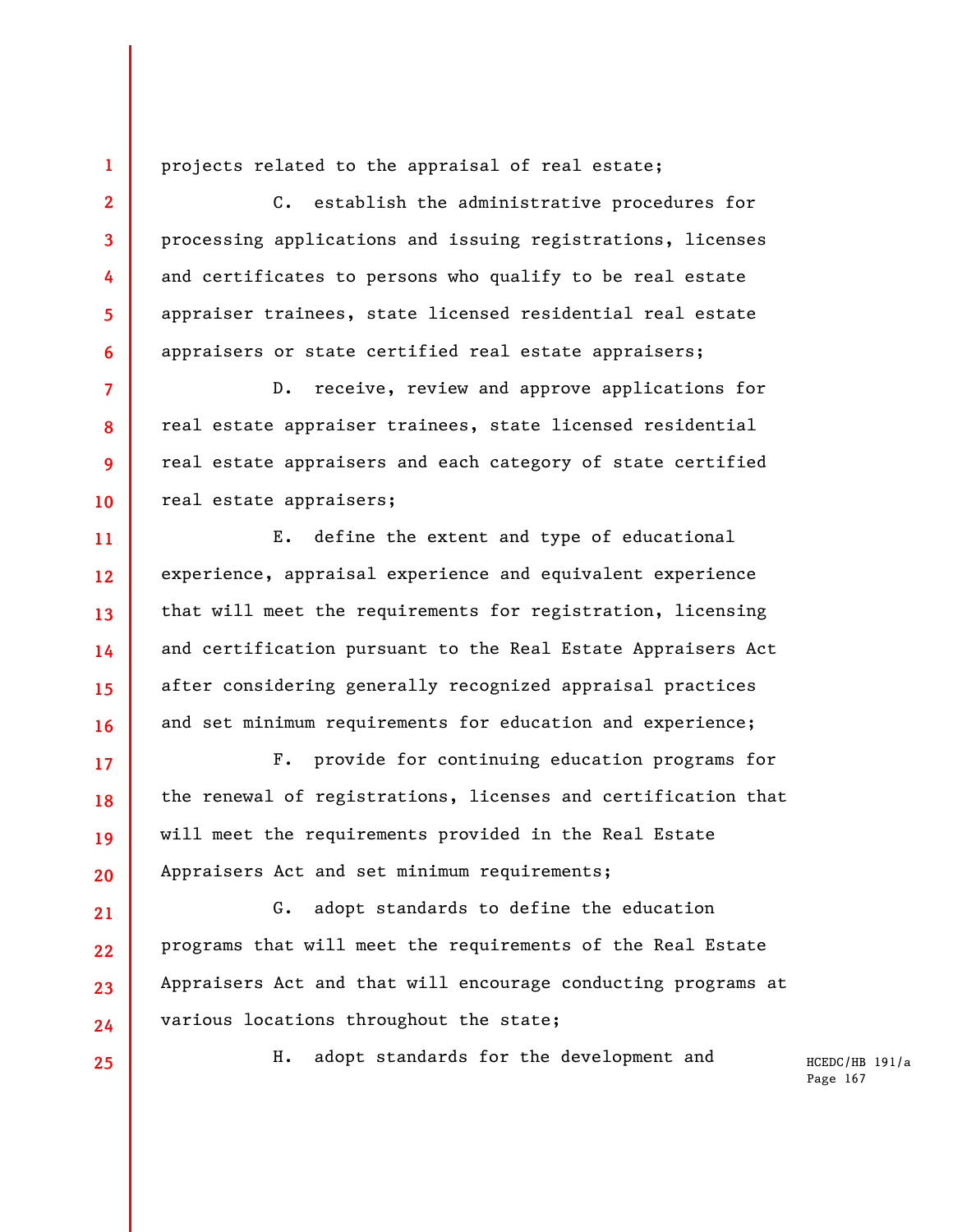projects related to the appraisal of real estate;

C. establish the administrative procedures for processing applications and issuing registrations, licenses and certificates to persons who qualify to be real estate appraiser trainees, state licensed residential real estate appraisers or state certified real estate appraisers;

D. receive, review and approve applications for real estate appraiser trainees, state licensed residential real estate appraisers and each category of state certified real estate appraisers;

E. define the extent and type of educational experience, appraisal experience and equivalent experience that will meet the requirements for registration, licensing and certification pursuant to the Real Estate Appraisers Act after considering generally recognized appraisal practices and set minimum requirements for education and experience;

F. provide for continuing education programs for the renewal of registrations, licenses and certification that will meet the requirements provided in the Real Estate Appraisers Act and set minimum requirements;

G. adopt standards to define the education programs that will meet the requirements of the Real Estate Appraisers Act and that will encourage conducting programs at various locations throughout the state;

H. adopt standards for the development and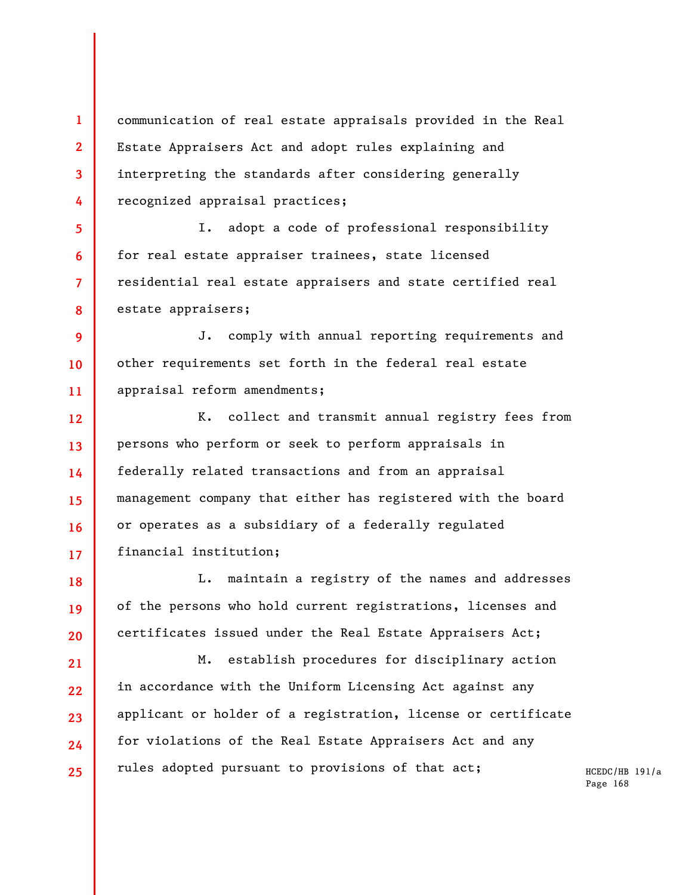communication of real estate appraisals provided in the Real Estate Appraisers Act and adopt rules explaining and interpreting the standards after considering generally recognized appraisal practices;

I. adopt a code of professional responsibility for real estate appraiser trainees, state licensed residential real estate appraisers and state certified real estate appraisers;

J. comply with annual reporting requirements and other requirements set forth in the federal real estate appraisal reform amendments;

K. collect and transmit annual registry fees from persons who perform or seek to perform appraisals in federally related transactions and from an appraisal management company that either has registered with the board or operates as a subsidiary of a federally regulated financial institution;

L. maintain a registry of the names and addresses of the persons who hold current registrations, licenses and certificates issued under the Real Estate Appraisers Act;

M. establish procedures for disciplinary action in accordance with the Uniform Licensing Act against any applicant or holder of a registration, license or certificate for violations of the Real Estate Appraisers Act and any rules adopted pursuant to provisions of that act;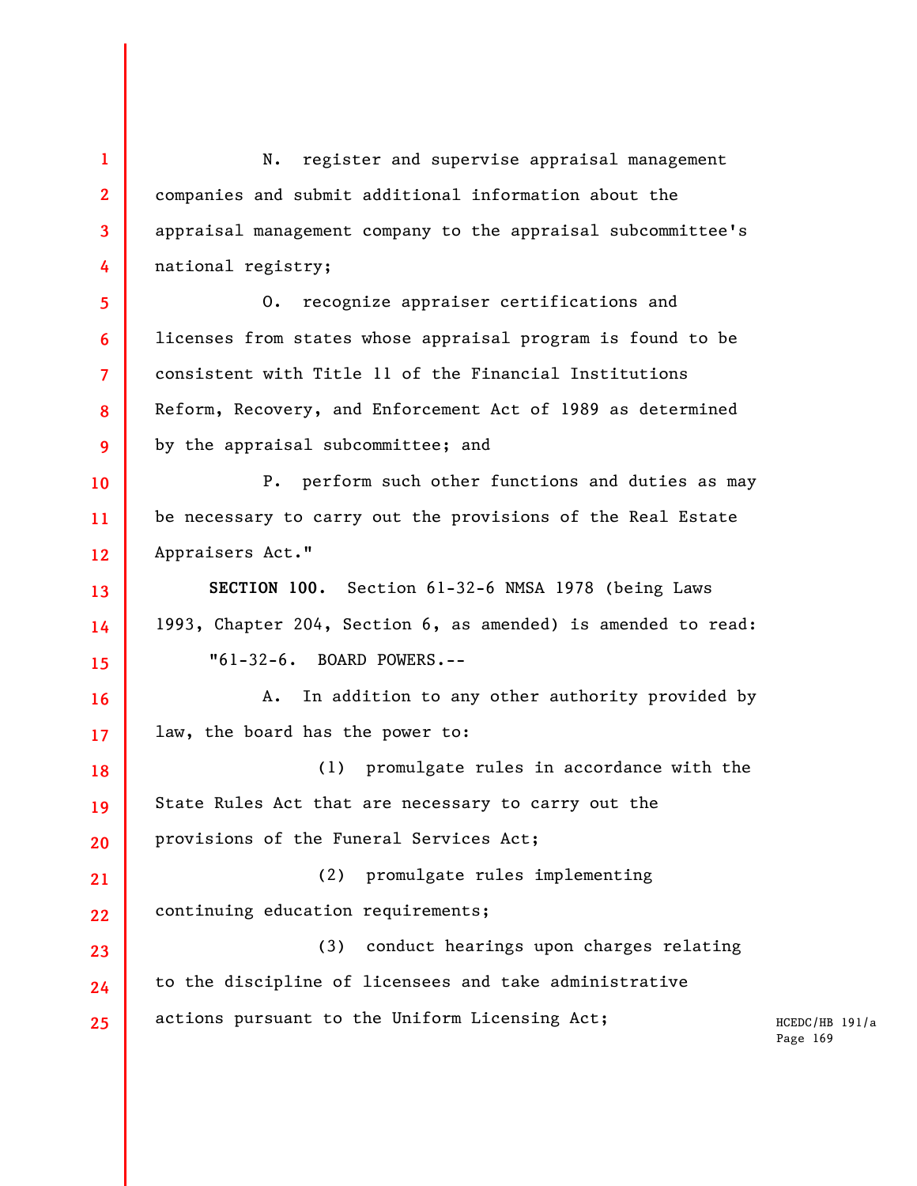N. register and supervise appraisal management companies and submit additional information about the appraisal management company to the appraisal subcommittee's national registry;

O. recognize appraiser certifications and licenses from states whose appraisal program is found to be consistent with Title 11 of the Financial Institutions Reform, Recovery, and Enforcement Act of 1989 as determined by the appraisal subcommittee; and

P. perform such other functions and duties as may be necessary to carry out the provisions of the Real Estate Appraisers Act."

**SECTION 100.** Section 61-32-6 NMSA 1978 (being Laws 1993, Chapter 204, Section 6, as amended) is amended to read:

"61-32-6. BOARD POWERS.--

A. In addition to any other authority provided by law, the board has the power to:

(1) promulgate rules in accordance with the State Rules Act that are necessary to carry out the provisions of the Funeral Services Act;

(2) promulgate rules implementing continuing education requirements;

(3) conduct hearings upon charges relating to the discipline of licensees and take administrative actions pursuant to the Uniform Licensing Act;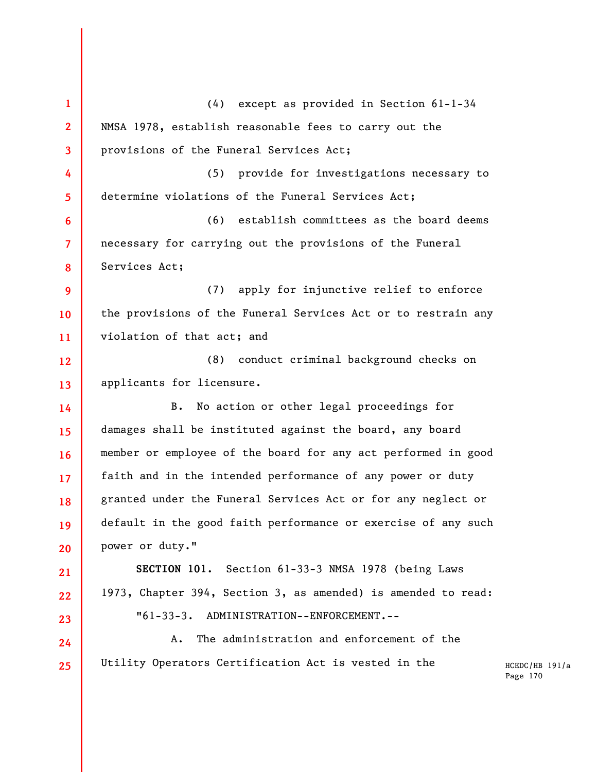(4) except as provided in Section 61-1-34 NMSA 1978, establish reasonable fees to carry out the provisions of the Funeral Services Act;

(5) provide for investigations necessary to determine violations of the Funeral Services Act;

(6) establish committees as the board deems necessary for carrying out the provisions of the Funeral Services Act;

(7) apply for injunctive relief to enforce the provisions of the Funeral Services Act or to restrain any violation of that act; and

(8) conduct criminal background checks on applicants for licensure.

B. No action or other legal proceedings for damages shall be instituted against the board, any board member or employee of the board for any act performed in good faith and in the intended performance of any power or duty granted under the Funeral Services Act or for any neglect or default in the good faith performance or exercise of any such power or duty."

**SECTION 101.** Section 61-33-3 NMSA 1978 (being Laws 1973, Chapter 394, Section 3, as amended) is amended to read:

"61-33-3. ADMINISTRATION--ENFORCEMENT.--

A. The administration and enforcement of the Utility Operators Certification Act is vested in the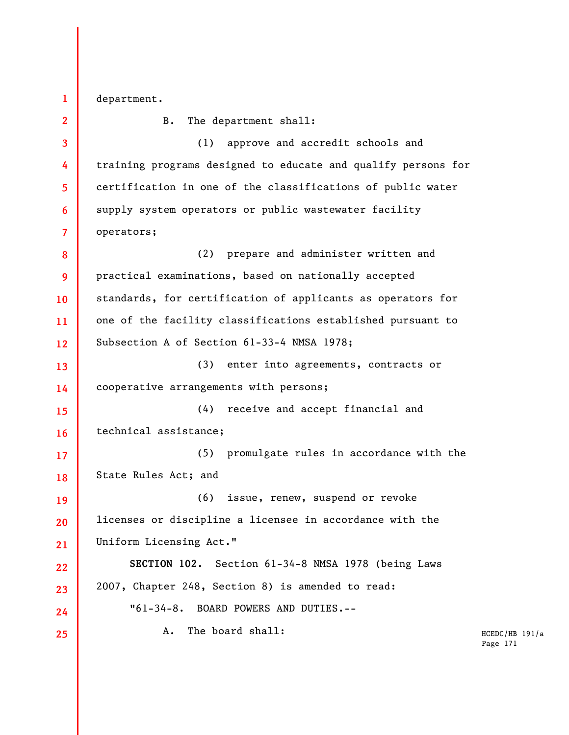department.

B. The department shall:

(1) approve and accredit schools and training programs designed to educate and qualify persons for certification in one of the classifications of public water supply system operators or public wastewater facility operators;

(2) prepare and administer written and practical examinations, based on nationally accepted standards, for certification of applicants as operators for one of the facility classifications established pursuant to Subsection A of Section 61-33-4 NMSA 1978;

(3) enter into agreements, contracts or cooperative arrangements with persons;

(4) receive and accept financial and technical assistance;

(5) promulgate rules in accordance with the State Rules Act; and

(6) issue, renew, suspend or revoke licenses or discipline a licensee in accordance with the Uniform Licensing Act."

**SECTION 102.** Section 61-34-8 NMSA 1978 (being Laws 2007, Chapter 248, Section 8) is amended to read:

"61-34-8. BOARD POWERS AND DUTIES.--

A. The board shall: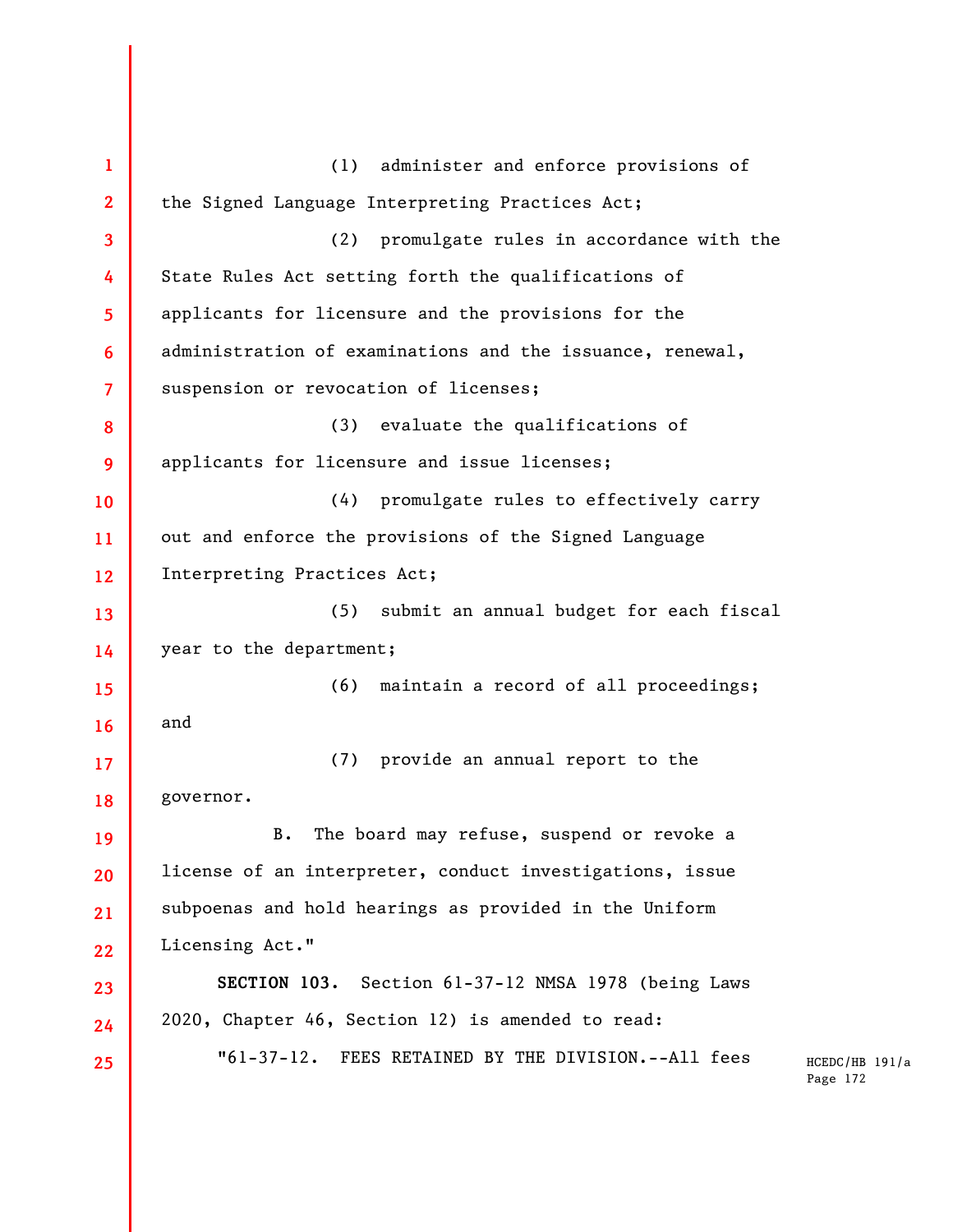(1) administer and enforce provisions of the Signed Language Interpreting Practices Act;

(2) promulgate rules in accordance with the State Rules Act setting forth the qualifications of applicants for licensure and the provisions for the administration of examinations and the issuance, renewal, suspension or revocation of licenses;

(3) evaluate the qualifications of applicants for licensure and issue licenses;

(4) promulgate rules to effectively carry out and enforce the provisions of the Signed Language Interpreting Practices Act;

(5) submit an annual budget for each fiscal year to the department;

(6) maintain a record of all proceedings; and

(7) provide an annual report to the governor.

B. The board may refuse, suspend or revoke a license of an interpreter, conduct investigations, issue subpoenas and hold hearings as provided in the Uniform Licensing Act."

**SECTION 103.** Section 61-37-12 NMSA 1978 (being Laws 2020, Chapter 46, Section 12) is amended to read:

"61-37-12. FEES RETAINED BY THE DIVISION.--All fees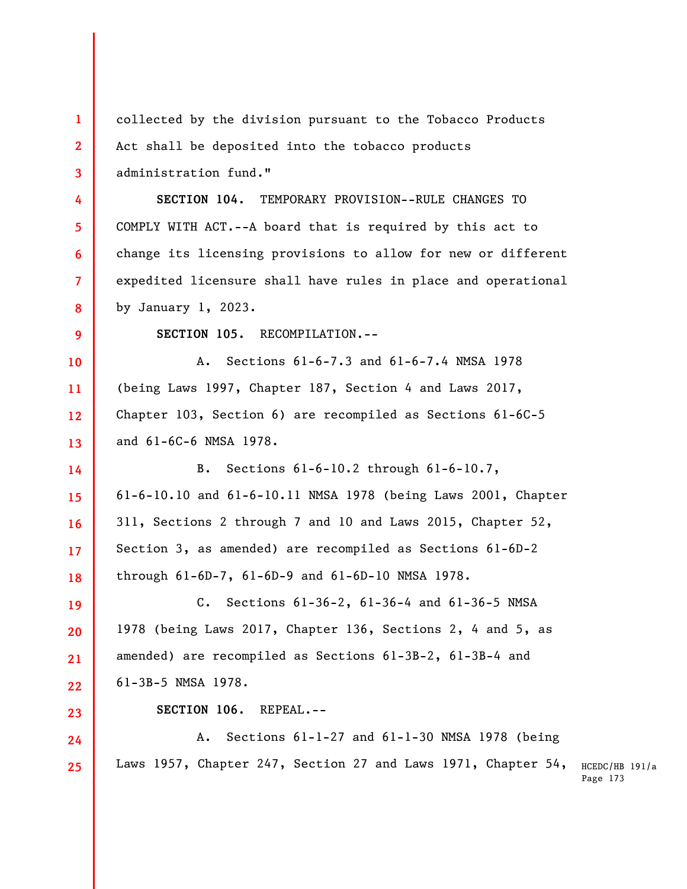collected by the division pursuant to the Tobacco Products Act shall be deposited into the tobacco products administration fund."

**SECTION 104.** TEMPORARY PROVISION--RULE CHANGES TO COMPLY WITH ACT.--A board that is required by this act to change its licensing provisions to allow for new or different expedited licensure shall have rules in place and operational by January 1, 2023.

**SECTION 105.** RECOMPILATION.--

A. Sections 61-6-7.3 and 61-6-7.4 NMSA 1978 (being Laws 1997, Chapter 187, Section 4 and Laws 2017, Chapter 103, Section 6) are recompiled as Sections 61-6C-5 and 61-6C-6 NMSA 1978.

B. Sections 61-6-10.2 through 61-6-10.7, 61-6-10.10 and 61-6-10.11 NMSA 1978 (being Laws 2001, Chapter 311, Sections 2 through 7 and 10 and Laws 2015, Chapter 52, Section 3, as amended) are recompiled as Sections 61-6D-2 through 61-6D-7, 61-6D-9 and 61-6D-10 NMSA 1978.

C. Sections 61-36-2, 61-36-4 and 61-36-5 NMSA 1978 (being Laws 2017, Chapter 136, Sections 2, 4 and 5, as amended) are recompiled as Sections 61-3B-2, 61-3B-4 and 61-3B-5 NMSA 1978.

**SECTION 106.** REPEAL.--

A. Sections 61-1-27 and 61-1-30 NMSA 1978 (being Laws 1957, Chapter 247, Section 27 and Laws 1971, Chapter 54,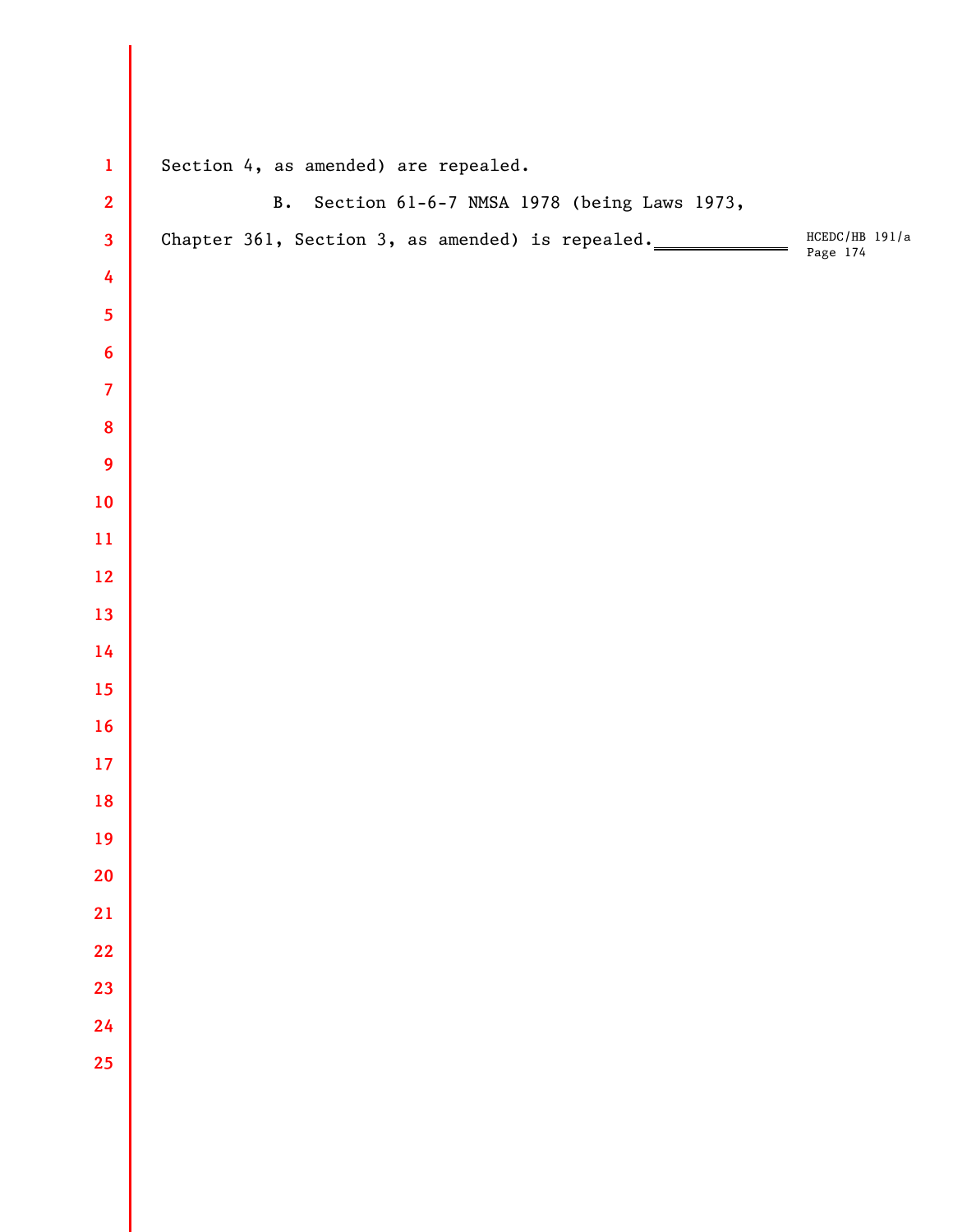Section 4, as amended) are repealed.

B. Section 61-6-7 NMSA 1978 (being Laws 1973, Chapter 361, Section 3, as amended) is repealed.

HCEDC/HB 191/a